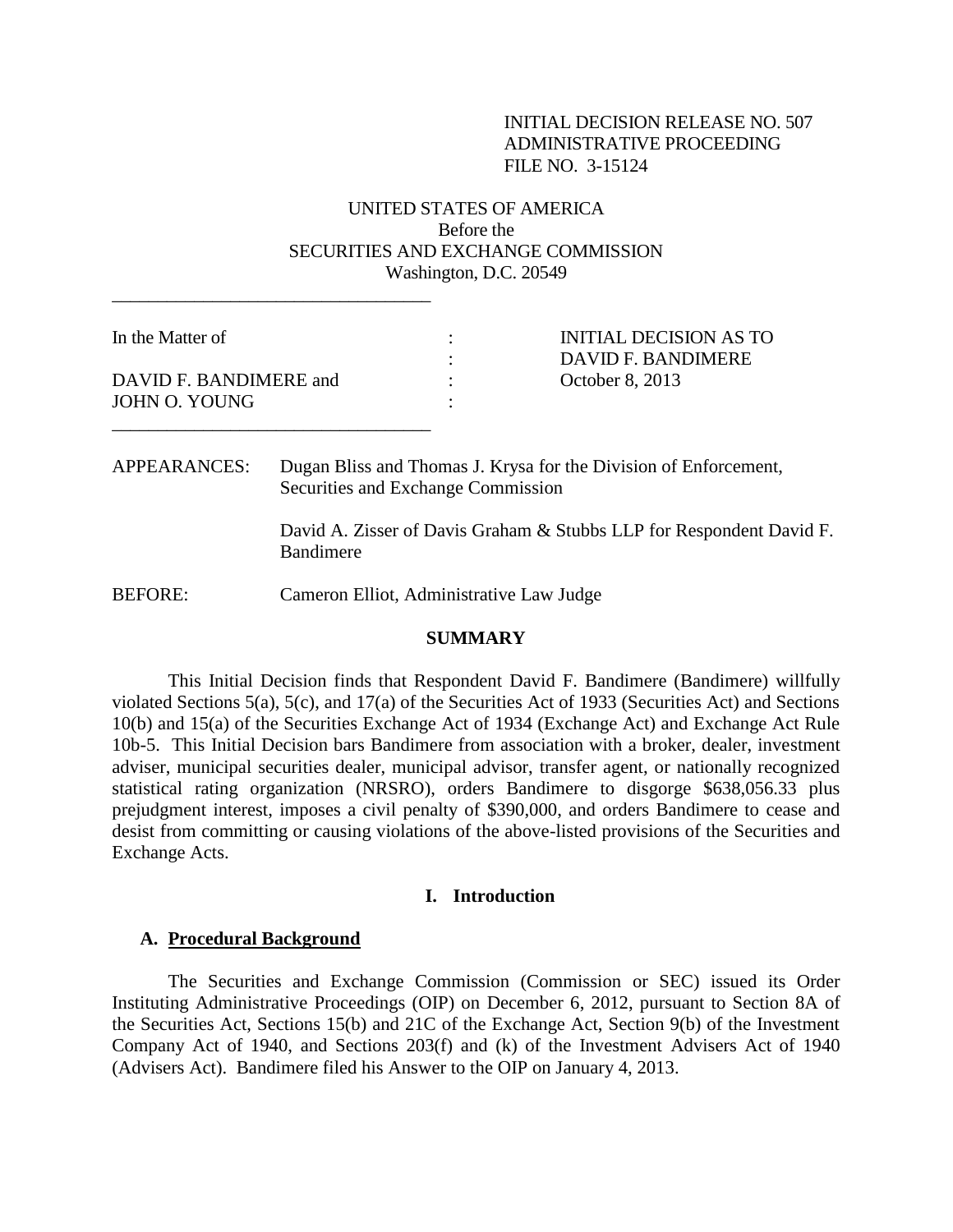INITIAL DECISION RELEASE NO. 507
ADMINISTRATIVE PROCEEDING
FILE NO. 3-15124

UNITED STATES OF AMERICA
Before the
SECURITIES AND EXCHANGE COMMISSION
Washington, D.C. 20549

| | | |
|---|---|---|
| In the Matter of | : | INITIAL DECISION AS TO |
| | : | DAVID F. BANDIMERE |
| DAVID F. BANDIMERE and | : | October 8, 2013 |
| JOHN O. YOUNG | : | |

APPEARANCES: Dugan Bliss and Thomas J. Krysa for the Division of Enforcement, Securities and Exchange Commission

David A. Zisser of Davis Graham & Stubbs LLP for Respondent David F. Bandimere

BEFORE: Cameron Elliot, Administrative Law Judge

**SUMMARY**

This Initial Decision finds that Respondent David F. Bandimere (Bandimere) willfully violated Sections 5(a), 5(c), and 17(a) of the Securities Act of 1933 (Securities Act) and Sections 10(b) and 15(a) of the Securities Exchange Act of 1934 (Exchange Act) and Exchange Act Rule 10b-5. This Initial Decision bars Bandimere from association with a broker, dealer, investment adviser, municipal securities dealer, municipal advisor, transfer agent, or nationally recognized statistical rating organization (NRSRO), orders Bandimere to disgorge $638,056.33 plus prejudgment interest, imposes a civil penalty of $390,000, and orders Bandimere to cease and desist from committing or causing violations of the above-listed provisions of the Securities and Exchange Acts.

## I. Introduction

### A. Procedural Background

The Securities and Exchange Commission (Commission or SEC) issued its Order Instituting Administrative Proceedings (OIP) on December 6, 2012, pursuant to Section 8A of the Securities Act, Sections 15(b) and 21C of the Exchange Act, Section 9(b) of the Investment Company Act of 1940, and Sections 203(f) and (k) of the Investment Advisers Act of 1940 (Advisers Act). Bandimere filed his Answer to the OIP on January 4, 2013.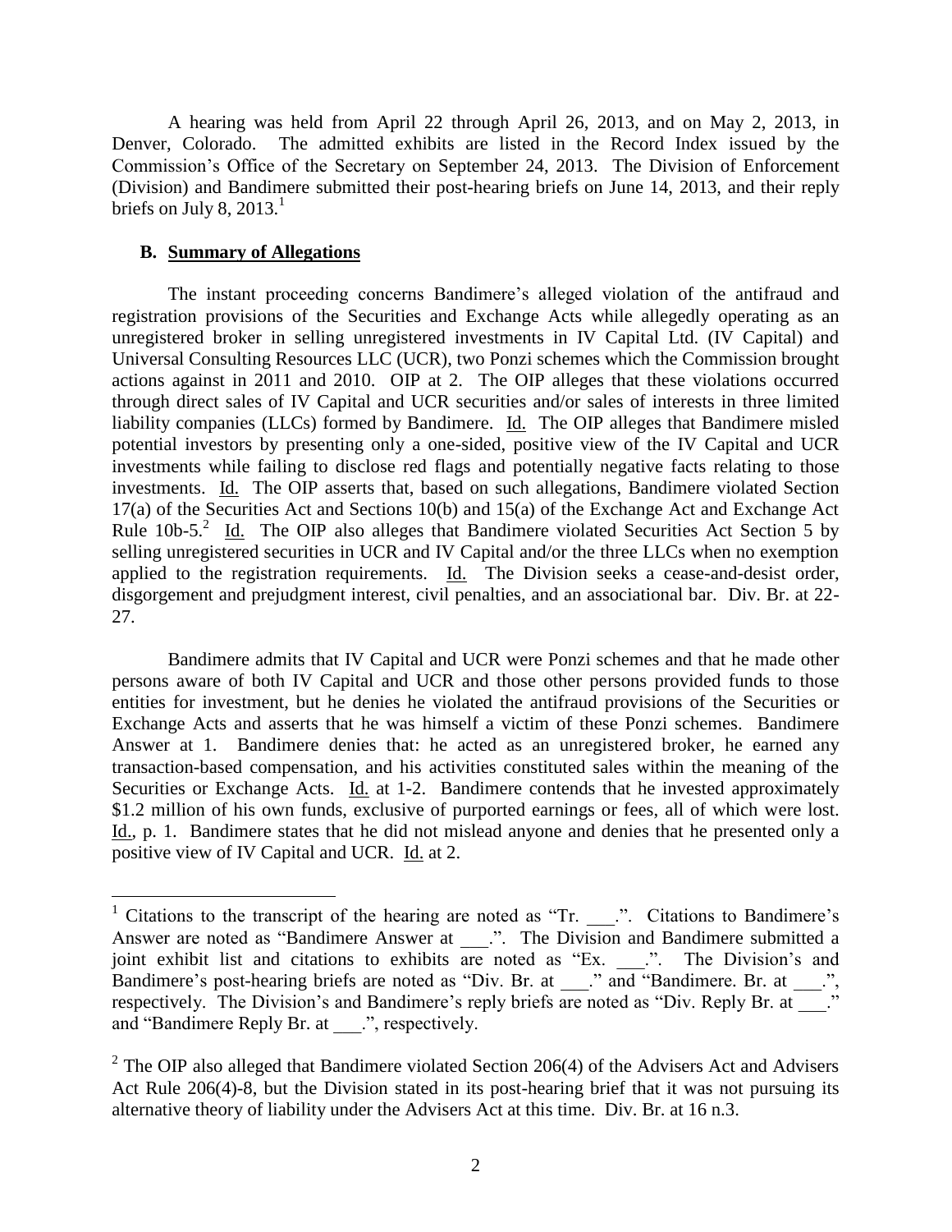A hearing was held from April 22 through April 26, 2013, and on May 2, 2013, in Denver, Colorado. The admitted exhibits are listed in the Record Index issued by the Commission's Office of the Secretary on September 24, 2013. The Division of Enforcement (Division) and Bandimere submitted their post-hearing briefs on June 14, 2013, and their reply briefs on July 8, 2013.[1]

### B. Summary of Allegations

The instant proceeding concerns Bandimere's alleged violation of the antifraud and registration provisions of the Securities and Exchange Acts while allegedly operating as an unregistered broker in selling unregistered investments in IV Capital Ltd. (IV Capital) and Universal Consulting Resources LLC (UCR), two Ponzi schemes which the Commission brought actions against in 2011 and 2010. OIP at 2. The OIP alleges that these violations occurred through direct sales of IV Capital and UCR securities and/or sales of interests in three limited liability companies (LLCs) formed by Bandimere. Id. The OIP alleges that Bandimere misled potential investors by presenting only a one-sided, positive view of the IV Capital and UCR investments while failing to disclose red flags and potentially negative facts relating to those investments. Id. The OIP asserts that, based on such allegations, Bandimere violated Section 17(a) of the Securities Act and Sections 10(b) and 15(a) of the Exchange Act and Exchange Act Rule 10b-5.[2] Id. The OIP also alleges that Bandimere violated Securities Act Section 5 by selling unregistered securities in UCR and IV Capital and/or the three LLCs when no exemption applied to the registration requirements. Id. The Division seeks a cease-and-desist order, disgorgement and prejudgment interest, civil penalties, and an associational bar. Div. Br. at 22-27.

Bandimere admits that IV Capital and UCR were Ponzi schemes and that he made other persons aware of both IV Capital and UCR and those other persons provided funds to those entities for investment, but he denies he violated the antifraud provisions of the Securities or Exchange Acts and asserts that he was himself a victim of these Ponzi schemes. Bandimere Answer at 1. Bandimere denies that: he acted as an unregistered broker, he earned any transaction-based compensation, and his activities constituted sales within the meaning of the Securities or Exchange Acts. Id. at 1-2. Bandimere contends that he invested approximately $1.2 million of his own funds, exclusive of purported earnings or fees, all of which were lost. Id., p. 1. Bandimere states that he did not mislead anyone and denies that he presented only a positive view of IV Capital and UCR. Id. at 2.

---

[1] Citations to the transcript of the hearing are noted as "Tr. ___.". Citations to Bandimere's Answer are noted as "Bandimere Answer at ___.". The Division and Bandimere submitted a joint exhibit list and citations to exhibits are noted as "Ex. ___.". The Division's and Bandimere's post-hearing briefs are noted as "Div. Br. at ___." and "Bandimere. Br. at ___.", respectively. The Division's and Bandimere's reply briefs are noted as "Div. Reply Br. at ___." and "Bandimere Reply Br. at ___.", respectively.

[2] The OIP also alleged that Bandimere violated Section 206(4) of the Advisers Act and Advisers Act Rule 206(4)-8, but the Division stated in its post-hearing brief that it was not pursuing its alternative theory of liability under the Advisers Act at this time. Div. Br. at 16 n.3.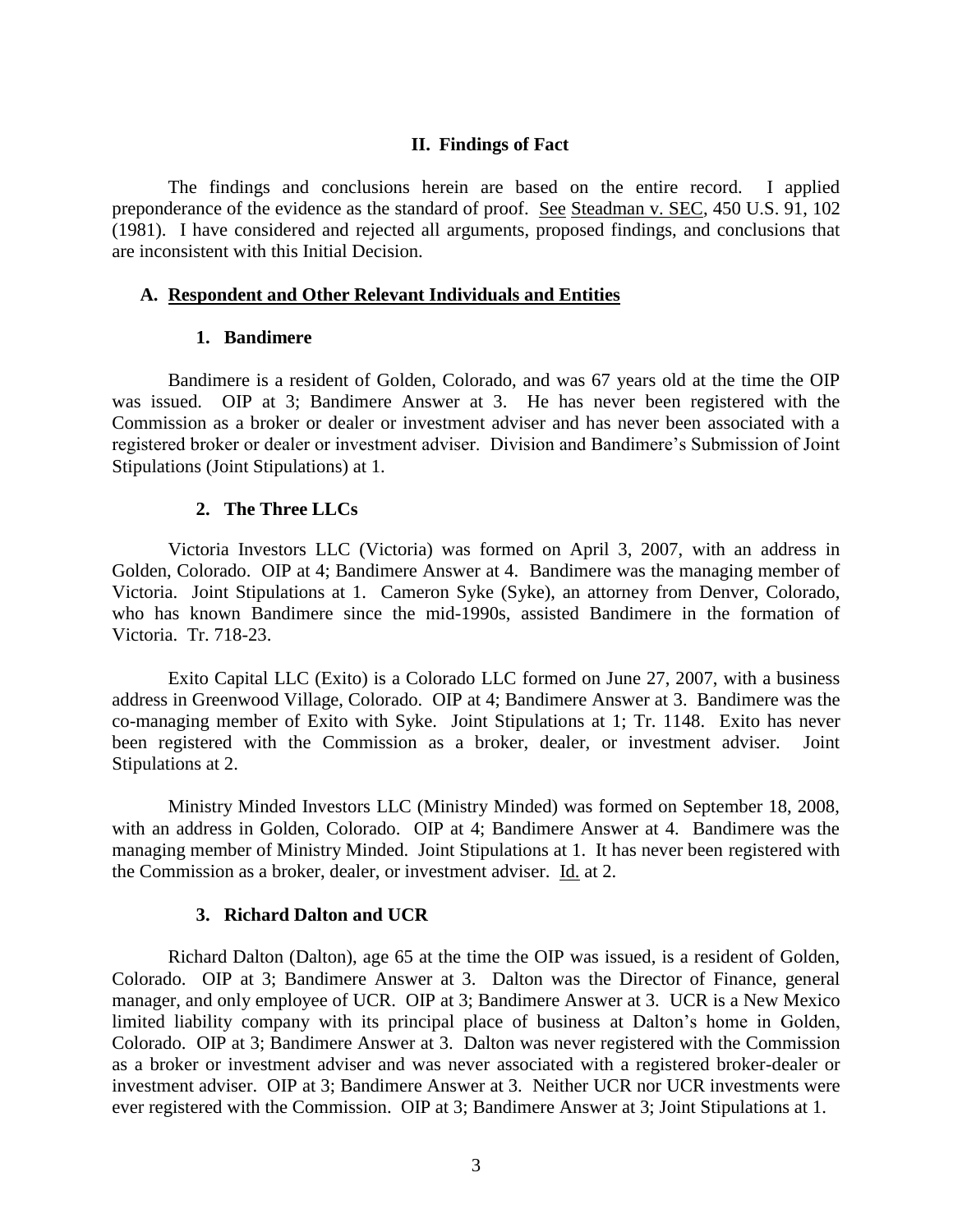## II. Findings of Fact

The findings and conclusions herein are based on the entire record. I applied preponderance of the evidence as the standard of proof. See Steadman v. SEC, 450 U.S. 91, 102 (1981). I have considered and rejected all arguments, proposed findings, and conclusions that are inconsistent with this Initial Decision.

### A. Respondent and Other Relevant Individuals and Entities

#### 1. Bandimere

Bandimere is a resident of Golden, Colorado, and was 67 years old at the time the OIP was issued. OIP at 3; Bandimere Answer at 3. He has never been registered with the Commission as a broker or dealer or investment adviser and has never been associated with a registered broker or dealer or investment adviser. Division and Bandimere's Submission of Joint Stipulations (Joint Stipulations) at 1.

#### 2. The Three LLCs

Victoria Investors LLC (Victoria) was formed on April 3, 2007, with an address in Golden, Colorado. OIP at 4; Bandimere Answer at 4. Bandimere was the managing member of Victoria. Joint Stipulations at 1. Cameron Syke (Syke), an attorney from Denver, Colorado, who has known Bandimere since the mid-1990s, assisted Bandimere in the formation of Victoria. Tr. 718-23.

Exito Capital LLC (Exito) is a Colorado LLC formed on June 27, 2007, with a business address in Greenwood Village, Colorado. OIP at 4; Bandimere Answer at 3. Bandimere was the co-managing member of Exito with Syke. Joint Stipulations at 1; Tr. 1148. Exito has never been registered with the Commission as a broker, dealer, or investment adviser. Joint Stipulations at 2.

Ministry Minded Investors LLC (Ministry Minded) was formed on September 18, 2008, with an address in Golden, Colorado. OIP at 4; Bandimere Answer at 4. Bandimere was the managing member of Ministry Minded. Joint Stipulations at 1. It has never been registered with the Commission as a broker, dealer, or investment adviser. Id. at 2.

#### 3. Richard Dalton and UCR

Richard Dalton (Dalton), age 65 at the time the OIP was issued, is a resident of Golden, Colorado. OIP at 3; Bandimere Answer at 3. Dalton was the Director of Finance, general manager, and only employee of UCR. OIP at 3; Bandimere Answer at 3. UCR is a New Mexico limited liability company with its principal place of business at Dalton's home in Golden, Colorado. OIP at 3; Bandimere Answer at 3. Dalton was never registered with the Commission as a broker or investment adviser and was never associated with a registered broker-dealer or investment adviser. OIP at 3; Bandimere Answer at 3. Neither UCR nor UCR investments were ever registered with the Commission. OIP at 3; Bandimere Answer at 3; Joint Stipulations at 1.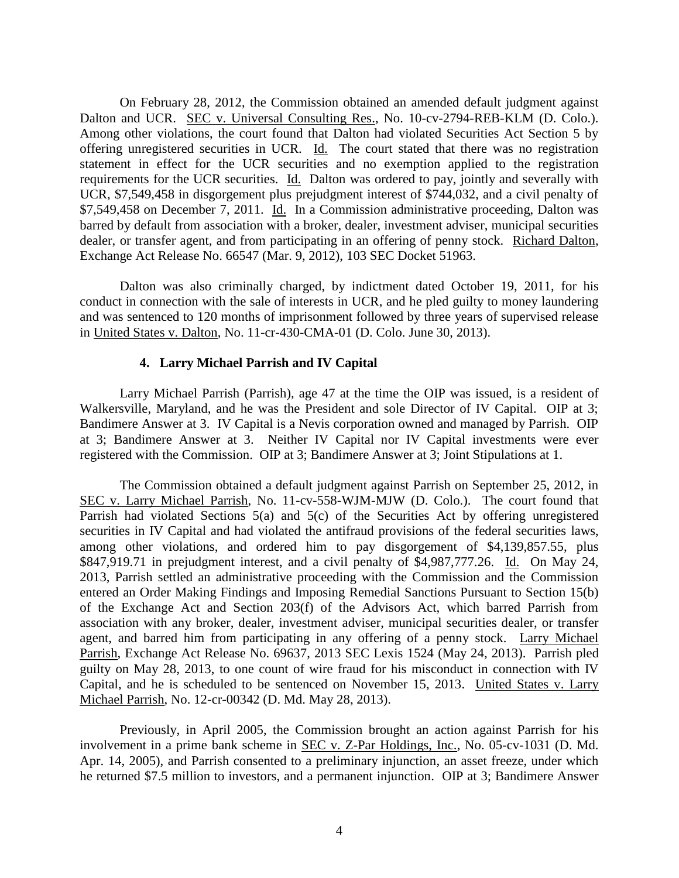On February 28, 2012, the Commission obtained an amended default judgment against Dalton and UCR. SEC v. Universal Consulting Res., No. 10-cv-2794-REB-KLM (D. Colo.). Among other violations, the court found that Dalton had violated Securities Act Section 5 by offering unregistered securities in UCR. Id. The court stated that there was no registration statement in effect for the UCR securities and no exemption applied to the registration requirements for the UCR securities. Id. Dalton was ordered to pay, jointly and severally with UCR, $7,549,458 in disgorgement plus prejudgment interest of $744,032, and a civil penalty of $7,549,458 on December 7, 2011. Id. In a Commission administrative proceeding, Dalton was barred by default from association with a broker, dealer, investment adviser, municipal securities dealer, or transfer agent, and from participating in an offering of penny stock. Richard Dalton, Exchange Act Release No. 66547 (Mar. 9, 2012), 103 SEC Docket 51963.

Dalton was also criminally charged, by indictment dated October 19, 2011, for his conduct in connection with the sale of interests in UCR, and he pled guilty to money laundering and was sentenced to 120 months of imprisonment followed by three years of supervised release in United States v. Dalton, No. 11-cr-430-CMA-01 (D. Colo. June 30, 2013).

#### 4. Larry Michael Parrish and IV Capital

Larry Michael Parrish (Parrish), age 47 at the time the OIP was issued, is a resident of Walkersville, Maryland, and he was the President and sole Director of IV Capital. OIP at 3; Bandimere Answer at 3. IV Capital is a Nevis corporation owned and managed by Parrish. OIP at 3; Bandimere Answer at 3. Neither IV Capital nor IV Capital investments were ever registered with the Commission. OIP at 3; Bandimere Answer at 3; Joint Stipulations at 1.

The Commission obtained a default judgment against Parrish on September 25, 2012, in SEC v. Larry Michael Parrish, No. 11-cv-558-WJM-MJW (D. Colo.). The court found that Parrish had violated Sections 5(a) and 5(c) of the Securities Act by offering unregistered securities in IV Capital and had violated the antifraud provisions of the federal securities laws, among other violations, and ordered him to pay disgorgement of $4,139,857.55, plus $847,919.71 in prejudgment interest, and a civil penalty of $4,987,777.26. Id. On May 24, 2013, Parrish settled an administrative proceeding with the Commission and the Commission entered an Order Making Findings and Imposing Remedial Sanctions Pursuant to Section 15(b) of the Exchange Act and Section 203(f) of the Advisors Act, which barred Parrish from association with any broker, dealer, investment adviser, municipal securities dealer, or transfer agent, and barred him from participating in any offering of a penny stock. Larry Michael Parrish, Exchange Act Release No. 69637, 2013 SEC Lexis 1524 (May 24, 2013). Parrish pled guilty on May 28, 2013, to one count of wire fraud for his misconduct in connection with IV Capital, and he is scheduled to be sentenced on November 15, 2013. United States v. Larry Michael Parrish, No. 12-cr-00342 (D. Md. May 28, 2013).

Previously, in April 2005, the Commission brought an action against Parrish for his involvement in a prime bank scheme in SEC v. Z-Par Holdings, Inc., No. 05-cv-1031 (D. Md. Apr. 14, 2005), and Parrish consented to a preliminary injunction, an asset freeze, under which he returned $7.5 million to investors, and a permanent injunction. OIP at 3; Bandimere Answer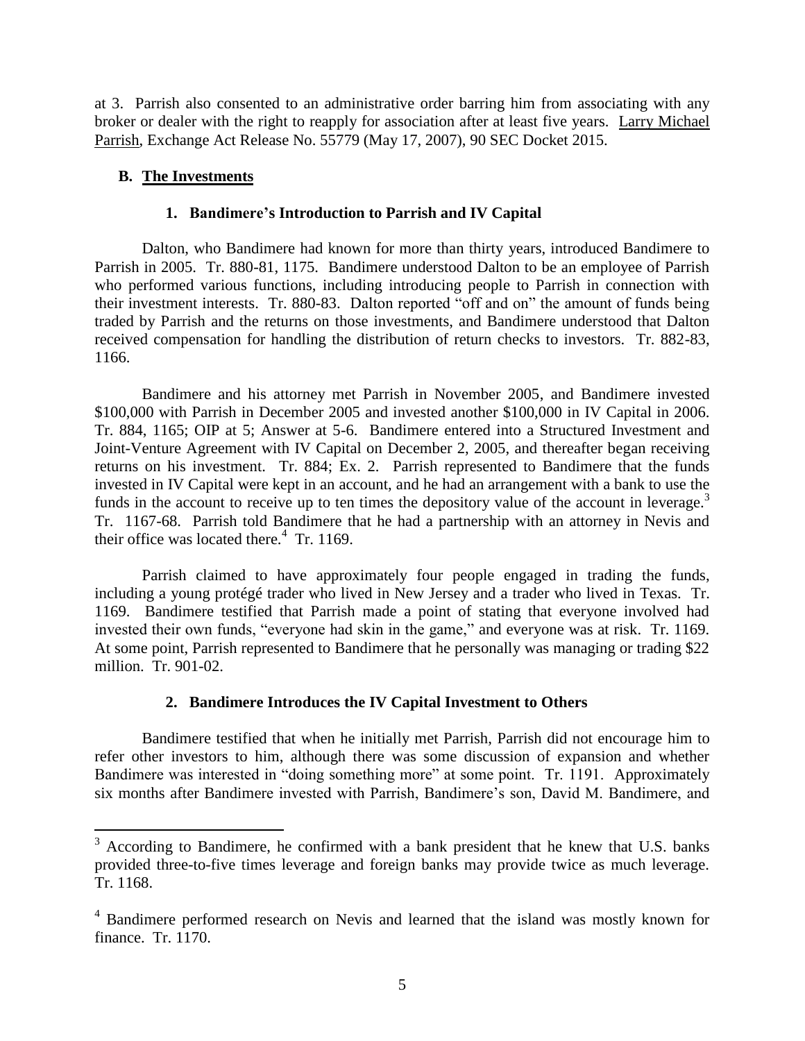at 3. Parrish also consented to an administrative order barring him from associating with any broker or dealer with the right to reapply for association after at least five years. Larry Michael Parrish, Exchange Act Release No. 55779 (May 17, 2007), 90 SEC Docket 2015.

## B. The Investments

### 1. Bandimere's Introduction to Parrish and IV Capital

Dalton, who Bandimere had known for more than thirty years, introduced Bandimere to Parrish in 2005. Tr. 880-81, 1175. Bandimere understood Dalton to be an employee of Parrish who performed various functions, including introducing people to Parrish in connection with their investment interests. Tr. 880-83. Dalton reported "off and on" the amount of funds being traded by Parrish and the returns on those investments, and Bandimere understood that Dalton received compensation for handling the distribution of return checks to investors. Tr. 882-83, 1166.

Bandimere and his attorney met Parrish in November 2005, and Bandimere invested \$100,000 with Parrish in December 2005 and invested another \$100,000 in IV Capital in 2006. Tr. 884, 1165; OIP at 5; Answer at 5-6. Bandimere entered into a Structured Investment and Joint-Venture Agreement with IV Capital on December 2, 2005, and thereafter began receiving returns on his investment. Tr. 884; Ex. 2. Parrish represented to Bandimere that the funds invested in IV Capital were kept in an account, and he had an arrangement with a bank to use the funds in the account to receive up to ten times the depository value of the account in leverage.[3] Tr. 1167-68. Parrish told Bandimere that he had a partnership with an attorney in Nevis and their office was located there.[4] Tr. 1169.

Parrish claimed to have approximately four people engaged in trading the funds, including a young protégé trader who lived in New Jersey and a trader who lived in Texas. Tr. 1169. Bandimere testified that Parrish made a point of stating that everyone involved had invested their own funds, "everyone had skin in the game," and everyone was at risk. Tr. 1169. At some point, Parrish represented to Bandimere that he personally was managing or trading \$22 million. Tr. 901-02.

### 2. Bandimere Introduces the IV Capital Investment to Others

Bandimere testified that when he initially met Parrish, Parrish did not encourage him to refer other investors to him, although there was some discussion of expansion and whether Bandimere was interested in "doing something more" at some point. Tr. 1191. Approximately six months after Bandimere invested with Parrish, Bandimere's son, David M. Bandimere, and

---

[3] According to Bandimere, he confirmed with a bank president that he knew that U.S. banks provided three-to-five times leverage and foreign banks may provide twice as much leverage. Tr. 1168.

[4] Bandimere performed research on Nevis and learned that the island was mostly known for finance. Tr. 1170.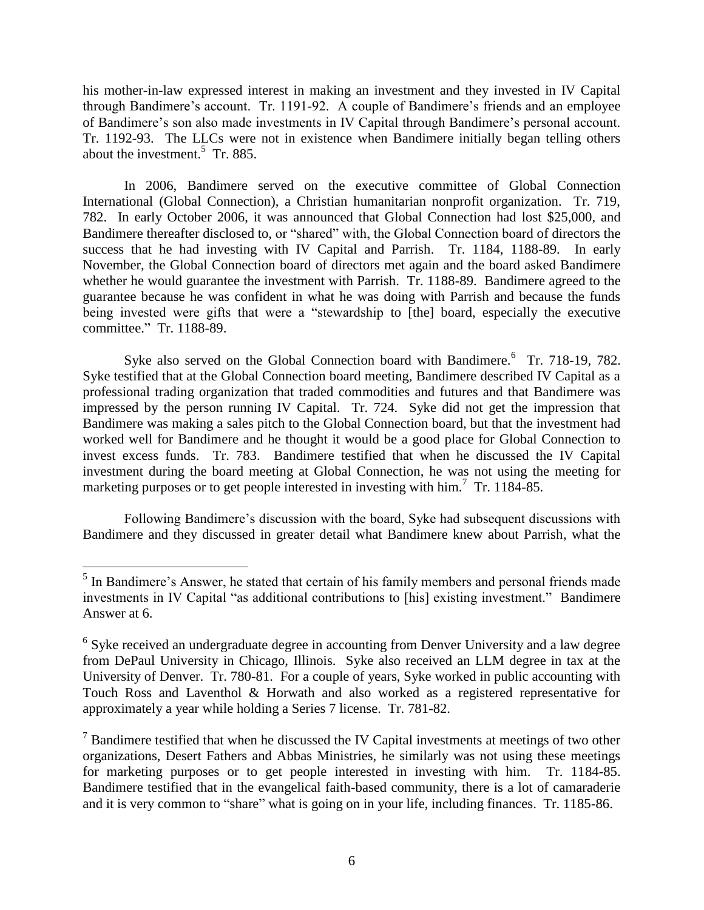his mother-in-law expressed interest in making an investment and they invested in IV Capital through Bandimere's account. Tr. 1191-92. A couple of Bandimere's friends and an employee of Bandimere's son also made investments in IV Capital through Bandimere's personal account. Tr. 1192-93. The LLCs were not in existence when Bandimere initially began telling others about the investment.[5] Tr. 885.

In 2006, Bandimere served on the executive committee of Global Connection International (Global Connection), a Christian humanitarian nonprofit organization. Tr. 719, 782. In early October 2006, it was announced that Global Connection had lost $25,000, and Bandimere thereafter disclosed to, or "shared" with, the Global Connection board of directors the success that he had investing with IV Capital and Parrish. Tr. 1184, 1188-89. In early November, the Global Connection board of directors met again and the board asked Bandimere whether he would guarantee the investment with Parrish. Tr. 1188-89. Bandimere agreed to the guarantee because he was confident in what he was doing with Parrish and because the funds being invested were gifts that were a "stewardship to [the] board, especially the executive committee." Tr. 1188-89.

Syke also served on the Global Connection board with Bandimere.[6] Tr. 718-19, 782. Syke testified that at the Global Connection board meeting, Bandimere described IV Capital as a professional trading organization that traded commodities and futures and that Bandimere was impressed by the person running IV Capital. Tr. 724. Syke did not get the impression that Bandimere was making a sales pitch to the Global Connection board, but that the investment had worked well for Bandimere and he thought it would be a good place for Global Connection to invest excess funds. Tr. 783. Bandimere testified that when he discussed the IV Capital investment during the board meeting at Global Connection, he was not using the meeting for marketing purposes or to get people interested in investing with him.[7] Tr. 1184-85.

Following Bandimere's discussion with the board, Syke had subsequent discussions with Bandimere and they discussed in greater detail what Bandimere knew about Parrish, what the

---

[5] In Bandimere's Answer, he stated that certain of his family members and personal friends made investments in IV Capital "as additional contributions to [his] existing investment." Bandimere Answer at 6.

[6] Syke received an undergraduate degree in accounting from Denver University and a law degree from DePaul University in Chicago, Illinois. Syke also received an LLM degree in tax at the University of Denver. Tr. 780-81. For a couple of years, Syke worked in public accounting with Touch Ross and Laventhol & Horwath and also worked as a registered representative for approximately a year while holding a Series 7 license. Tr. 781-82.

[7] Bandimere testified that when he discussed the IV Capital investments at meetings of two other organizations, Desert Fathers and Abbas Ministries, he similarly was not using these meetings for marketing purposes or to get people interested in investing with him. Tr. 1184-85. Bandimere testified that in the evangelical faith-based community, there is a lot of camaraderie and it is very common to "share" what is going on in your life, including finances. Tr. 1185-86.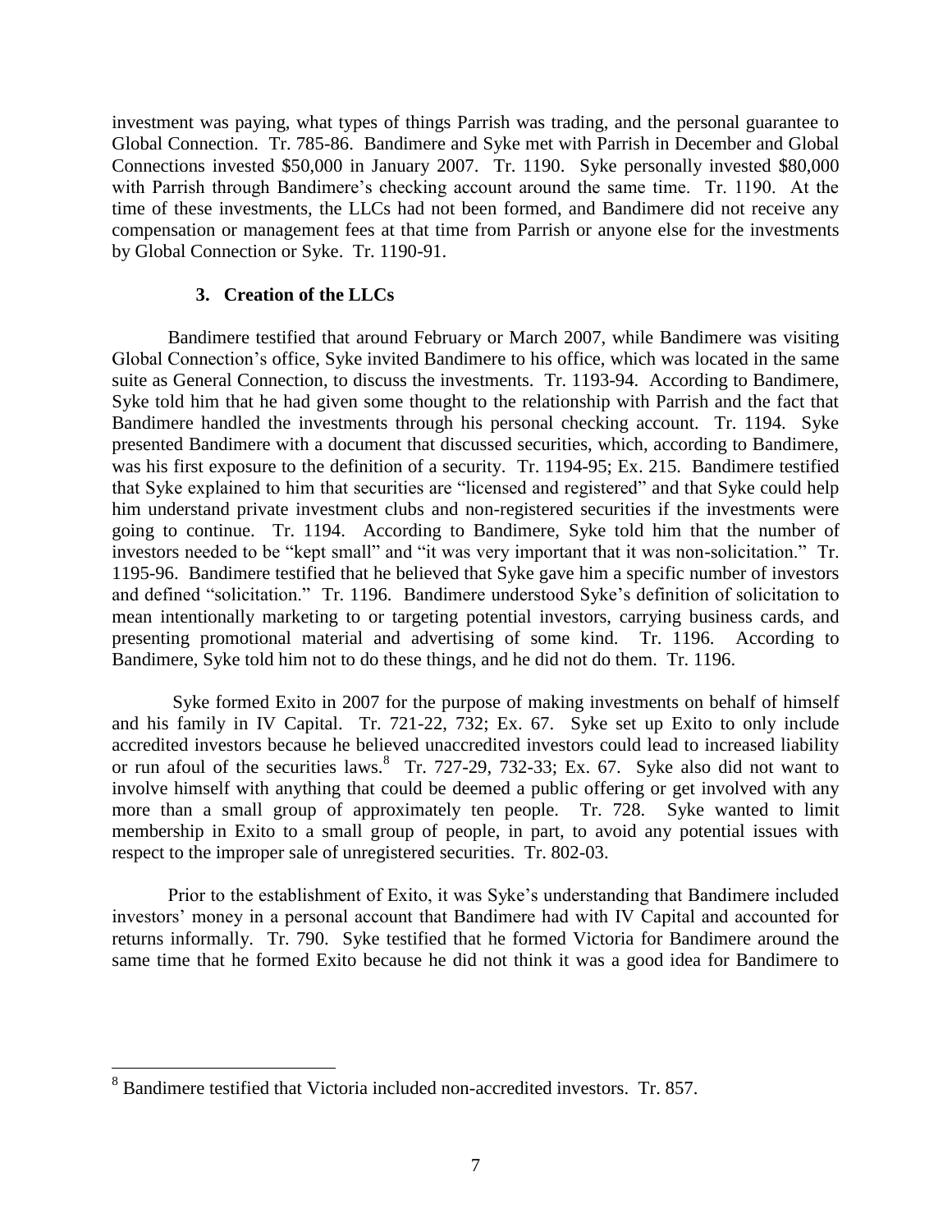investment was paying, what types of things Parrish was trading, and the personal guarantee to Global Connection. Tr. 785-86. Bandimere and Syke met with Parrish in December and Global Connections invested $50,000 in January 2007. Tr. 1190. Syke personally invested $80,000 with Parrish through Bandimere's checking account around the same time. Tr. 1190. At the time of these investments, the LLCs had not been formed, and Bandimere did not receive any compensation or management fees at that time from Parrish or anyone else for the investments by Global Connection or Syke. Tr. 1190-91.

### 3. Creation of the LLCs

Bandimere testified that around February or March 2007, while Bandimere was visiting Global Connection's office, Syke invited Bandimere to his office, which was located in the same suite as General Connection, to discuss the investments. Tr. 1193-94. According to Bandimere, Syke told him that he had given some thought to the relationship with Parrish and the fact that Bandimere handled the investments through his personal checking account. Tr. 1194. Syke presented Bandimere with a document that discussed securities, which, according to Bandimere, was his first exposure to the definition of a security. Tr. 1194-95; Ex. 215. Bandimere testified that Syke explained to him that securities are "licensed and registered" and that Syke could help him understand private investment clubs and non-registered securities if the investments were going to continue. Tr. 1194. According to Bandimere, Syke told him that the number of investors needed to be "kept small" and "it was very important that it was non-solicitation." Tr. 1195-96. Bandimere testified that he believed that Syke gave him a specific number of investors and defined "solicitation." Tr. 1196. Bandimere understood Syke's definition of solicitation to mean intentionally marketing to or targeting potential investors, carrying business cards, and presenting promotional material and advertising of some kind. Tr. 1196. According to Bandimere, Syke told him not to do these things, and he did not do them. Tr. 1196.

Syke formed Exito in 2007 for the purpose of making investments on behalf of himself and his family in IV Capital. Tr. 721-22, 732; Ex. 67. Syke set up Exito to only include accredited investors because he believed unaccredited investors could lead to increased liability or run afoul of the securities laws.[8] Tr. 727-29, 732-33; Ex. 67. Syke also did not want to involve himself with anything that could be deemed a public offering or get involved with any more than a small group of approximately ten people. Tr. 728. Syke wanted to limit membership in Exito to a small group of people, in part, to avoid any potential issues with respect to the improper sale of unregistered securities. Tr. 802-03.

Prior to the establishment of Exito, it was Syke's understanding that Bandimere included investors' money in a personal account that Bandimere had with IV Capital and accounted for returns informally. Tr. 790. Syke testified that he formed Victoria for Bandimere around the same time that he formed Exito because he did not think it was a good idea for Bandimere to

---

[8] Bandimere testified that Victoria included non-accredited investors. Tr. 857.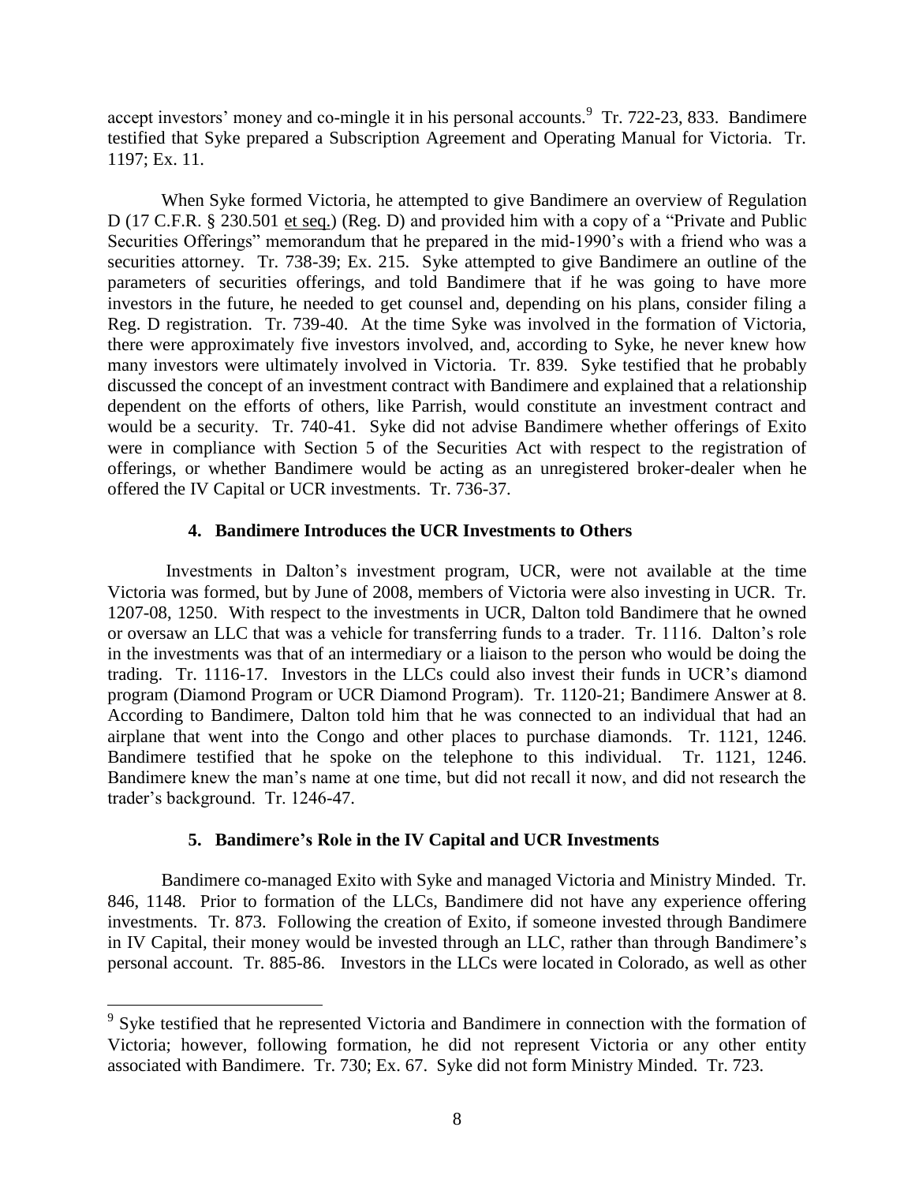accept investors' money and co-mingle it in his personal accounts.[9] Tr. 722-23, 833. Bandimere testified that Syke prepared a Subscription Agreement and Operating Manual for Victoria. Tr. 1197; Ex. 11.

When Syke formed Victoria, he attempted to give Bandimere an overview of Regulation D (17 C.F.R. § 230.501 et seq.) (Reg. D) and provided him with a copy of a "Private and Public Securities Offerings" memorandum that he prepared in the mid-1990's with a friend who was a securities attorney. Tr. 738-39; Ex. 215. Syke attempted to give Bandimere an outline of the parameters of securities offerings, and told Bandimere that if he was going to have more investors in the future, he needed to get counsel and, depending on his plans, consider filing a Reg. D registration. Tr. 739-40. At the time Syke was involved in the formation of Victoria, there were approximately five investors involved, and, according to Syke, he never knew how many investors were ultimately involved in Victoria. Tr. 839. Syke testified that he probably discussed the concept of an investment contract with Bandimere and explained that a relationship dependent on the efforts of others, like Parrish, would constitute an investment contract and would be a security. Tr. 740-41. Syke did not advise Bandimere whether offerings of Exito were in compliance with Section 5 of the Securities Act with respect to the registration of offerings, or whether Bandimere would be acting as an unregistered broker-dealer when he offered the IV Capital or UCR investments. Tr. 736-37.

#### 4. Bandimere Introduces the UCR Investments to Others

Investments in Dalton's investment program, UCR, were not available at the time Victoria was formed, but by June of 2008, members of Victoria were also investing in UCR. Tr. 1207-08, 1250. With respect to the investments in UCR, Dalton told Bandimere that he owned or oversaw an LLC that was a vehicle for transferring funds to a trader. Tr. 1116. Dalton's role in the investments was that of an intermediary or a liaison to the person who would be doing the trading. Tr. 1116-17. Investors in the LLCs could also invest their funds in UCR's diamond program (Diamond Program or UCR Diamond Program). Tr. 1120-21; Bandimere Answer at 8. According to Bandimere, Dalton told him that he was connected to an individual that had an airplane that went into the Congo and other places to purchase diamonds. Tr. 1121, 1246. Bandimere testified that he spoke on the telephone to this individual. Tr. 1121, 1246. Bandimere knew the man's name at one time, but did not recall it now, and did not research the trader's background. Tr. 1246-47.

#### 5. Bandimere's Role in the IV Capital and UCR Investments

Bandimere co-managed Exito with Syke and managed Victoria and Ministry Minded. Tr. 846, 1148. Prior to formation of the LLCs, Bandimere did not have any experience offering investments. Tr. 873. Following the creation of Exito, if someone invested through Bandimere in IV Capital, their money would be invested through an LLC, rather than through Bandimere's personal account. Tr. 885-86. Investors in the LLCs were located in Colorado, as well as other

---

[9] Syke testified that he represented Victoria and Bandimere in connection with the formation of Victoria; however, following formation, he did not represent Victoria or any other entity associated with Bandimere. Tr. 730; Ex. 67. Syke did not form Ministry Minded. Tr. 723.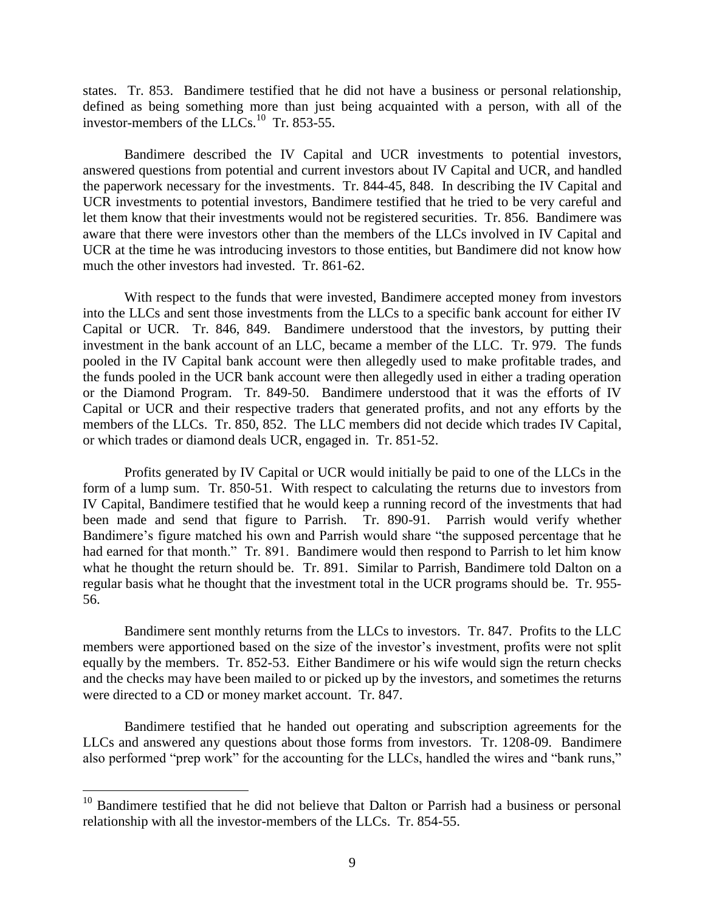states. Tr. 853. Bandimere testified that he did not have a business or personal relationship, defined as being something more than just being acquainted with a person, with all of the investor-members of the LLCs.[10] Tr. 853-55.

Bandimere described the IV Capital and UCR investments to potential investors, answered questions from potential and current investors about IV Capital and UCR, and handled the paperwork necessary for the investments. Tr. 844-45, 848. In describing the IV Capital and UCR investments to potential investors, Bandimere testified that he tried to be very careful and let them know that their investments would not be registered securities. Tr. 856. Bandimere was aware that there were investors other than the members of the LLCs involved in IV Capital and UCR at the time he was introducing investors to those entities, but Bandimere did not know how much the other investors had invested. Tr. 861-62.

With respect to the funds that were invested, Bandimere accepted money from investors into the LLCs and sent those investments from the LLCs to a specific bank account for either IV Capital or UCR. Tr. 846, 849. Bandimere understood that the investors, by putting their investment in the bank account of an LLC, became a member of the LLC. Tr. 979. The funds pooled in the IV Capital bank account were then allegedly used to make profitable trades, and the funds pooled in the UCR bank account were then allegedly used in either a trading operation or the Diamond Program. Tr. 849-50. Bandimere understood that it was the efforts of IV Capital or UCR and their respective traders that generated profits, and not any efforts by the members of the LLCs. Tr. 850, 852. The LLC members did not decide which trades IV Capital, or which trades or diamond deals UCR, engaged in. Tr. 851-52.

Profits generated by IV Capital or UCR would initially be paid to one of the LLCs in the form of a lump sum. Tr. 850-51. With respect to calculating the returns due to investors from IV Capital, Bandimere testified that he would keep a running record of the investments that had been made and send that figure to Parrish. Tr. 890-91. Parrish would verify whether Bandimere's figure matched his own and Parrish would share "the supposed percentage that he had earned for that month." Tr. 891. Bandimere would then respond to Parrish to let him know what he thought the return should be. Tr. 891. Similar to Parrish, Bandimere told Dalton on a regular basis what he thought that the investment total in the UCR programs should be. Tr. 955-56.

Bandimere sent monthly returns from the LLCs to investors. Tr. 847. Profits to the LLC members were apportioned based on the size of the investor's investment, profits were not split equally by the members. Tr. 852-53. Either Bandimere or his wife would sign the return checks and the checks may have been mailed to or picked up by the investors, and sometimes the returns were directed to a CD or money market account. Tr. 847.

Bandimere testified that he handed out operating and subscription agreements for the LLCs and answered any questions about those forms from investors. Tr. 1208-09. Bandimere also performed "prep work" for the accounting for the LLCs, handled the wires and "bank runs,"

---

[10] Bandimere testified that he did not believe that Dalton or Parrish had a business or personal relationship with all the investor-members of the LLCs. Tr. 854-55.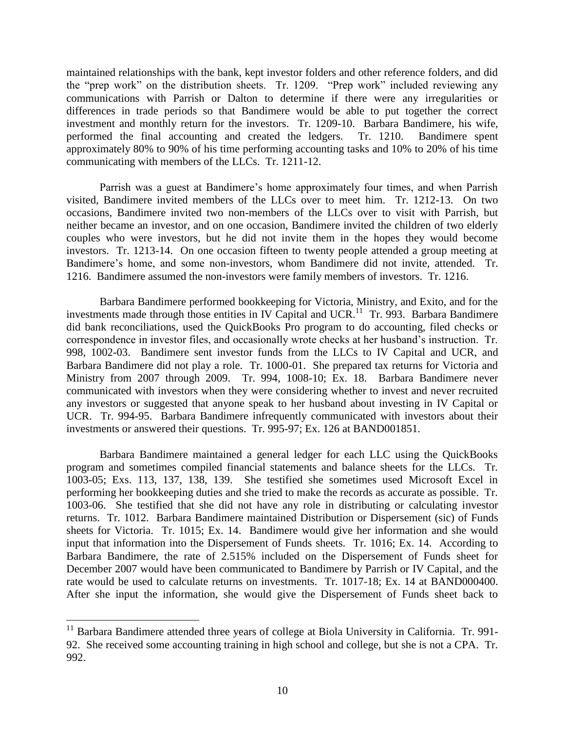maintained relationships with the bank, kept investor folders and other reference folders, and did the "prep work" on the distribution sheets. Tr. 1209. "Prep work" included reviewing any communications with Parrish or Dalton to determine if there were any irregularities or differences in trade periods so that Bandimere would be able to put together the correct investment and monthly return for the investors. Tr. 1209-10. Barbara Bandimere, his wife, performed the final accounting and created the ledgers. Tr. 1210. Bandimere spent approximately 80% to 90% of his time performing accounting tasks and 10% to 20% of his time communicating with members of the LLCs. Tr. 1211-12.

Parrish was a guest at Bandimere's home approximately four times, and when Parrish visited, Bandimere invited members of the LLCs over to meet him. Tr. 1212-13. On two occasions, Bandimere invited two non-members of the LLCs over to visit with Parrish, but neither became an investor, and on one occasion, Bandimere invited the children of two elderly couples who were investors, but he did not invite them in the hopes they would become investors. Tr. 1213-14. On one occasion fifteen to twenty people attended a group meeting at Bandimere's home, and some non-investors, whom Bandimere did not invite, attended. Tr. 1216. Bandimere assumed the non-investors were family members of investors. Tr. 1216.

Barbara Bandimere performed bookkeeping for Victoria, Ministry, and Exito, and for the investments made through those entities in IV Capital and UCR.[11] Tr. 993. Barbara Bandimere did bank reconciliations, used the QuickBooks Pro program to do accounting, filed checks or correspondence in investor files, and occasionally wrote checks at her husband's instruction. Tr. 998, 1002-03. Bandimere sent investor funds from the LLCs to IV Capital and UCR, and Barbara Bandimere did not play a role. Tr. 1000-01. She prepared tax returns for Victoria and Ministry from 2007 through 2009. Tr. 994, 1008-10; Ex. 18. Barbara Bandimere never communicated with investors when they were considering whether to invest and never recruited any investors or suggested that anyone speak to her husband about investing in IV Capital or UCR. Tr. 994-95. Barbara Bandimere infrequently communicated with investors about their investments or answered their questions. Tr. 995-97; Ex. 126 at BAND001851.

Barbara Bandimere maintained a general ledger for each LLC using the QuickBooks program and sometimes compiled financial statements and balance sheets for the LLCs. Tr. 1003-05; Exs. 113, 137, 138, 139. She testified she sometimes used Microsoft Excel in performing her bookkeeping duties and she tried to make the records as accurate as possible. Tr. 1003-06. She testified that she did not have any role in distributing or calculating investor returns. Tr. 1012. Barbara Bandimere maintained Distribution or Dispersement (sic) of Funds sheets for Victoria. Tr. 1015; Ex. 14. Bandimere would give her information and she would input that information into the Dispersement of Funds sheets. Tr. 1016; Ex. 14. According to Barbara Bandimere, the rate of 2.515% included on the Dispersement of Funds sheet for December 2007 would have been communicated to Bandimere by Parrish or IV Capital, and the rate would be used to calculate returns on investments. Tr. 1017-18; Ex. 14 at BAND000400. After she input the information, she would give the Dispersement of Funds sheet back to

[11] Barbara Bandimere attended three years of college at Biola University in California. Tr. 991-92. She received some accounting training in high school and college, but she is not a CPA. Tr. 992.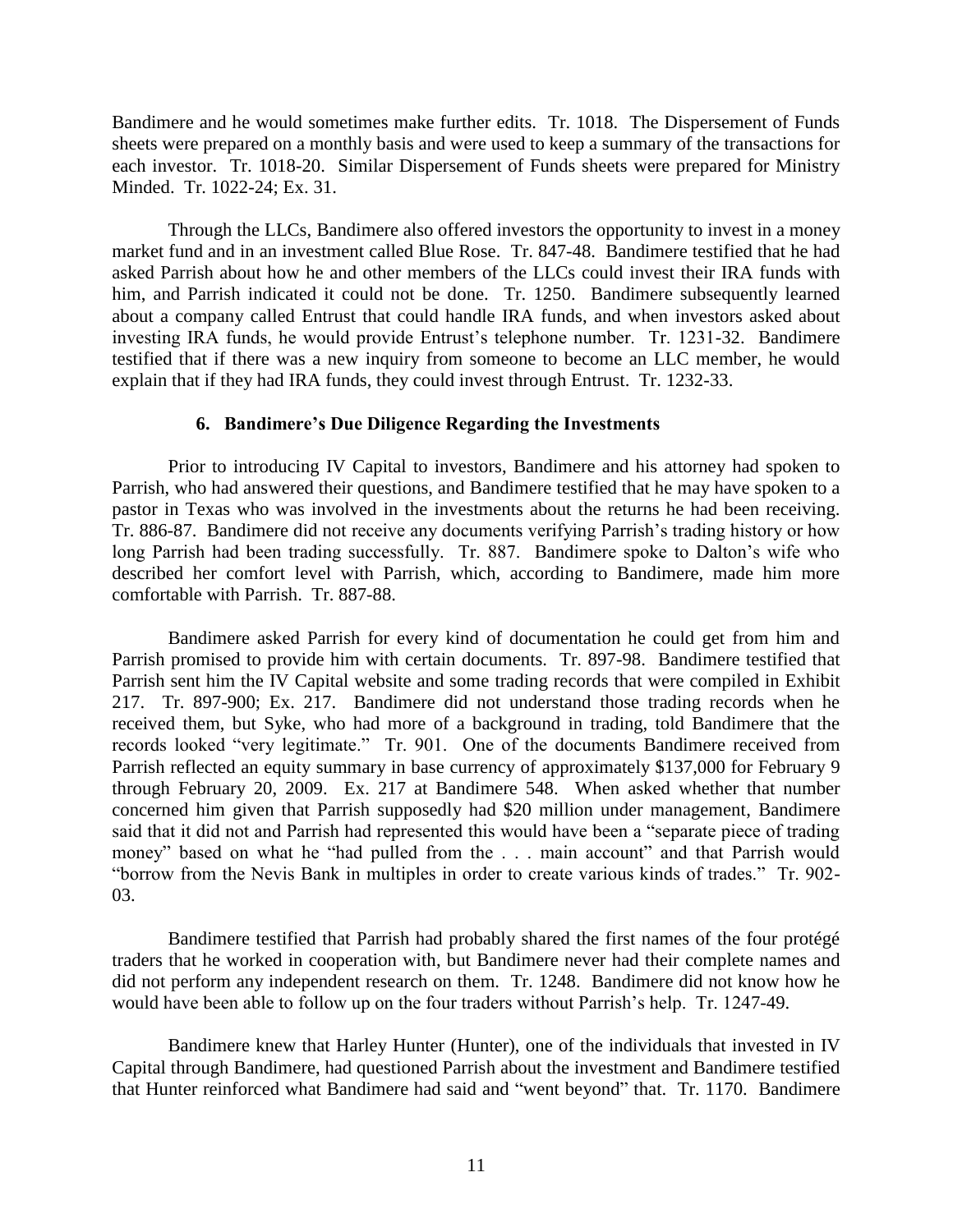Bandimere and he would sometimes make further edits. Tr. 1018. The Dispersement of Funds sheets were prepared on a monthly basis and were used to keep a summary of the transactions for each investor. Tr. 1018-20. Similar Dispersement of Funds sheets were prepared for Ministry Minded. Tr. 1022-24; Ex. 31.

Through the LLCs, Bandimere also offered investors the opportunity to invest in a money market fund and in an investment called Blue Rose. Tr. 847-48. Bandimere testified that he had asked Parrish about how he and other members of the LLCs could invest their IRA funds with him, and Parrish indicated it could not be done. Tr. 1250. Bandimere subsequently learned about a company called Entrust that could handle IRA funds, and when investors asked about investing IRA funds, he would provide Entrust's telephone number. Tr. 1231-32. Bandimere testified that if there was a new inquiry from someone to become an LLC member, he would explain that if they had IRA funds, they could invest through Entrust. Tr. 1232-33.

### 6. Bandimere's Due Diligence Regarding the Investments

Prior to introducing IV Capital to investors, Bandimere and his attorney had spoken to Parrish, who had answered their questions, and Bandimere testified that he may have spoken to a pastor in Texas who was involved in the investments about the returns he had been receiving. Tr. 886-87. Bandimere did not receive any documents verifying Parrish's trading history or how long Parrish had been trading successfully. Tr. 887. Bandimere spoke to Dalton's wife who described her comfort level with Parrish, which, according to Bandimere, made him more comfortable with Parrish. Tr. 887-88.

Bandimere asked Parrish for every kind of documentation he could get from him and Parrish promised to provide him with certain documents. Tr. 897-98. Bandimere testified that Parrish sent him the IV Capital website and some trading records that were compiled in Exhibit 217. Tr. 897-900; Ex. 217. Bandimere did not understand those trading records when he received them, but Syke, who had more of a background in trading, told Bandimere that the records looked "very legitimate." Tr. 901. One of the documents Bandimere received from Parrish reflected an equity summary in base currency of approximately $137,000 for February 9 through February 20, 2009. Ex. 217 at Bandimere 548. When asked whether that number concerned him given that Parrish supposedly had $20 million under management, Bandimere said that it did not and Parrish had represented this would have been a "separate piece of trading money" based on what he "had pulled from the . . . main account" and that Parrish would "borrow from the Nevis Bank in multiples in order to create various kinds of trades." Tr. 902-03.

Bandimere testified that Parrish had probably shared the first names of the four protégé traders that he worked in cooperation with, but Bandimere never had their complete names and did not perform any independent research on them. Tr. 1248. Bandimere did not know how he would have been able to follow up on the four traders without Parrish's help. Tr. 1247-49.

Bandimere knew that Harley Hunter (Hunter), one of the individuals that invested in IV Capital through Bandimere, had questioned Parrish about the investment and Bandimere testified that Hunter reinforced what Bandimere had said and "went beyond" that. Tr. 1170. Bandimere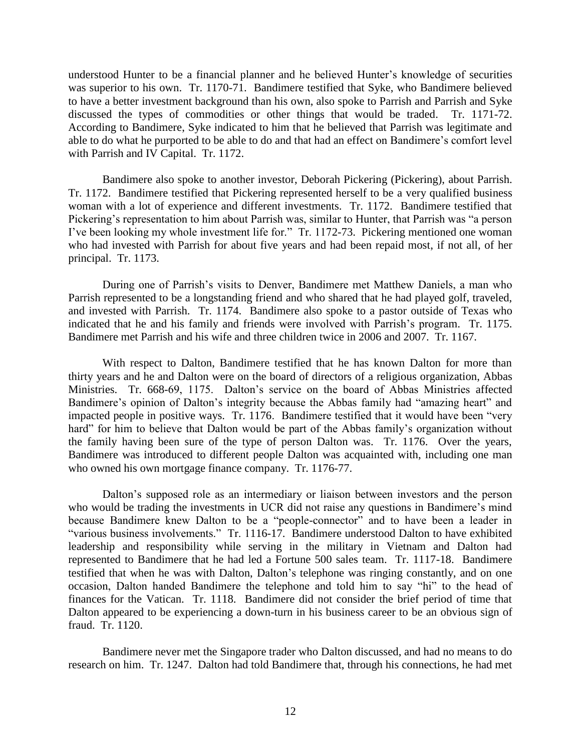understood Hunter to be a financial planner and he believed Hunter's knowledge of securities was superior to his own. Tr. 1170-71. Bandimere testified that Syke, who Bandimere believed to have a better investment background than his own, also spoke to Parrish and Parrish and Syke discussed the types of commodities or other things that would be traded. Tr. 1171-72. According to Bandimere, Syke indicated to him that he believed that Parrish was legitimate and able to do what he purported to be able to do and that had an effect on Bandimere's comfort level with Parrish and IV Capital. Tr. 1172.

Bandimere also spoke to another investor, Deborah Pickering (Pickering), about Parrish. Tr. 1172. Bandimere testified that Pickering represented herself to be a very qualified business woman with a lot of experience and different investments. Tr. 1172. Bandimere testified that Pickering's representation to him about Parrish was, similar to Hunter, that Parrish was "a person I've been looking my whole investment life for." Tr. 1172-73. Pickering mentioned one woman who had invested with Parrish for about five years and had been repaid most, if not all, of her principal. Tr. 1173.

During one of Parrish's visits to Denver, Bandimere met Matthew Daniels, a man who Parrish represented to be a longstanding friend and who shared that he had played golf, traveled, and invested with Parrish. Tr. 1174. Bandimere also spoke to a pastor outside of Texas who indicated that he and his family and friends were involved with Parrish's program. Tr. 1175. Bandimere met Parrish and his wife and three children twice in 2006 and 2007. Tr. 1167.

With respect to Dalton, Bandimere testified that he has known Dalton for more than thirty years and he and Dalton were on the board of directors of a religious organization, Abbas Ministries. Tr. 668-69, 1175. Dalton's service on the board of Abbas Ministries affected Bandimere's opinion of Dalton's integrity because the Abbas family had "amazing heart" and impacted people in positive ways. Tr. 1176. Bandimere testified that it would have been "very hard" for him to believe that Dalton would be part of the Abbas family's organization without the family having been sure of the type of person Dalton was. Tr. 1176. Over the years, Bandimere was introduced to different people Dalton was acquainted with, including one man who owned his own mortgage finance company. Tr. 1176-77.

Dalton's supposed role as an intermediary or liaison between investors and the person who would be trading the investments in UCR did not raise any questions in Bandimere's mind because Bandimere knew Dalton to be a "people-connector" and to have been a leader in "various business involvements." Tr. 1116-17. Bandimere understood Dalton to have exhibited leadership and responsibility while serving in the military in Vietnam and Dalton had represented to Bandimere that he had led a Fortune 500 sales team. Tr. 1117-18. Bandimere testified that when he was with Dalton, Dalton's telephone was ringing constantly, and on one occasion, Dalton handed Bandimere the telephone and told him to say "hi" to the head of finances for the Vatican. Tr. 1118. Bandimere did not consider the brief period of time that Dalton appeared to be experiencing a down-turn in his business career to be an obvious sign of fraud. Tr. 1120.

Bandimere never met the Singapore trader who Dalton discussed, and had no means to do research on him. Tr. 1247. Dalton had told Bandimere that, through his connections, he had met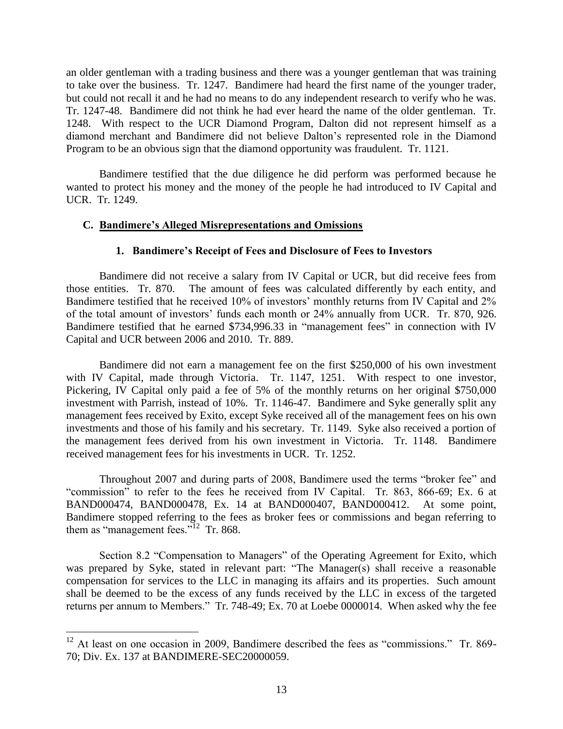an older gentleman with a trading business and there was a younger gentleman that was training to take over the business. Tr. 1247. Bandimere had heard the first name of the younger trader, but could not recall it and he had no means to do any independent research to verify who he was. Tr. 1247-48. Bandimere did not think he had ever heard the name of the older gentleman. Tr. 1248. With respect to the UCR Diamond Program, Dalton did not represent himself as a diamond merchant and Bandimere did not believe Dalton's represented role in the Diamond Program to be an obvious sign that the diamond opportunity was fraudulent. Tr. 1121.

Bandimere testified that the due diligence he did perform was performed because he wanted to protect his money and the money of the people he had introduced to IV Capital and UCR. Tr. 1249.

### C. Bandimere's Alleged Misrepresentations and Omissions

#### 1. Bandimere's Receipt of Fees and Disclosure of Fees to Investors

Bandimere did not receive a salary from IV Capital or UCR, but did receive fees from those entities. Tr. 870. The amount of fees was calculated differently by each entity, and Bandimere testified that he received 10% of investors' monthly returns from IV Capital and 2% of the total amount of investors' funds each month or 24% annually from UCR. Tr. 870, 926. Bandimere testified that he earned $734,996.33 in "management fees" in connection with IV Capital and UCR between 2006 and 2010. Tr. 889.

Bandimere did not earn a management fee on the first $250,000 of his own investment with IV Capital, made through Victoria. Tr. 1147, 1251. With respect to one investor, Pickering, IV Capital only paid a fee of 5% of the monthly returns on her original $750,000 investment with Parrish, instead of 10%. Tr. 1146-47. Bandimere and Syke generally split any management fees received by Exito, except Syke received all of the management fees on his own investments and those of his family and his secretary. Tr. 1149. Syke also received a portion of the management fees derived from his own investment in Victoria. Tr. 1148. Bandimere received management fees for his investments in UCR. Tr. 1252.

Throughout 2007 and during parts of 2008, Bandimere used the terms "broker fee" and "commission" to refer to the fees he received from IV Capital. Tr. 863, 866-69; Ex. 6 at BAND000474, BAND000478, Ex. 14 at BAND000407, BAND000412. At some point, Bandimere stopped referring to the fees as broker fees or commissions and began referring to them as "management fees."[12] Tr. 868.

Section 8.2 "Compensation to Managers" of the Operating Agreement for Exito, which was prepared by Syke, stated in relevant part: "The Manager(s) shall receive a reasonable compensation for services to the LLC in managing its affairs and its properties. Such amount shall be deemed to be the excess of any funds received by the LLC in excess of the targeted returns per annum to Members." Tr. 748-49; Ex. 70 at Loebe 0000014. When asked why the fee

---

[12] At least on one occasion in 2009, Bandimere described the fees as "commissions." Tr. 869-70; Div. Ex. 137 at BANDIMERE-SEC20000059.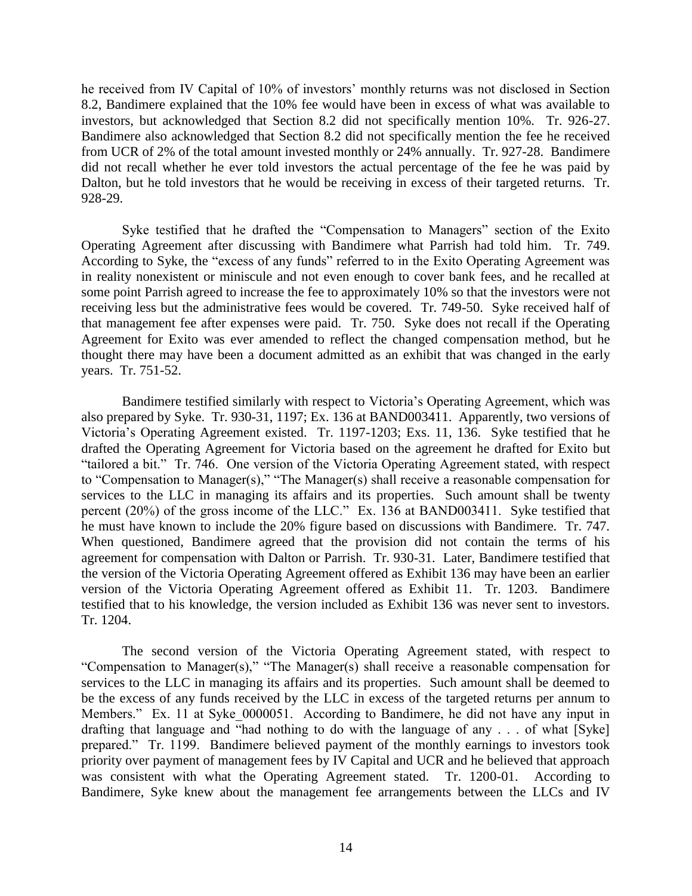he received from IV Capital of 10% of investors' monthly returns was not disclosed in Section 8.2, Bandimere explained that the 10% fee would have been in excess of what was available to investors, but acknowledged that Section 8.2 did not specifically mention 10%. Tr. 926-27. Bandimere also acknowledged that Section 8.2 did not specifically mention the fee he received from UCR of 2% of the total amount invested monthly or 24% annually. Tr. 927-28. Bandimere did not recall whether he ever told investors the actual percentage of the fee he was paid by Dalton, but he told investors that he would be receiving in excess of their targeted returns. Tr. 928-29.

Syke testified that he drafted the "Compensation to Managers" section of the Exito Operating Agreement after discussing with Bandimere what Parrish had told him. Tr. 749. According to Syke, the "excess of any funds" referred to in the Exito Operating Agreement was in reality nonexistent or miniscule and not even enough to cover bank fees, and he recalled at some point Parrish agreed to increase the fee to approximately 10% so that the investors were not receiving less but the administrative fees would be covered. Tr. 749-50. Syke received half of that management fee after expenses were paid. Tr. 750. Syke does not recall if the Operating Agreement for Exito was ever amended to reflect the changed compensation method, but he thought there may have been a document admitted as an exhibit that was changed in the early years. Tr. 751-52.

Bandimere testified similarly with respect to Victoria's Operating Agreement, which was also prepared by Syke. Tr. 930-31, 1197; Ex. 136 at BAND003411. Apparently, two versions of Victoria's Operating Agreement existed. Tr. 1197-1203; Exs. 11, 136. Syke testified that he drafted the Operating Agreement for Victoria based on the agreement he drafted for Exito but "tailored a bit." Tr. 746. One version of the Victoria Operating Agreement stated, with respect to "Compensation to Manager(s)," "The Manager(s) shall receive a reasonable compensation for services to the LLC in managing its affairs and its properties. Such amount shall be twenty percent (20%) of the gross income of the LLC." Ex. 136 at BAND003411. Syke testified that he must have known to include the 20% figure based on discussions with Bandimere. Tr. 747. When questioned, Bandimere agreed that the provision did not contain the terms of his agreement for compensation with Dalton or Parrish. Tr. 930-31. Later, Bandimere testified that the version of the Victoria Operating Agreement offered as Exhibit 136 may have been an earlier version of the Victoria Operating Agreement offered as Exhibit 11. Tr. 1203. Bandimere testified that to his knowledge, the version included as Exhibit 136 was never sent to investors. Tr. 1204.

The second version of the Victoria Operating Agreement stated, with respect to "Compensation to Manager(s)," "The Manager(s) shall receive a reasonable compensation for services to the LLC in managing its affairs and its properties. Such amount shall be deemed to be the excess of any funds received by the LLC in excess of the targeted returns per annum to Members." Ex. 11 at Syke_0000051. According to Bandimere, he did not have any input in drafting that language and "had nothing to do with the language of any . . . of what [Syke] prepared." Tr. 1199. Bandimere believed payment of the monthly earnings to investors took priority over payment of management fees by IV Capital and UCR and he believed that approach was consistent with what the Operating Agreement stated. Tr. 1200-01. According to Bandimere, Syke knew about the management fee arrangements between the LLCs and IV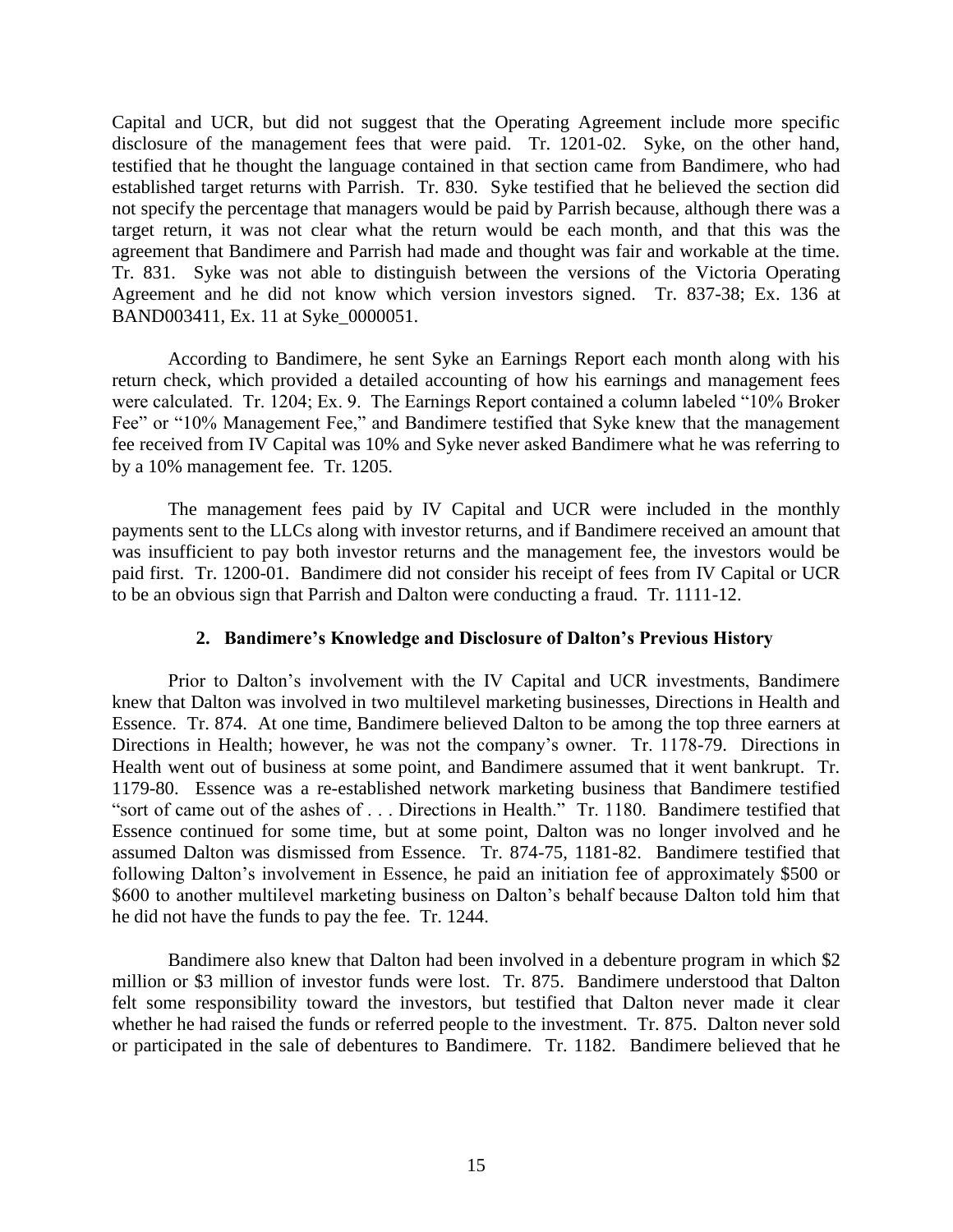Capital and UCR, but did not suggest that the Operating Agreement include more specific disclosure of the management fees that were paid. Tr. 1201-02. Syke, on the other hand, testified that he thought the language contained in that section came from Bandimere, who had established target returns with Parrish. Tr. 830. Syke testified that he believed the section did not specify the percentage that managers would be paid by Parrish because, although there was a target return, it was not clear what the return would be each month, and that this was the agreement that Bandimere and Parrish had made and thought was fair and workable at the time. Tr. 831. Syke was not able to distinguish between the versions of the Victoria Operating Agreement and he did not know which version investors signed. Tr. 837-38; Ex. 136 at BAND003411, Ex. 11 at Syke_0000051.

According to Bandimere, he sent Syke an Earnings Report each month along with his return check, which provided a detailed accounting of how his earnings and management fees were calculated. Tr. 1204; Ex. 9. The Earnings Report contained a column labeled "10% Broker Fee" or "10% Management Fee," and Bandimere testified that Syke knew that the management fee received from IV Capital was 10% and Syke never asked Bandimere what he was referring to by a 10% management fee. Tr. 1205.

The management fees paid by IV Capital and UCR were included in the monthly payments sent to the LLCs along with investor returns, and if Bandimere received an amount that was insufficient to pay both investor returns and the management fee, the investors would be paid first. Tr. 1200-01. Bandimere did not consider his receipt of fees from IV Capital or UCR to be an obvious sign that Parrish and Dalton were conducting a fraud. Tr. 1111-12.

### 2. Bandimere's Knowledge and Disclosure of Dalton's Previous History

Prior to Dalton's involvement with the IV Capital and UCR investments, Bandimere knew that Dalton was involved in two multilevel marketing businesses, Directions in Health and Essence. Tr. 874. At one time, Bandimere believed Dalton to be among the top three earners at Directions in Health; however, he was not the company's owner. Tr. 1178-79. Directions in Health went out of business at some point, and Bandimere assumed that it went bankrupt. Tr. 1179-80. Essence was a re-established network marketing business that Bandimere testified "sort of came out of the ashes of . . . Directions in Health." Tr. 1180. Bandimere testified that Essence continued for some time, but at some point, Dalton was no longer involved and he assumed Dalton was dismissed from Essence. Tr. 874-75, 1181-82. Bandimere testified that following Dalton's involvement in Essence, he paid an initiation fee of approximately $500 or $600 to another multilevel marketing business on Dalton's behalf because Dalton told him that he did not have the funds to pay the fee. Tr. 1244.

Bandimere also knew that Dalton had been involved in a debenture program in which $2 million or $3 million of investor funds were lost. Tr. 875. Bandimere understood that Dalton felt some responsibility toward the investors, but testified that Dalton never made it clear whether he had raised the funds or referred people to the investment. Tr. 875. Dalton never sold or participated in the sale of debentures to Bandimere. Tr. 1182. Bandimere believed that he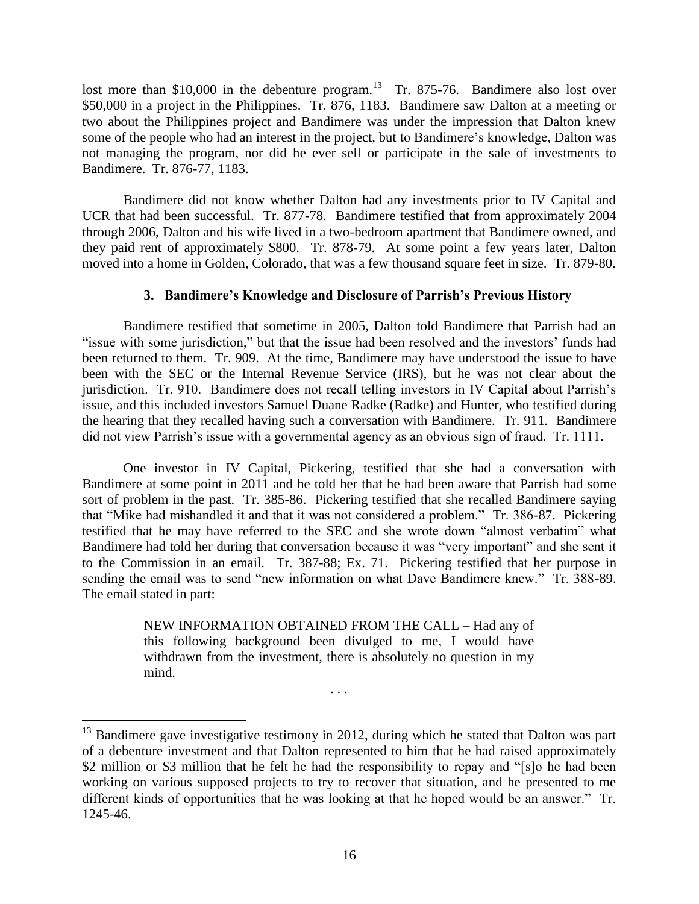lost more than $10,000 in the debenture program.[13] Tr. 875-76. Bandimere also lost over $50,000 in a project in the Philippines. Tr. 876, 1183. Bandimere saw Dalton at a meeting or two about the Philippines project and Bandimere was under the impression that Dalton knew some of the people who had an interest in the project, but to Bandimere's knowledge, Dalton was not managing the program, nor did he ever sell or participate in the sale of investments to Bandimere. Tr. 876-77, 1183.

Bandimere did not know whether Dalton had any investments prior to IV Capital and UCR that had been successful. Tr. 877-78. Bandimere testified that from approximately 2004 through 2006, Dalton and his wife lived in a two-bedroom apartment that Bandimere owned, and they paid rent of approximately $800. Tr. 878-79. At some point a few years later, Dalton moved into a home in Golden, Colorado, that was a few thousand square feet in size. Tr. 879-80.

### 3. Bandimere's Knowledge and Disclosure of Parrish's Previous History

Bandimere testified that sometime in 2005, Dalton told Bandimere that Parrish had an "issue with some jurisdiction," but that the issue had been resolved and the investors' funds had been returned to them. Tr. 909. At the time, Bandimere may have understood the issue to have been with the SEC or the Internal Revenue Service (IRS), but he was not clear about the jurisdiction. Tr. 910. Bandimere does not recall telling investors in IV Capital about Parrish's issue, and this included investors Samuel Duane Radke (Radke) and Hunter, who testified during the hearing that they recalled having such a conversation with Bandimere. Tr. 911. Bandimere did not view Parrish's issue with a governmental agency as an obvious sign of fraud. Tr. 1111.

One investor in IV Capital, Pickering, testified that she had a conversation with Bandimere at some point in 2011 and he told her that he had been aware that Parrish had some sort of problem in the past. Tr. 385-86. Pickering testified that she recalled Bandimere saying that "Mike had mishandled it and that it was not considered a problem." Tr. 386-87. Pickering testified that he may have referred to the SEC and she wrote down "almost verbatim" what Bandimere had told her during that conversation because it was "very important" and she sent it to the Commission in an email. Tr. 387-88; Ex. 71. Pickering testified that her purpose in sending the email was to send "new information on what Dave Bandimere knew." Tr. 388-89. The email stated in part:

> NEW INFORMATION OBTAINED FROM THE CALL – Had any of this following background been divulged to me, I would have withdrawn from the investment, there is absolutely no question in my mind.
>
> . . .

---

[13] Bandimere gave investigative testimony in 2012, during which he stated that Dalton was part of a debenture investment and that Dalton represented to him that he had raised approximately $2 million or $3 million that he felt he had the responsibility to repay and "[s]o he had been working on various supposed projects to try to recover that situation, and he presented to me different kinds of opportunities that he was looking at that he hoped would be an answer." Tr. 1245-46.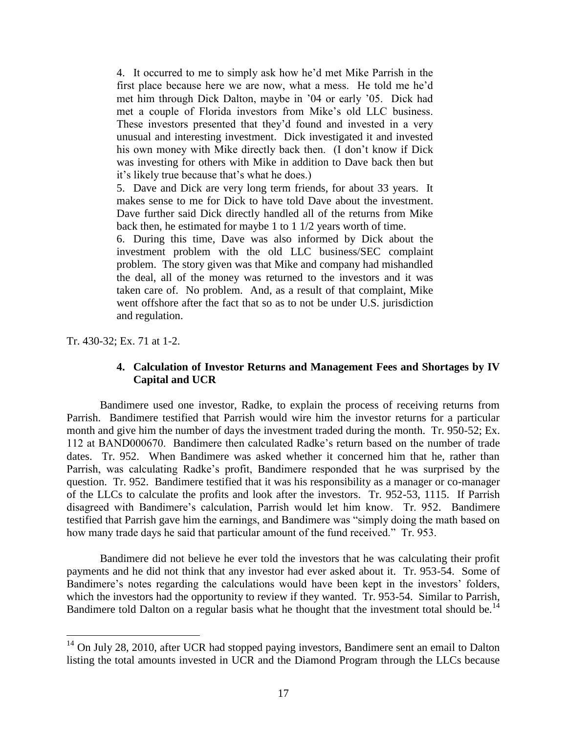> 4. It occurred to me to simply ask how he'd met Mike Parrish in the first place because here we are now, what a mess. He told me he'd met him through Dick Dalton, maybe in '04 or early '05. Dick had met a couple of Florida investors from Mike's old LLC business. These investors presented that they'd found and invested in a very unusual and interesting investment. Dick investigated it and invested his own money with Mike directly back then. (I don't know if Dick was investing for others with Mike in addition to Dave back then but it's likely true because that's what he does.)
>
> 5. Dave and Dick are very long term friends, for about 33 years. It makes sense to me for Dick to have told Dave about the investment. Dave further said Dick directly handled all of the returns from Mike back then, he estimated for maybe 1 to 1 1/2 years worth of time.
>
> 6. During this time, Dave was also informed by Dick about the investment problem with the old LLC business/SEC complaint problem. The story given was that Mike and company had mishandled the deal, all of the money was returned to the investors and it was taken care of. No problem. And, as a result of that complaint, Mike went offshore after the fact that so as to not be under U.S. jurisdiction and regulation.

Tr. 430-32; Ex. 71 at 1-2.

#### 4. Calculation of Investor Returns and Management Fees and Shortages by IV Capital and UCR

Bandimere used one investor, Radke, to explain the process of receiving returns from Parrish. Bandimere testified that Parrish would wire him the investor returns for a particular month and give him the number of days the investment traded during the month. Tr. 950-52; Ex. 112 at BAND000670. Bandimere then calculated Radke's return based on the number of trade dates. Tr. 952. When Bandimere was asked whether it concerned him that he, rather than Parrish, was calculating Radke's profit, Bandimere responded that he was surprised by the question. Tr. 952. Bandimere testified that it was his responsibility as a manager or co-manager of the LLCs to calculate the profits and look after the investors. Tr. 952-53, 1115. If Parrish disagreed with Bandimere's calculation, Parrish would let him know. Tr. 952. Bandimere testified that Parrish gave him the earnings, and Bandimere was "simply doing the math based on how many trade days he said that particular amount of the fund received." Tr. 953.

Bandimere did not believe he ever told the investors that he was calculating their profit payments and he did not think that any investor had ever asked about it. Tr. 953-54. Some of Bandimere's notes regarding the calculations would have been kept in the investors' folders, which the investors had the opportunity to review if they wanted. Tr. 953-54. Similar to Parrish, Bandimere told Dalton on a regular basis what he thought that the investment total should be.[14]

---

[14] On July 28, 2010, after UCR had stopped paying investors, Bandimere sent an email to Dalton listing the total amounts invested in UCR and the Diamond Program through the LLCs because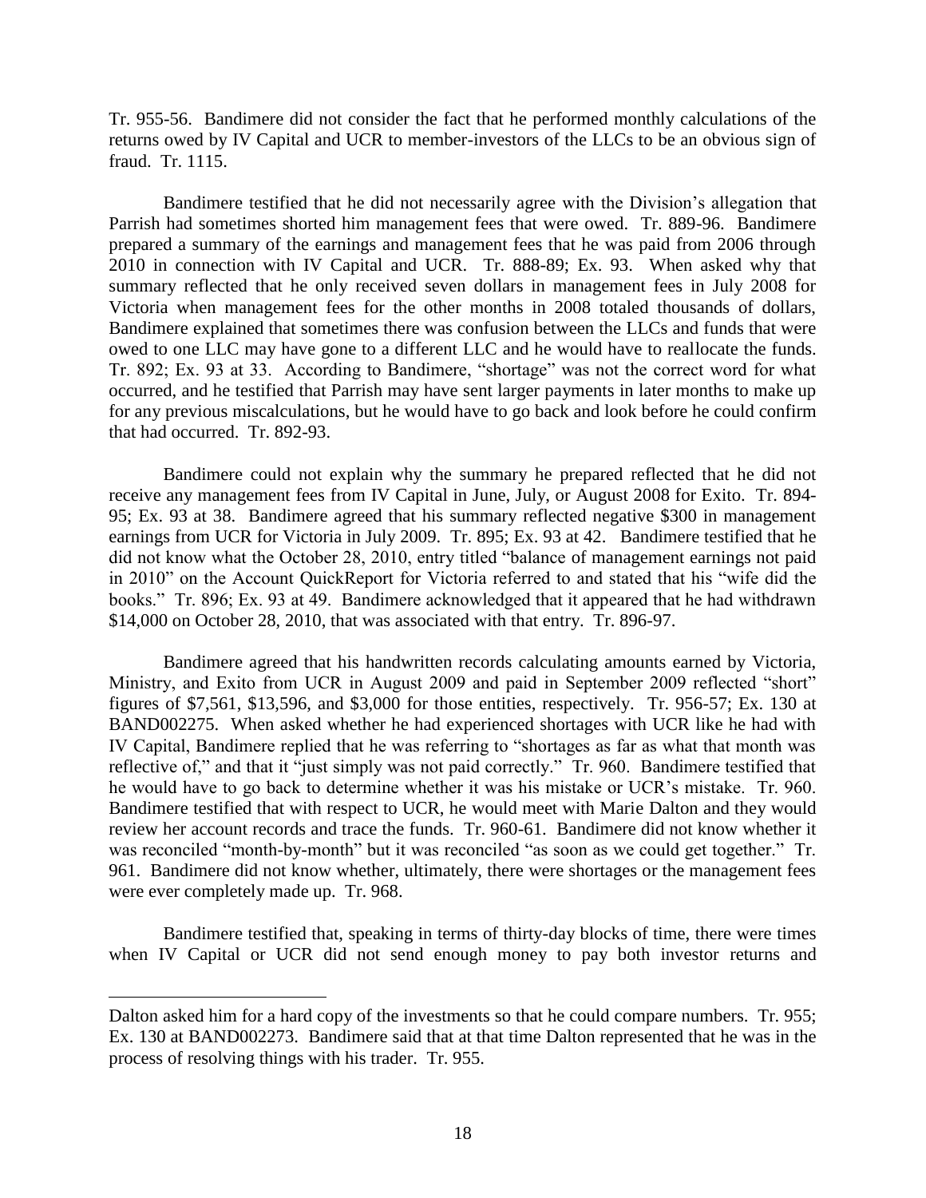Tr. 955-56. Bandimere did not consider the fact that he performed monthly calculations of the returns owed by IV Capital and UCR to member-investors of the LLCs to be an obvious sign of fraud. Tr. 1115.

Bandimere testified that he did not necessarily agree with the Division's allegation that Parrish had sometimes shorted him management fees that were owed. Tr. 889-96. Bandimere prepared a summary of the earnings and management fees that he was paid from 2006 through 2010 in connection with IV Capital and UCR. Tr. 888-89; Ex. 93. When asked why that summary reflected that he only received seven dollars in management fees in July 2008 for Victoria when management fees for the other months in 2008 totaled thousands of dollars, Bandimere explained that sometimes there was confusion between the LLCs and funds that were owed to one LLC may have gone to a different LLC and he would have to reallocate the funds. Tr. 892; Ex. 93 at 33. According to Bandimere, "shortage" was not the correct word for what occurred, and he testified that Parrish may have sent larger payments in later months to make up for any previous miscalculations, but he would have to go back and look before he could confirm that had occurred. Tr. 892-93.

Bandimere could not explain why the summary he prepared reflected that he did not receive any management fees from IV Capital in June, July, or August 2008 for Exito. Tr. 894-95; Ex. 93 at 38. Bandimere agreed that his summary reflected negative $300 in management earnings from UCR for Victoria in July 2009. Tr. 895; Ex. 93 at 42. Bandimere testified that he did not know what the October 28, 2010, entry titled "balance of management earnings not paid in 2010" on the Account QuickReport for Victoria referred to and stated that his "wife did the books." Tr. 896; Ex. 93 at 49. Bandimere acknowledged that it appeared that he had withdrawn $14,000 on October 28, 2010, that was associated with that entry. Tr. 896-97.

Bandimere agreed that his handwritten records calculating amounts earned by Victoria, Ministry, and Exito from UCR in August 2009 and paid in September 2009 reflected "short" figures of $7,561, $13,596, and $3,000 for those entities, respectively. Tr. 956-57; Ex. 130 at BAND002275. When asked whether he had experienced shortages with UCR like he had with IV Capital, Bandimere replied that he was referring to "shortages as far as what that month was reflective of," and that it "just simply was not paid correctly." Tr. 960. Bandimere testified that he would have to go back to determine whether it was his mistake or UCR's mistake. Tr. 960. Bandimere testified that with respect to UCR, he would meet with Marie Dalton and they would review her account records and trace the funds. Tr. 960-61. Bandimere did not know whether it was reconciled "month-by-month" but it was reconciled "as soon as we could get together." Tr. 961. Bandimere did not know whether, ultimately, there were shortages or the management fees were ever completely made up. Tr. 968.

Bandimere testified that, speaking in terms of thirty-day blocks of time, there were times when IV Capital or UCR did not send enough money to pay both investor returns and

---

Dalton asked him for a hard copy of the investments so that he could compare numbers. Tr. 955; Ex. 130 at BAND002273. Bandimere said that at that time Dalton represented that he was in the process of resolving things with his trader. Tr. 955.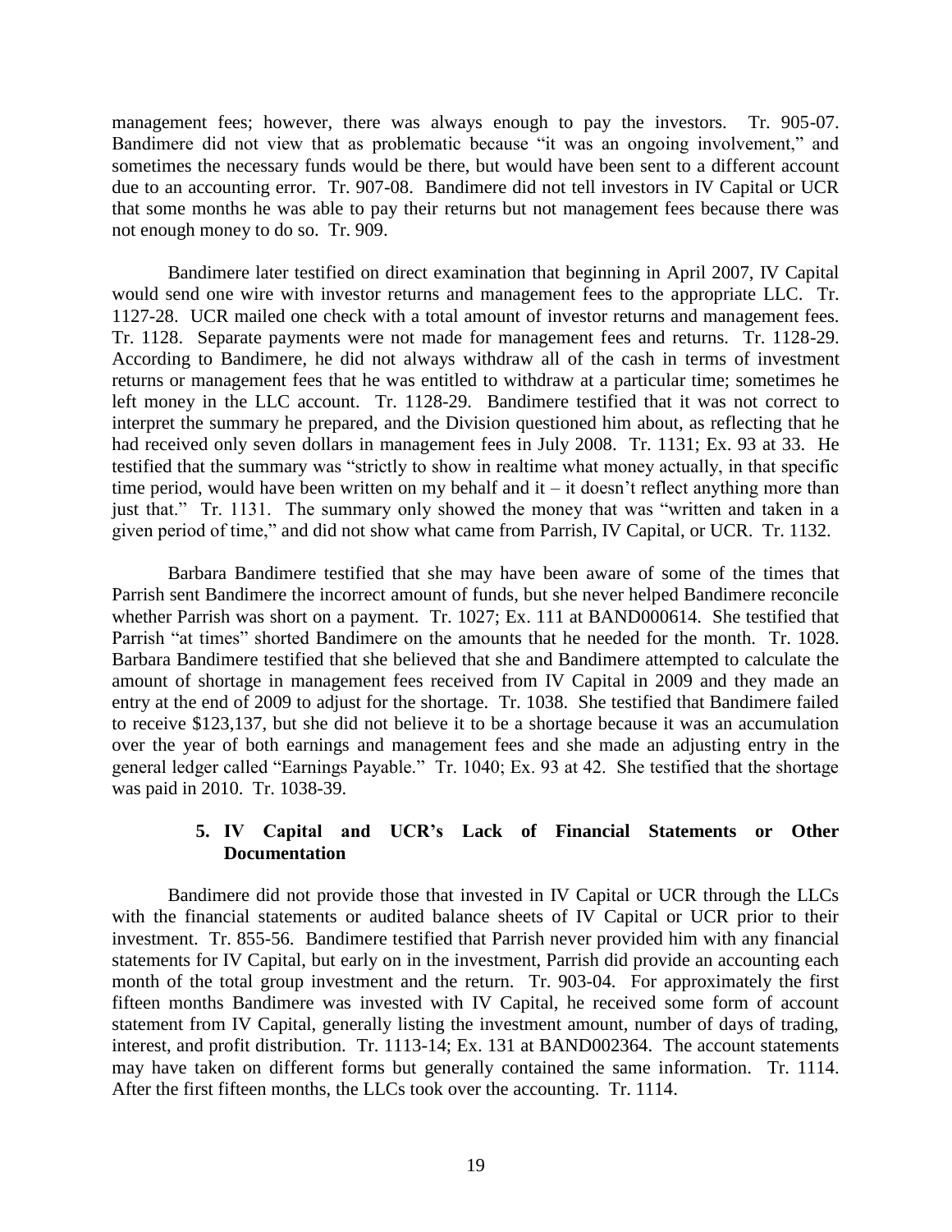management fees; however, there was always enough to pay the investors. Tr. 905-07. Bandimere did not view that as problematic because "it was an ongoing involvement," and sometimes the necessary funds would be there, but would have been sent to a different account due to an accounting error. Tr. 907-08. Bandimere did not tell investors in IV Capital or UCR that some months he was able to pay their returns but not management fees because there was not enough money to do so. Tr. 909.

Bandimere later testified on direct examination that beginning in April 2007, IV Capital would send one wire with investor returns and management fees to the appropriate LLC. Tr. 1127-28. UCR mailed one check with a total amount of investor returns and management fees. Tr. 1128. Separate payments were not made for management fees and returns. Tr. 1128-29. According to Bandimere, he did not always withdraw all of the cash in terms of investment returns or management fees that he was entitled to withdraw at a particular time; sometimes he left money in the LLC account. Tr. 1128-29. Bandimere testified that it was not correct to interpret the summary he prepared, and the Division questioned him about, as reflecting that he had received only seven dollars in management fees in July 2008. Tr. 1131; Ex. 93 at 33. He testified that the summary was "strictly to show in realtime what money actually, in that specific time period, would have been written on my behalf and it – it doesn't reflect anything more than just that." Tr. 1131. The summary only showed the money that was "written and taken in a given period of time," and did not show what came from Parrish, IV Capital, or UCR. Tr. 1132.

Barbara Bandimere testified that she may have been aware of some of the times that Parrish sent Bandimere the incorrect amount of funds, but she never helped Bandimere reconcile whether Parrish was short on a payment. Tr. 1027; Ex. 111 at BAND000614. She testified that Parrish "at times" shorted Bandimere on the amounts that he needed for the month. Tr. 1028. Barbara Bandimere testified that she believed that she and Bandimere attempted to calculate the amount of shortage in management fees received from IV Capital in 2009 and they made an entry at the end of 2009 to adjust for the shortage. Tr. 1038. She testified that Bandimere failed to receive $123,137, but she did not believe it to be a shortage because it was an accumulation over the year of both earnings and management fees and she made an adjusting entry in the general ledger called "Earnings Payable." Tr. 1040; Ex. 93 at 42. She testified that the shortage was paid in 2010. Tr. 1038-39.

### 5. IV Capital and UCR's Lack of Financial Statements or Other Documentation

Bandimere did not provide those that invested in IV Capital or UCR through the LLCs with the financial statements or audited balance sheets of IV Capital or UCR prior to their investment. Tr. 855-56. Bandimere testified that Parrish never provided him with any financial statements for IV Capital, but early on in the investment, Parrish did provide an accounting each month of the total group investment and the return. Tr. 903-04. For approximately the first fifteen months Bandimere was invested with IV Capital, he received some form of account statement from IV Capital, generally listing the investment amount, number of days of trading, interest, and profit distribution. Tr. 1113-14; Ex. 131 at BAND002364. The account statements may have taken on different forms but generally contained the same information. Tr. 1114. After the first fifteen months, the LLCs took over the accounting. Tr. 1114.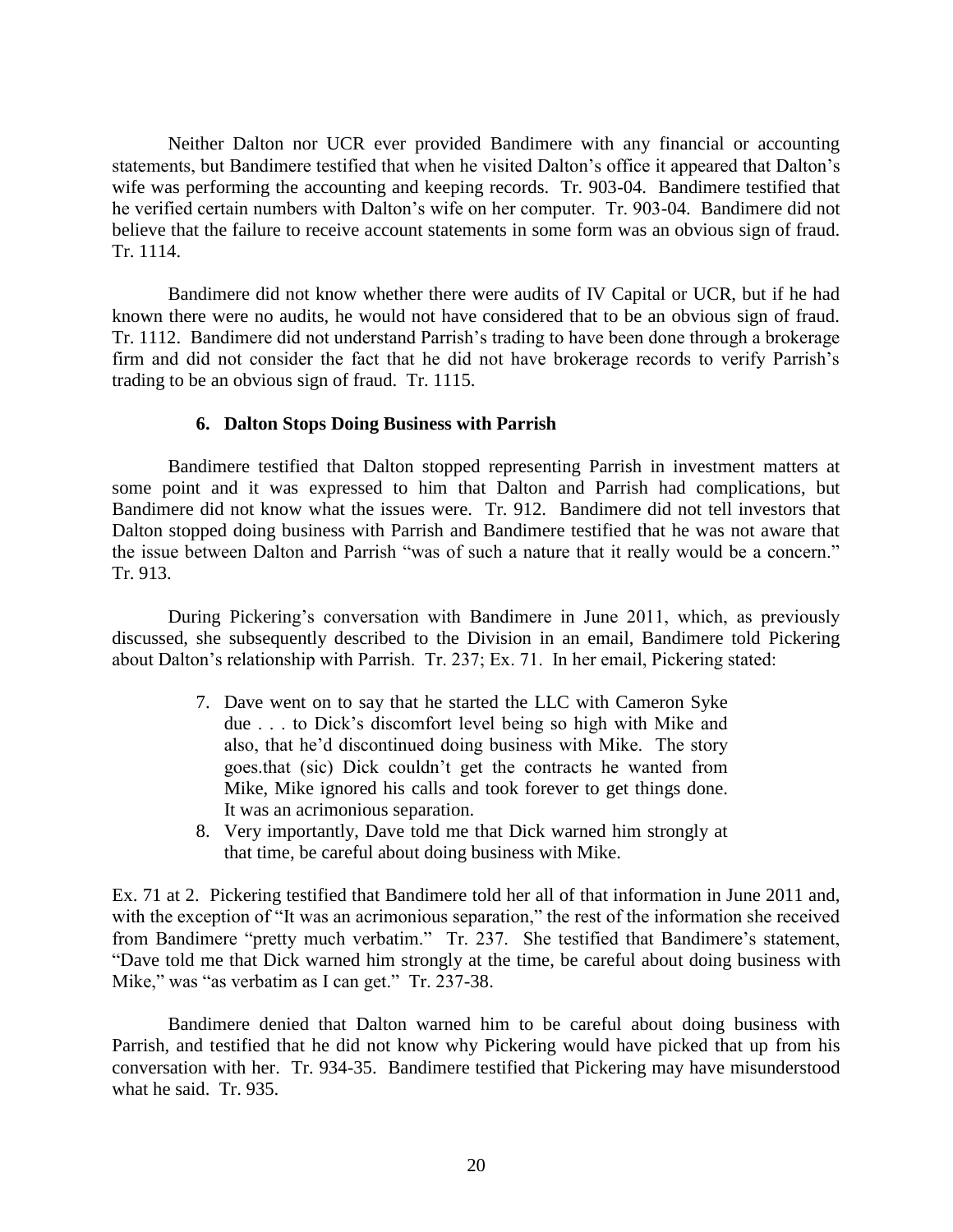Neither Dalton nor UCR ever provided Bandimere with any financial or accounting statements, but Bandimere testified that when he visited Dalton's office it appeared that Dalton's wife was performing the accounting and keeping records. Tr. 903-04. Bandimere testified that he verified certain numbers with Dalton's wife on her computer. Tr. 903-04. Bandimere did not believe that the failure to receive account statements in some form was an obvious sign of fraud. Tr. 1114.

Bandimere did not know whether there were audits of IV Capital or UCR, but if he had known there were no audits, he would not have considered that to be an obvious sign of fraud. Tr. 1112. Bandimere did not understand Parrish's trading to have been done through a brokerage firm and did not consider the fact that he did not have brokerage records to verify Parrish's trading to be an obvious sign of fraud. Tr. 1115.

#### 6. Dalton Stops Doing Business with Parrish

Bandimere testified that Dalton stopped representing Parrish in investment matters at some point and it was expressed to him that Dalton and Parrish had complications, but Bandimere did not know what the issues were. Tr. 912. Bandimere did not tell investors that Dalton stopped doing business with Parrish and Bandimere testified that he was not aware that the issue between Dalton and Parrish "was of such a nature that it really would be a concern." Tr. 913.

During Pickering's conversation with Bandimere in June 2011, which, as previously discussed, she subsequently described to the Division in an email, Bandimere told Pickering about Dalton's relationship with Parrish. Tr. 237; Ex. 71. In her email, Pickering stated:

> 7. Dave went on to say that he started the LLC with Cameron Syke due . . . to Dick's discomfort level being so high with Mike and also, that he'd discontinued doing business with Mike. The story goes.that (sic) Dick couldn't get the contracts he wanted from Mike, Mike ignored his calls and took forever to get things done. It was an acrimonious separation.
> 8. Very importantly, Dave told me that Dick warned him strongly at that time, be careful about doing business with Mike.

Ex. 71 at 2. Pickering testified that Bandimere told her all of that information in June 2011 and, with the exception of "It was an acrimonious separation," the rest of the information she received from Bandimere "pretty much verbatim." Tr. 237. She testified that Bandimere's statement, "Dave told me that Dick warned him strongly at the time, be careful about doing business with Mike," was "as verbatim as I can get." Tr. 237-38.

Bandimere denied that Dalton warned him to be careful about doing business with Parrish, and testified that he did not know why Pickering would have picked that up from his conversation with her. Tr. 934-35. Bandimere testified that Pickering may have misunderstood what he said. Tr. 935.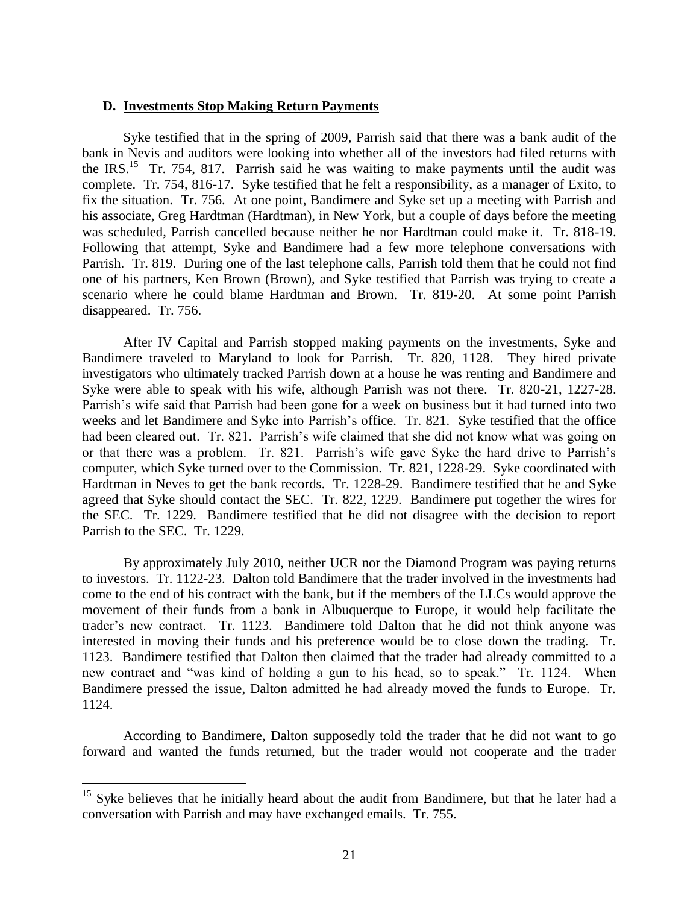### D. <u>Investments Stop Making Return Payments</u>

Syke testified that in the spring of 2009, Parrish said that there was a bank audit of the bank in Nevis and auditors were looking into whether all of the investors had filed returns with the IRS.[15] Tr. 754, 817. Parrish said he was waiting to make payments until the audit was complete. Tr. 754, 816-17. Syke testified that he felt a responsibility, as a manager of Exito, to fix the situation. Tr. 756. At one point, Bandimere and Syke set up a meeting with Parrish and his associate, Greg Hardtman (Hardtman), in New York, but a couple of days before the meeting was scheduled, Parrish cancelled because neither he nor Hardtman could make it. Tr. 818-19. Following that attempt, Syke and Bandimere had a few more telephone conversations with Parrish. Tr. 819. During one of the last telephone calls, Parrish told them that he could not find one of his partners, Ken Brown (Brown), and Syke testified that Parrish was trying to create a scenario where he could blame Hardtman and Brown. Tr. 819-20. At some point Parrish disappeared. Tr. 756.

After IV Capital and Parrish stopped making payments on the investments, Syke and Bandimere traveled to Maryland to look for Parrish. Tr. 820, 1128. They hired private investigators who ultimately tracked Parrish down at a house he was renting and Bandimere and Syke were able to speak with his wife, although Parrish was not there. Tr. 820-21, 1227-28. Parrish's wife said that Parrish had been gone for a week on business but it had turned into two weeks and let Bandimere and Syke into Parrish's office. Tr. 821. Syke testified that the office had been cleared out. Tr. 821. Parrish's wife claimed that she did not know what was going on or that there was a problem. Tr. 821. Parrish's wife gave Syke the hard drive to Parrish's computer, which Syke turned over to the Commission. Tr. 821, 1228-29. Syke coordinated with Hardtman in Neves to get the bank records. Tr. 1228-29. Bandimere testified that he and Syke agreed that Syke should contact the SEC. Tr. 822, 1229. Bandimere put together the wires for the SEC. Tr. 1229. Bandimere testified that he did not disagree with the decision to report Parrish to the SEC. Tr. 1229.

By approximately July 2010, neither UCR nor the Diamond Program was paying returns to investors. Tr. 1122-23. Dalton told Bandimere that the trader involved in the investments had come to the end of his contract with the bank, but if the members of the LLCs would approve the movement of their funds from a bank in Albuquerque to Europe, it would help facilitate the trader's new contract. Tr. 1123. Bandimere told Dalton that he did not think anyone was interested in moving their funds and his preference would be to close down the trading. Tr. 1123. Bandimere testified that Dalton then claimed that the trader had already committed to a new contract and "was kind of holding a gun to his head, so to speak." Tr. 1124. When Bandimere pressed the issue, Dalton admitted he had already moved the funds to Europe. Tr. 1124.

According to Bandimere, Dalton supposedly told the trader that he did not want to go forward and wanted the funds returned, but the trader would not cooperate and the trader

---

[15] Syke believes that he initially heard about the audit from Bandimere, but that he later had a conversation with Parrish and may have exchanged emails. Tr. 755.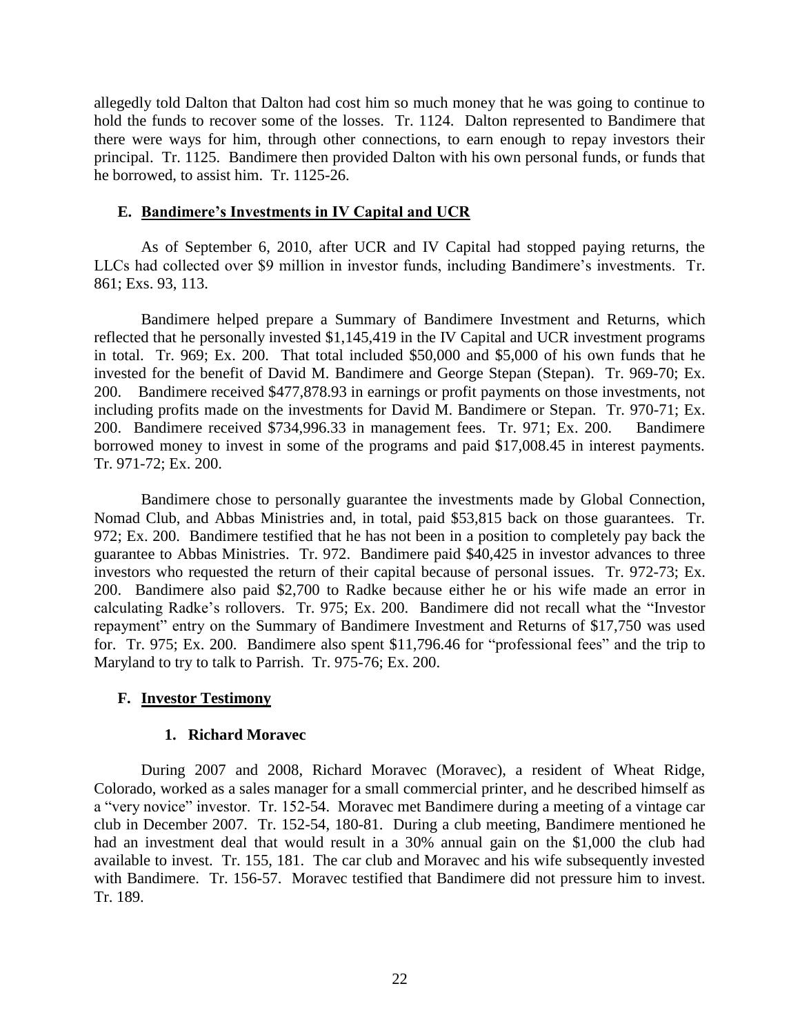allegedly told Dalton that Dalton had cost him so much money that he was going to continue to hold the funds to recover some of the losses. Tr. 1124. Dalton represented to Bandimere that there were ways for him, through other connections, to earn enough to repay investors their principal. Tr. 1125. Bandimere then provided Dalton with his own personal funds, or funds that he borrowed, to assist him. Tr. 1125-26.

### E. Bandimere's Investments in IV Capital and UCR

As of September 6, 2010, after UCR and IV Capital had stopped paying returns, the LLCs had collected over $9 million in investor funds, including Bandimere's investments. Tr. 861; Exs. 93, 113.

Bandimere helped prepare a Summary of Bandimere Investment and Returns, which reflected that he personally invested $1,145,419 in the IV Capital and UCR investment programs in total. Tr. 969; Ex. 200. That total included $50,000 and $5,000 of his own funds that he invested for the benefit of David M. Bandimere and George Stepan (Stepan). Tr. 969-70; Ex. 200. Bandimere received $477,878.93 in earnings or profit payments on those investments, not including profits made on the investments for David M. Bandimere or Stepan. Tr. 970-71; Ex. 200. Bandimere received $734,996.33 in management fees. Tr. 971; Ex. 200. Bandimere borrowed money to invest in some of the programs and paid $17,008.45 in interest payments. Tr. 971-72; Ex. 200.

Bandimere chose to personally guarantee the investments made by Global Connection, Nomad Club, and Abbas Ministries and, in total, paid $53,815 back on those guarantees. Tr. 972; Ex. 200. Bandimere testified that he has not been in a position to completely pay back the guarantee to Abbas Ministries. Tr. 972. Bandimere paid $40,425 in investor advances to three investors who requested the return of their capital because of personal issues. Tr. 972-73; Ex. 200. Bandimere also paid $2,700 to Radke because either he or his wife made an error in calculating Radke's rollovers. Tr. 975; Ex. 200. Bandimere did not recall what the "Investor repayment" entry on the Summary of Bandimere Investment and Returns of $17,750 was used for. Tr. 975; Ex. 200. Bandimere also spent $11,796.46 for "professional fees" and the trip to Maryland to try to talk to Parrish. Tr. 975-76; Ex. 200.

### F. Investor Testimony

#### 1. Richard Moravec

During 2007 and 2008, Richard Moravec (Moravec), a resident of Wheat Ridge, Colorado, worked as a sales manager for a small commercial printer, and he described himself as a "very novice" investor. Tr. 152-54. Moravec met Bandimere during a meeting of a vintage car club in December 2007. Tr. 152-54, 180-81. During a club meeting, Bandimere mentioned he had an investment deal that would result in a 30% annual gain on the $1,000 the club had available to invest. Tr. 155, 181. The car club and Moravec and his wife subsequently invested with Bandimere. Tr. 156-57. Moravec testified that Bandimere did not pressure him to invest. Tr. 189.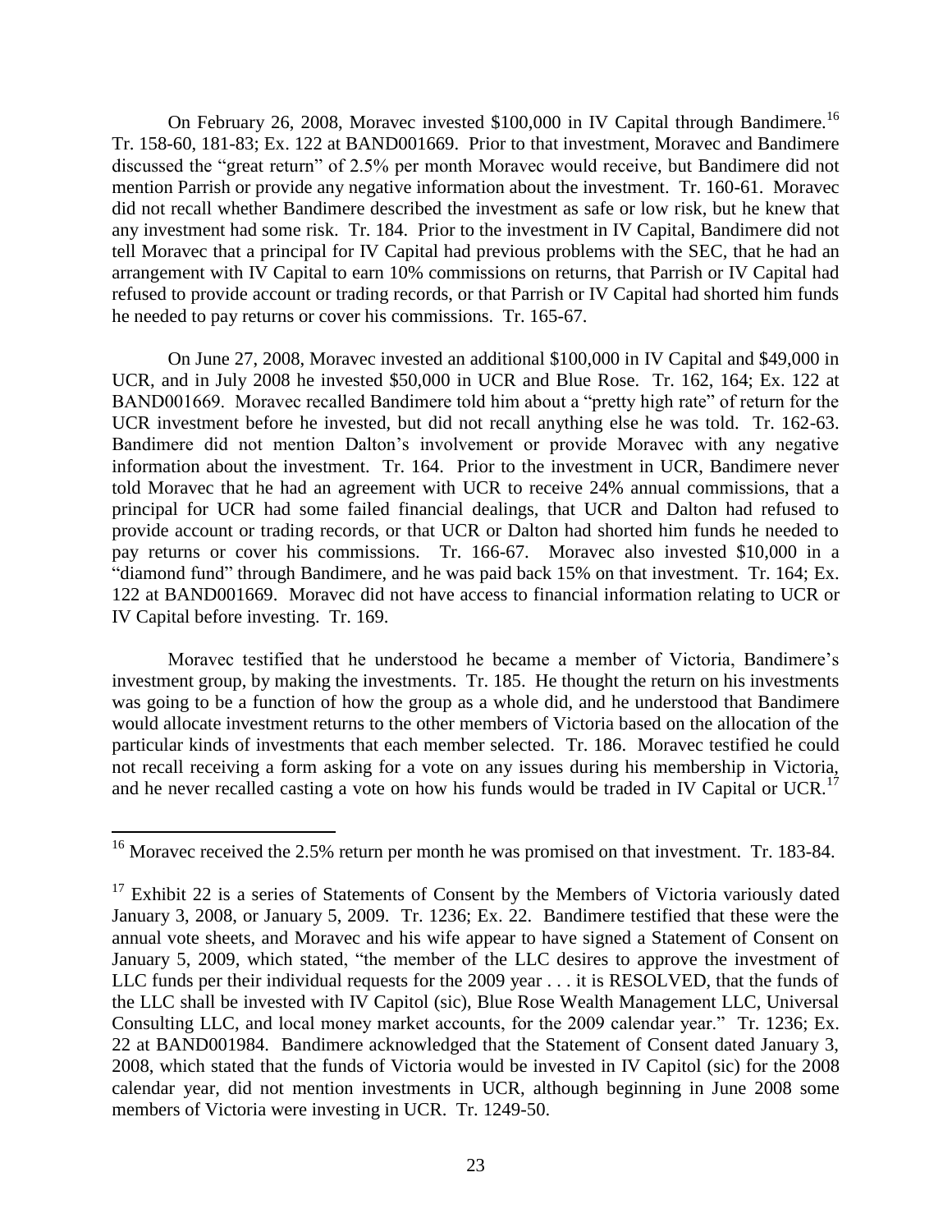On February 26, 2008, Moravec invested $100,000 in IV Capital through Bandimere.[16] Tr. 158-60, 181-83; Ex. 122 at BAND001669. Prior to that investment, Moravec and Bandimere discussed the "great return" of 2.5% per month Moravec would receive, but Bandimere did not mention Parrish or provide any negative information about the investment. Tr. 160-61. Moravec did not recall whether Bandimere described the investment as safe or low risk, but he knew that any investment had some risk. Tr. 184. Prior to the investment in IV Capital, Bandimere did not tell Moravec that a principal for IV Capital had previous problems with the SEC, that he had an arrangement with IV Capital to earn 10% commissions on returns, that Parrish or IV Capital had refused to provide account or trading records, or that Parrish or IV Capital had shorted him funds he needed to pay returns or cover his commissions. Tr. 165-67.

On June 27, 2008, Moravec invested an additional $100,000 in IV Capital and $49,000 in UCR, and in July 2008 he invested $50,000 in UCR and Blue Rose. Tr. 162, 164; Ex. 122 at BAND001669. Moravec recalled Bandimere told him about a "pretty high rate" of return for the UCR investment before he invested, but did not recall anything else he was told. Tr. 162-63. Bandimere did not mention Dalton's involvement or provide Moravec with any negative information about the investment. Tr. 164. Prior to the investment in UCR, Bandimere never told Moravec that he had an agreement with UCR to receive 24% annual commissions, that a principal for UCR had some failed financial dealings, that UCR and Dalton had refused to provide account or trading records, or that UCR or Dalton had shorted him funds he needed to pay returns or cover his commissions. Tr. 166-67. Moravec also invested $10,000 in a "diamond fund" through Bandimere, and he was paid back 15% on that investment. Tr. 164; Ex. 122 at BAND001669. Moravec did not have access to financial information relating to UCR or IV Capital before investing. Tr. 169.

Moravec testified that he understood he became a member of Victoria, Bandimere's investment group, by making the investments. Tr. 185. He thought the return on his investments was going to be a function of how the group as a whole did, and he understood that Bandimere would allocate investment returns to the other members of Victoria based on the allocation of the particular kinds of investments that each member selected. Tr. 186. Moravec testified he could not recall receiving a form asking for a vote on any issues during his membership in Victoria, and he never recalled casting a vote on how his funds would be traded in IV Capital or UCR.[17]

---

[16] Moravec received the 2.5% return per month he was promised on that investment. Tr. 183-84.

[17] Exhibit 22 is a series of Statements of Consent by the Members of Victoria variously dated January 3, 2008, or January 5, 2009. Tr. 1236; Ex. 22. Bandimere testified that these were the annual vote sheets, and Moravec and his wife appear to have signed a Statement of Consent on January 5, 2009, which stated, "the member of the LLC desires to approve the investment of LLC funds per their individual requests for the 2009 year . . . it is RESOLVED, that the funds of the LLC shall be invested with IV Capitol (sic), Blue Rose Wealth Management LLC, Universal Consulting LLC, and local money market accounts, for the 2009 calendar year." Tr. 1236; Ex. 22 at BAND001984. Bandimere acknowledged that the Statement of Consent dated January 3, 2008, which stated that the funds of Victoria would be invested in IV Capitol (sic) for the 2008 calendar year, did not mention investments in UCR, although beginning in June 2008 some members of Victoria were investing in UCR. Tr. 1249-50.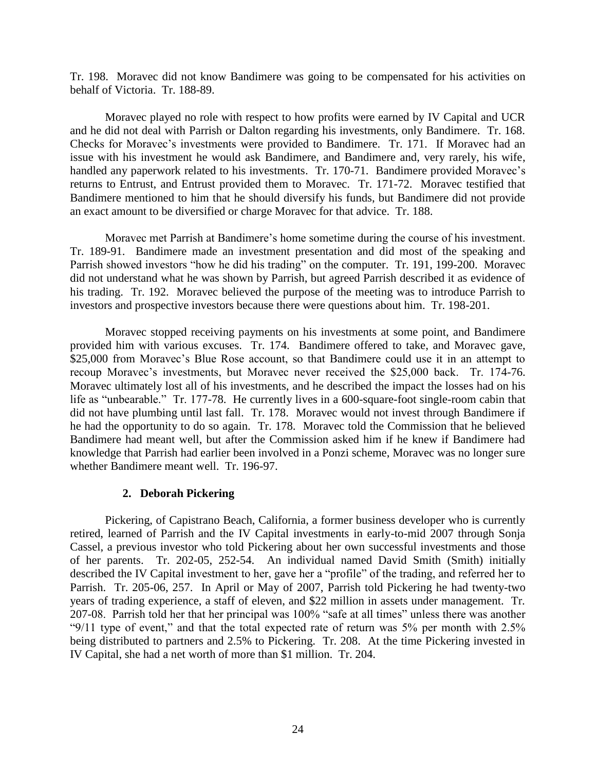Tr. 198. Moravec did not know Bandimere was going to be compensated for his activities on behalf of Victoria. Tr. 188-89.

Moravec played no role with respect to how profits were earned by IV Capital and UCR and he did not deal with Parrish or Dalton regarding his investments, only Bandimere. Tr. 168. Checks for Moravec's investments were provided to Bandimere. Tr. 171. If Moravec had an issue with his investment he would ask Bandimere, and Bandimere and, very rarely, his wife, handled any paperwork related to his investments. Tr. 170-71. Bandimere provided Moravec's returns to Entrust, and Entrust provided them to Moravec. Tr. 171-72. Moravec testified that Bandimere mentioned to him that he should diversify his funds, but Bandimere did not provide an exact amount to be diversified or charge Moravec for that advice. Tr. 188.

Moravec met Parrish at Bandimere's home sometime during the course of his investment. Tr. 189-91. Bandimere made an investment presentation and did most of the speaking and Parrish showed investors "how he did his trading" on the computer. Tr. 191, 199-200. Moravec did not understand what he was shown by Parrish, but agreed Parrish described it as evidence of his trading. Tr. 192. Moravec believed the purpose of the meeting was to introduce Parrish to investors and prospective investors because there were questions about him. Tr. 198-201.

Moravec stopped receiving payments on his investments at some point, and Bandimere provided him with various excuses. Tr. 174. Bandimere offered to take, and Moravec gave, \$25,000 from Moravec's Blue Rose account, so that Bandimere could use it in an attempt to recoup Moravec's investments, but Moravec never received the \$25,000 back. Tr. 174-76. Moravec ultimately lost all of his investments, and he described the impact the losses had on his life as "unbearable." Tr. 177-78. He currently lives in a 600-square-foot single-room cabin that did not have plumbing until last fall. Tr. 178. Moravec would not invest through Bandimere if he had the opportunity to do so again. Tr. 178. Moravec told the Commission that he believed Bandimere had meant well, but after the Commission asked him if he knew if Bandimere had knowledge that Parrish had earlier been involved in a Ponzi scheme, Moravec was no longer sure whether Bandimere meant well. Tr. 196-97.

### 2. Deborah Pickering

Pickering, of Capistrano Beach, California, a former business developer who is currently retired, learned of Parrish and the IV Capital investments in early-to-mid 2007 through Sonja Cassel, a previous investor who told Pickering about her own successful investments and those of her parents. Tr. 202-05, 252-54. An individual named David Smith (Smith) initially described the IV Capital investment to her, gave her a "profile" of the trading, and referred her to Parrish. Tr. 205-06, 257. In April or May of 2007, Parrish told Pickering he had twenty-two years of trading experience, a staff of eleven, and \$22 million in assets under management. Tr. 207-08. Parrish told her that her principal was 100% "safe at all times" unless there was another "9/11 type of event," and that the total expected rate of return was 5% per month with 2.5% being distributed to partners and 2.5% to Pickering. Tr. 208. At the time Pickering invested in IV Capital, she had a net worth of more than \$1 million. Tr. 204.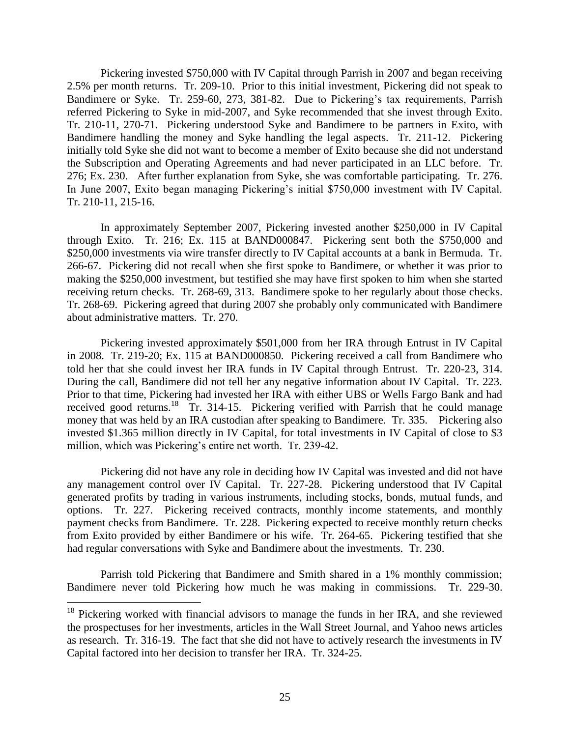Pickering invested $750,000 with IV Capital through Parrish in 2007 and began receiving 2.5% per month returns. Tr. 209-10. Prior to this initial investment, Pickering did not speak to Bandimere or Syke. Tr. 259-60, 273, 381-82. Due to Pickering's tax requirements, Parrish referred Pickering to Syke in mid-2007, and Syke recommended that she invest through Exito. Tr. 210-11, 270-71. Pickering understood Syke and Bandimere to be partners in Exito, with Bandimere handling the money and Syke handling the legal aspects. Tr. 211-12. Pickering initially told Syke she did not want to become a member of Exito because she did not understand the Subscription and Operating Agreements and had never participated in an LLC before. Tr. 276; Ex. 230. After further explanation from Syke, she was comfortable participating. Tr. 276. In June 2007, Exito began managing Pickering's initial $750,000 investment with IV Capital. Tr. 210-11, 215-16.

In approximately September 2007, Pickering invested another $250,000 in IV Capital through Exito. Tr. 216; Ex. 115 at BAND000847. Pickering sent both the $750,000 and $250,000 investments via wire transfer directly to IV Capital accounts at a bank in Bermuda. Tr. 266-67. Pickering did not recall when she first spoke to Bandimere, or whether it was prior to making the $250,000 investment, but testified she may have first spoken to him when she started receiving return checks. Tr. 268-69, 313. Bandimere spoke to her regularly about those checks. Tr. 268-69. Pickering agreed that during 2007 she probably only communicated with Bandimere about administrative matters. Tr. 270.

Pickering invested approximately $501,000 from her IRA through Entrust in IV Capital in 2008. Tr. 219-20; Ex. 115 at BAND000850. Pickering received a call from Bandimere who told her that she could invest her IRA funds in IV Capital through Entrust. Tr. 220-23, 314. During the call, Bandimere did not tell her any negative information about IV Capital. Tr. 223. Prior to that time, Pickering had invested her IRA with either UBS or Wells Fargo Bank and had received good returns.[18] Tr. 314-15. Pickering verified with Parrish that he could manage money that was held by an IRA custodian after speaking to Bandimere. Tr. 335. Pickering also invested $1.365 million directly in IV Capital, for total investments in IV Capital of close to $3 million, which was Pickering's entire net worth. Tr. 239-42.

Pickering did not have any role in deciding how IV Capital was invested and did not have any management control over IV Capital. Tr. 227-28. Pickering understood that IV Capital generated profits by trading in various instruments, including stocks, bonds, mutual funds, and options. Tr. 227. Pickering received contracts, monthly income statements, and monthly payment checks from Bandimere. Tr. 228. Pickering expected to receive monthly return checks from Exito provided by either Bandimere or his wife. Tr. 264-65. Pickering testified that she had regular conversations with Syke and Bandimere about the investments. Tr. 230.

Parrish told Pickering that Bandimere and Smith shared in a 1% monthly commission; Bandimere never told Pickering how much he was making in commissions. Tr. 229-30.

---

[18] Pickering worked with financial advisors to manage the funds in her IRA, and she reviewed the prospectuses for her investments, articles in the Wall Street Journal, and Yahoo news articles as research. Tr. 316-19. The fact that she did not have to actively research the investments in IV Capital factored into her decision to transfer her IRA. Tr. 324-25.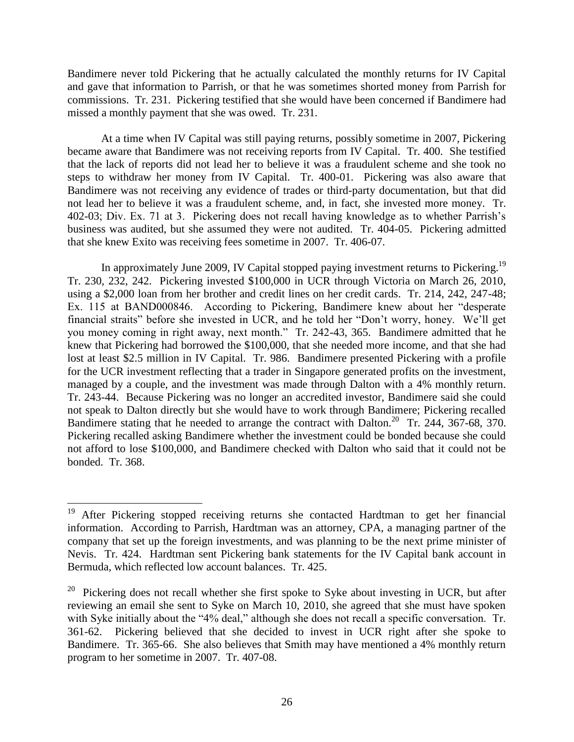Bandimere never told Pickering that he actually calculated the monthly returns for IV Capital and gave that information to Parrish, or that he was sometimes shorted money from Parrish for commissions. Tr. 231. Pickering testified that she would have been concerned if Bandimere had missed a monthly payment that she was owed. Tr. 231.

At a time when IV Capital was still paying returns, possibly sometime in 2007, Pickering became aware that Bandimere was not receiving reports from IV Capital. Tr. 400. She testified that the lack of reports did not lead her to believe it was a fraudulent scheme and she took no steps to withdraw her money from IV Capital. Tr. 400-01. Pickering was also aware that Bandimere was not receiving any evidence of trades or third-party documentation, but that did not lead her to believe it was a fraudulent scheme, and, in fact, she invested more money. Tr. 402-03; Div. Ex. 71 at 3. Pickering does not recall having knowledge as to whether Parrish's business was audited, but she assumed they were not audited. Tr. 404-05. Pickering admitted that she knew Exito was receiving fees sometime in 2007. Tr. 406-07.

In approximately June 2009, IV Capital stopped paying investment returns to Pickering.[19] Tr. 230, 232, 242. Pickering invested $100,000 in UCR through Victoria on March 26, 2010, using a $2,000 loan from her brother and credit lines on her credit cards. Tr. 214, 242, 247-48; Ex. 115 at BAND000846. According to Pickering, Bandimere knew about her "desperate financial straits" before she invested in UCR, and he told her "Don't worry, honey. We'll get you money coming in right away, next month." Tr. 242-43, 365. Bandimere admitted that he knew that Pickering had borrowed the $100,000, that she needed more income, and that she had lost at least $2.5 million in IV Capital. Tr. 986. Bandimere presented Pickering with a profile for the UCR investment reflecting that a trader in Singapore generated profits on the investment, managed by a couple, and the investment was made through Dalton with a 4% monthly return. Tr. 243-44. Because Pickering was no longer an accredited investor, Bandimere said she could not speak to Dalton directly but she would have to work through Bandimere; Pickering recalled Bandimere stating that he needed to arrange the contract with Dalton.[20] Tr. 244, 367-68, 370. Pickering recalled asking Bandimere whether the investment could be bonded because she could not afford to lose $100,000, and Bandimere checked with Dalton who said that it could not be bonded. Tr. 368.

---

[19] After Pickering stopped receiving returns she contacted Hardtman to get her financial information. According to Parrish, Hardtman was an attorney, CPA, a managing partner of the company that set up the foreign investments, and was planning to be the next prime minister of Nevis. Tr. 424. Hardtman sent Pickering bank statements for the IV Capital bank account in Bermuda, which reflected low account balances. Tr. 425.

[20] Pickering does not recall whether she first spoke to Syke about investing in UCR, but after reviewing an email she sent to Syke on March 10, 2010, she agreed that she must have spoken with Syke initially about the "4% deal," although she does not recall a specific conversation. Tr. 361-62. Pickering believed that she decided to invest in UCR right after she spoke to Bandimere. Tr. 365-66. She also believes that Smith may have mentioned a 4% monthly return program to her sometime in 2007. Tr. 407-08.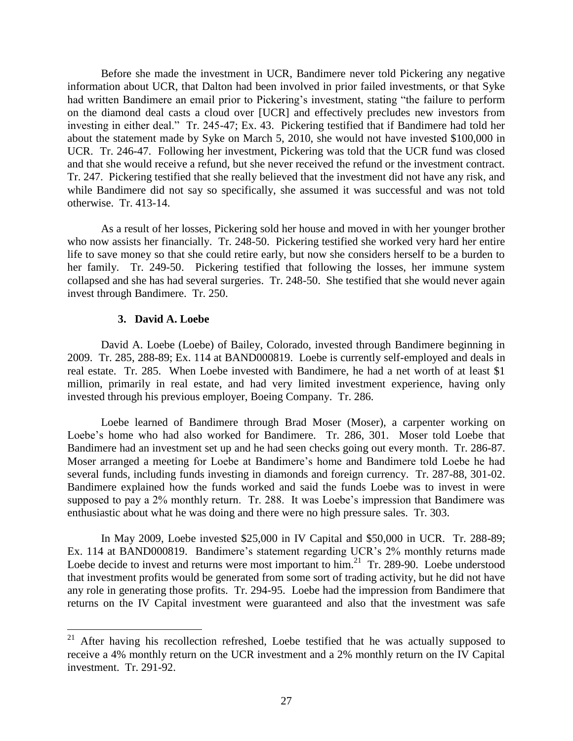Before she made the investment in UCR, Bandimere never told Pickering any negative information about UCR, that Dalton had been involved in prior failed investments, or that Syke had written Bandimere an email prior to Pickering's investment, stating "the failure to perform on the diamond deal casts a cloud over [UCR] and effectively precludes new investors from investing in either deal." Tr. 245-47; Ex. 43. Pickering testified that if Bandimere had told her about the statement made by Syke on March 5, 2010, she would not have invested $100,000 in UCR. Tr. 246-47. Following her investment, Pickering was told that the UCR fund was closed and that she would receive a refund, but she never received the refund or the investment contract. Tr. 247. Pickering testified that she really believed that the investment did not have any risk, and while Bandimere did not say so specifically, she assumed it was successful and was not told otherwise. Tr. 413-14.

As a result of her losses, Pickering sold her house and moved in with her younger brother who now assists her financially. Tr. 248-50. Pickering testified she worked very hard her entire life to save money so that she could retire early, but now she considers herself to be a burden to her family. Tr. 249-50. Pickering testified that following the losses, her immune system collapsed and she has had several surgeries. Tr. 248-50. She testified that she would never again invest through Bandimere. Tr. 250.

### 3. David A. Loebe

David A. Loebe (Loebe) of Bailey, Colorado, invested through Bandimere beginning in 2009. Tr. 285, 288-89; Ex. 114 at BAND000819. Loebe is currently self-employed and deals in real estate. Tr. 285. When Loebe invested with Bandimere, he had a net worth of at least $1 million, primarily in real estate, and had very limited investment experience, having only invested through his previous employer, Boeing Company. Tr. 286.

Loebe learned of Bandimere through Brad Moser (Moser), a carpenter working on Loebe's home who had also worked for Bandimere. Tr. 286, 301. Moser told Loebe that Bandimere had an investment set up and he had seen checks going out every month. Tr. 286-87. Moser arranged a meeting for Loebe at Bandimere's home and Bandimere told Loebe he had several funds, including funds investing in diamonds and foreign currency. Tr. 287-88, 301-02. Bandimere explained how the funds worked and said the funds Loebe was to invest in were supposed to pay a 2% monthly return. Tr. 288. It was Loebe's impression that Bandimere was enthusiastic about what he was doing and there were no high pressure sales. Tr. 303.

In May 2009, Loebe invested $25,000 in IV Capital and $50,000 in UCR. Tr. 288-89; Ex. 114 at BAND000819. Bandimere's statement regarding UCR's 2% monthly returns made Loebe decide to invest and returns were most important to him.[21] Tr. 289-90. Loebe understood that investment profits would be generated from some sort of trading activity, but he did not have any role in generating those profits. Tr. 294-95. Loebe had the impression from Bandimere that returns on the IV Capital investment were guaranteed and also that the investment was safe

---

[21] After having his recollection refreshed, Loebe testified that he was actually supposed to receive a 4% monthly return on the UCR investment and a 2% monthly return on the IV Capital investment. Tr. 291-92.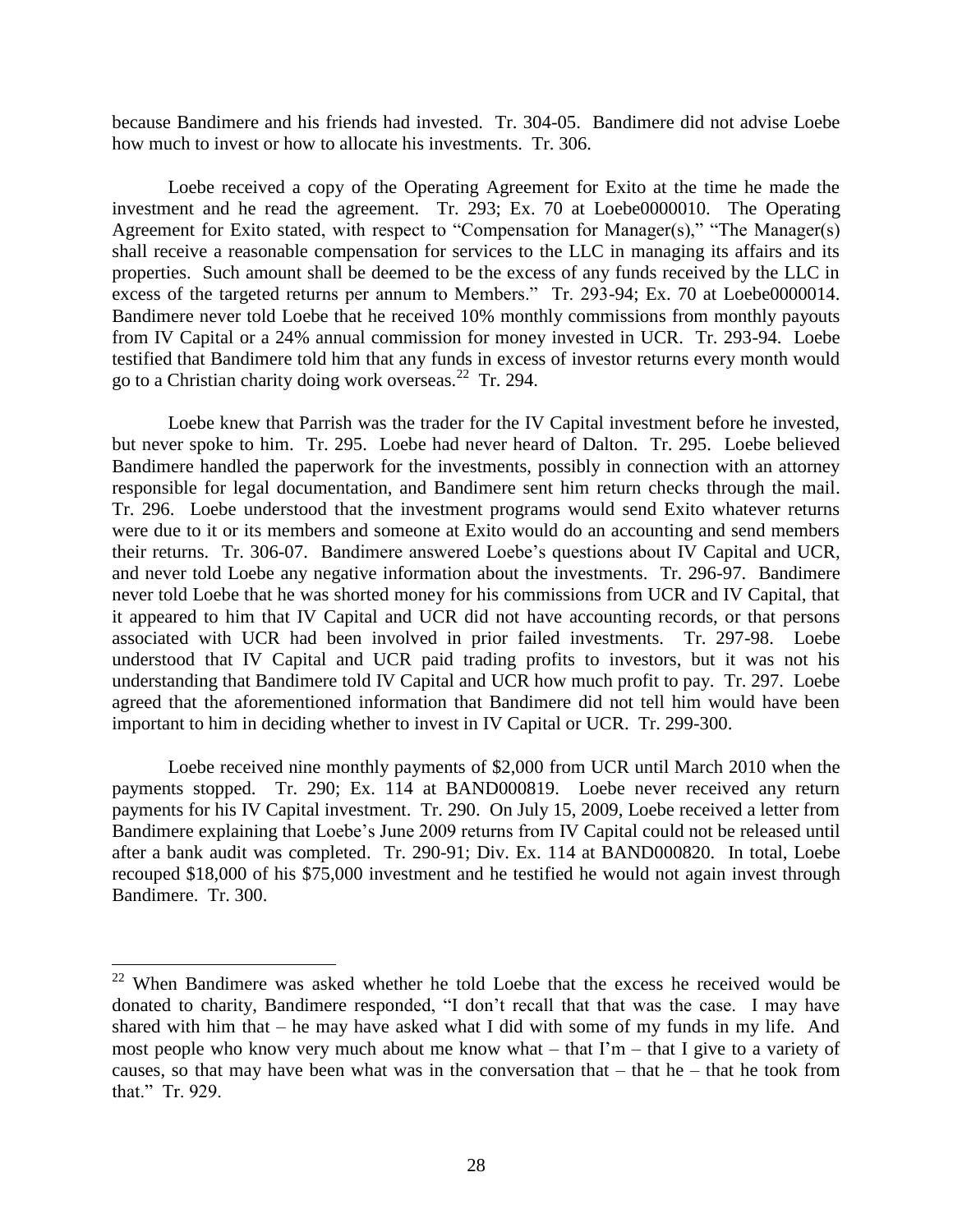because Bandimere and his friends had invested. Tr. 304-05. Bandimere did not advise Loebe how much to invest or how to allocate his investments. Tr. 306.

Loebe received a copy of the Operating Agreement for Exito at the time he made the investment and he read the agreement. Tr. 293; Ex. 70 at Loebe0000010. The Operating Agreement for Exito stated, with respect to "Compensation for Manager(s)," "The Manager(s) shall receive a reasonable compensation for services to the LLC in managing its affairs and its properties. Such amount shall be deemed to be the excess of any funds received by the LLC in excess of the targeted returns per annum to Members." Tr. 293-94; Ex. 70 at Loebe0000014. Bandimere never told Loebe that he received 10% monthly commissions from monthly payouts from IV Capital or a 24% annual commission for money invested in UCR. Tr. 293-94. Loebe testified that Bandimere told him that any funds in excess of investor returns every month would go to a Christian charity doing work overseas.[22] Tr. 294.

Loebe knew that Parrish was the trader for the IV Capital investment before he invested, but never spoke to him. Tr. 295. Loebe had never heard of Dalton. Tr. 295. Loebe believed Bandimere handled the paperwork for the investments, possibly in connection with an attorney responsible for legal documentation, and Bandimere sent him return checks through the mail. Tr. 296. Loebe understood that the investment programs would send Exito whatever returns were due to it or its members and someone at Exito would do an accounting and send members their returns. Tr. 306-07. Bandimere answered Loebe's questions about IV Capital and UCR, and never told Loebe any negative information about the investments. Tr. 296-97. Bandimere never told Loebe that he was shorted money for his commissions from UCR and IV Capital, that it appeared to him that IV Capital and UCR did not have accounting records, or that persons associated with UCR had been involved in prior failed investments. Tr. 297-98. Loebe understood that IV Capital and UCR paid trading profits to investors, but it was not his understanding that Bandimere told IV Capital and UCR how much profit to pay. Tr. 297. Loebe agreed that the aforementioned information that Bandimere did not tell him would have been important to him in deciding whether to invest in IV Capital or UCR. Tr. 299-300.

Loebe received nine monthly payments of $2,000 from UCR until March 2010 when the payments stopped. Tr. 290; Ex. 114 at BAND000819. Loebe never received any return payments for his IV Capital investment. Tr. 290. On July 15, 2009, Loebe received a letter from Bandimere explaining that Loebe's June 2009 returns from IV Capital could not be released until after a bank audit was completed. Tr. 290-91; Div. Ex. 114 at BAND000820. In total, Loebe recouped $18,000 of his $75,000 investment and he testified he would not again invest through Bandimere. Tr. 300.

---

[22] When Bandimere was asked whether he told Loebe that the excess he received would be donated to charity, Bandimere responded, "I don't recall that that was the case. I may have shared with him that – he may have asked what I did with some of my funds in my life. And most people who know very much about me know what – that I'm – that I give to a variety of causes, so that may have been what was in the conversation that – that he – that he took from that." Tr. 929.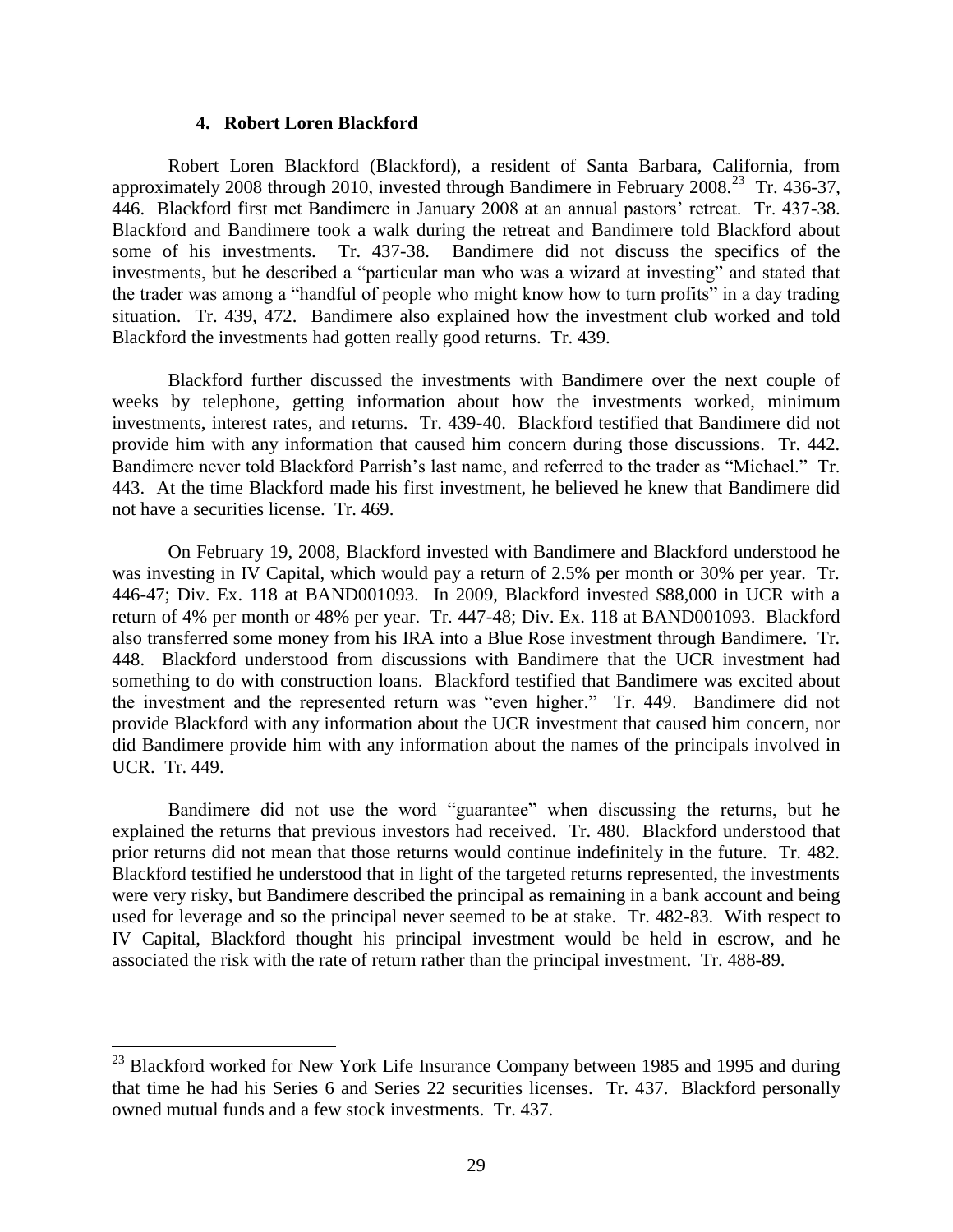#### 4. Robert Loren Blackford

Robert Loren Blackford (Blackford), a resident of Santa Barbara, California, from approximately 2008 through 2010, invested through Bandimere in February 2008.[23] Tr. 436-37, 446. Blackford first met Bandimere in January 2008 at an annual pastors' retreat. Tr. 437-38. Blackford and Bandimere took a walk during the retreat and Bandimere told Blackford about some of his investments. Tr. 437-38. Bandimere did not discuss the specifics of the investments, but he described a "particular man who was a wizard at investing" and stated that the trader was among a "handful of people who might know how to turn profits" in a day trading situation. Tr. 439, 472. Bandimere also explained how the investment club worked and told Blackford the investments had gotten really good returns. Tr. 439.

Blackford further discussed the investments with Bandimere over the next couple of weeks by telephone, getting information about how the investments worked, minimum investments, interest rates, and returns. Tr. 439-40. Blackford testified that Bandimere did not provide him with any information that caused him concern during those discussions. Tr. 442. Bandimere never told Blackford Parrish's last name, and referred to the trader as "Michael." Tr. 443. At the time Blackford made his first investment, he believed he knew that Bandimere did not have a securities license. Tr. 469.

On February 19, 2008, Blackford invested with Bandimere and Blackford understood he was investing in IV Capital, which would pay a return of 2.5% per month or 30% per year. Tr. 446-47; Div. Ex. 118 at BAND001093. In 2009, Blackford invested $88,000 in UCR with a return of 4% per month or 48% per year. Tr. 447-48; Div. Ex. 118 at BAND001093. Blackford also transferred some money from his IRA into a Blue Rose investment through Bandimere. Tr. 448. Blackford understood from discussions with Bandimere that the UCR investment had something to do with construction loans. Blackford testified that Bandimere was excited about the investment and the represented return was "even higher." Tr. 449. Bandimere did not provide Blackford with any information about the UCR investment that caused him concern, nor did Bandimere provide him with any information about the names of the principals involved in UCR. Tr. 449.

Bandimere did not use the word "guarantee" when discussing the returns, but he explained the returns that previous investors had received. Tr. 480. Blackford understood that prior returns did not mean that those returns would continue indefinitely in the future. Tr. 482. Blackford testified he understood that in light of the targeted returns represented, the investments were very risky, but Bandimere described the principal as remaining in a bank account and being used for leverage and so the principal never seemed to be at stake. Tr. 482-83. With respect to IV Capital, Blackford thought his principal investment would be held in escrow, and he associated the risk with the rate of return rather than the principal investment. Tr. 488-89.

---

[23] Blackford worked for New York Life Insurance Company between 1985 and 1995 and during that time he had his Series 6 and Series 22 securities licenses. Tr. 437. Blackford personally owned mutual funds and a few stock investments. Tr. 437.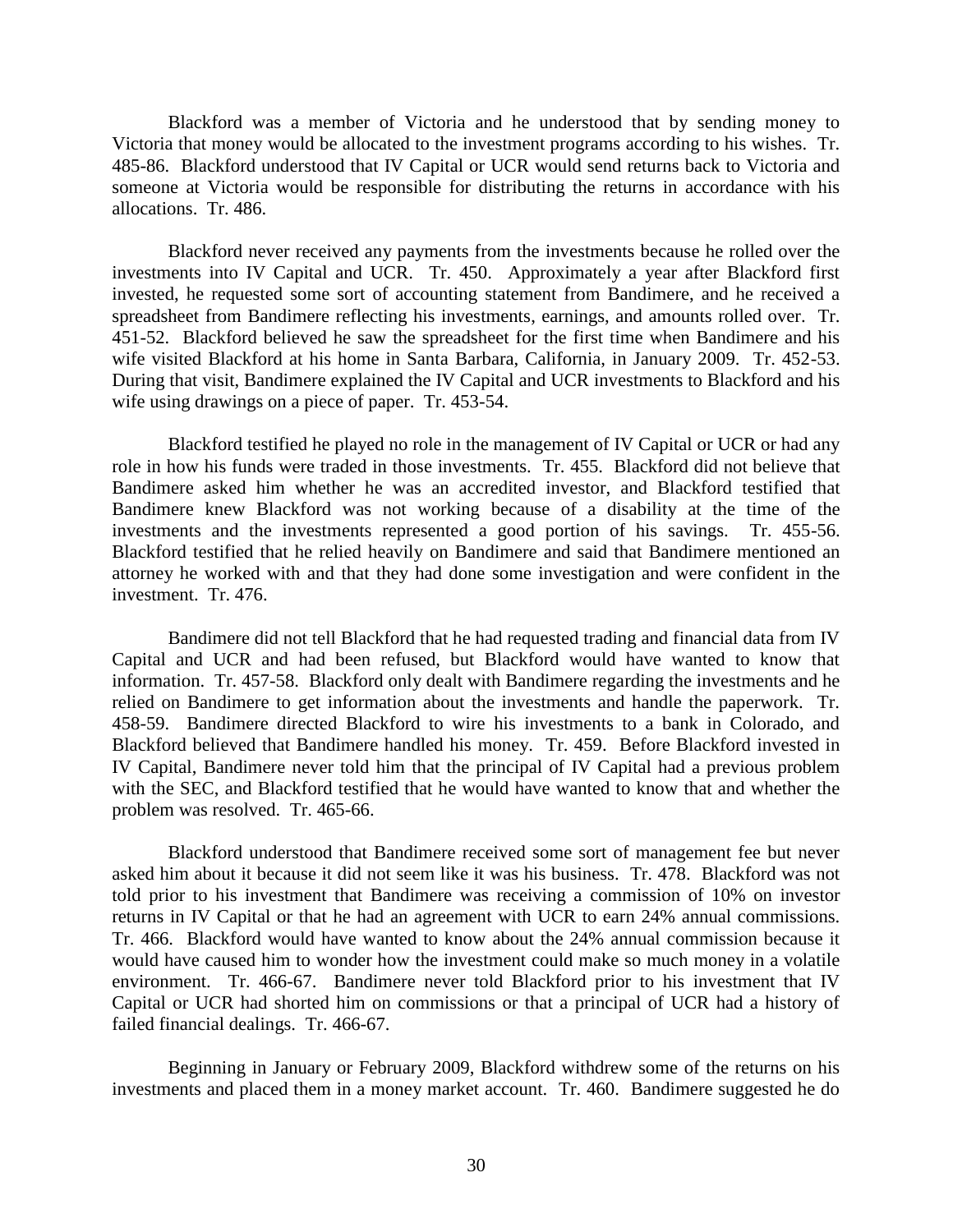Blackford was a member of Victoria and he understood that by sending money to Victoria that money would be allocated to the investment programs according to his wishes. Tr. 485-86. Blackford understood that IV Capital or UCR would send returns back to Victoria and someone at Victoria would be responsible for distributing the returns in accordance with his allocations. Tr. 486.

Blackford never received any payments from the investments because he rolled over the investments into IV Capital and UCR. Tr. 450. Approximately a year after Blackford first invested, he requested some sort of accounting statement from Bandimere, and he received a spreadsheet from Bandimere reflecting his investments, earnings, and amounts rolled over. Tr. 451-52. Blackford believed he saw the spreadsheet for the first time when Bandimere and his wife visited Blackford at his home in Santa Barbara, California, in January 2009. Tr. 452-53. During that visit, Bandimere explained the IV Capital and UCR investments to Blackford and his wife using drawings on a piece of paper. Tr. 453-54.

Blackford testified he played no role in the management of IV Capital or UCR or had any role in how his funds were traded in those investments. Tr. 455. Blackford did not believe that Bandimere asked him whether he was an accredited investor, and Blackford testified that Bandimere knew Blackford was not working because of a disability at the time of the investments and the investments represented a good portion of his savings. Tr. 455-56. Blackford testified that he relied heavily on Bandimere and said that Bandimere mentioned an attorney he worked with and that they had done some investigation and were confident in the investment. Tr. 476.

Bandimere did not tell Blackford that he had requested trading and financial data from IV Capital and UCR and had been refused, but Blackford would have wanted to know that information. Tr. 457-58. Blackford only dealt with Bandimere regarding the investments and he relied on Bandimere to get information about the investments and handle the paperwork. Tr. 458-59. Bandimere directed Blackford to wire his investments to a bank in Colorado, and Blackford believed that Bandimere handled his money. Tr. 459. Before Blackford invested in IV Capital, Bandimere never told him that the principal of IV Capital had a previous problem with the SEC, and Blackford testified that he would have wanted to know that and whether the problem was resolved. Tr. 465-66.

Blackford understood that Bandimere received some sort of management fee but never asked him about it because it did not seem like it was his business. Tr. 478. Blackford was not told prior to his investment that Bandimere was receiving a commission of 10% on investor returns in IV Capital or that he had an agreement with UCR to earn 24% annual commissions. Tr. 466. Blackford would have wanted to know about the 24% annual commission because it would have caused him to wonder how the investment could make so much money in a volatile environment. Tr. 466-67. Bandimere never told Blackford prior to his investment that IV Capital or UCR had shorted him on commissions or that a principal of UCR had a history of failed financial dealings. Tr. 466-67.

Beginning in January or February 2009, Blackford withdrew some of the returns on his investments and placed them in a money market account. Tr. 460. Bandimere suggested he do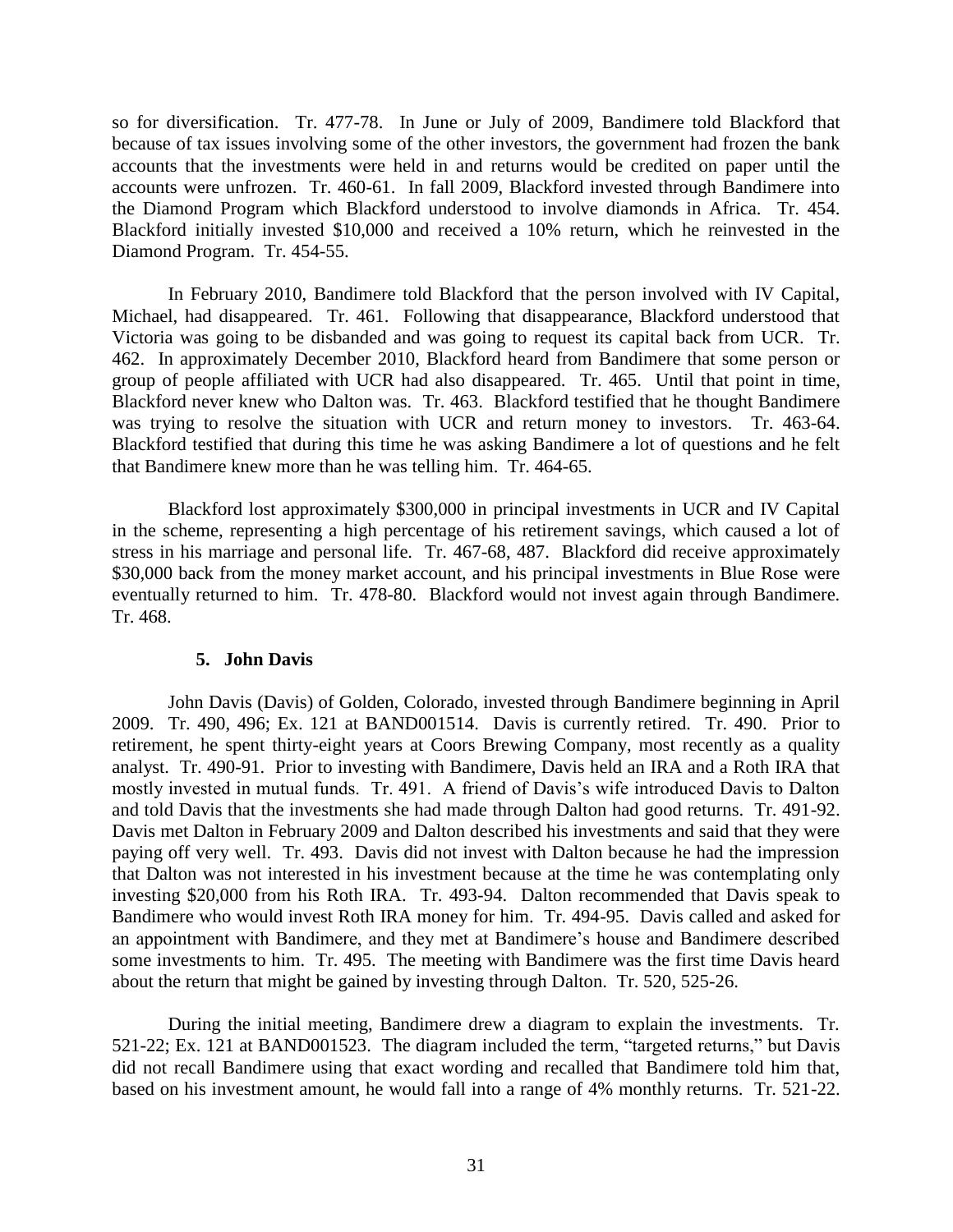so for diversification. Tr. 477-78. In June or July of 2009, Bandimere told Blackford that because of tax issues involving some of the other investors, the government had frozen the bank accounts that the investments were held in and returns would be credited on paper until the accounts were unfrozen. Tr. 460-61. In fall 2009, Blackford invested through Bandimere into the Diamond Program which Blackford understood to involve diamonds in Africa. Tr. 454. Blackford initially invested $10,000 and received a 10% return, which he reinvested in the Diamond Program. Tr. 454-55.

In February 2010, Bandimere told Blackford that the person involved with IV Capital, Michael, had disappeared. Tr. 461. Following that disappearance, Blackford understood that Victoria was going to be disbanded and was going to request its capital back from UCR. Tr. 462. In approximately December 2010, Blackford heard from Bandimere that some person or group of people affiliated with UCR had also disappeared. Tr. 465. Until that point in time, Blackford never knew who Dalton was. Tr. 463. Blackford testified that he thought Bandimere was trying to resolve the situation with UCR and return money to investors. Tr. 463-64. Blackford testified that during this time he was asking Bandimere a lot of questions and he felt that Bandimere knew more than he was telling him. Tr. 464-65.

Blackford lost approximately $300,000 in principal investments in UCR and IV Capital in the scheme, representing a high percentage of his retirement savings, which caused a lot of stress in his marriage and personal life. Tr. 467-68, 487. Blackford did receive approximately $30,000 back from the money market account, and his principal investments in Blue Rose were eventually returned to him. Tr. 478-80. Blackford would not invest again through Bandimere. Tr. 468.

### 5. John Davis

John Davis (Davis) of Golden, Colorado, invested through Bandimere beginning in April 2009. Tr. 490, 496; Ex. 121 at BAND001514. Davis is currently retired. Tr. 490. Prior to retirement, he spent thirty-eight years at Coors Brewing Company, most recently as a quality analyst. Tr. 490-91. Prior to investing with Bandimere, Davis held an IRA and a Roth IRA that mostly invested in mutual funds. Tr. 491. A friend of Davis's wife introduced Davis to Dalton and told Davis that the investments she had made through Dalton had good returns. Tr. 491-92. Davis met Dalton in February 2009 and Dalton described his investments and said that they were paying off very well. Tr. 493. Davis did not invest with Dalton because he had the impression that Dalton was not interested in his investment because at the time he was contemplating only investing $20,000 from his Roth IRA. Tr. 493-94. Dalton recommended that Davis speak to Bandimere who would invest Roth IRA money for him. Tr. 494-95. Davis called and asked for an appointment with Bandimere, and they met at Bandimere's house and Bandimere described some investments to him. Tr. 495. The meeting with Bandimere was the first time Davis heard about the return that might be gained by investing through Dalton. Tr. 520, 525-26.

During the initial meeting, Bandimere drew a diagram to explain the investments. Tr. 521-22; Ex. 121 at BAND001523. The diagram included the term, "targeted returns," but Davis did not recall Bandimere using that exact wording and recalled that Bandimere told him that, based on his investment amount, he would fall into a range of 4% monthly returns. Tr. 521-22.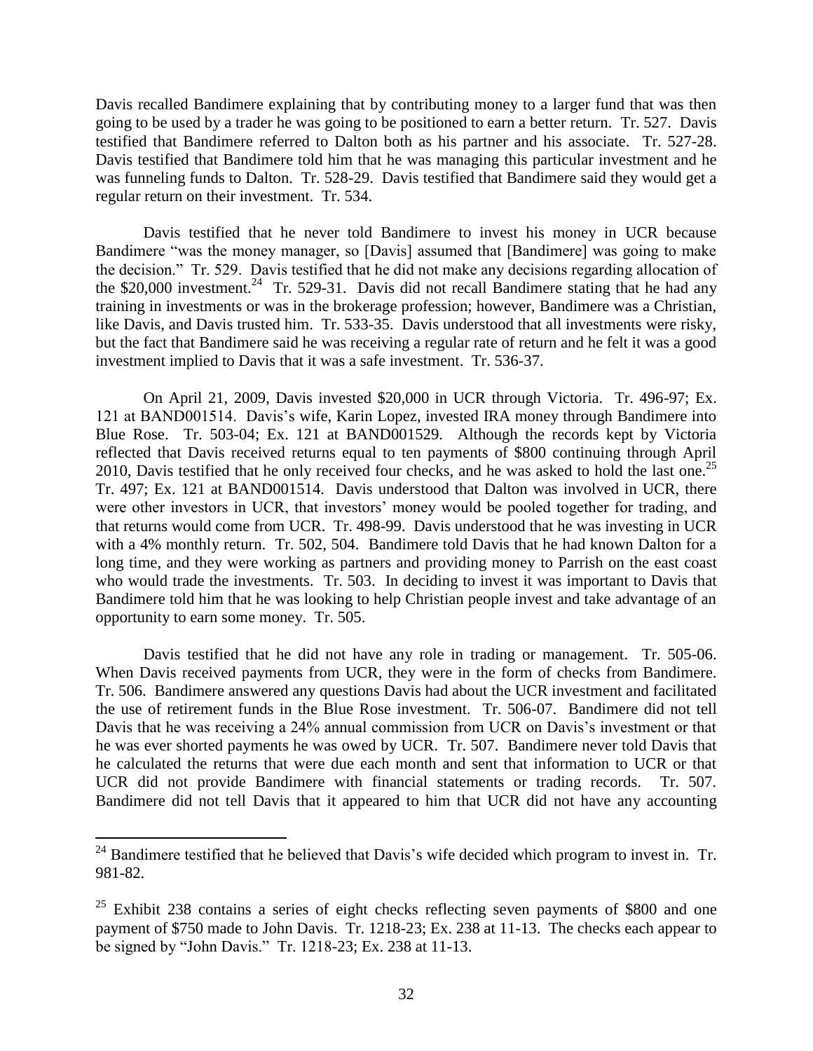Davis recalled Bandimere explaining that by contributing money to a larger fund that was then going to be used by a trader he was going to be positioned to earn a better return. Tr. 527. Davis testified that Bandimere referred to Dalton both as his partner and his associate. Tr. 527-28. Davis testified that Bandimere told him that he was managing this particular investment and he was funneling funds to Dalton. Tr. 528-29. Davis testified that Bandimere said they would get a regular return on their investment. Tr. 534.

Davis testified that he never told Bandimere to invest his money in UCR because Bandimere "was the money manager, so [Davis] assumed that [Bandimere] was going to make the decision." Tr. 529. Davis testified that he did not make any decisions regarding allocation of the $20,000 investment.[24] Tr. 529-31. Davis did not recall Bandimere stating that he had any training in investments or was in the brokerage profession; however, Bandimere was a Christian, like Davis, and Davis trusted him. Tr. 533-35. Davis understood that all investments were risky, but the fact that Bandimere said he was receiving a regular rate of return and he felt it was a good investment implied to Davis that it was a safe investment. Tr. 536-37.

On April 21, 2009, Davis invested $20,000 in UCR through Victoria. Tr. 496-97; Ex. 121 at BAND001514. Davis's wife, Karin Lopez, invested IRA money through Bandimere into Blue Rose. Tr. 503-04; Ex. 121 at BAND001529. Although the records kept by Victoria reflected that Davis received returns equal to ten payments of $800 continuing through April 2010, Davis testified that he only received four checks, and he was asked to hold the last one.[25] Tr. 497; Ex. 121 at BAND001514. Davis understood that Dalton was involved in UCR, there were other investors in UCR, that investors' money would be pooled together for trading, and that returns would come from UCR. Tr. 498-99. Davis understood that he was investing in UCR with a 4% monthly return. Tr. 502, 504. Bandimere told Davis that he had known Dalton for a long time, and they were working as partners and providing money to Parrish on the east coast who would trade the investments. Tr. 503. In deciding to invest it was important to Davis that Bandimere told him that he was looking to help Christian people invest and take advantage of an opportunity to earn some money. Tr. 505.

Davis testified that he did not have any role in trading or management. Tr. 505-06. When Davis received payments from UCR, they were in the form of checks from Bandimere. Tr. 506. Bandimere answered any questions Davis had about the UCR investment and facilitated the use of retirement funds in the Blue Rose investment. Tr. 506-07. Bandimere did not tell Davis that he was receiving a 24% annual commission from UCR on Davis's investment or that he was ever shorted payments he was owed by UCR. Tr. 507. Bandimere never told Davis that he calculated the returns that were due each month and sent that information to UCR or that UCR did not provide Bandimere with financial statements or trading records. Tr. 507. Bandimere did not tell Davis that it appeared to him that UCR did not have any accounting

---

[24] Bandimere testified that he believed that Davis's wife decided which program to invest in. Tr. 981-82.

[25] Exhibit 238 contains a series of eight checks reflecting seven payments of $800 and one payment of $750 made to John Davis. Tr. 1218-23; Ex. 238 at 11-13. The checks each appear to be signed by "John Davis." Tr. 1218-23; Ex. 238 at 11-13.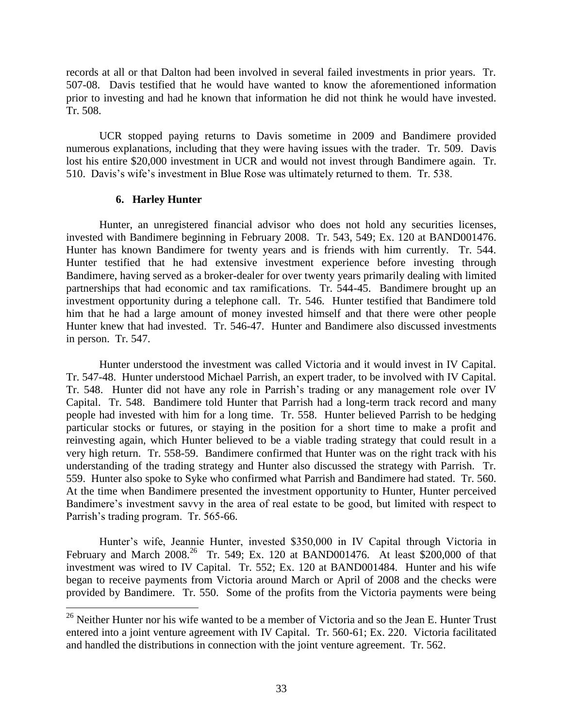records at all or that Dalton had been involved in several failed investments in prior years. Tr. 507-08. Davis testified that he would have wanted to know the aforementioned information prior to investing and had he known that information he did not think he would have invested. Tr. 508.

UCR stopped paying returns to Davis sometime in 2009 and Bandimere provided numerous explanations, including that they were having issues with the trader. Tr. 509. Davis lost his entire $20,000 investment in UCR and would not invest through Bandimere again. Tr. 510. Davis's wife's investment in Blue Rose was ultimately returned to them. Tr. 538.

### 6. Harley Hunter

Hunter, an unregistered financial advisor who does not hold any securities licenses, invested with Bandimere beginning in February 2008. Tr. 543, 549; Ex. 120 at BAND001476. Hunter has known Bandimere for twenty years and is friends with him currently. Tr. 544. Hunter testified that he had extensive investment experience before investing through Bandimere, having served as a broker-dealer for over twenty years primarily dealing with limited partnerships that had economic and tax ramifications. Tr. 544-45. Bandimere brought up an investment opportunity during a telephone call. Tr. 546. Hunter testified that Bandimere told him that he had a large amount of money invested himself and that there were other people Hunter knew that had invested. Tr. 546-47. Hunter and Bandimere also discussed investments in person. Tr. 547.

Hunter understood the investment was called Victoria and it would invest in IV Capital. Tr. 547-48. Hunter understood Michael Parrish, an expert trader, to be involved with IV Capital. Tr. 548. Hunter did not have any role in Parrish's trading or any management role over IV Capital. Tr. 548. Bandimere told Hunter that Parrish had a long-term track record and many people had invested with him for a long time. Tr. 558. Hunter believed Parrish to be hedging particular stocks or futures, or staying in the position for a short time to make a profit and reinvesting again, which Hunter believed to be a viable trading strategy that could result in a very high return. Tr. 558-59. Bandimere confirmed that Hunter was on the right track with his understanding of the trading strategy and Hunter also discussed the strategy with Parrish. Tr. 559. Hunter also spoke to Syke who confirmed what Parrish and Bandimere had stated. Tr. 560. At the time when Bandimere presented the investment opportunity to Hunter, Hunter perceived Bandimere's investment savvy in the area of real estate to be good, but limited with respect to Parrish's trading program. Tr. 565-66.

Hunter's wife, Jeannie Hunter, invested $350,000 in IV Capital through Victoria in February and March 2008.[26] Tr. 549; Ex. 120 at BAND001476. At least $200,000 of that investment was wired to IV Capital. Tr. 552; Ex. 120 at BAND001484. Hunter and his wife began to receive payments from Victoria around March or April of 2008 and the checks were provided by Bandimere. Tr. 550. Some of the profits from the Victoria payments were being

[26] Neither Hunter nor his wife wanted to be a member of Victoria and so the Jean E. Hunter Trust entered into a joint venture agreement with IV Capital. Tr. 560-61; Ex. 220. Victoria facilitated and handled the distributions in connection with the joint venture agreement. Tr. 562.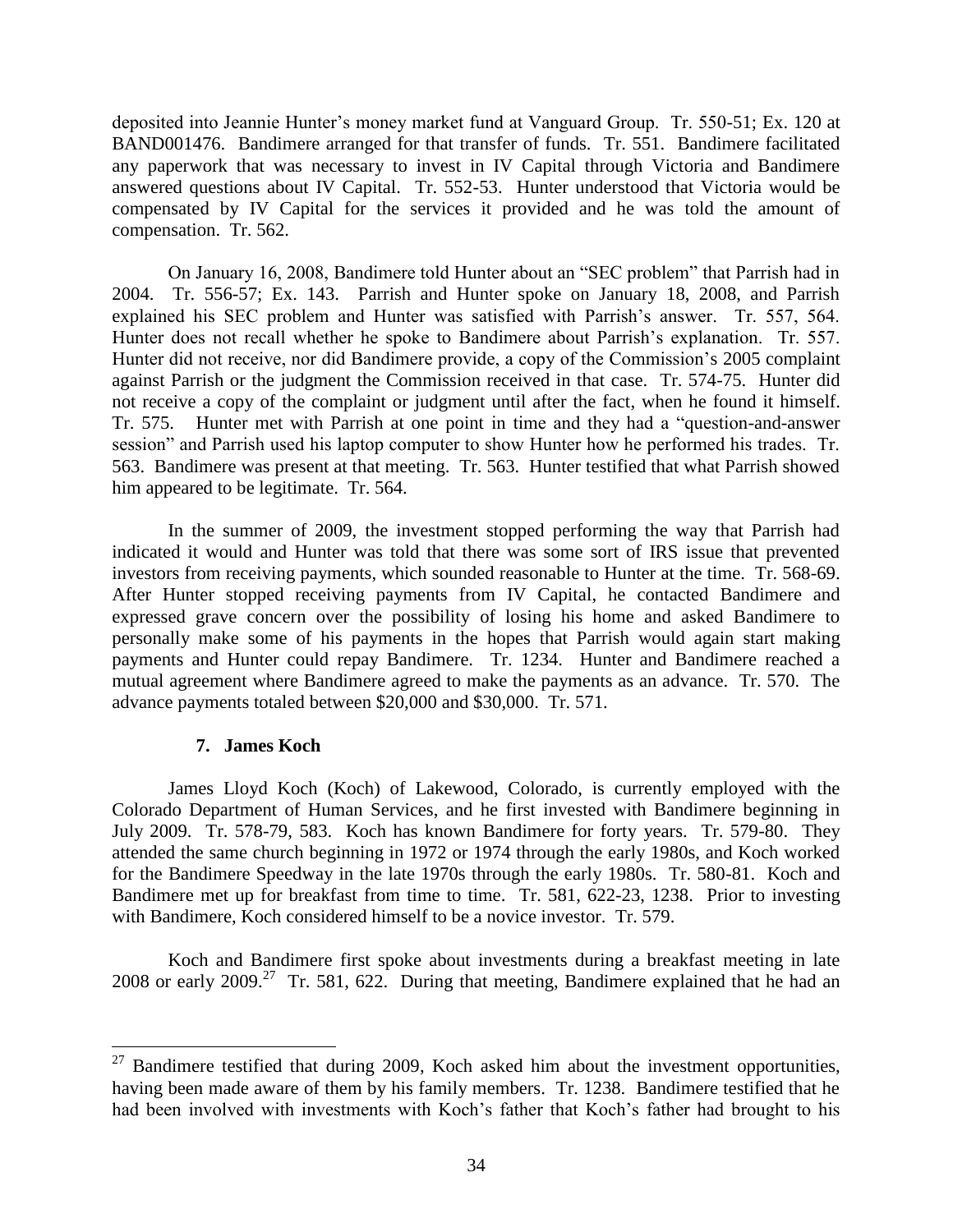deposited into Jeannie Hunter's money market fund at Vanguard Group. Tr. 550-51; Ex. 120 at BAND001476. Bandimere arranged for that transfer of funds. Tr. 551. Bandimere facilitated any paperwork that was necessary to invest in IV Capital through Victoria and Bandimere answered questions about IV Capital. Tr. 552-53. Hunter understood that Victoria would be compensated by IV Capital for the services it provided and he was told the amount of compensation. Tr. 562.

On January 16, 2008, Bandimere told Hunter about an "SEC problem" that Parrish had in 2004. Tr. 556-57; Ex. 143. Parrish and Hunter spoke on January 18, 2008, and Parrish explained his SEC problem and Hunter was satisfied with Parrish's answer. Tr. 557, 564. Hunter does not recall whether he spoke to Bandimere about Parrish's explanation. Tr. 557. Hunter did not receive, nor did Bandimere provide, a copy of the Commission's 2005 complaint against Parrish or the judgment the Commission received in that case. Tr. 574-75. Hunter did not receive a copy of the complaint or judgment until after the fact, when he found it himself. Tr. 575. Hunter met with Parrish at one point in time and they had a "question-and-answer session" and Parrish used his laptop computer to show Hunter how he performed his trades. Tr. 563. Bandimere was present at that meeting. Tr. 563. Hunter testified that what Parrish showed him appeared to be legitimate. Tr. 564.

In the summer of 2009, the investment stopped performing the way that Parrish had indicated it would and Hunter was told that there was some sort of IRS issue that prevented investors from receiving payments, which sounded reasonable to Hunter at the time. Tr. 568-69. After Hunter stopped receiving payments from IV Capital, he contacted Bandimere and expressed grave concern over the possibility of losing his home and asked Bandimere to personally make some of his payments in the hopes that Parrish would again start making payments and Hunter could repay Bandimere. Tr. 1234. Hunter and Bandimere reached a mutual agreement where Bandimere agreed to make the payments as an advance. Tr. 570. The advance payments totaled between $20,000 and $30,000. Tr. 571.

**7. James Koch**

James Lloyd Koch (Koch) of Lakewood, Colorado, is currently employed with the Colorado Department of Human Services, and he first invested with Bandimere beginning in July 2009. Tr. 578-79, 583. Koch has known Bandimere for forty years. Tr. 579-80. They attended the same church beginning in 1972 or 1974 through the early 1980s, and Koch worked for the Bandimere Speedway in the late 1970s through the early 1980s. Tr. 580-81. Koch and Bandimere met up for breakfast from time to time. Tr. 581, 622-23, 1238. Prior to investing with Bandimere, Koch considered himself to be a novice investor. Tr. 579.

Koch and Bandimere first spoke about investments during a breakfast meeting in late 2008 or early 2009.[27] Tr. 581, 622. During that meeting, Bandimere explained that he had an

[27] Bandimere testified that during 2009, Koch asked him about the investment opportunities, having been made aware of them by his family members. Tr. 1238. Bandimere testified that he had been involved with investments with Koch's father that Koch's father had brought to his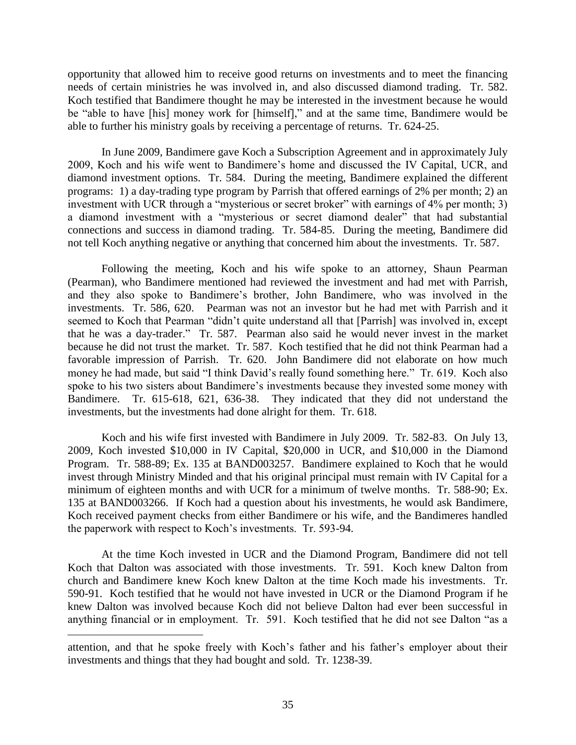opportunity that allowed him to receive good returns on investments and to meet the financing needs of certain ministries he was involved in, and also discussed diamond trading. Tr. 582. Koch testified that Bandimere thought he may be interested in the investment because he would be "able to have [his] money work for [himself]," and at the same time, Bandimere would be able to further his ministry goals by receiving a percentage of returns. Tr. 624-25.

In June 2009, Bandimere gave Koch a Subscription Agreement and in approximately July 2009, Koch and his wife went to Bandimere's home and discussed the IV Capital, UCR, and diamond investment options. Tr. 584. During the meeting, Bandimere explained the different programs: 1) a day-trading type program by Parrish that offered earnings of 2% per month; 2) an investment with UCR through a "mysterious or secret broker" with earnings of 4% per month; 3) a diamond investment with a "mysterious or secret diamond dealer" that had substantial connections and success in diamond trading. Tr. 584-85. During the meeting, Bandimere did not tell Koch anything negative or anything that concerned him about the investments. Tr. 587.

Following the meeting, Koch and his wife spoke to an attorney, Shaun Pearman (Pearman), who Bandimere mentioned had reviewed the investment and had met with Parrish, and they also spoke to Bandimere's brother, John Bandimere, who was involved in the investments. Tr. 586, 620. Pearman was not an investor but he had met with Parrish and it seemed to Koch that Pearman "didn't quite understand all that [Parrish] was involved in, except that he was a day-trader." Tr. 587. Pearman also said he would never invest in the market because he did not trust the market. Tr. 587. Koch testified that he did not think Pearman had a favorable impression of Parrish. Tr. 620. John Bandimere did not elaborate on how much money he had made, but said "I think David's really found something here." Tr. 619. Koch also spoke to his two sisters about Bandimere's investments because they invested some money with Bandimere. Tr. 615-618, 621, 636-38. They indicated that they did not understand the investments, but the investments had done alright for them. Tr. 618.

Koch and his wife first invested with Bandimere in July 2009. Tr. 582-83. On July 13, 2009, Koch invested \$10,000 in IV Capital, \$20,000 in UCR, and \$10,000 in the Diamond Program. Tr. 588-89; Ex. 135 at BAND003257. Bandimere explained to Koch that he would invest through Ministry Minded and that his original principal must remain with IV Capital for a minimum of eighteen months and with UCR for a minimum of twelve months. Tr. 588-90; Ex. 135 at BAND003266. If Koch had a question about his investments, he would ask Bandimere, Koch received payment checks from either Bandimere or his wife, and the Bandimeres handled the paperwork with respect to Koch's investments. Tr. 593-94.

At the time Koch invested in UCR and the Diamond Program, Bandimere did not tell Koch that Dalton was associated with those investments. Tr. 591. Koch knew Dalton from church and Bandimere knew Koch knew Dalton at the time Koch made his investments. Tr. 590-91. Koch testified that he would not have invested in UCR or the Diamond Program if he knew Dalton was involved because Koch did not believe Dalton had ever been successful in anything financial or in employment. Tr. 591. Koch testified that he did not see Dalton "as a

---

attention, and that he spoke freely with Koch's father and his father's employer about their investments and things that they had bought and sold. Tr. 1238-39.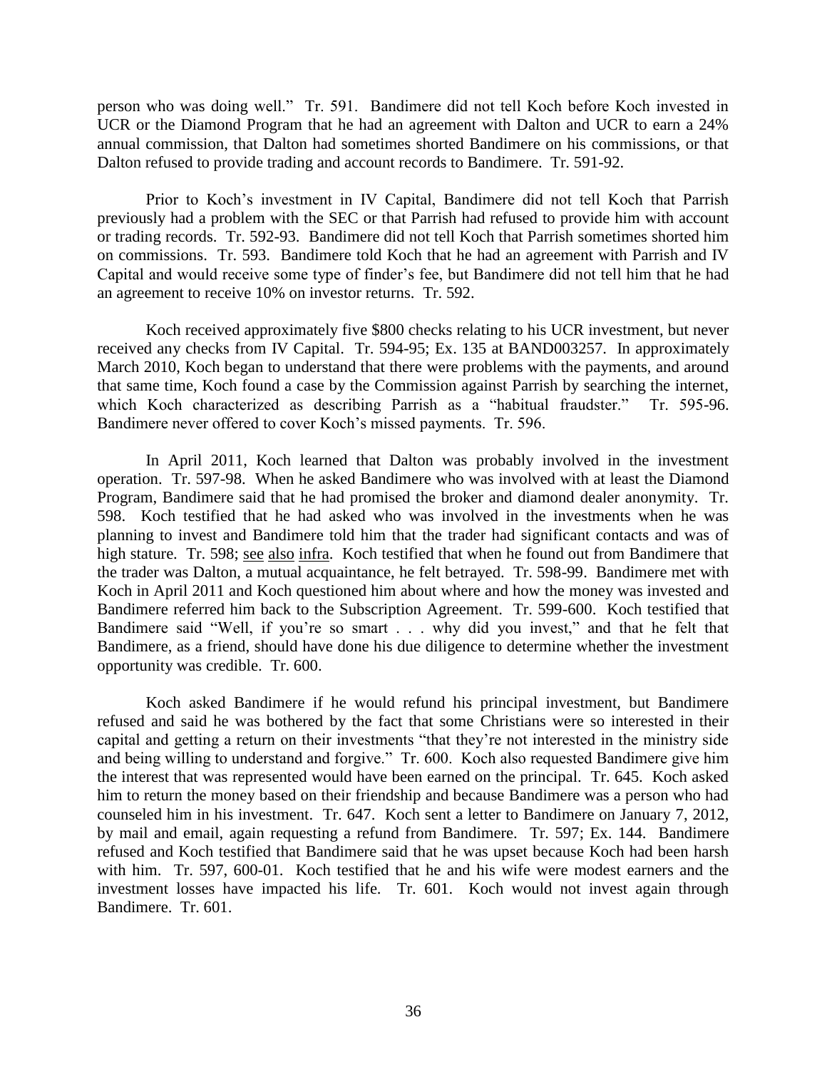person who was doing well." Tr. 591. Bandimere did not tell Koch before Koch invested in UCR or the Diamond Program that he had an agreement with Dalton and UCR to earn a 24% annual commission, that Dalton had sometimes shorted Bandimere on his commissions, or that Dalton refused to provide trading and account records to Bandimere. Tr. 591-92.

Prior to Koch's investment in IV Capital, Bandimere did not tell Koch that Parrish previously had a problem with the SEC or that Parrish had refused to provide him with account or trading records. Tr. 592-93. Bandimere did not tell Koch that Parrish sometimes shorted him on commissions. Tr. 593. Bandimere told Koch that he had an agreement with Parrish and IV Capital and would receive some type of finder's fee, but Bandimere did not tell him that he had an agreement to receive 10% on investor returns. Tr. 592.

Koch received approximately five $800 checks relating to his UCR investment, but never received any checks from IV Capital. Tr. 594-95; Ex. 135 at BAND003257. In approximately March 2010, Koch began to understand that there were problems with the payments, and around that same time, Koch found a case by the Commission against Parrish by searching the internet, which Koch characterized as describing Parrish as a "habitual fraudster." Tr. 595-96. Bandimere never offered to cover Koch's missed payments. Tr. 596.

In April 2011, Koch learned that Dalton was probably involved in the investment operation. Tr. 597-98. When he asked Bandimere who was involved with at least the Diamond Program, Bandimere said that he had promised the broker and diamond dealer anonymity. Tr. 598. Koch testified that he had asked who was involved in the investments when he was planning to invest and Bandimere told him that the trader had significant contacts and was of high stature. Tr. 598; see also infra. Koch testified that when he found out from Bandimere that the trader was Dalton, a mutual acquaintance, he felt betrayed. Tr. 598-99. Bandimere met with Koch in April 2011 and Koch questioned him about where and how the money was invested and Bandimere referred him back to the Subscription Agreement. Tr. 599-600. Koch testified that Bandimere said "Well, if you're so smart . . . why did you invest," and that he felt that Bandimere, as a friend, should have done his due diligence to determine whether the investment opportunity was credible. Tr. 600.

Koch asked Bandimere if he would refund his principal investment, but Bandimere refused and said he was bothered by the fact that some Christians were so interested in their capital and getting a return on their investments "that they're not interested in the ministry side and being willing to understand and forgive." Tr. 600. Koch also requested Bandimere give him the interest that was represented would have been earned on the principal. Tr. 645. Koch asked him to return the money based on their friendship and because Bandimere was a person who had counseled him in his investment. Tr. 647. Koch sent a letter to Bandimere on January 7, 2012, by mail and email, again requesting a refund from Bandimere. Tr. 597; Ex. 144. Bandimere refused and Koch testified that Bandimere said that he was upset because Koch had been harsh with him. Tr. 597, 600-01. Koch testified that he and his wife were modest earners and the investment losses have impacted his life. Tr. 601. Koch would not invest again through Bandimere. Tr. 601.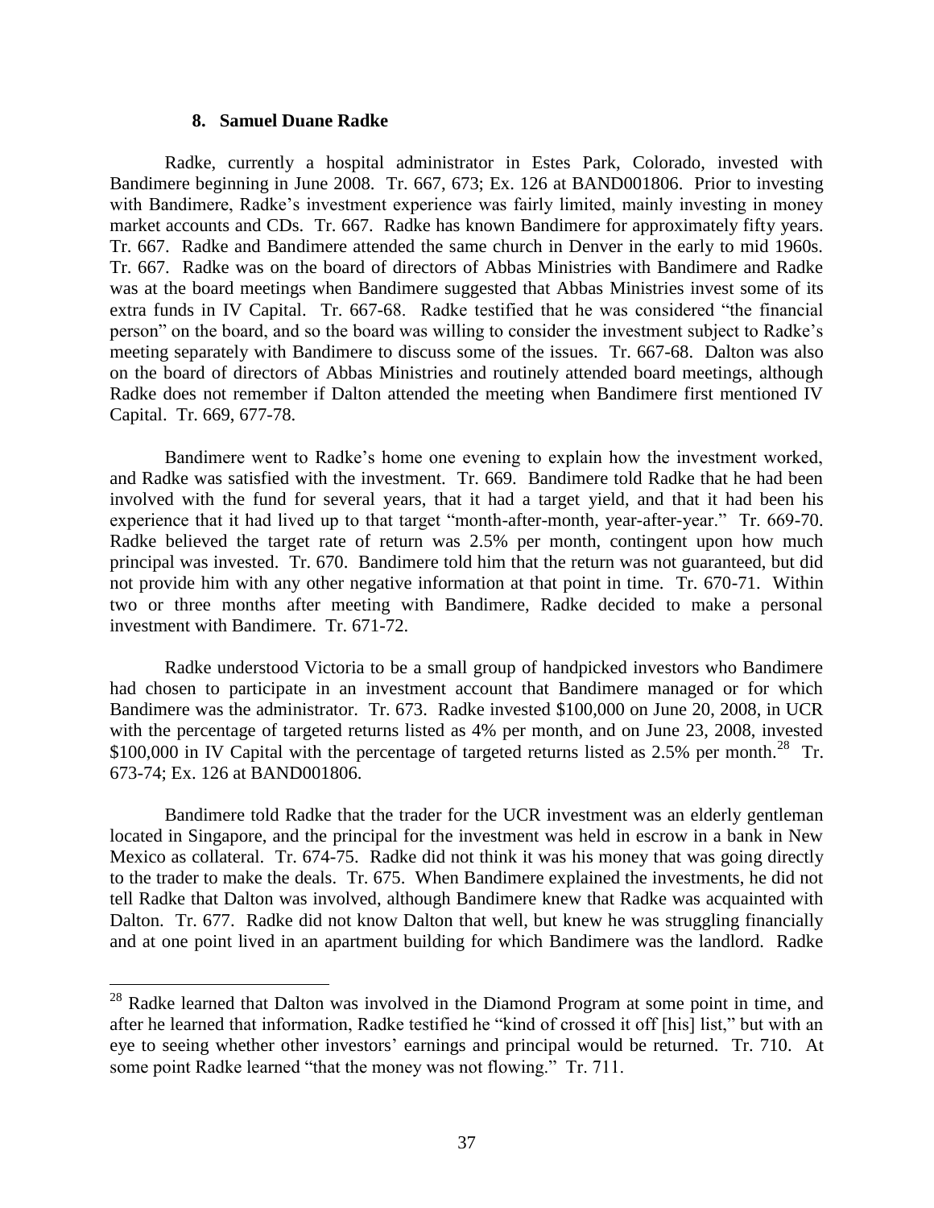#### 8. Samuel Duane Radke

Radke, currently a hospital administrator in Estes Park, Colorado, invested with Bandimere beginning in June 2008. Tr. 667, 673; Ex. 126 at BAND001806. Prior to investing with Bandimere, Radke's investment experience was fairly limited, mainly investing in money market accounts and CDs. Tr. 667. Radke has known Bandimere for approximately fifty years. Tr. 667. Radke and Bandimere attended the same church in Denver in the early to mid 1960s. Tr. 667. Radke was on the board of directors of Abbas Ministries with Bandimere and Radke was at the board meetings when Bandimere suggested that Abbas Ministries invest some of its extra funds in IV Capital. Tr. 667-68. Radke testified that he was considered "the financial person" on the board, and so the board was willing to consider the investment subject to Radke's meeting separately with Bandimere to discuss some of the issues. Tr. 667-68. Dalton was also on the board of directors of Abbas Ministries and routinely attended board meetings, although Radke does not remember if Dalton attended the meeting when Bandimere first mentioned IV Capital. Tr. 669, 677-78.

Bandimere went to Radke's home one evening to explain how the investment worked, and Radke was satisfied with the investment. Tr. 669. Bandimere told Radke that he had been involved with the fund for several years, that it had a target yield, and that it had been his experience that it had lived up to that target "month-after-month, year-after-year." Tr. 669-70. Radke believed the target rate of return was 2.5% per month, contingent upon how much principal was invested. Tr. 670. Bandimere told him that the return was not guaranteed, but did not provide him with any other negative information at that point in time. Tr. 670-71. Within two or three months after meeting with Bandimere, Radke decided to make a personal investment with Bandimere. Tr. 671-72.

Radke understood Victoria to be a small group of handpicked investors who Bandimere had chosen to participate in an investment account that Bandimere managed or for which Bandimere was the administrator. Tr. 673. Radke invested $100,000 on June 20, 2008, in UCR with the percentage of targeted returns listed as 4% per month, and on June 23, 2008, invested $100,000 in IV Capital with the percentage of targeted returns listed as 2.5% per month.[28] Tr. 673-74; Ex. 126 at BAND001806.

Bandimere told Radke that the trader for the UCR investment was an elderly gentleman located in Singapore, and the principal for the investment was held in escrow in a bank in New Mexico as collateral. Tr. 674-75. Radke did not think it was his money that was going directly to the trader to make the deals. Tr. 675. When Bandimere explained the investments, he did not tell Radke that Dalton was involved, although Bandimere knew that Radke was acquainted with Dalton. Tr. 677. Radke did not know Dalton that well, but knew he was struggling financially and at one point lived in an apartment building for which Bandimere was the landlord. Radke

[28] Radke learned that Dalton was involved in the Diamond Program at some point in time, and after he learned that information, Radke testified he "kind of crossed it off [his] list," but with an eye to seeing whether other investors' earnings and principal would be returned. Tr. 710. At some point Radke learned "that the money was not flowing." Tr. 711.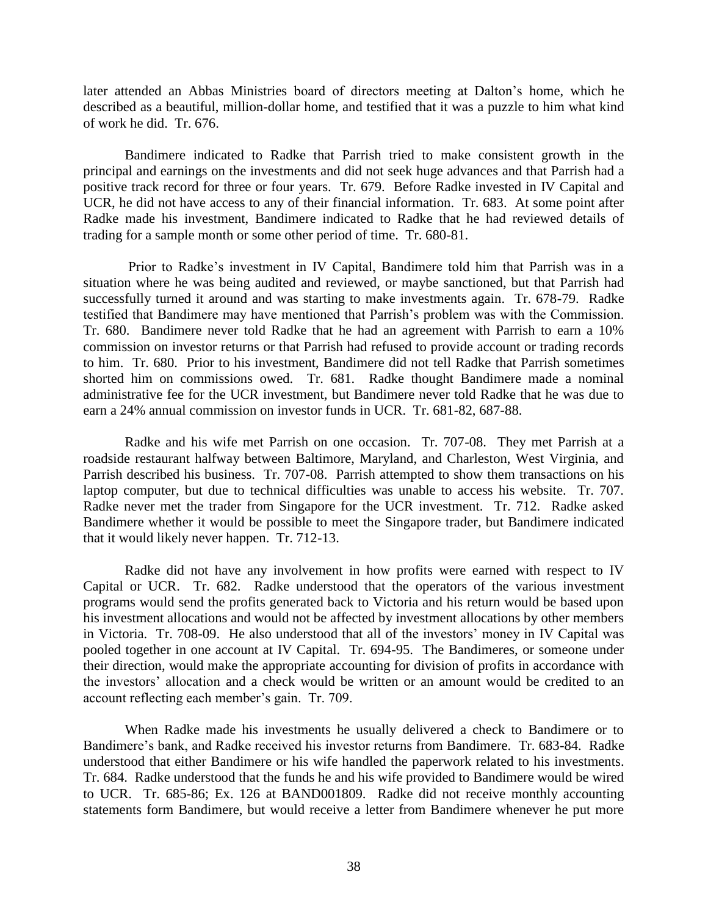later attended an Abbas Ministries board of directors meeting at Dalton's home, which he described as a beautiful, million-dollar home, and testified that it was a puzzle to him what kind of work he did. Tr. 676.

Bandimere indicated to Radke that Parrish tried to make consistent growth in the principal and earnings on the investments and did not seek huge advances and that Parrish had a positive track record for three or four years. Tr. 679. Before Radke invested in IV Capital and UCR, he did not have access to any of their financial information. Tr. 683. At some point after Radke made his investment, Bandimere indicated to Radke that he had reviewed details of trading for a sample month or some other period of time. Tr. 680-81.

Prior to Radke's investment in IV Capital, Bandimere told him that Parrish was in a situation where he was being audited and reviewed, or maybe sanctioned, but that Parrish had successfully turned it around and was starting to make investments again. Tr. 678-79. Radke testified that Bandimere may have mentioned that Parrish's problem was with the Commission. Tr. 680. Bandimere never told Radke that he had an agreement with Parrish to earn a 10% commission on investor returns or that Parrish had refused to provide account or trading records to him. Tr. 680. Prior to his investment, Bandimere did not tell Radke that Parrish sometimes shorted him on commissions owed. Tr. 681. Radke thought Bandimere made a nominal administrative fee for the UCR investment, but Bandimere never told Radke that he was due to earn a 24% annual commission on investor funds in UCR. Tr. 681-82, 687-88.

Radke and his wife met Parrish on one occasion. Tr. 707-08. They met Parrish at a roadside restaurant halfway between Baltimore, Maryland, and Charleston, West Virginia, and Parrish described his business. Tr. 707-08. Parrish attempted to show them transactions on his laptop computer, but due to technical difficulties was unable to access his website. Tr. 707. Radke never met the trader from Singapore for the UCR investment. Tr. 712. Radke asked Bandimere whether it would be possible to meet the Singapore trader, but Bandimere indicated that it would likely never happen. Tr. 712-13.

Radke did not have any involvement in how profits were earned with respect to IV Capital or UCR. Tr. 682. Radke understood that the operators of the various investment programs would send the profits generated back to Victoria and his return would be based upon his investment allocations and would not be affected by investment allocations by other members in Victoria. Tr. 708-09. He also understood that all of the investors' money in IV Capital was pooled together in one account at IV Capital. Tr. 694-95. The Bandimeres, or someone under their direction, would make the appropriate accounting for division of profits in accordance with the investors' allocation and a check would be written or an amount would be credited to an account reflecting each member's gain. Tr. 709.

When Radke made his investments he usually delivered a check to Bandimere or to Bandimere's bank, and Radke received his investor returns from Bandimere. Tr. 683-84. Radke understood that either Bandimere or his wife handled the paperwork related to his investments. Tr. 684. Radke understood that the funds he and his wife provided to Bandimere would be wired to UCR. Tr. 685-86; Ex. 126 at BAND001809. Radke did not receive monthly accounting statements form Bandimere, but would receive a letter from Bandimere whenever he put more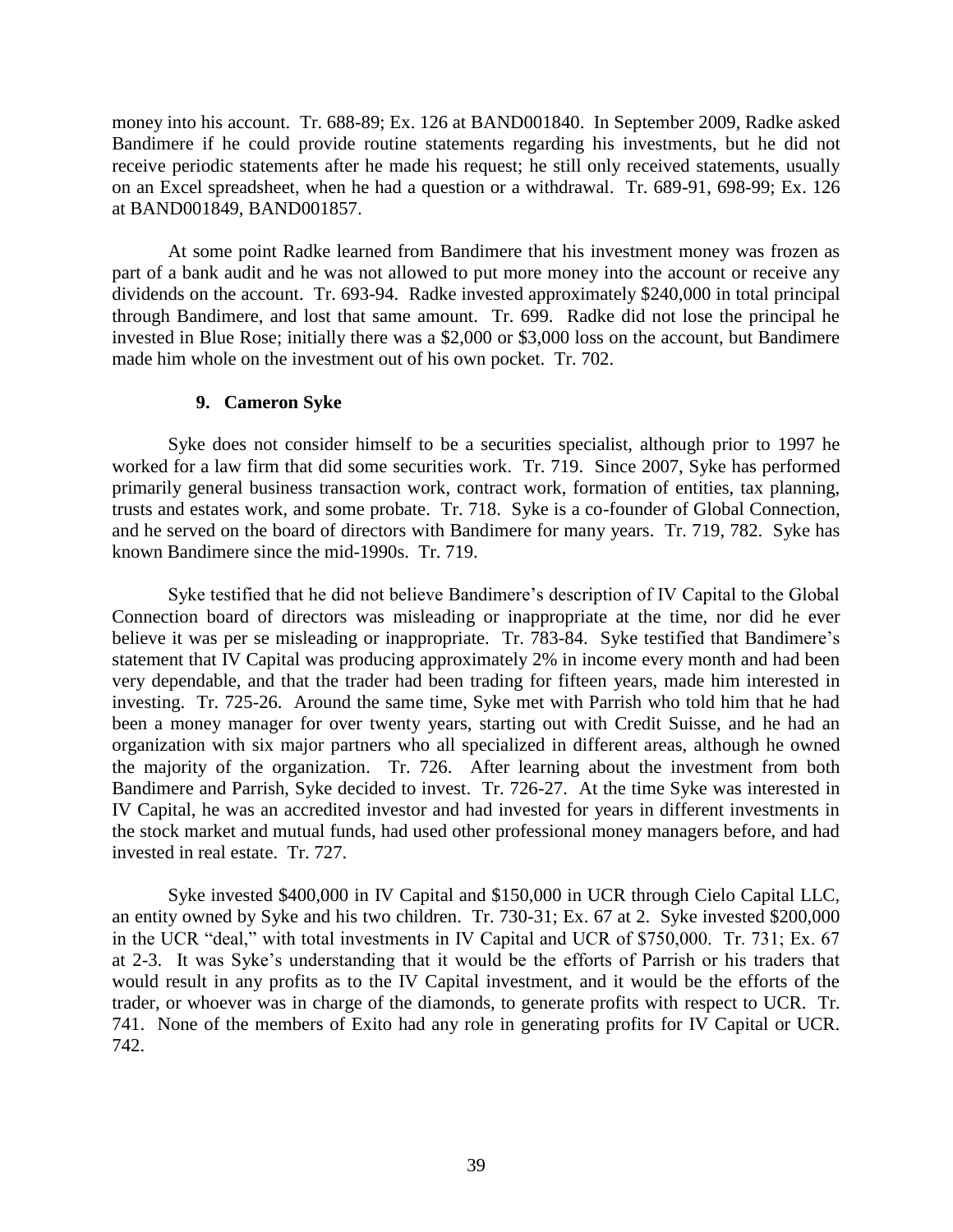money into his account. Tr. 688-89; Ex. 126 at BAND001840. In September 2009, Radke asked Bandimere if he could provide routine statements regarding his investments, but he did not receive periodic statements after he made his request; he still only received statements, usually on an Excel spreadsheet, when he had a question or a withdrawal. Tr. 689-91, 698-99; Ex. 126 at BAND001849, BAND001857.

At some point Radke learned from Bandimere that his investment money was frozen as part of a bank audit and he was not allowed to put more money into the account or receive any dividends on the account. Tr. 693-94. Radke invested approximately $240,000 in total principal through Bandimere, and lost that same amount. Tr. 699. Radke did not lose the principal he invested in Blue Rose; initially there was a $2,000 or $3,000 loss on the account, but Bandimere made him whole on the investment out of his own pocket. Tr. 702.

### 9. Cameron Syke

Syke does not consider himself to be a securities specialist, although prior to 1997 he worked for a law firm that did some securities work. Tr. 719. Since 2007, Syke has performed primarily general business transaction work, contract work, formation of entities, tax planning, trusts and estates work, and some probate. Tr. 718. Syke is a co-founder of Global Connection, and he served on the board of directors with Bandimere for many years. Tr. 719, 782. Syke has known Bandimere since the mid-1990s. Tr. 719.

Syke testified that he did not believe Bandimere's description of IV Capital to the Global Connection board of directors was misleading or inappropriate at the time, nor did he ever believe it was per se misleading or inappropriate. Tr. 783-84. Syke testified that Bandimere's statement that IV Capital was producing approximately 2% in income every month and had been very dependable, and that the trader had been trading for fifteen years, made him interested in investing. Tr. 725-26. Around the same time, Syke met with Parrish who told him that he had been a money manager for over twenty years, starting out with Credit Suisse, and he had an organization with six major partners who all specialized in different areas, although he owned the majority of the organization. Tr. 726. After learning about the investment from both Bandimere and Parrish, Syke decided to invest. Tr. 726-27. At the time Syke was interested in IV Capital, he was an accredited investor and had invested for years in different investments in the stock market and mutual funds, had used other professional money managers before, and had invested in real estate. Tr. 727.

Syke invested $400,000 in IV Capital and $150,000 in UCR through Cielo Capital LLC, an entity owned by Syke and his two children. Tr. 730-31; Ex. 67 at 2. Syke invested $200,000 in the UCR "deal," with total investments in IV Capital and UCR of $750,000. Tr. 731; Ex. 67 at 2-3. It was Syke's understanding that it would be the efforts of Parrish or his traders that would result in any profits as to the IV Capital investment, and it would be the efforts of the trader, or whoever was in charge of the diamonds, to generate profits with respect to UCR. Tr. 741. None of the members of Exito had any role in generating profits for IV Capital or UCR. 742.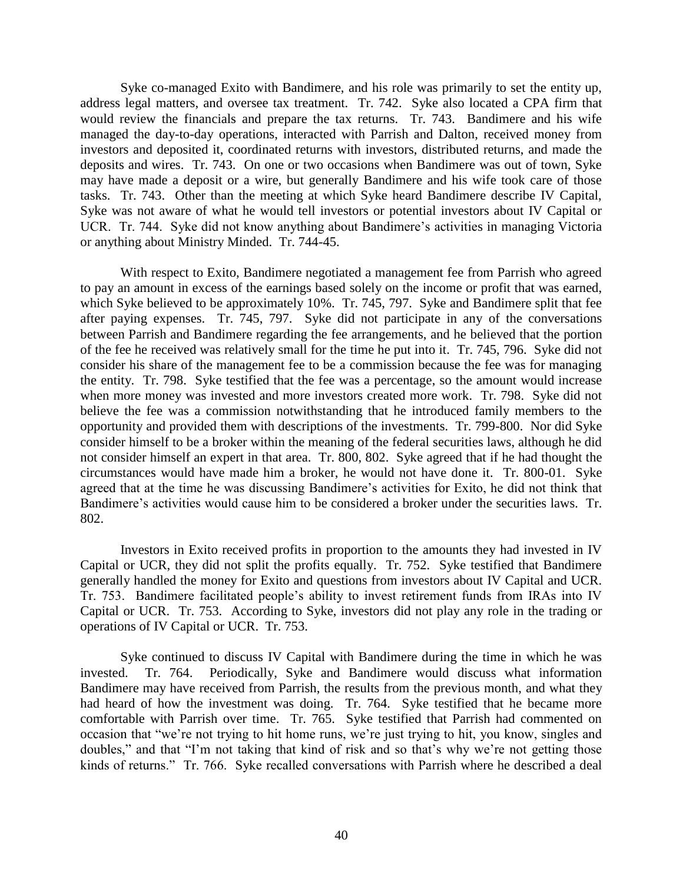Syke co-managed Exito with Bandimere, and his role was primarily to set the entity up, address legal matters, and oversee tax treatment. Tr. 742. Syke also located a CPA firm that would review the financials and prepare the tax returns. Tr. 743. Bandimere and his wife managed the day-to-day operations, interacted with Parrish and Dalton, received money from investors and deposited it, coordinated returns with investors, distributed returns, and made the deposits and wires. Tr. 743. On one or two occasions when Bandimere was out of town, Syke may have made a deposit or a wire, but generally Bandimere and his wife took care of those tasks. Tr. 743. Other than the meeting at which Syke heard Bandimere describe IV Capital, Syke was not aware of what he would tell investors or potential investors about IV Capital or UCR. Tr. 744. Syke did not know anything about Bandimere's activities in managing Victoria or anything about Ministry Minded. Tr. 744-45.

With respect to Exito, Bandimere negotiated a management fee from Parrish who agreed to pay an amount in excess of the earnings based solely on the income or profit that was earned, which Syke believed to be approximately 10%. Tr. 745, 797. Syke and Bandimere split that fee after paying expenses. Tr. 745, 797. Syke did not participate in any of the conversations between Parrish and Bandimere regarding the fee arrangements, and he believed that the portion of the fee he received was relatively small for the time he put into it. Tr. 745, 796. Syke did not consider his share of the management fee to be a commission because the fee was for managing the entity. Tr. 798. Syke testified that the fee was a percentage, so the amount would increase when more money was invested and more investors created more work. Tr. 798. Syke did not believe the fee was a commission notwithstanding that he introduced family members to the opportunity and provided them with descriptions of the investments. Tr. 799-800. Nor did Syke consider himself to be a broker within the meaning of the federal securities laws, although he did not consider himself an expert in that area. Tr. 800, 802. Syke agreed that if he had thought the circumstances would have made him a broker, he would not have done it. Tr. 800-01. Syke agreed that at the time he was discussing Bandimere's activities for Exito, he did not think that Bandimere's activities would cause him to be considered a broker under the securities laws. Tr. 802.

Investors in Exito received profits in proportion to the amounts they had invested in IV Capital or UCR, they did not split the profits equally. Tr. 752. Syke testified that Bandimere generally handled the money for Exito and questions from investors about IV Capital and UCR. Tr. 753. Bandimere facilitated people's ability to invest retirement funds from IRAs into IV Capital or UCR. Tr. 753. According to Syke, investors did not play any role in the trading or operations of IV Capital or UCR. Tr. 753.

Syke continued to discuss IV Capital with Bandimere during the time in which he was invested. Tr. 764. Periodically, Syke and Bandimere would discuss what information Bandimere may have received from Parrish, the results from the previous month, and what they had heard of how the investment was doing. Tr. 764. Syke testified that he became more comfortable with Parrish over time. Tr. 765. Syke testified that Parrish had commented on occasion that "we're not trying to hit home runs, we're just trying to hit, you know, singles and doubles," and that "I'm not taking that kind of risk and so that's why we're not getting those kinds of returns." Tr. 766. Syke recalled conversations with Parrish where he described a deal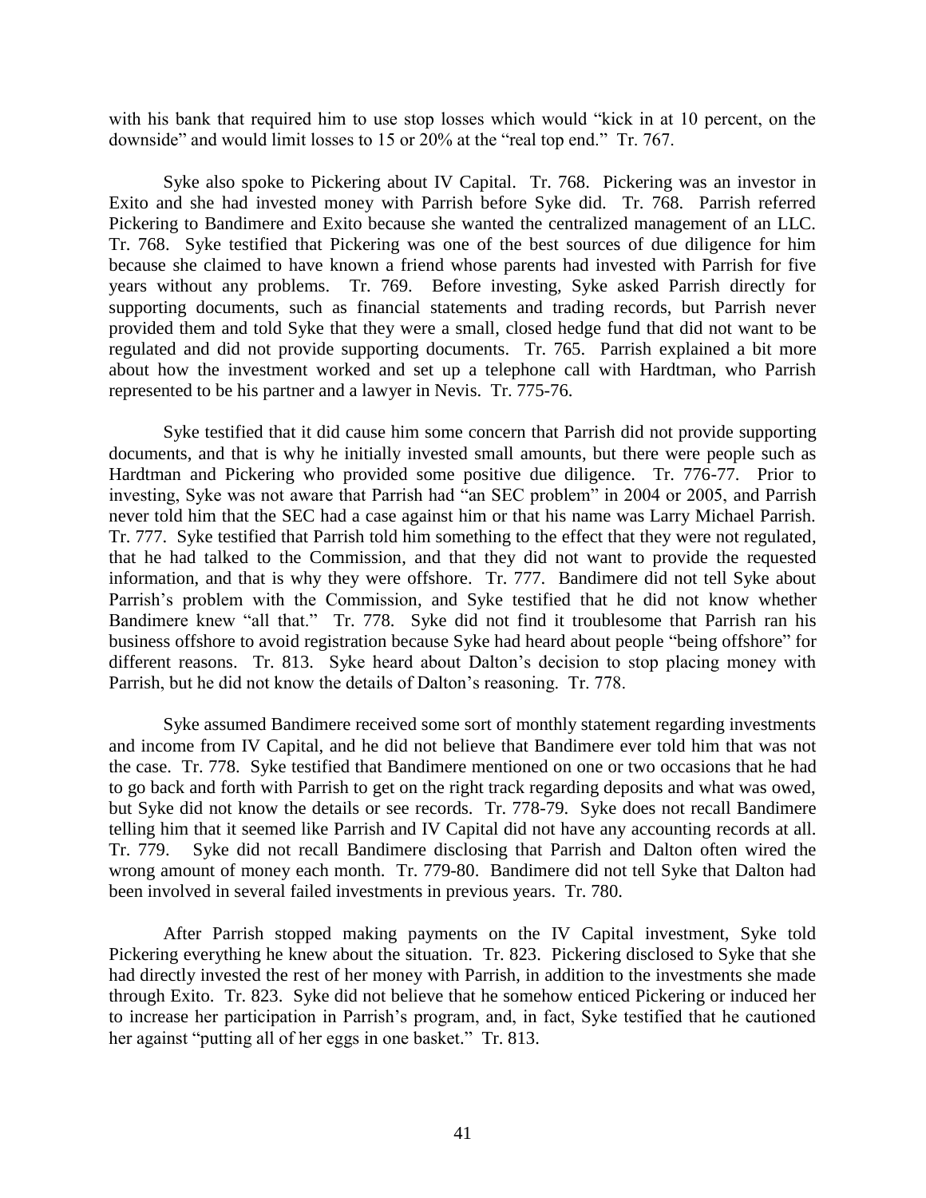with his bank that required him to use stop losses which would "kick in at 10 percent, on the downside" and would limit losses to 15 or 20% at the "real top end." Tr. 767.

Syke also spoke to Pickering about IV Capital. Tr. 768. Pickering was an investor in Exito and she had invested money with Parrish before Syke did. Tr. 768. Parrish referred Pickering to Bandimere and Exito because she wanted the centralized management of an LLC. Tr. 768. Syke testified that Pickering was one of the best sources of due diligence for him because she claimed to have known a friend whose parents had invested with Parrish for five years without any problems. Tr. 769. Before investing, Syke asked Parrish directly for supporting documents, such as financial statements and trading records, but Parrish never provided them and told Syke that they were a small, closed hedge fund that did not want to be regulated and did not provide supporting documents. Tr. 765. Parrish explained a bit more about how the investment worked and set up a telephone call with Hardtman, who Parrish represented to be his partner and a lawyer in Nevis. Tr. 775-76.

Syke testified that it did cause him some concern that Parrish did not provide supporting documents, and that is why he initially invested small amounts, but there were people such as Hardtman and Pickering who provided some positive due diligence. Tr. 776-77. Prior to investing, Syke was not aware that Parrish had "an SEC problem" in 2004 or 2005, and Parrish never told him that the SEC had a case against him or that his name was Larry Michael Parrish. Tr. 777. Syke testified that Parrish told him something to the effect that they were not regulated, that he had talked to the Commission, and that they did not want to provide the requested information, and that is why they were offshore. Tr. 777. Bandimere did not tell Syke about Parrish's problem with the Commission, and Syke testified that he did not know whether Bandimere knew "all that." Tr. 778. Syke did not find it troublesome that Parrish ran his business offshore to avoid registration because Syke had heard about people "being offshore" for different reasons. Tr. 813. Syke heard about Dalton's decision to stop placing money with Parrish, but he did not know the details of Dalton's reasoning. Tr. 778.

Syke assumed Bandimere received some sort of monthly statement regarding investments and income from IV Capital, and he did not believe that Bandimere ever told him that was not the case. Tr. 778. Syke testified that Bandimere mentioned on one or two occasions that he had to go back and forth with Parrish to get on the right track regarding deposits and what was owed, but Syke did not know the details or see records. Tr. 778-79. Syke does not recall Bandimere telling him that it seemed like Parrish and IV Capital did not have any accounting records at all. Tr. 779. Syke did not recall Bandimere disclosing that Parrish and Dalton often wired the wrong amount of money each month. Tr. 779-80. Bandimere did not tell Syke that Dalton had been involved in several failed investments in previous years. Tr. 780.

After Parrish stopped making payments on the IV Capital investment, Syke told Pickering everything he knew about the situation. Tr. 823. Pickering disclosed to Syke that she had directly invested the rest of her money with Parrish, in addition to the investments she made through Exito. Tr. 823. Syke did not believe that he somehow enticed Pickering or induced her to increase her participation in Parrish's program, and, in fact, Syke testified that he cautioned her against "putting all of her eggs in one basket." Tr. 813.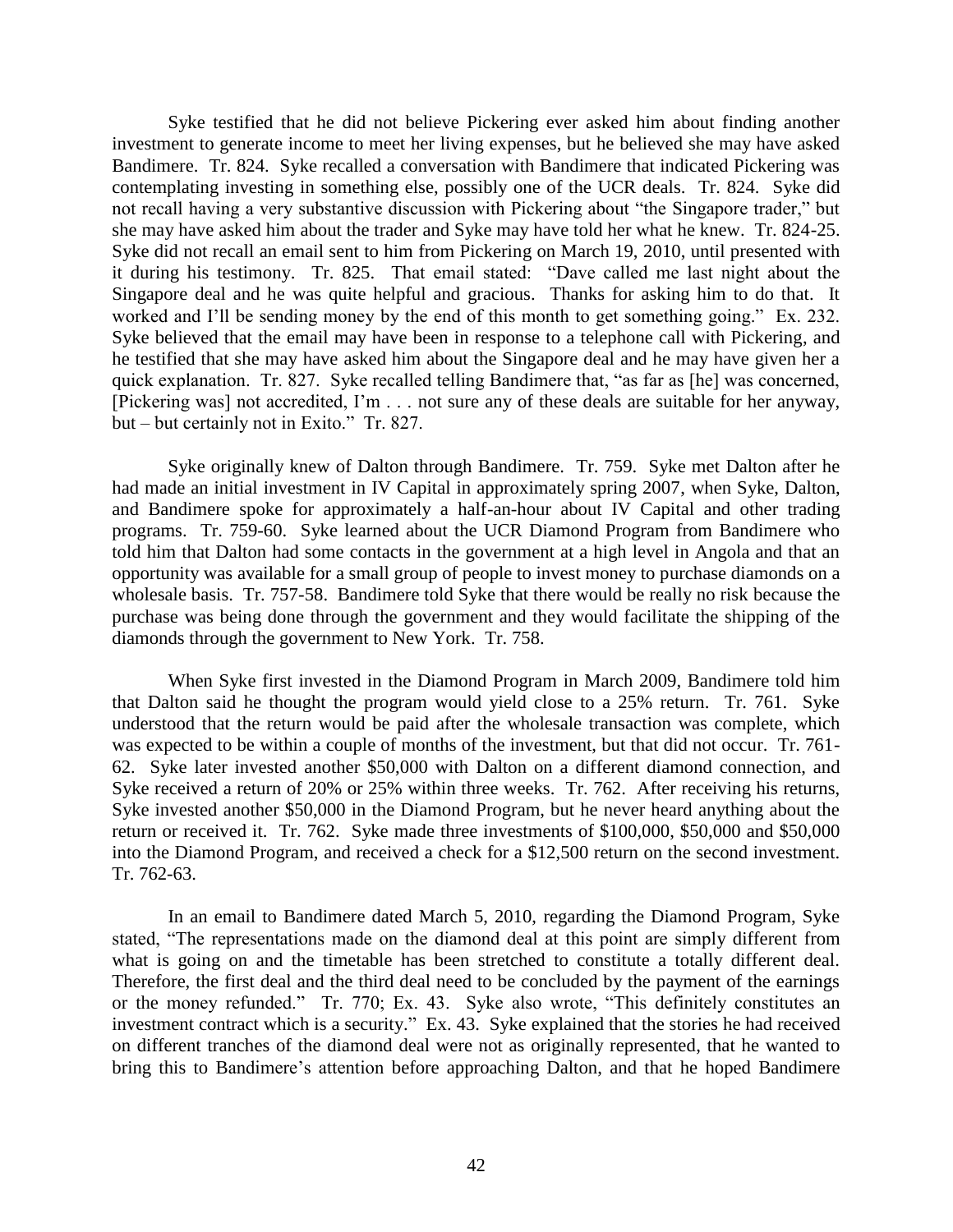Syke testified that he did not believe Pickering ever asked him about finding another investment to generate income to meet her living expenses, but he believed she may have asked Bandimere. Tr. 824. Syke recalled a conversation with Bandimere that indicated Pickering was contemplating investing in something else, possibly one of the UCR deals. Tr. 824. Syke did not recall having a very substantive discussion with Pickering about "the Singapore trader," but she may have asked him about the trader and Syke may have told her what he knew. Tr. 824-25. Syke did not recall an email sent to him from Pickering on March 19, 2010, until presented with it during his testimony. Tr. 825. That email stated: "Dave called me last night about the Singapore deal and he was quite helpful and gracious. Thanks for asking him to do that. It worked and I'll be sending money by the end of this month to get something going." Ex. 232. Syke believed that the email may have been in response to a telephone call with Pickering, and he testified that she may have asked him about the Singapore deal and he may have given her a quick explanation. Tr. 827. Syke recalled telling Bandimere that, "as far as [he] was concerned, [Pickering was] not accredited, I'm . . . not sure any of these deals are suitable for her anyway, but – but certainly not in Exito." Tr. 827.

Syke originally knew of Dalton through Bandimere. Tr. 759. Syke met Dalton after he had made an initial investment in IV Capital in approximately spring 2007, when Syke, Dalton, and Bandimere spoke for approximately a half-an-hour about IV Capital and other trading programs. Tr. 759-60. Syke learned about the UCR Diamond Program from Bandimere who told him that Dalton had some contacts in the government at a high level in Angola and that an opportunity was available for a small group of people to invest money to purchase diamonds on a wholesale basis. Tr. 757-58. Bandimere told Syke that there would be really no risk because the purchase was being done through the government and they would facilitate the shipping of the diamonds through the government to New York. Tr. 758.

When Syke first invested in the Diamond Program in March 2009, Bandimere told him that Dalton said he thought the program would yield close to a 25% return. Tr. 761. Syke understood that the return would be paid after the wholesale transaction was complete, which was expected to be within a couple of months of the investment, but that did not occur. Tr. 761-62. Syke later invested another $50,000 with Dalton on a different diamond connection, and Syke received a return of 20% or 25% within three weeks. Tr. 762. After receiving his returns, Syke invested another $50,000 in the Diamond Program, but he never heard anything about the return or received it. Tr. 762. Syke made three investments of $100,000, $50,000 and $50,000 into the Diamond Program, and received a check for a $12,500 return on the second investment. Tr. 762-63.

In an email to Bandimere dated March 5, 2010, regarding the Diamond Program, Syke stated, "The representations made on the diamond deal at this point are simply different from what is going on and the timetable has been stretched to constitute a totally different deal. Therefore, the first deal and the third deal need to be concluded by the payment of the earnings or the money refunded." Tr. 770; Ex. 43. Syke also wrote, "This definitely constitutes an investment contract which is a security." Ex. 43. Syke explained that the stories he had received on different tranches of the diamond deal were not as originally represented, that he wanted to bring this to Bandimere's attention before approaching Dalton, and that he hoped Bandimere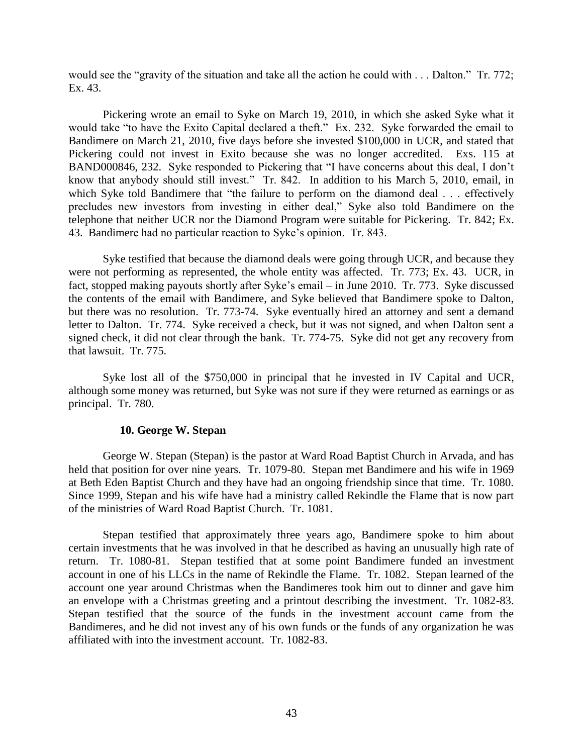would see the "gravity of the situation and take all the action he could with . . . Dalton." Tr. 772; Ex. 43.

Pickering wrote an email to Syke on March 19, 2010, in which she asked Syke what it would take "to have the Exito Capital declared a theft." Ex. 232. Syke forwarded the email to Bandimere on March 21, 2010, five days before she invested $100,000 in UCR, and stated that Pickering could not invest in Exito because she was no longer accredited. Exs. 115 at BAND000846, 232. Syke responded to Pickering that "I have concerns about this deal, I don't know that anybody should still invest." Tr. 842. In addition to his March 5, 2010, email, in which Syke told Bandimere that "the failure to perform on the diamond deal . . . effectively precludes new investors from investing in either deal," Syke also told Bandimere on the telephone that neither UCR nor the Diamond Program were suitable for Pickering. Tr. 842; Ex. 43. Bandimere had no particular reaction to Syke's opinion. Tr. 843.

Syke testified that because the diamond deals were going through UCR, and because they were not performing as represented, the whole entity was affected. Tr. 773; Ex. 43. UCR, in fact, stopped making payouts shortly after Syke's email – in June 2010. Tr. 773. Syke discussed the contents of the email with Bandimere, and Syke believed that Bandimere spoke to Dalton, but there was no resolution. Tr. 773-74. Syke eventually hired an attorney and sent a demand letter to Dalton. Tr. 774. Syke received a check, but it was not signed, and when Dalton sent a signed check, it did not clear through the bank. Tr. 774-75. Syke did not get any recovery from that lawsuit. Tr. 775.

Syke lost all of the $750,000 in principal that he invested in IV Capital and UCR, although some money was returned, but Syke was not sure if they were returned as earnings or as principal. Tr. 780.

#### 10. George W. Stepan

George W. Stepan (Stepan) is the pastor at Ward Road Baptist Church in Arvada, and has held that position for over nine years. Tr. 1079-80. Stepan met Bandimere and his wife in 1969 at Beth Eden Baptist Church and they have had an ongoing friendship since that time. Tr. 1080. Since 1999, Stepan and his wife have had a ministry called Rekindle the Flame that is now part of the ministries of Ward Road Baptist Church. Tr. 1081.

Stepan testified that approximately three years ago, Bandimere spoke to him about certain investments that he was involved in that he described as having an unusually high rate of return. Tr. 1080-81. Stepan testified that at some point Bandimere funded an investment account in one of his LLCs in the name of Rekindle the Flame. Tr. 1082. Stepan learned of the account one year around Christmas when the Bandimeres took him out to dinner and gave him an envelope with a Christmas greeting and a printout describing the investment. Tr. 1082-83. Stepan testified that the source of the funds in the investment account came from the Bandimeres, and he did not invest any of his own funds or the funds of any organization he was affiliated with into the investment account. Tr. 1082-83.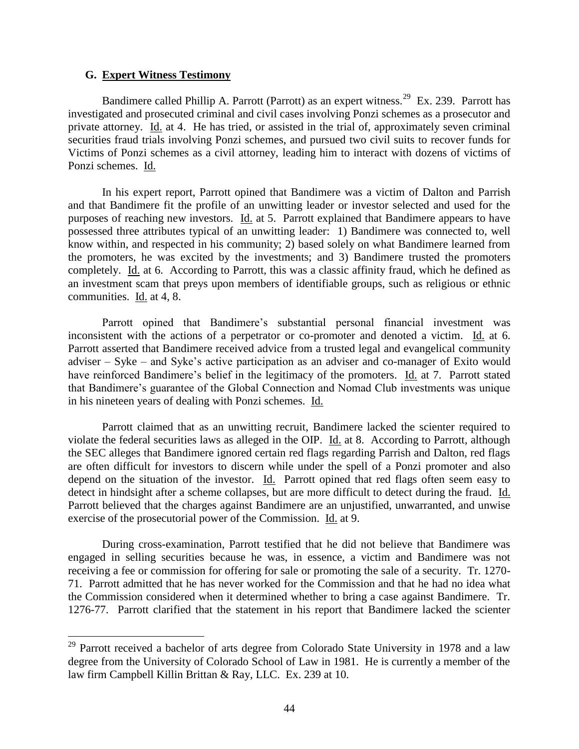### G. Expert Witness Testimony

Bandimere called Phillip A. Parrott (Parrott) as an expert witness.[29] Ex. 239. Parrott has investigated and prosecuted criminal and civil cases involving Ponzi schemes as a prosecutor and private attorney. Id. at 4. He has tried, or assisted in the trial of, approximately seven criminal securities fraud trials involving Ponzi schemes, and pursued two civil suits to recover funds for Victims of Ponzi schemes as a civil attorney, leading him to interact with dozens of victims of Ponzi schemes. Id.

In his expert report, Parrott opined that Bandimere was a victim of Dalton and Parrish and that Bandimere fit the profile of an unwitting leader or investor selected and used for the purposes of reaching new investors. Id. at 5. Parrott explained that Bandimere appears to have possessed three attributes typical of an unwitting leader: 1) Bandimere was connected to, well know within, and respected in his community; 2) based solely on what Bandimere learned from the promoters, he was excited by the investments; and 3) Bandimere trusted the promoters completely. Id. at 6. According to Parrott, this was a classic affinity fraud, which he defined as an investment scam that preys upon members of identifiable groups, such as religious or ethnic communities. Id. at 4, 8.

Parrott opined that Bandimere's substantial personal financial investment was inconsistent with the actions of a perpetrator or co-promoter and denoted a victim. Id. at 6. Parrott asserted that Bandimere received advice from a trusted legal and evangelical community adviser – Syke – and Syke's active participation as an adviser and co-manager of Exito would have reinforced Bandimere's belief in the legitimacy of the promoters. Id. at 7. Parrott stated that Bandimere's guarantee of the Global Connection and Nomad Club investments was unique in his nineteen years of dealing with Ponzi schemes. Id.

Parrott claimed that as an unwitting recruit, Bandimere lacked the scienter required to violate the federal securities laws as alleged in the OIP. Id. at 8. According to Parrott, although the SEC alleges that Bandimere ignored certain red flags regarding Parrish and Dalton, red flags are often difficult for investors to discern while under the spell of a Ponzi promoter and also depend on the situation of the investor. Id. Parrott opined that red flags often seem easy to detect in hindsight after a scheme collapses, but are more difficult to detect during the fraud. Id. Parrott believed that the charges against Bandimere are an unjustified, unwarranted, and unwise exercise of the prosecutorial power of the Commission. Id. at 9.

During cross-examination, Parrott testified that he did not believe that Bandimere was engaged in selling securities because he was, in essence, a victim and Bandimere was not receiving a fee or commission for offering for sale or promoting the sale of a security. Tr. 1270-71. Parrott admitted that he has never worked for the Commission and that he had no idea what the Commission considered when it determined whether to bring a case against Bandimere. Tr. 1276-77. Parrott clarified that the statement in his report that Bandimere lacked the scienter

[29] Parrott received a bachelor of arts degree from Colorado State University in 1978 and a law degree from the University of Colorado School of Law in 1981. He is currently a member of the law firm Campbell Killin Brittan & Ray, LLC. Ex. 239 at 10.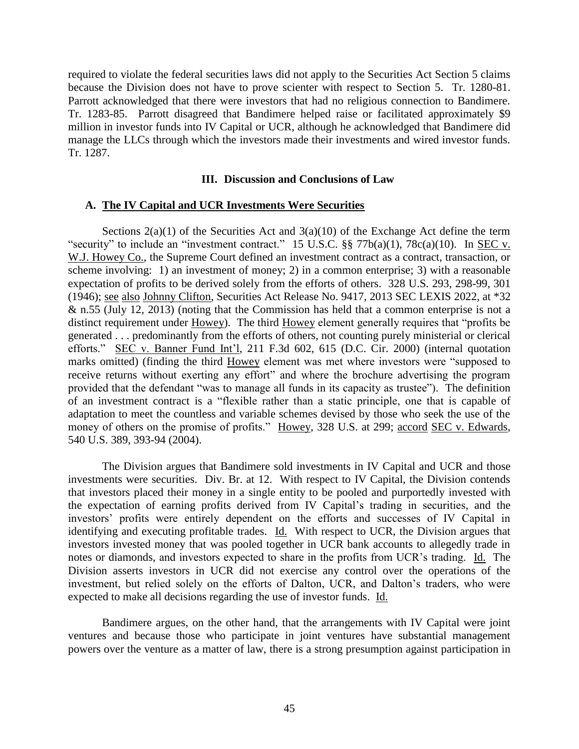required to violate the federal securities laws did not apply to the Securities Act Section 5 claims because the Division does not have to prove scienter with respect to Section 5. Tr. 1280-81. Parrott acknowledged that there were investors that had no religious connection to Bandimere. Tr. 1283-85. Parrott disagreed that Bandimere helped raise or facilitated approximately $9 million in investor funds into IV Capital or UCR, although he acknowledged that Bandimere did manage the LLCs through which the investors made their investments and wired investor funds. Tr. 1287.

## III. Discussion and Conclusions of Law

### A. The IV Capital and UCR Investments Were Securities

Sections 2(a)(1) of the Securities Act and 3(a)(10) of the Exchange Act define the term "security" to include an "investment contract." 15 U.S.C. §§ 77b(a)(1), 78c(a)(10). In SEC v. W.J. Howey Co., the Supreme Court defined an investment contract as a contract, transaction, or scheme involving: 1) an investment of money; 2) in a common enterprise; 3) with a reasonable expectation of profits to be derived solely from the efforts of others. 328 U.S. 293, 298-99, 301 (1946); see also Johnny Clifton, Securities Act Release No. 9417, 2013 SEC LEXIS 2022, at *32 & n.55 (July 12, 2013) (noting that the Commission has held that a common enterprise is not a distinct requirement under Howey). The third Howey element generally requires that "profits be generated . . . predominantly from the efforts of others, not counting purely ministerial or clerical efforts." SEC v. Banner Fund Int'l, 211 F.3d 602, 615 (D.C. Cir. 2000) (internal quotation marks omitted) (finding the third Howey element was met where investors were "supposed to receive returns without exerting any effort" and where the brochure advertising the program provided that the defendant "was to manage all funds in its capacity as trustee"). The definition of an investment contract is a "flexible rather than a static principle, one that is capable of adaptation to meet the countless and variable schemes devised by those who seek the use of the money of others on the promise of profits." Howey, 328 U.S. at 299; accord SEC v. Edwards, 540 U.S. 389, 393-94 (2004).

The Division argues that Bandimere sold investments in IV Capital and UCR and those investments were securities. Div. Br. at 12. With respect to IV Capital, the Division contends that investors placed their money in a single entity to be pooled and purportedly invested with the expectation of earning profits derived from IV Capital's trading in securities, and the investors' profits were entirely dependent on the efforts and successes of IV Capital in identifying and executing profitable trades. Id. With respect to UCR, the Division argues that investors invested money that was pooled together in UCR bank accounts to allegedly trade in notes or diamonds, and investors expected to share in the profits from UCR's trading. Id. The Division asserts investors in UCR did not exercise any control over the operations of the investment, but relied solely on the efforts of Dalton, UCR, and Dalton's traders, who were expected to make all decisions regarding the use of investor funds. Id.

Bandimere argues, on the other hand, that the arrangements with IV Capital were joint ventures and because those who participate in joint ventures have substantial management powers over the venture as a matter of law, there is a strong presumption against participation in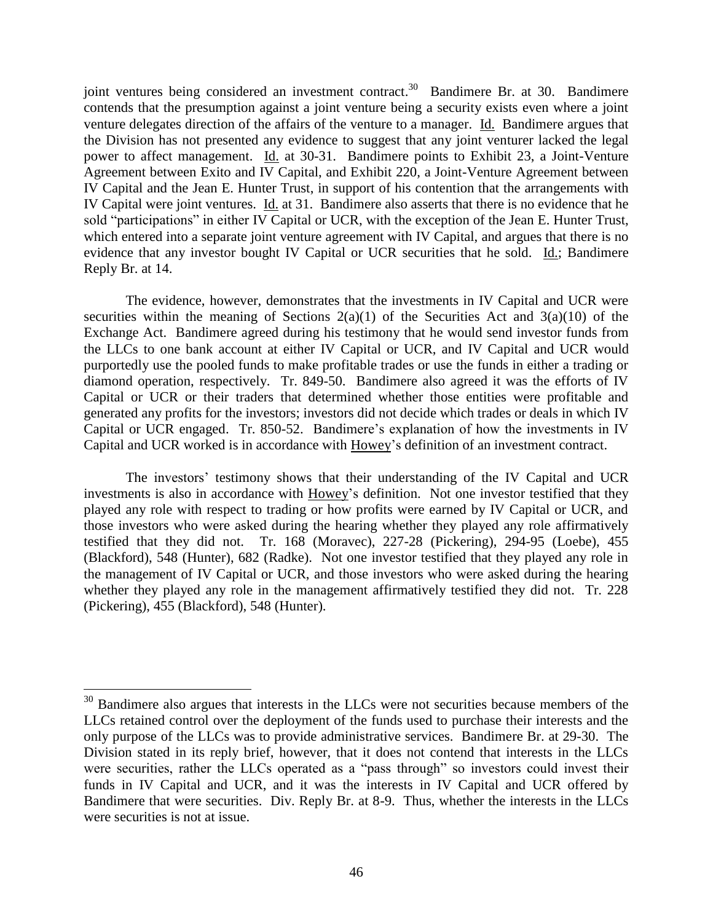joint ventures being considered an investment contract.[30] Bandimere Br. at 30. Bandimere contends that the presumption against a joint venture being a security exists even where a joint venture delegates direction of the affairs of the venture to a manager. Id. Bandimere argues that the Division has not presented any evidence to suggest that any joint venturer lacked the legal power to affect management. Id. at 30-31. Bandimere points to Exhibit 23, a Joint-Venture Agreement between Exito and IV Capital, and Exhibit 220, a Joint-Venture Agreement between IV Capital and the Jean E. Hunter Trust, in support of his contention that the arrangements with IV Capital were joint ventures. Id. at 31. Bandimere also asserts that there is no evidence that he sold "participations" in either IV Capital or UCR, with the exception of the Jean E. Hunter Trust, which entered into a separate joint venture agreement with IV Capital, and argues that there is no evidence that any investor bought IV Capital or UCR securities that he sold. Id.; Bandimere Reply Br. at 14.

The evidence, however, demonstrates that the investments in IV Capital and UCR were securities within the meaning of Sections 2(a)(1) of the Securities Act and 3(a)(10) of the Exchange Act. Bandimere agreed during his testimony that he would send investor funds from the LLCs to one bank account at either IV Capital or UCR, and IV Capital and UCR would purportedly use the pooled funds to make profitable trades or use the funds in either a trading or diamond operation, respectively. Tr. 849-50. Bandimere also agreed it was the efforts of IV Capital or UCR or their traders that determined whether those entities were profitable and generated any profits for the investors; investors did not decide which trades or deals in which IV Capital or UCR engaged. Tr. 850-52. Bandimere's explanation of how the investments in IV Capital and UCR worked is in accordance with Howey's definition of an investment contract.

The investors' testimony shows that their understanding of the IV Capital and UCR investments is also in accordance with Howey's definition. Not one investor testified that they played any role with respect to trading or how profits were earned by IV Capital or UCR, and those investors who were asked during the hearing whether they played any role affirmatively testified that they did not. Tr. 168 (Moravec), 227-28 (Pickering), 294-95 (Loebe), 455 (Blackford), 548 (Hunter), 682 (Radke). Not one investor testified that they played any role in the management of IV Capital or UCR, and those investors who were asked during the hearing whether they played any role in the management affirmatively testified they did not. Tr. 228 (Pickering), 455 (Blackford), 548 (Hunter).

---

[30] Bandimere also argues that interests in the LLCs were not securities because members of the LLCs retained control over the deployment of the funds used to purchase their interests and the only purpose of the LLCs was to provide administrative services. Bandimere Br. at 29-30. The Division stated in its reply brief, however, that it does not contend that interests in the LLCs were securities, rather the LLCs operated as a "pass through" so investors could invest their funds in IV Capital and UCR, and it was the interests in IV Capital and UCR offered by Bandimere that were securities. Div. Reply Br. at 8-9. Thus, whether the interests in the LLCs were securities is not at issue.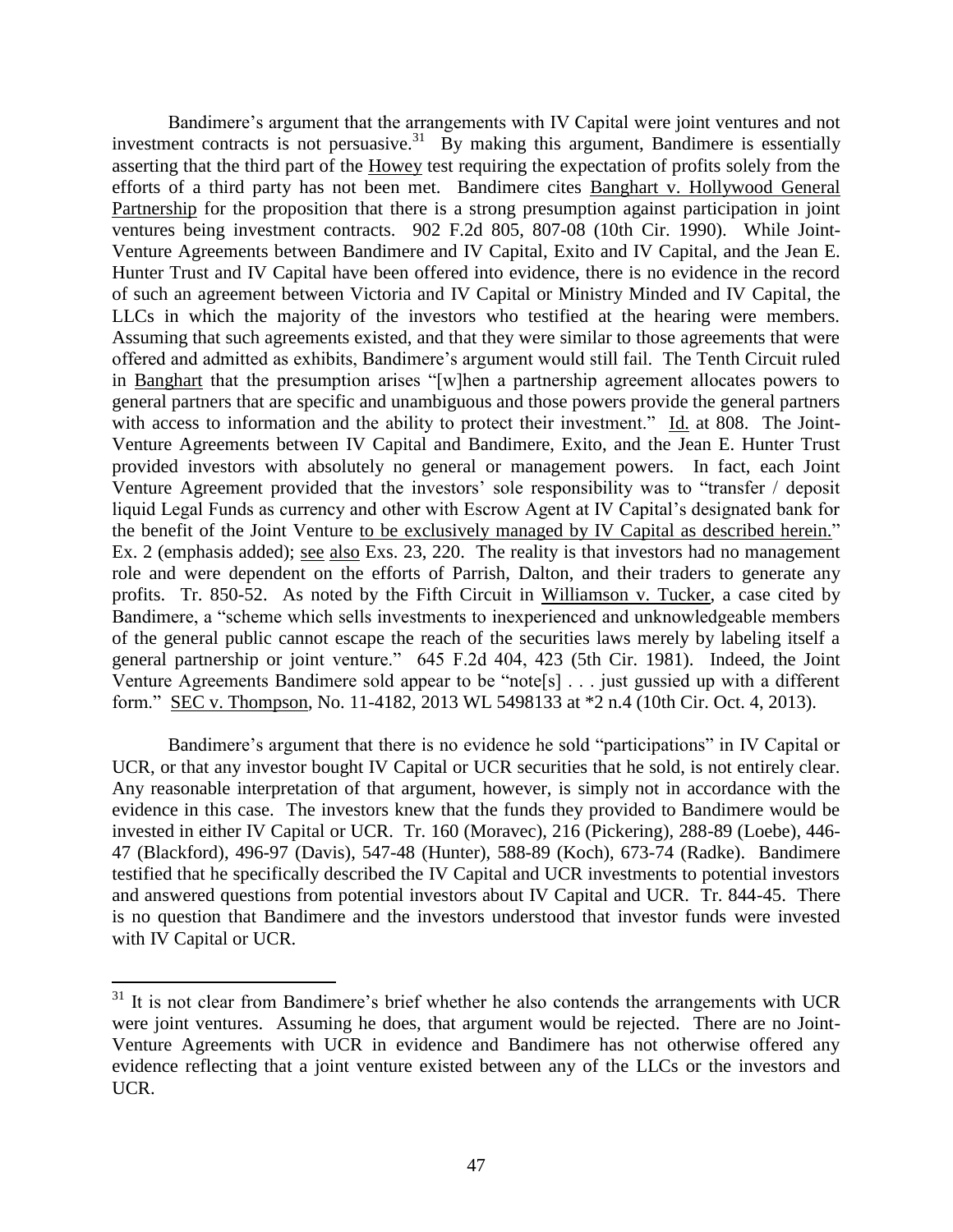Bandimere's argument that the arrangements with IV Capital were joint ventures and not investment contracts is not persuasive.[31] By making this argument, Bandimere is essentially asserting that the third part of the Howey test requiring the expectation of profits solely from the efforts of a third party has not been met. Bandimere cites Banghart v. Hollywood General Partnership for the proposition that there is a strong presumption against participation in joint ventures being investment contracts. 902 F.2d 805, 807-08 (10th Cir. 1990). While Joint-Venture Agreements between Bandimere and IV Capital, Exito and IV Capital, and the Jean E. Hunter Trust and IV Capital have been offered into evidence, there is no evidence in the record of such an agreement between Victoria and IV Capital or Ministry Minded and IV Capital, the LLCs in which the majority of the investors who testified at the hearing were members. Assuming that such agreements existed, and that they were similar to those agreements that were offered and admitted as exhibits, Bandimere's argument would still fail. The Tenth Circuit ruled in Banghart that the presumption arises "[w]hen a partnership agreement allocates powers to general partners that are specific and unambiguous and those powers provide the general partners with access to information and the ability to protect their investment." Id. at 808. The Joint-Venture Agreements between IV Capital and Bandimere, Exito, and the Jean E. Hunter Trust provided investors with absolutely no general or management powers. In fact, each Joint Venture Agreement provided that the investors' sole responsibility was to "transfer / deposit liquid Legal Funds as currency and other with Escrow Agent at IV Capital's designated bank for the benefit of the Joint Venture to be exclusively managed by IV Capital as described herein." Ex. 2 (emphasis added); see also Exs. 23, 220. The reality is that investors had no management role and were dependent on the efforts of Parrish, Dalton, and their traders to generate any profits. Tr. 850-52. As noted by the Fifth Circuit in Williamson v. Tucker, a case cited by Bandimere, a "scheme which sells investments to inexperienced and unknowledgeable members of the general public cannot escape the reach of the securities laws merely by labeling itself a general partnership or joint venture." 645 F.2d 404, 423 (5th Cir. 1981). Indeed, the Joint Venture Agreements Bandimere sold appear to be "note[s] . . . just gussied up with a different form." SEC v. Thompson, No. 11-4182, 2013 WL 5498133 at *2 n.4 (10th Cir. Oct. 4, 2013).

Bandimere's argument that there is no evidence he sold "participations" in IV Capital or UCR, or that any investor bought IV Capital or UCR securities that he sold, is not entirely clear. Any reasonable interpretation of that argument, however, is simply not in accordance with the evidence in this case. The investors knew that the funds they provided to Bandimere would be invested in either IV Capital or UCR. Tr. 160 (Moravec), 216 (Pickering), 288-89 (Loebe), 446-47 (Blackford), 496-97 (Davis), 547-48 (Hunter), 588-89 (Koch), 673-74 (Radke). Bandimere testified that he specifically described the IV Capital and UCR investments to potential investors and answered questions from potential investors about IV Capital and UCR. Tr. 844-45. There is no question that Bandimere and the investors understood that investor funds were invested with IV Capital or UCR.

---

[31] It is not clear from Bandimere's brief whether he also contends the arrangements with UCR were joint ventures. Assuming he does, that argument would be rejected. There are no Joint-Venture Agreements with UCR in evidence and Bandimere has not otherwise offered any evidence reflecting that a joint venture existed between any of the LLCs or the investors and UCR.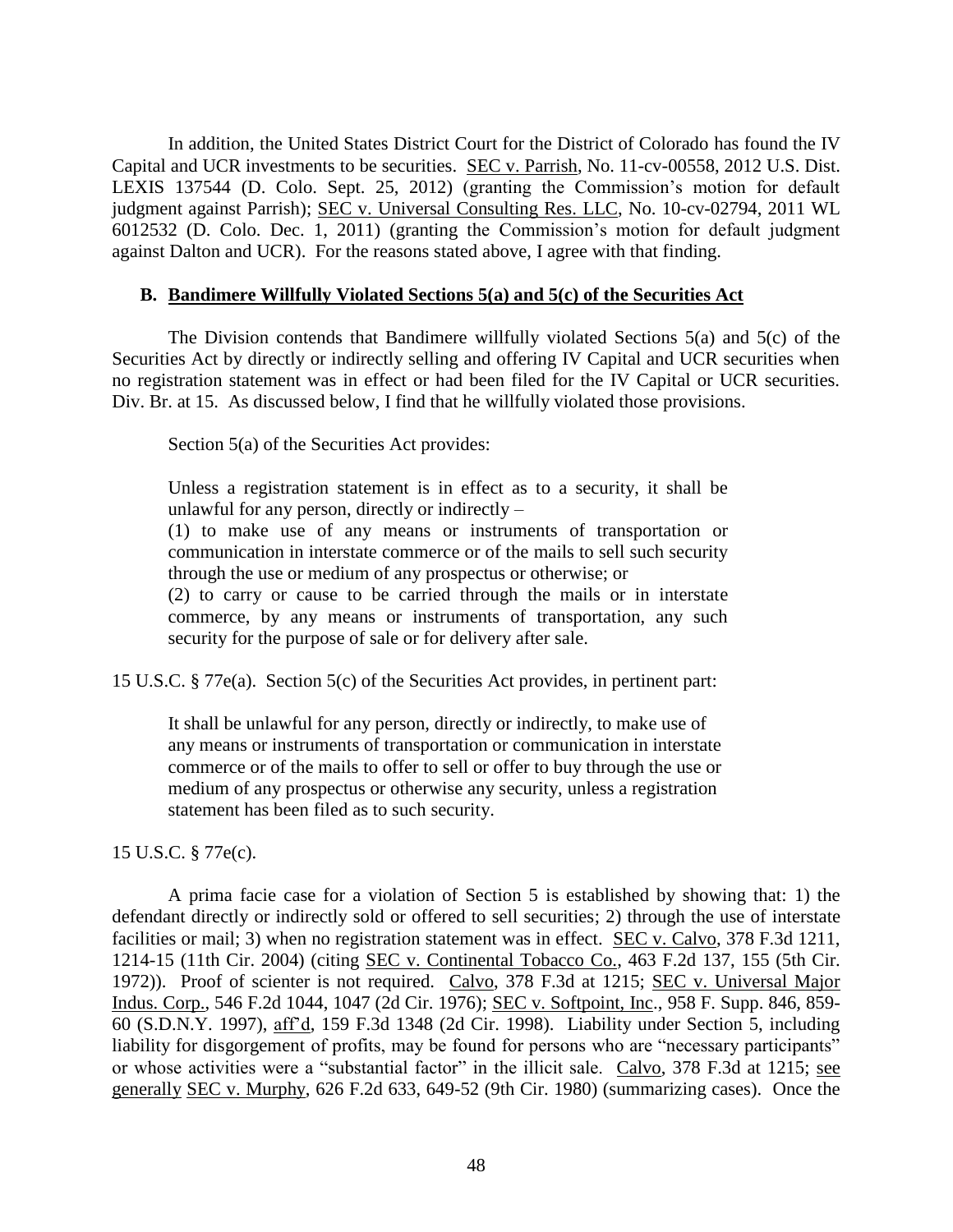In addition, the United States District Court for the District of Colorado has found the IV Capital and UCR investments to be securities. SEC v. Parrish, No. 11-cv-00558, 2012 U.S. Dist. LEXIS 137544 (D. Colo. Sept. 25, 2012) (granting the Commission's motion for default judgment against Parrish); SEC v. Universal Consulting Res. LLC, No. 10-cv-02794, 2011 WL 6012532 (D. Colo. Dec. 1, 2011) (granting the Commission's motion for default judgment against Dalton and UCR). For the reasons stated above, I agree with that finding.

### B. Bandimere Willfully Violated Sections 5(a) and 5(c) of the Securities Act

The Division contends that Bandimere willfully violated Sections 5(a) and 5(c) of the Securities Act by directly or indirectly selling and offering IV Capital and UCR securities when no registration statement was in effect or had been filed for the IV Capital or UCR securities. Div. Br. at 15. As discussed below, I find that he willfully violated those provisions.

Section 5(a) of the Securities Act provides:

> Unless a registration statement is in effect as to a security, it shall be unlawful for any person, directly or indirectly –
> (1) to make use of any means or instruments of transportation or communication in interstate commerce or of the mails to sell such security through the use or medium of any prospectus or otherwise; or
> (2) to carry or cause to be carried through the mails or in interstate commerce, by any means or instruments of transportation, any such security for the purpose of sale or for delivery after sale.

15 U.S.C. § 77e(a). Section 5(c) of the Securities Act provides, in pertinent part:

> It shall be unlawful for any person, directly or indirectly, to make use of any means or instruments of transportation or communication in interstate commerce or of the mails to offer to sell or offer to buy through the use or medium of any prospectus or otherwise any security, unless a registration statement has been filed as to such security.

15 U.S.C. § 77e(c).

A prima facie case for a violation of Section 5 is established by showing that: 1) the defendant directly or indirectly sold or offered to sell securities; 2) through the use of interstate facilities or mail; 3) when no registration statement was in effect. SEC v. Calvo, 378 F.3d 1211, 1214-15 (11th Cir. 2004) (citing SEC v. Continental Tobacco Co., 463 F.2d 137, 155 (5th Cir. 1972)). Proof of scienter is not required. Calvo, 378 F.3d at 1215; SEC v. Universal Major Indus. Corp., 546 F.2d 1044, 1047 (2d Cir. 1976); SEC v. Softpoint, Inc., 958 F. Supp. 846, 859-60 (S.D.N.Y. 1997), aff'd, 159 F.3d 1348 (2d Cir. 1998). Liability under Section 5, including liability for disgorgement of profits, may be found for persons who are "necessary participants" or whose activities were a "substantial factor" in the illicit sale. Calvo, 378 F.3d at 1215; see generally SEC v. Murphy, 626 F.2d 633, 649-52 (9th Cir. 1980) (summarizing cases). Once the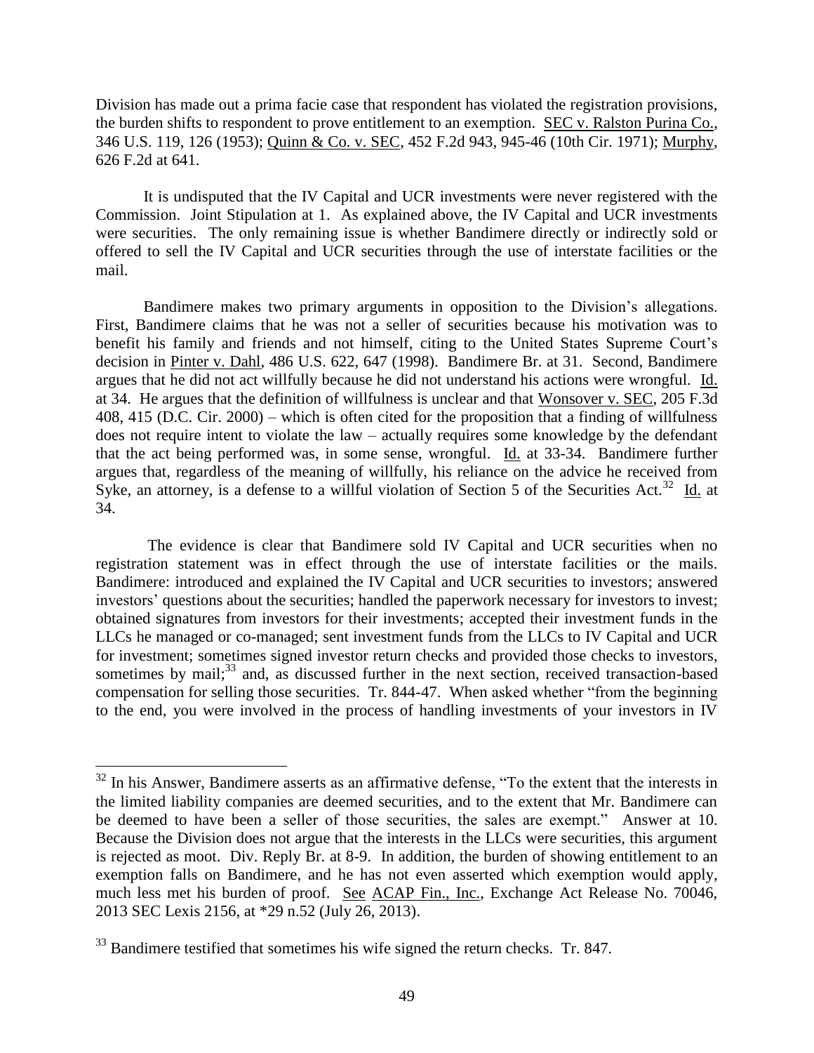Division has made out a prima facie case that respondent has violated the registration provisions, the burden shifts to respondent to prove entitlement to an exemption. SEC v. Ralston Purina Co., 346 U.S. 119, 126 (1953); Quinn & Co. v. SEC, 452 F.2d 943, 945-46 (10th Cir. 1971); Murphy, 626 F.2d at 641.

It is undisputed that the IV Capital and UCR investments were never registered with the Commission. Joint Stipulation at 1. As explained above, the IV Capital and UCR investments were securities. The only remaining issue is whether Bandimere directly or indirectly sold or offered to sell the IV Capital and UCR securities through the use of interstate facilities or the mail.

Bandimere makes two primary arguments in opposition to the Division's allegations. First, Bandimere claims that he was not a seller of securities because his motivation was to benefit his family and friends and not himself, citing to the United States Supreme Court's decision in Pinter v. Dahl, 486 U.S. 622, 647 (1998). Bandimere Br. at 31. Second, Bandimere argues that he did not act willfully because he did not understand his actions were wrongful. Id. at 34. He argues that the definition of willfulness is unclear and that Wonsover v. SEC, 205 F.3d 408, 415 (D.C. Cir. 2000) – which is often cited for the proposition that a finding of willfulness does not require intent to violate the law – actually requires some knowledge by the defendant that the act being performed was, in some sense, wrongful. Id. at 33-34. Bandimere further argues that, regardless of the meaning of willfully, his reliance on the advice he received from Syke, an attorney, is a defense to a willful violation of Section 5 of the Securities Act.[32] Id. at 34.

The evidence is clear that Bandimere sold IV Capital and UCR securities when no registration statement was in effect through the use of interstate facilities or the mails. Bandimere: introduced and explained the IV Capital and UCR securities to investors; answered investors' questions about the securities; handled the paperwork necessary for investors to invest; obtained signatures from investors for their investments; accepted their investment funds in the LLCs he managed or co-managed; sent investment funds from the LLCs to IV Capital and UCR for investment; sometimes signed investor return checks and provided those checks to investors, sometimes by mail;[33] and, as discussed further in the next section, received transaction-based compensation for selling those securities. Tr. 844-47. When asked whether "from the beginning to the end, you were involved in the process of handling investments of your investors in IV

---

[32] In his Answer, Bandimere asserts as an affirmative defense, "To the extent that the interests in the limited liability companies are deemed securities, and to the extent that Mr. Bandimere can be deemed to have been a seller of those securities, the sales are exempt." Answer at 10. Because the Division does not argue that the interests in the LLCs were securities, this argument is rejected as moot. Div. Reply Br. at 8-9. In addition, the burden of showing entitlement to an exemption falls on Bandimere, and he has not even asserted which exemption would apply, much less met his burden of proof. See ACAP Fin., Inc., Exchange Act Release No. 70046, 2013 SEC Lexis 2156, at *29 n.52 (July 26, 2013).

[33] Bandimere testified that sometimes his wife signed the return checks. Tr. 847.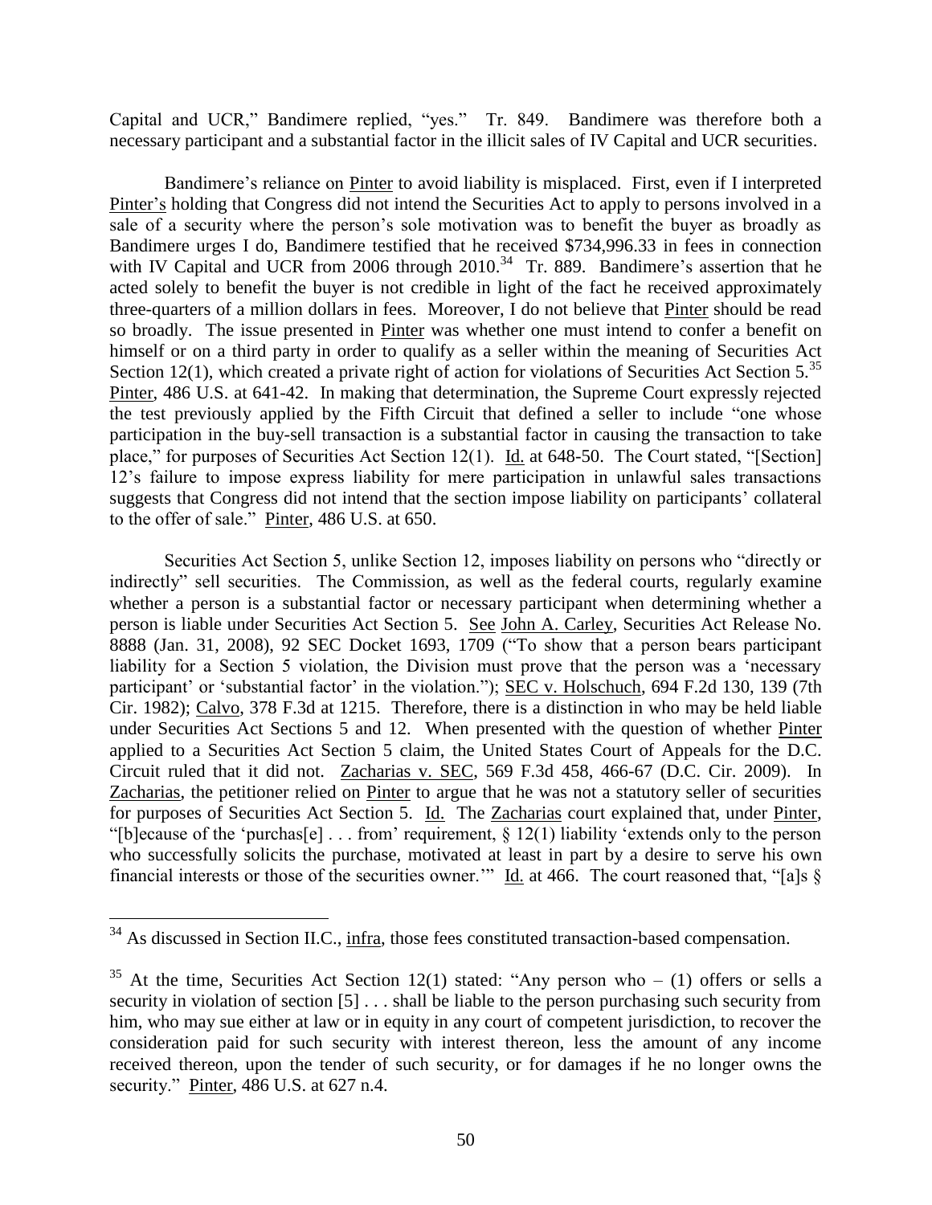Capital and UCR," Bandimere replied, "yes." Tr. 849. Bandimere was therefore both a necessary participant and a substantial factor in the illicit sales of IV Capital and UCR securities.

Bandimere's reliance on Pinter to avoid liability is misplaced. First, even if I interpreted Pinter's holding that Congress did not intend the Securities Act to apply to persons involved in a sale of a security where the person's sole motivation was to benefit the buyer as broadly as Bandimere urges I do, Bandimere testified that he received $734,996.33 in fees in connection with IV Capital and UCR from 2006 through 2010.[34] Tr. 889. Bandimere's assertion that he acted solely to benefit the buyer is not credible in light of the fact he received approximately three-quarters of a million dollars in fees. Moreover, I do not believe that Pinter should be read so broadly. The issue presented in Pinter was whether one must intend to confer a benefit on himself or on a third party in order to qualify as a seller within the meaning of Securities Act Section 12(1), which created a private right of action for violations of Securities Act Section 5.[35] Pinter, 486 U.S. at 641-42. In making that determination, the Supreme Court expressly rejected the test previously applied by the Fifth Circuit that defined a seller to include "one whose participation in the buy-sell transaction is a substantial factor in causing the transaction to take place," for purposes of Securities Act Section 12(1). Id. at 648-50. The Court stated, "[Section] 12's failure to impose express liability for mere participation in unlawful sales transactions suggests that Congress did not intend that the section impose liability on participants' collateral to the offer of sale." Pinter, 486 U.S. at 650.

Securities Act Section 5, unlike Section 12, imposes liability on persons who "directly or indirectly" sell securities. The Commission, as well as the federal courts, regularly examine whether a person is a substantial factor or necessary participant when determining whether a person is liable under Securities Act Section 5. See John A. Carley, Securities Act Release No. 8888 (Jan. 31, 2008), 92 SEC Docket 1693, 1709 ("To show that a person bears participant liability for a Section 5 violation, the Division must prove that the person was a 'necessary participant' or 'substantial factor' in the violation."); SEC v. Holschuch, 694 F.2d 130, 139 (7th Cir. 1982); Calvo, 378 F.3d at 1215. Therefore, there is a distinction in who may be held liable under Securities Act Sections 5 and 12. When presented with the question of whether Pinter applied to a Securities Act Section 5 claim, the United States Court of Appeals for the D.C. Circuit ruled that it did not. Zacharias v. SEC, 569 F.3d 458, 466-67 (D.C. Cir. 2009). In Zacharias, the petitioner relied on Pinter to argue that he was not a statutory seller of securities for purposes of Securities Act Section 5. Id. The Zacharias court explained that, under Pinter, "[b]ecause of the 'purchas[e] . . . from' requirement, § 12(1) liability 'extends only to the person who successfully solicits the purchase, motivated at least in part by a desire to serve his own financial interests or those of the securities owner.'" Id. at 466. The court reasoned that, "[a]s §

---

[34] As discussed in Section II.C., infra, those fees constituted transaction-based compensation.

[35] At the time, Securities Act Section 12(1) stated: "Any person who – (1) offers or sells a security in violation of section [5] . . . shall be liable to the person purchasing such security from him, who may sue either at law or in equity in any court of competent jurisdiction, to recover the consideration paid for such security with interest thereon, less the amount of any income received thereon, upon the tender of such security, or for damages if he no longer owns the security." Pinter, 486 U.S. at 627 n.4.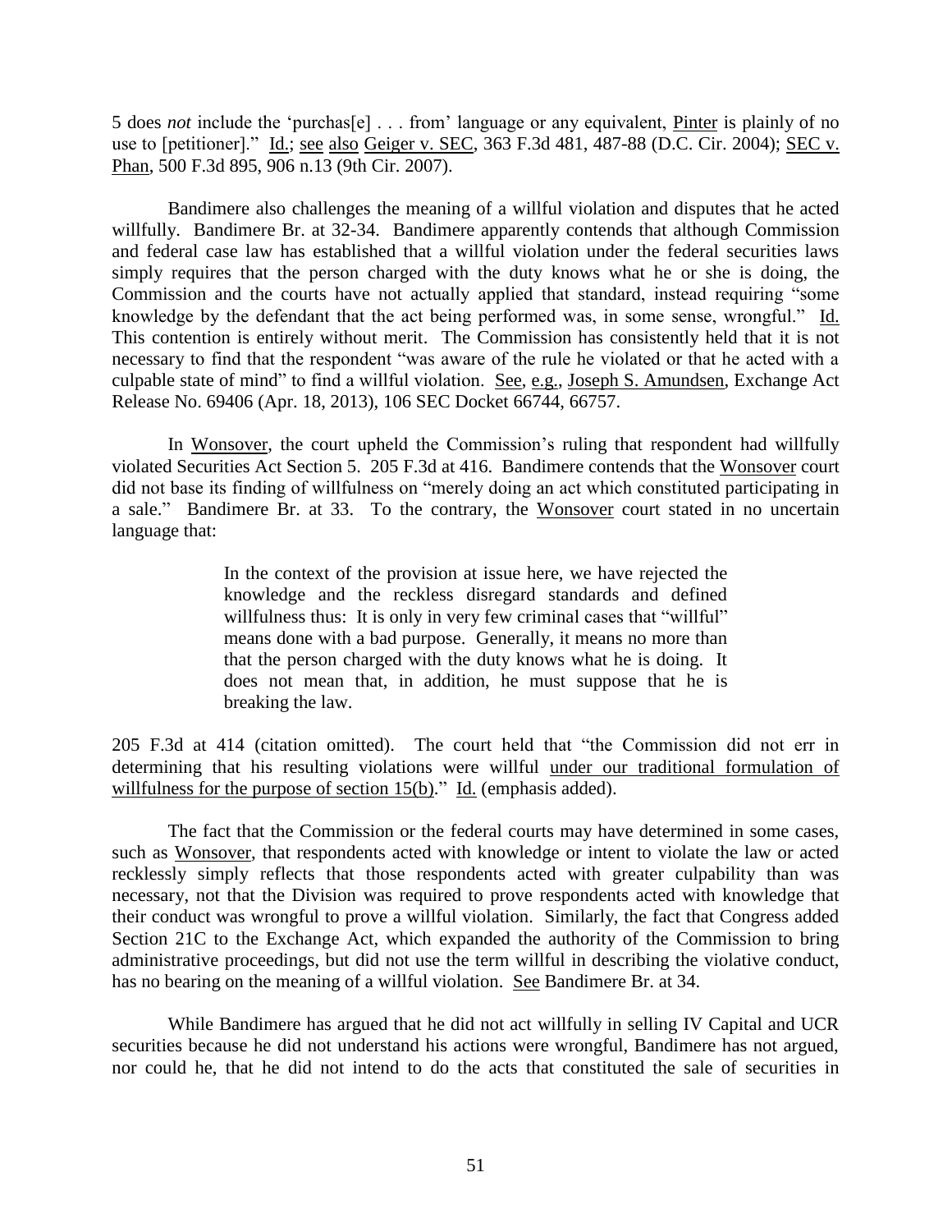5 does *not* include the 'purchas[e] . . . from' language or any equivalent, Pinter is plainly of no use to [petitioner]." Id.; see also Geiger v. SEC, 363 F.3d 481, 487-88 (D.C. Cir. 2004); SEC v. Phan, 500 F.3d 895, 906 n.13 (9th Cir. 2007).

Bandimere also challenges the meaning of a willful violation and disputes that he acted willfully. Bandimere Br. at 32-34. Bandimere apparently contends that although Commission and federal case law has established that a willful violation under the federal securities laws simply requires that the person charged with the duty knows what he or she is doing, the Commission and the courts have not actually applied that standard, instead requiring "some knowledge by the defendant that the act being performed was, in some sense, wrongful." Id. This contention is entirely without merit. The Commission has consistently held that it is not necessary to find that the respondent "was aware of the rule he violated or that he acted with a culpable state of mind" to find a willful violation. See, e.g., Joseph S. Amundsen, Exchange Act Release No. 69406 (Apr. 18, 2013), 106 SEC Docket 66744, 66757.

In Wonsover, the court upheld the Commission's ruling that respondent had willfully violated Securities Act Section 5. 205 F.3d at 416. Bandimere contends that the Wonsover court did not base its finding of willfulness on "merely doing an act which constituted participating in a sale." Bandimere Br. at 33. To the contrary, the Wonsover court stated in no uncertain language that:

> In the context of the provision at issue here, we have rejected the knowledge and the reckless disregard standards and defined willfulness thus: It is only in very few criminal cases that "willful" means done with a bad purpose. Generally, it means no more than that the person charged with the duty knows what he is doing. It does not mean that, in addition, he must suppose that he is breaking the law.

205 F.3d at 414 (citation omitted). The court held that "the Commission did not err in determining that his resulting violations were willful under our traditional formulation of willfulness for the purpose of section 15(b)." Id. (emphasis added).

The fact that the Commission or the federal courts may have determined in some cases, such as Wonsover, that respondents acted with knowledge or intent to violate the law or acted recklessly simply reflects that those respondents acted with greater culpability than was necessary, not that the Division was required to prove respondents acted with knowledge that their conduct was wrongful to prove a willful violation. Similarly, the fact that Congress added Section 21C to the Exchange Act, which expanded the authority of the Commission to bring administrative proceedings, but did not use the term willful in describing the violative conduct, has no bearing on the meaning of a willful violation. See Bandimere Br. at 34.

While Bandimere has argued that he did not act willfully in selling IV Capital and UCR securities because he did not understand his actions were wrongful, Bandimere has not argued, nor could he, that he did not intend to do the acts that constituted the sale of securities in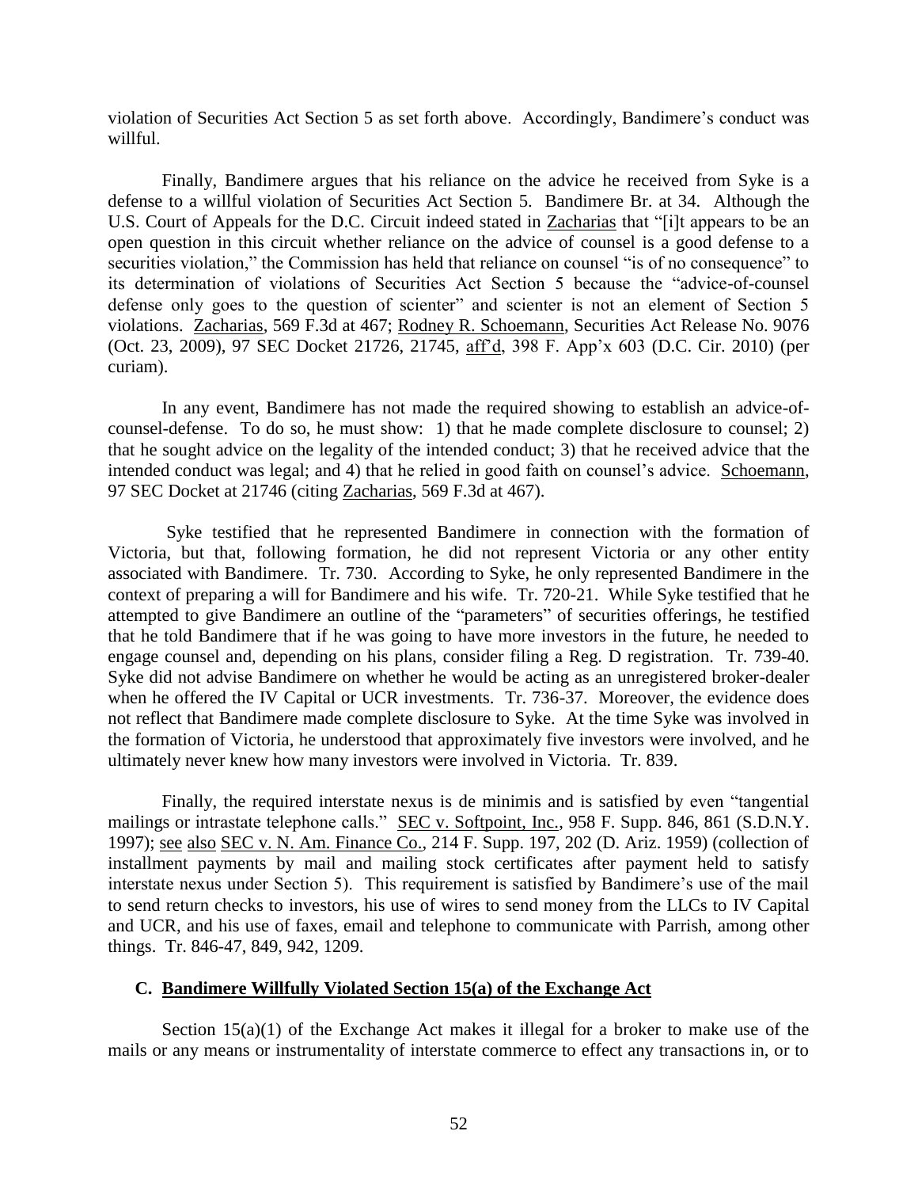violation of Securities Act Section 5 as set forth above. Accordingly, Bandimere's conduct was willful.

Finally, Bandimere argues that his reliance on the advice he received from Syke is a defense to a willful violation of Securities Act Section 5. Bandimere Br. at 34. Although the U.S. Court of Appeals for the D.C. Circuit indeed stated in Zacharias that "[i]t appears to be an open question in this circuit whether reliance on the advice of counsel is a good defense to a securities violation," the Commission has held that reliance on counsel "is of no consequence" to its determination of violations of Securities Act Section 5 because the "advice-of-counsel defense only goes to the question of scienter" and scienter is not an element of Section 5 violations. Zacharias, 569 F.3d at 467; Rodney R. Schoemann, Securities Act Release No. 9076 (Oct. 23, 2009), 97 SEC Docket 21726, 21745, aff'd, 398 F. App'x 603 (D.C. Cir. 2010) (per curiam).

In any event, Bandimere has not made the required showing to establish an advice-of-counsel-defense. To do so, he must show: 1) that he made complete disclosure to counsel; 2) that he sought advice on the legality of the intended conduct; 3) that he received advice that the intended conduct was legal; and 4) that he relied in good faith on counsel's advice. Schoemann, 97 SEC Docket at 21746 (citing Zacharias, 569 F.3d at 467).

Syke testified that he represented Bandimere in connection with the formation of Victoria, but that, following formation, he did not represent Victoria or any other entity associated with Bandimere. Tr. 730. According to Syke, he only represented Bandimere in the context of preparing a will for Bandimere and his wife. Tr. 720-21. While Syke testified that he attempted to give Bandimere an outline of the "parameters" of securities offerings, he testified that he told Bandimere that if he was going to have more investors in the future, he needed to engage counsel and, depending on his plans, consider filing a Reg. D registration. Tr. 739-40. Syke did not advise Bandimere on whether he would be acting as an unregistered broker-dealer when he offered the IV Capital or UCR investments. Tr. 736-37. Moreover, the evidence does not reflect that Bandimere made complete disclosure to Syke. At the time Syke was involved in the formation of Victoria, he understood that approximately five investors were involved, and he ultimately never knew how many investors were involved in Victoria. Tr. 839.

Finally, the required interstate nexus is de minimis and is satisfied by even "tangential mailings or intrastate telephone calls." SEC v. Softpoint, Inc., 958 F. Supp. 846, 861 (S.D.N.Y. 1997); see also SEC v. N. Am. Finance Co., 214 F. Supp. 197, 202 (D. Ariz. 1959) (collection of installment payments by mail and mailing stock certificates after payment held to satisfy interstate nexus under Section 5). This requirement is satisfied by Bandimere's use of the mail to send return checks to investors, his use of wires to send money from the LLCs to IV Capital and UCR, and his use of faxes, email and telephone to communicate with Parrish, among other things. Tr. 846-47, 849, 942, 1209.

### C. Bandimere Willfully Violated Section 15(a) of the Exchange Act

Section 15(a)(1) of the Exchange Act makes it illegal for a broker to make use of the mails or any means or instrumentality of interstate commerce to effect any transactions in, or to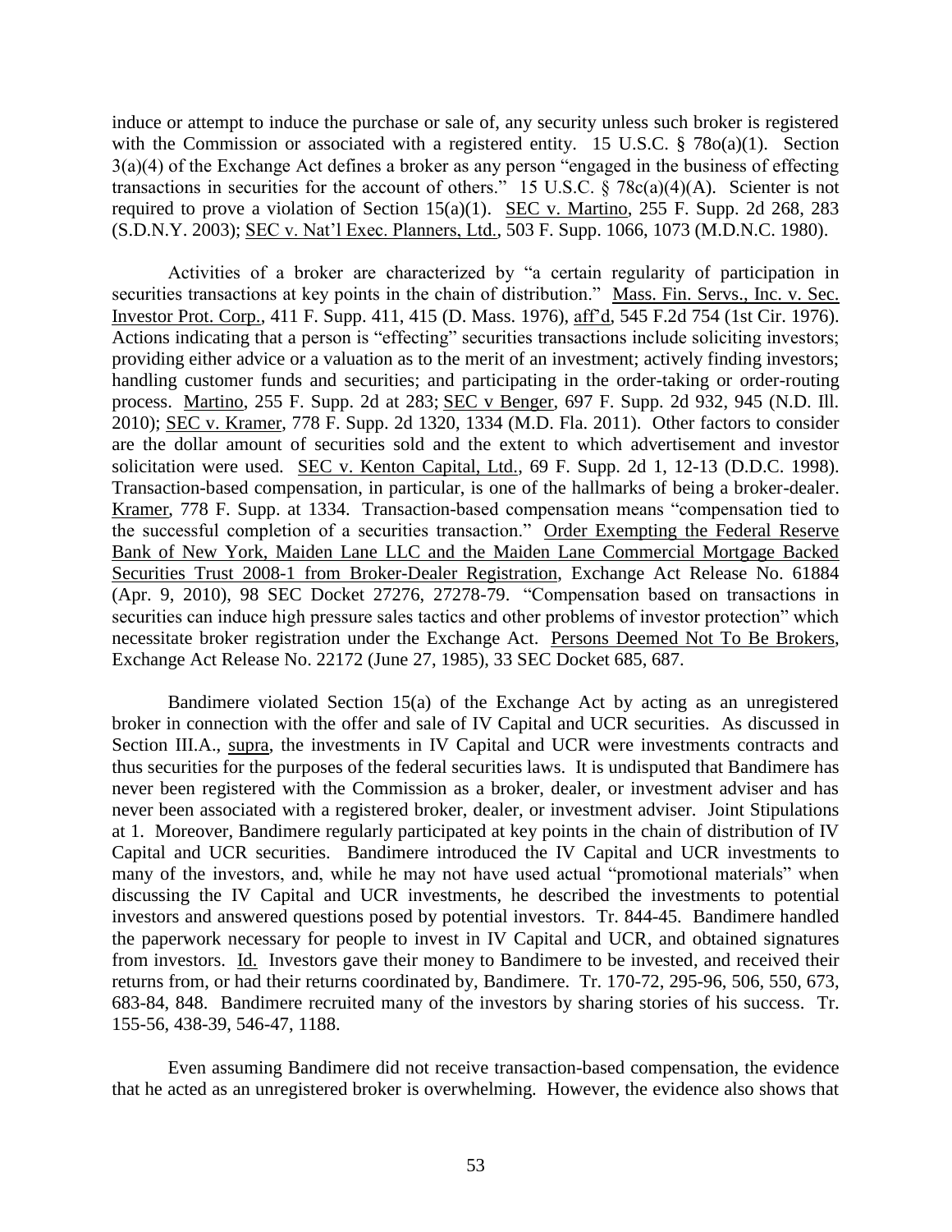induce or attempt to induce the purchase or sale of, any security unless such broker is registered with the Commission or associated with a registered entity. 15 U.S.C. § 78o(a)(1). Section 3(a)(4) of the Exchange Act defines a broker as any person "engaged in the business of effecting transactions in securities for the account of others." 15 U.S.C. § 78c(a)(4)(A). Scienter is not required to prove a violation of Section 15(a)(1). SEC v. Martino, 255 F. Supp. 2d 268, 283 (S.D.N.Y. 2003); SEC v. Nat'l Exec. Planners, Ltd., 503 F. Supp. 1066, 1073 (M.D.N.C. 1980).

Activities of a broker are characterized by "a certain regularity of participation in securities transactions at key points in the chain of distribution." Mass. Fin. Servs., Inc. v. Sec. Investor Prot. Corp., 411 F. Supp. 411, 415 (D. Mass. 1976), aff'd, 545 F.2d 754 (1st Cir. 1976). Actions indicating that a person is "effecting" securities transactions include soliciting investors; providing either advice or a valuation as to the merit of an investment; actively finding investors; handling customer funds and securities; and participating in the order-taking or order-routing process. Martino, 255 F. Supp. 2d at 283; SEC v Benger, 697 F. Supp. 2d 932, 945 (N.D. Ill. 2010); SEC v. Kramer, 778 F. Supp. 2d 1320, 1334 (M.D. Fla. 2011). Other factors to consider are the dollar amount of securities sold and the extent to which advertisement and investor solicitation were used. SEC v. Kenton Capital, Ltd., 69 F. Supp. 2d 1, 12-13 (D.D.C. 1998). Transaction-based compensation, in particular, is one of the hallmarks of being a broker-dealer. Kramer, 778 F. Supp. at 1334. Transaction-based compensation means "compensation tied to the successful completion of a securities transaction." Order Exempting the Federal Reserve Bank of New York, Maiden Lane LLC and the Maiden Lane Commercial Mortgage Backed Securities Trust 2008-1 from Broker-Dealer Registration, Exchange Act Release No. 61884 (Apr. 9, 2010), 98 SEC Docket 27276, 27278-79. "Compensation based on transactions in securities can induce high pressure sales tactics and other problems of investor protection" which necessitate broker registration under the Exchange Act. Persons Deemed Not To Be Brokers, Exchange Act Release No. 22172 (June 27, 1985), 33 SEC Docket 685, 687.

Bandimere violated Section 15(a) of the Exchange Act by acting as an unregistered broker in connection with the offer and sale of IV Capital and UCR securities. As discussed in Section III.A., supra, the investments in IV Capital and UCR were investments contracts and thus securities for the purposes of the federal securities laws. It is undisputed that Bandimere has never been registered with the Commission as a broker, dealer, or investment adviser and has never been associated with a registered broker, dealer, or investment adviser. Joint Stipulations at 1. Moreover, Bandimere regularly participated at key points in the chain of distribution of IV Capital and UCR securities. Bandimere introduced the IV Capital and UCR investments to many of the investors, and, while he may not have used actual "promotional materials" when discussing the IV Capital and UCR investments, he described the investments to potential investors and answered questions posed by potential investors. Tr. 844-45. Bandimere handled the paperwork necessary for people to invest in IV Capital and UCR, and obtained signatures from investors. Id. Investors gave their money to Bandimere to be invested, and received their returns from, or had their returns coordinated by, Bandimere. Tr. 170-72, 295-96, 506, 550, 673, 683-84, 848. Bandimere recruited many of the investors by sharing stories of his success. Tr. 155-56, 438-39, 546-47, 1188.

Even assuming Bandimere did not receive transaction-based compensation, the evidence that he acted as an unregistered broker is overwhelming. However, the evidence also shows that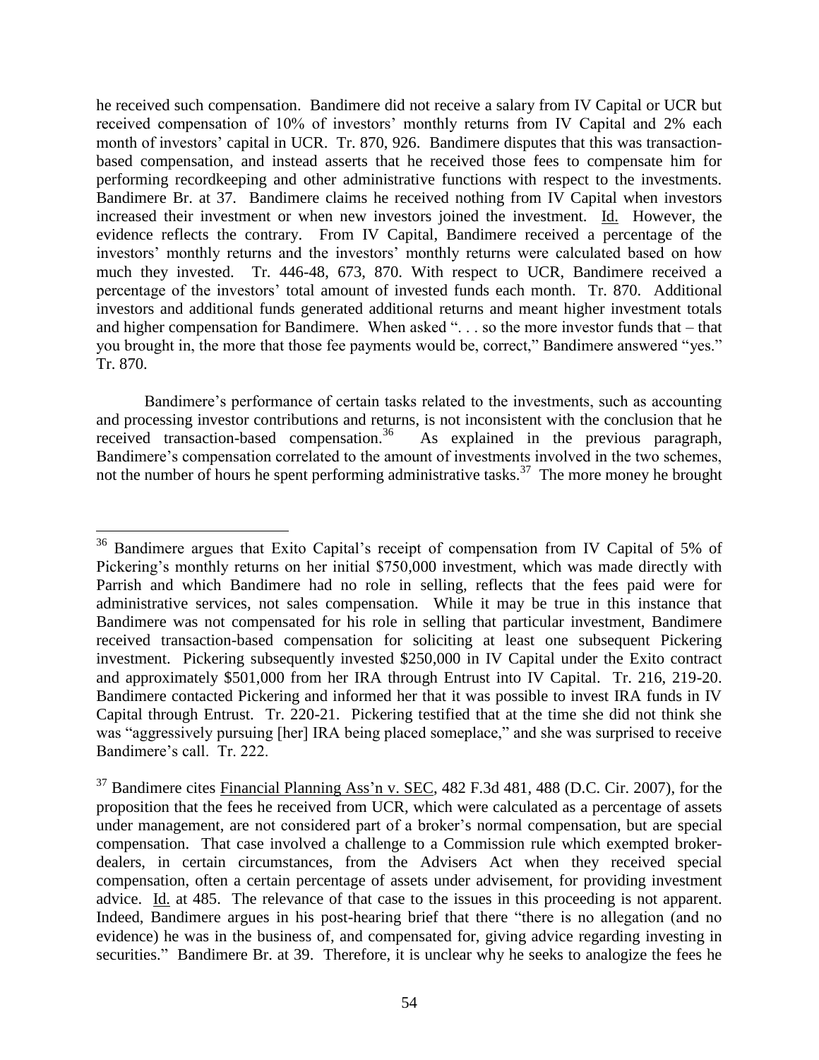he received such compensation. Bandimere did not receive a salary from IV Capital or UCR but received compensation of 10% of investors' monthly returns from IV Capital and 2% each month of investors' capital in UCR. Tr. 870, 926. Bandimere disputes that this was transaction-based compensation, and instead asserts that he received those fees to compensate him for performing recordkeeping and other administrative functions with respect to the investments. Bandimere Br. at 37. Bandimere claims he received nothing from IV Capital when investors increased their investment or when new investors joined the investment. Id. However, the evidence reflects the contrary. From IV Capital, Bandimere received a percentage of the investors' monthly returns and the investors' monthly returns were calculated based on how much they invested. Tr. 446-48, 673, 870. With respect to UCR, Bandimere received a percentage of the investors' total amount of invested funds each month. Tr. 870. Additional investors and additional funds generated additional returns and meant higher investment totals and higher compensation for Bandimere. When asked ". . . so the more investor funds that – that you brought in, the more that those fee payments would be, correct," Bandimere answered "yes." Tr. 870.

Bandimere's performance of certain tasks related to the investments, such as accounting and processing investor contributions and returns, is not inconsistent with the conclusion that he received transaction-based compensation.[36] As explained in the previous paragraph, Bandimere's compensation correlated to the amount of investments involved in the two schemes, not the number of hours he spent performing administrative tasks.[37] The more money he brought

---

[36] Bandimere argues that Exito Capital's receipt of compensation from IV Capital of 5% of Pickering's monthly returns on her initial $750,000 investment, which was made directly with Parrish and which Bandimere had no role in selling, reflects that the fees paid were for administrative services, not sales compensation. While it may be true in this instance that Bandimere was not compensated for his role in selling that particular investment, Bandimere received transaction-based compensation for soliciting at least one subsequent Pickering investment. Pickering subsequently invested $250,000 in IV Capital under the Exito contract and approximately $501,000 from her IRA through Entrust into IV Capital. Tr. 216, 219-20. Bandimere contacted Pickering and informed her that it was possible to invest IRA funds in IV Capital through Entrust. Tr. 220-21. Pickering testified that at the time she did not think she was "aggressively pursuing [her] IRA being placed someplace," and she was surprised to receive Bandimere's call. Tr. 222.

[37] Bandimere cites Financial Planning Ass'n v. SEC, 482 F.3d 481, 488 (D.C. Cir. 2007), for the proposition that the fees he received from UCR, which were calculated as a percentage of assets under management, are not considered part of a broker's normal compensation, but are special compensation. That case involved a challenge to a Commission rule which exempted broker-dealers, in certain circumstances, from the Advisers Act when they received special compensation, often a certain percentage of assets under advisement, for providing investment advice. Id. at 485. The relevance of that case to the issues in this proceeding is not apparent. Indeed, Bandimere argues in his post-hearing brief that there "there is no allegation (and no evidence) he was in the business of, and compensated for, giving advice regarding investing in securities." Bandimere Br. at 39. Therefore, it is unclear why he seeks to analogize the fees he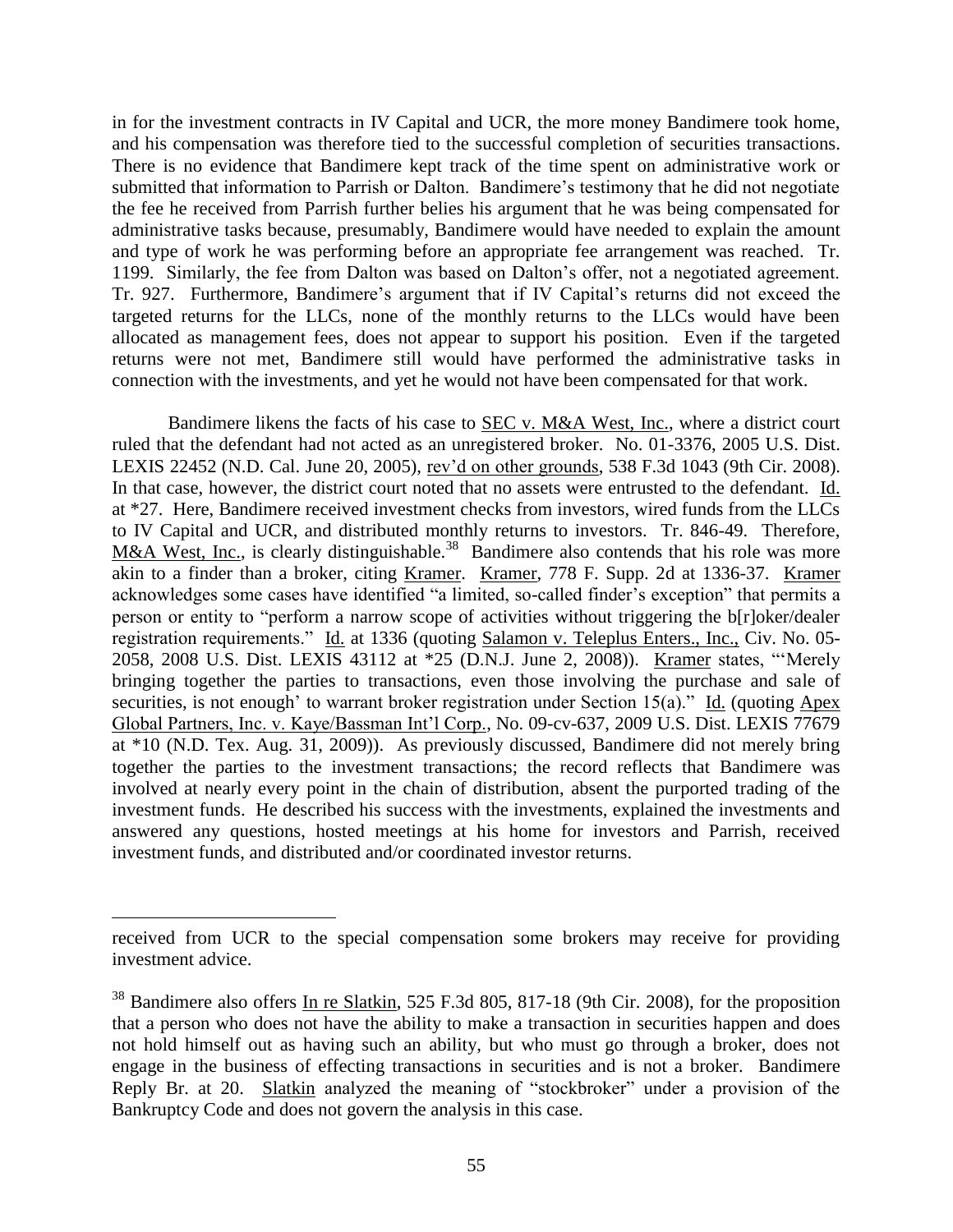in for the investment contracts in IV Capital and UCR, the more money Bandimere took home, and his compensation was therefore tied to the successful completion of securities transactions. There is no evidence that Bandimere kept track of the time spent on administrative work or submitted that information to Parrish or Dalton. Bandimere's testimony that he did not negotiate the fee he received from Parrish further belies his argument that he was being compensated for administrative tasks because, presumably, Bandimere would have needed to explain the amount and type of work he was performing before an appropriate fee arrangement was reached. Tr. 1199. Similarly, the fee from Dalton was based on Dalton's offer, not a negotiated agreement. Tr. 927. Furthermore, Bandimere's argument that if IV Capital's returns did not exceed the targeted returns for the LLCs, none of the monthly returns to the LLCs would have been allocated as management fees, does not appear to support his position. Even if the targeted returns were not met, Bandimere still would have performed the administrative tasks in connection with the investments, and yet he would not have been compensated for that work.

Bandimere likens the facts of his case to SEC v. M&A West, Inc., where a district court ruled that the defendant had not acted as an unregistered broker. No. 01-3376, 2005 U.S. Dist. LEXIS 22452 (N.D. Cal. June 20, 2005), rev'd on other grounds, 538 F.3d 1043 (9th Cir. 2008). In that case, however, the district court noted that no assets were entrusted to the defendant. Id. at *27. Here, Bandimere received investment checks from investors, wired funds from the LLCs to IV Capital and UCR, and distributed monthly returns to investors. Tr. 846-49. Therefore, M&A West, Inc., is clearly distinguishable.[38] Bandimere also contends that his role was more akin to a finder than a broker, citing Kramer. Kramer, 778 F. Supp. 2d at 1336-37. Kramer acknowledges some cases have identified "a limited, so-called finder's exception" that permits a person or entity to "perform a narrow scope of activities without triggering the b[r]oker/dealer registration requirements." Id. at 1336 (quoting Salamon v. Teleplus Enters., Inc., Civ. No. 05-2058, 2008 U.S. Dist. LEXIS 43112 at *25 (D.N.J. June 2, 2008)). Kramer states, "'Merely bringing together the parties to transactions, even those involving the purchase and sale of securities, is not enough' to warrant broker registration under Section 15(a)." Id. (quoting Apex Global Partners, Inc. v. Kaye/Bassman Int'l Corp., No. 09-cv-637, 2009 U.S. Dist. LEXIS 77679 at *10 (N.D. Tex. Aug. 31, 2009)). As previously discussed, Bandimere did not merely bring together the parties to the investment transactions; the record reflects that Bandimere was involved at nearly every point in the chain of distribution, absent the purported trading of the investment funds. He described his success with the investments, explained the investments and answered any questions, hosted meetings at his home for investors and Parrish, received investment funds, and distributed and/or coordinated investor returns.

---

received from UCR to the special compensation some brokers may receive for providing investment advice.

[38] Bandimere also offers In re Slatkin, 525 F.3d 805, 817-18 (9th Cir. 2008), for the proposition that a person who does not have the ability to make a transaction in securities happen and does not hold himself out as having such an ability, but who must go through a broker, does not engage in the business of effecting transactions in securities and is not a broker. Bandimere Reply Br. at 20. Slatkin analyzed the meaning of "stockbroker" under a provision of the Bankruptcy Code and does not govern the analysis in this case.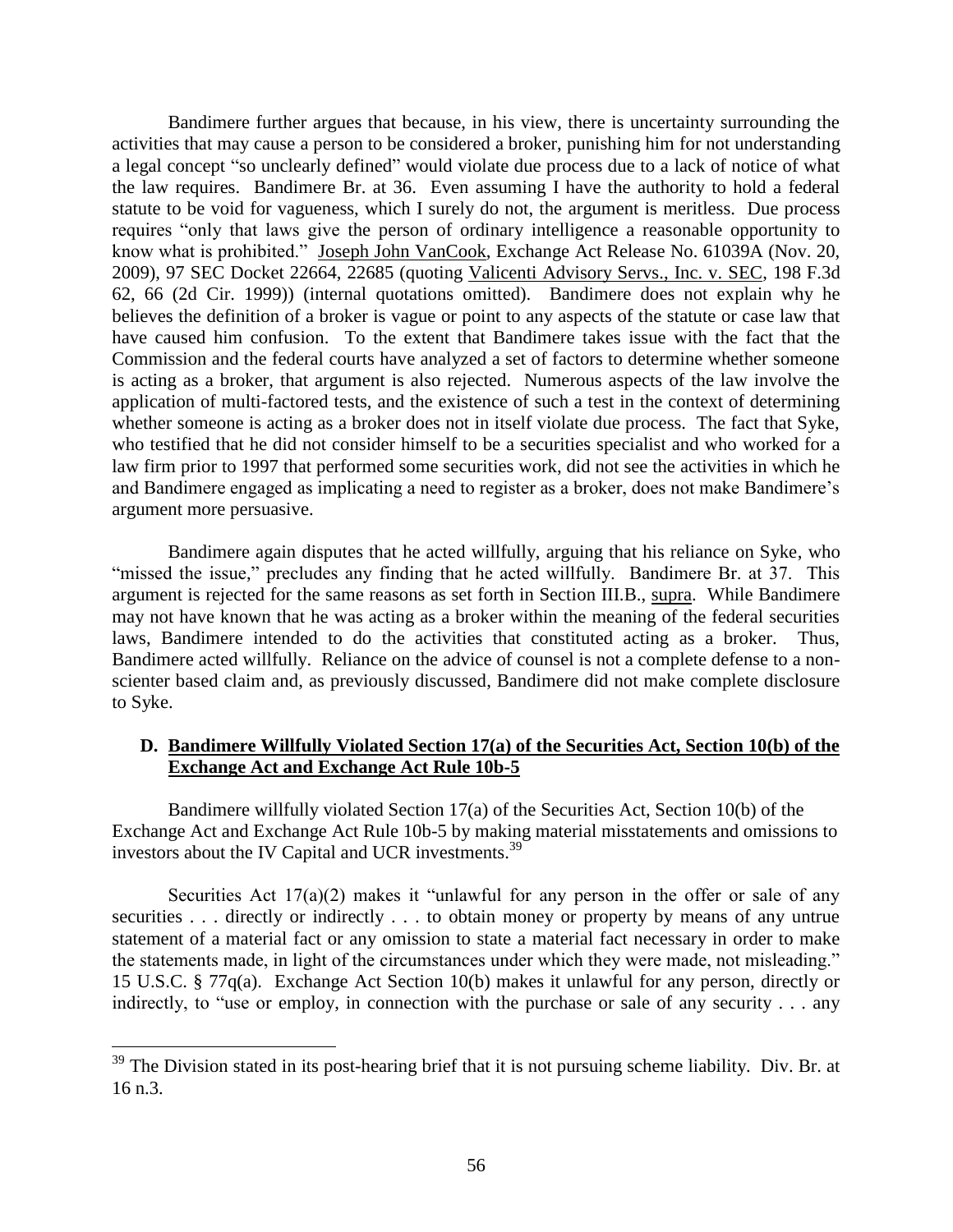Bandimere further argues that because, in his view, there is uncertainty surrounding the activities that may cause a person to be considered a broker, punishing him for not understanding a legal concept "so unclearly defined" would violate due process due to a lack of notice of what the law requires. Bandimere Br. at 36. Even assuming I have the authority to hold a federal statute to be void for vagueness, which I surely do not, the argument is meritless. Due process requires "only that laws give the person of ordinary intelligence a reasonable opportunity to know what is prohibited." Joseph John VanCook, Exchange Act Release No. 61039A (Nov. 20, 2009), 97 SEC Docket 22664, 22685 (quoting Valicenti Advisory Servs., Inc. v. SEC, 198 F.3d 62, 66 (2d Cir. 1999)) (internal quotations omitted). Bandimere does not explain why he believes the definition of a broker is vague or point to any aspects of the statute or case law that have caused him confusion. To the extent that Bandimere takes issue with the fact that the Commission and the federal courts have analyzed a set of factors to determine whether someone is acting as a broker, that argument is also rejected. Numerous aspects of the law involve the application of multi-factored tests, and the existence of such a test in the context of determining whether someone is acting as a broker does not in itself violate due process. The fact that Syke, who testified that he did not consider himself to be a securities specialist and who worked for a law firm prior to 1997 that performed some securities work, did not see the activities in which he and Bandimere engaged as implicating a need to register as a broker, does not make Bandimere's argument more persuasive.

Bandimere again disputes that he acted willfully, arguing that his reliance on Syke, who "missed the issue," precludes any finding that he acted willfully. Bandimere Br. at 37. This argument is rejected for the same reasons as set forth in Section III.B., supra. While Bandimere may not have known that he was acting as a broker within the meaning of the federal securities laws, Bandimere intended to do the activities that constituted acting as a broker. Thus, Bandimere acted willfully. Reliance on the advice of counsel is not a complete defense to a non-scienter based claim and, as previously discussed, Bandimere did not make complete disclosure to Syke.

### D. Bandimere Willfully Violated Section 17(a) of the Securities Act, Section 10(b) of the Exchange Act and Exchange Act Rule 10b-5

Bandimere willfully violated Section 17(a) of the Securities Act, Section 10(b) of the Exchange Act and Exchange Act Rule 10b-5 by making material misstatements and omissions to investors about the IV Capital and UCR investments.[39]

Securities Act 17(a)(2) makes it "unlawful for any person in the offer or sale of any securities . . . directly or indirectly . . . to obtain money or property by means of any untrue statement of a material fact or any omission to state a material fact necessary in order to make the statements made, in light of the circumstances under which they were made, not misleading." 15 U.S.C. § 77q(a). Exchange Act Section 10(b) makes it unlawful for any person, directly or indirectly, to "use or employ, in connection with the purchase or sale of any security . . . any

[39] The Division stated in its post-hearing brief that it is not pursuing scheme liability. Div. Br. at 16 n.3.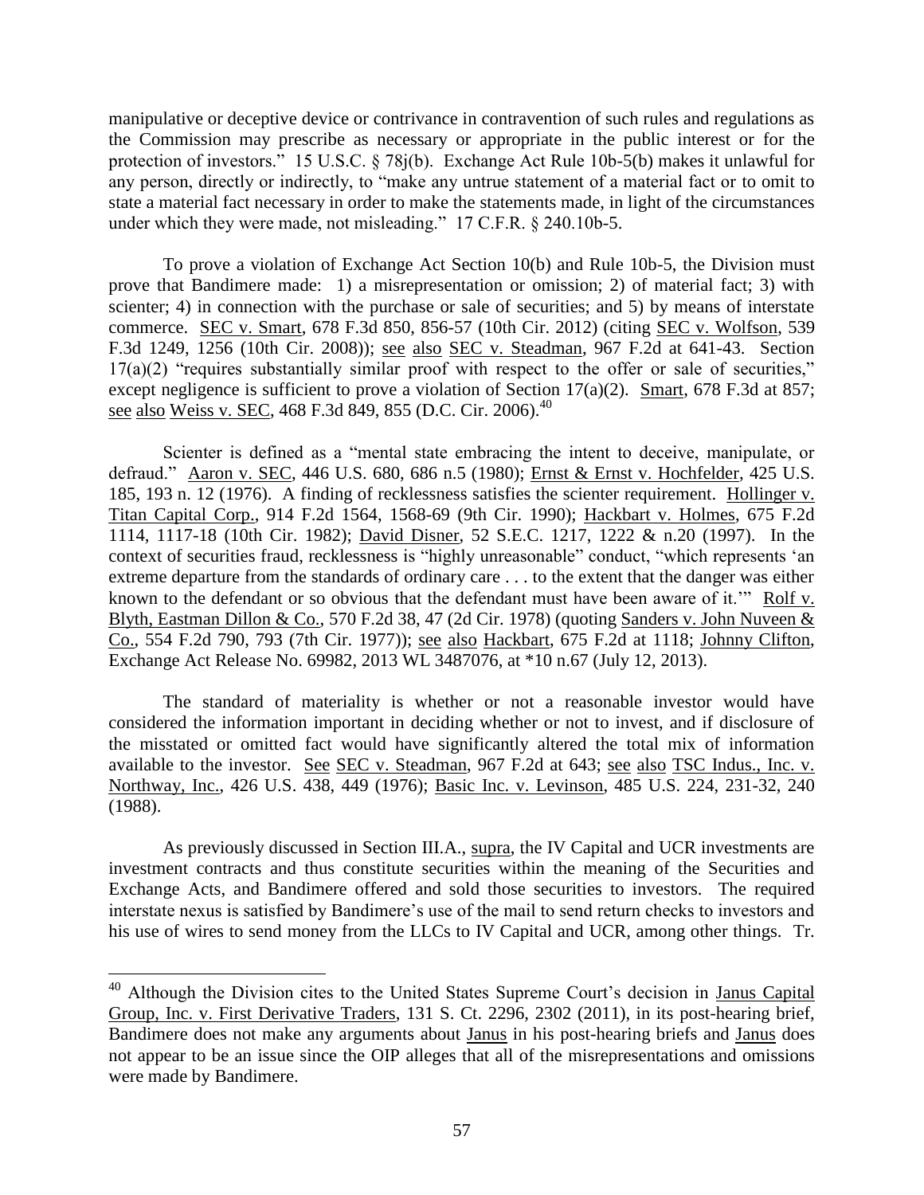manipulative or deceptive device or contrivance in contravention of such rules and regulations as the Commission may prescribe as necessary or appropriate in the public interest or for the protection of investors." 15 U.S.C. § 78j(b). Exchange Act Rule 10b-5(b) makes it unlawful for any person, directly or indirectly, to "make any untrue statement of a material fact or to omit to state a material fact necessary in order to make the statements made, in light of the circumstances under which they were made, not misleading." 17 C.F.R. § 240.10b-5.

To prove a violation of Exchange Act Section 10(b) and Rule 10b-5, the Division must prove that Bandimere made: 1) a misrepresentation or omission; 2) of material fact; 3) with scienter; 4) in connection with the purchase or sale of securities; and 5) by means of interstate commerce. SEC v. Smart, 678 F.3d 850, 856-57 (10th Cir. 2012) (citing SEC v. Wolfson, 539 F.3d 1249, 1256 (10th Cir. 2008)); see also SEC v. Steadman, 967 F.2d at 641-43. Section 17(a)(2) "requires substantially similar proof with respect to the offer or sale of securities," except negligence is sufficient to prove a violation of Section 17(a)(2). Smart, 678 F.3d at 857; see also Weiss v. SEC, 468 F.3d 849, 855 (D.C. Cir. 2006).[40]

Scienter is defined as a "mental state embracing the intent to deceive, manipulate, or defraud." Aaron v. SEC, 446 U.S. 680, 686 n.5 (1980); Ernst & Ernst v. Hochfelder, 425 U.S. 185, 193 n. 12 (1976). A finding of recklessness satisfies the scienter requirement. Hollinger v. Titan Capital Corp., 914 F.2d 1564, 1568-69 (9th Cir. 1990); Hackbart v. Holmes, 675 F.2d 1114, 1117-18 (10th Cir. 1982); David Disner, 52 S.E.C. 1217, 1222 & n.20 (1997). In the context of securities fraud, recklessness is "highly unreasonable" conduct, "which represents 'an extreme departure from the standards of ordinary care . . . to the extent that the danger was either known to the defendant or so obvious that the defendant must have been aware of it.'" Rolf v. Blyth, Eastman Dillon & Co., 570 F.2d 38, 47 (2d Cir. 1978) (quoting Sanders v. John Nuveen & Co., 554 F.2d 790, 793 (7th Cir. 1977)); see also Hackbart, 675 F.2d at 1118; Johnny Clifton, Exchange Act Release No. 69982, 2013 WL 3487076, at *10 n.67 (July 12, 2013).

The standard of materiality is whether or not a reasonable investor would have considered the information important in deciding whether or not to invest, and if disclosure of the misstated or omitted fact would have significantly altered the total mix of information available to the investor. See SEC v. Steadman, 967 F.2d at 643; see also TSC Indus., Inc. v. Northway, Inc., 426 U.S. 438, 449 (1976); Basic Inc. v. Levinson, 485 U.S. 224, 231-32, 240 (1988).

As previously discussed in Section III.A., supra, the IV Capital and UCR investments are investment contracts and thus constitute securities within the meaning of the Securities and Exchange Acts, and Bandimere offered and sold those securities to investors. The required interstate nexus is satisfied by Bandimere's use of the mail to send return checks to investors and his use of wires to send money from the LLCs to IV Capital and UCR, among other things. Tr.

---

[40] Although the Division cites to the United States Supreme Court's decision in Janus Capital Group, Inc. v. First Derivative Traders, 131 S. Ct. 2296, 2302 (2011), in its post-hearing brief, Bandimere does not make any arguments about Janus in his post-hearing briefs and Janus does not appear to be an issue since the OIP alleges that all of the misrepresentations and omissions were made by Bandimere.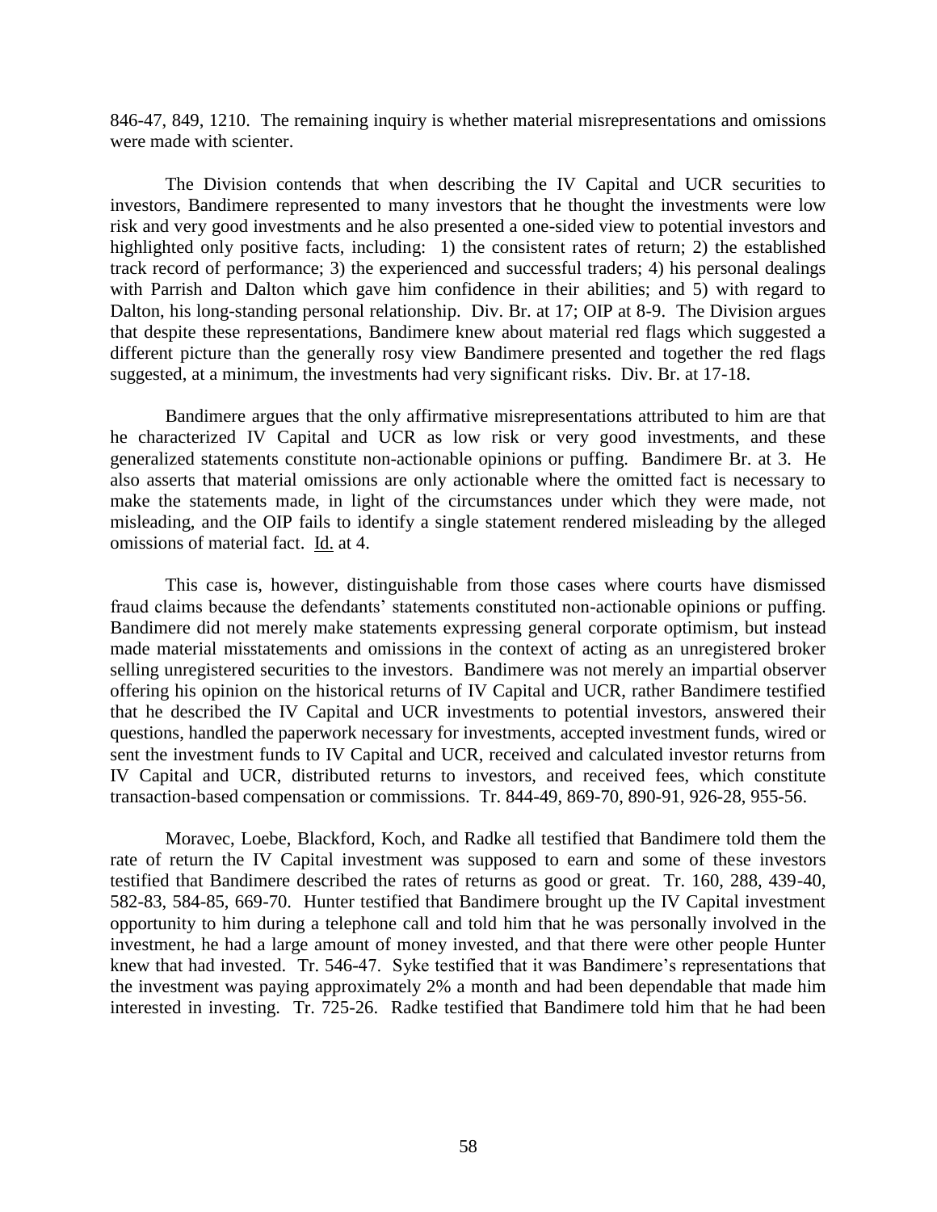846-47, 849, 1210. The remaining inquiry is whether material misrepresentations and omissions were made with scienter.

The Division contends that when describing the IV Capital and UCR securities to investors, Bandimere represented to many investors that he thought the investments were low risk and very good investments and he also presented a one-sided view to potential investors and highlighted only positive facts, including: 1) the consistent rates of return; 2) the established track record of performance; 3) the experienced and successful traders; 4) his personal dealings with Parrish and Dalton which gave him confidence in their abilities; and 5) with regard to Dalton, his long-standing personal relationship. Div. Br. at 17; OIP at 8-9. The Division argues that despite these representations, Bandimere knew about material red flags which suggested a different picture than the generally rosy view Bandimere presented and together the red flags suggested, at a minimum, the investments had very significant risks. Div. Br. at 17-18.

Bandimere argues that the only affirmative misrepresentations attributed to him are that he characterized IV Capital and UCR as low risk or very good investments, and these generalized statements constitute non-actionable opinions or puffing. Bandimere Br. at 3. He also asserts that material omissions are only actionable where the omitted fact is necessary to make the statements made, in light of the circumstances under which they were made, not misleading, and the OIP fails to identify a single statement rendered misleading by the alleged omissions of material fact. Id. at 4.

This case is, however, distinguishable from those cases where courts have dismissed fraud claims because the defendants' statements constituted non-actionable opinions or puffing. Bandimere did not merely make statements expressing general corporate optimism, but instead made material misstatements and omissions in the context of acting as an unregistered broker selling unregistered securities to the investors. Bandimere was not merely an impartial observer offering his opinion on the historical returns of IV Capital and UCR, rather Bandimere testified that he described the IV Capital and UCR investments to potential investors, answered their questions, handled the paperwork necessary for investments, accepted investment funds, wired or sent the investment funds to IV Capital and UCR, received and calculated investor returns from IV Capital and UCR, distributed returns to investors, and received fees, which constitute transaction-based compensation or commissions. Tr. 844-49, 869-70, 890-91, 926-28, 955-56.

Moravec, Loebe, Blackford, Koch, and Radke all testified that Bandimere told them the rate of return the IV Capital investment was supposed to earn and some of these investors testified that Bandimere described the rates of returns as good or great. Tr. 160, 288, 439-40, 582-83, 584-85, 669-70. Hunter testified that Bandimere brought up the IV Capital investment opportunity to him during a telephone call and told him that he was personally involved in the investment, he had a large amount of money invested, and that there were other people Hunter knew that had invested. Tr. 546-47. Syke testified that it was Bandimere's representations that the investment was paying approximately 2% a month and had been dependable that made him interested in investing. Tr. 725-26. Radke testified that Bandimere told him that he had been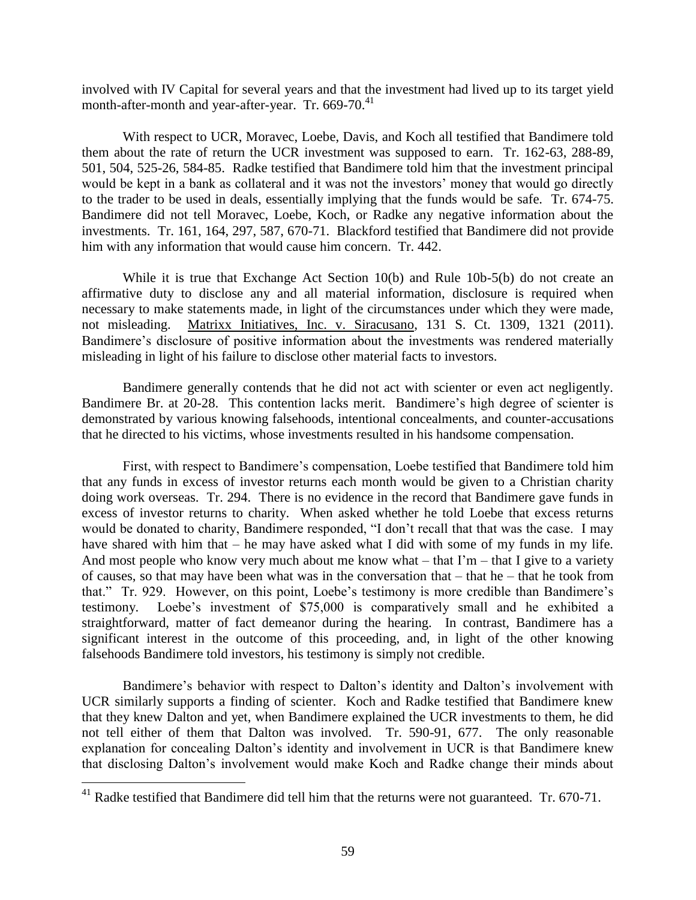involved with IV Capital for several years and that the investment had lived up to its target yield month-after-month and year-after-year. Tr. 669-70.[41]

With respect to UCR, Moravec, Loebe, Davis, and Koch all testified that Bandimere told them about the rate of return the UCR investment was supposed to earn. Tr. 162-63, 288-89, 501, 504, 525-26, 584-85. Radke testified that Bandimere told him that the investment principal would be kept in a bank as collateral and it was not the investors' money that would go directly to the trader to be used in deals, essentially implying that the funds would be safe. Tr. 674-75. Bandimere did not tell Moravec, Loebe, Koch, or Radke any negative information about the investments. Tr. 161, 164, 297, 587, 670-71. Blackford testified that Bandimere did not provide him with any information that would cause him concern. Tr. 442.

While it is true that Exchange Act Section 10(b) and Rule 10b-5(b) do not create an affirmative duty to disclose any and all material information, disclosure is required when necessary to make statements made, in light of the circumstances under which they were made, not misleading. Matrixx Initiatives, Inc. v. Siracusano, 131 S. Ct. 1309, 1321 (2011). Bandimere's disclosure of positive information about the investments was rendered materially misleading in light of his failure to disclose other material facts to investors.

Bandimere generally contends that he did not act with scienter or even act negligently. Bandimere Br. at 20-28. This contention lacks merit. Bandimere's high degree of scienter is demonstrated by various knowing falsehoods, intentional concealments, and counter-accusations that he directed to his victims, whose investments resulted in his handsome compensation.

First, with respect to Bandimere's compensation, Loebe testified that Bandimere told him that any funds in excess of investor returns each month would be given to a Christian charity doing work overseas. Tr. 294. There is no evidence in the record that Bandimere gave funds in excess of investor returns to charity. When asked whether he told Loebe that excess returns would be donated to charity, Bandimere responded, "I don't recall that that was the case. I may have shared with him that – he may have asked what I did with some of my funds in my life. And most people who know very much about me know what – that I'm – that I give to a variety of causes, so that may have been what was in the conversation that – that he – that he took from that." Tr. 929. However, on this point, Loebe's testimony is more credible than Bandimere's testimony. Loebe's investment of $75,000 is comparatively small and he exhibited a straightforward, matter of fact demeanor during the hearing. In contrast, Bandimere has a significant interest in the outcome of this proceeding, and, in light of the other knowing falsehoods Bandimere told investors, his testimony is simply not credible.

Bandimere's behavior with respect to Dalton's identity and Dalton's involvement with UCR similarly supports a finding of scienter. Koch and Radke testified that Bandimere knew that they knew Dalton and yet, when Bandimere explained the UCR investments to them, he did not tell either of them that Dalton was involved. Tr. 590-91, 677. The only reasonable explanation for concealing Dalton's identity and involvement in UCR is that Bandimere knew that disclosing Dalton's involvement would make Koch and Radke change their minds about

[41] Radke testified that Bandimere did tell him that the returns were not guaranteed. Tr. 670-71.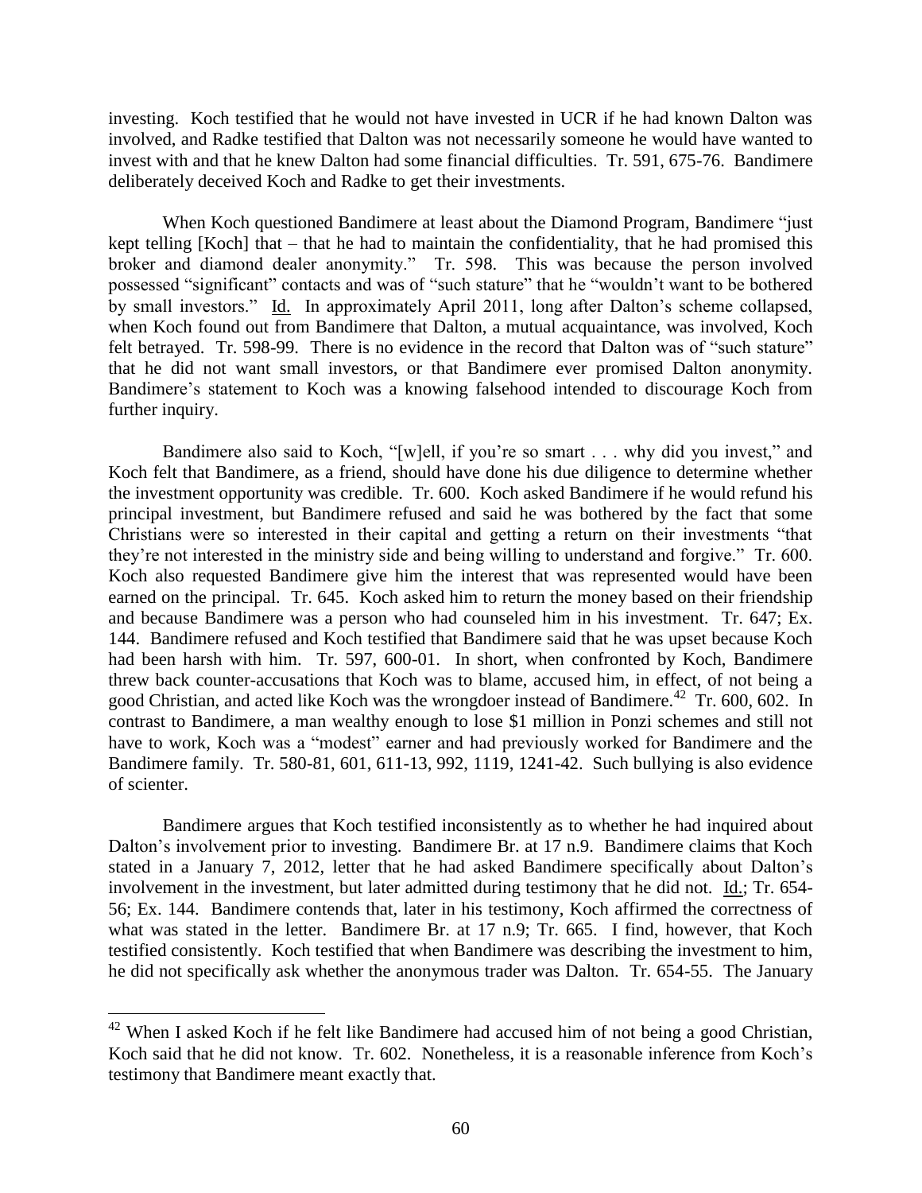investing. Koch testified that he would not have invested in UCR if he had known Dalton was involved, and Radke testified that Dalton was not necessarily someone he would have wanted to invest with and that he knew Dalton had some financial difficulties. Tr. 591, 675-76. Bandimere deliberately deceived Koch and Radke to get their investments.

When Koch questioned Bandimere at least about the Diamond Program, Bandimere "just kept telling [Koch] that – that he had to maintain the confidentiality, that he had promised this broker and diamond dealer anonymity." Tr. 598. This was because the person involved possessed "significant" contacts and was of "such stature" that he "wouldn't want to be bothered by small investors." Id. In approximately April 2011, long after Dalton's scheme collapsed, when Koch found out from Bandimere that Dalton, a mutual acquaintance, was involved, Koch felt betrayed. Tr. 598-99. There is no evidence in the record that Dalton was of "such stature" that he did not want small investors, or that Bandimere ever promised Dalton anonymity. Bandimere's statement to Koch was a knowing falsehood intended to discourage Koch from further inquiry.

Bandimere also said to Koch, "[w]ell, if you're so smart . . . why did you invest," and Koch felt that Bandimere, as a friend, should have done his due diligence to determine whether the investment opportunity was credible. Tr. 600. Koch asked Bandimere if he would refund his principal investment, but Bandimere refused and said he was bothered by the fact that some Christians were so interested in their capital and getting a return on their investments "that they're not interested in the ministry side and being willing to understand and forgive." Tr. 600. Koch also requested Bandimere give him the interest that was represented would have been earned on the principal. Tr. 645. Koch asked him to return the money based on their friendship and because Bandimere was a person who had counseled him in his investment. Tr. 647; Ex. 144. Bandimere refused and Koch testified that Bandimere said that he was upset because Koch had been harsh with him. Tr. 597, 600-01. In short, when confronted by Koch, Bandimere threw back counter-accusations that Koch was to blame, accused him, in effect, of not being a good Christian, and acted like Koch was the wrongdoer instead of Bandimere.[42] Tr. 600, 602. In contrast to Bandimere, a man wealthy enough to lose $1 million in Ponzi schemes and still not have to work, Koch was a "modest" earner and had previously worked for Bandimere and the Bandimere family. Tr. 580-81, 601, 611-13, 992, 1119, 1241-42. Such bullying is also evidence of scienter.

Bandimere argues that Koch testified inconsistently as to whether he had inquired about Dalton's involvement prior to investing. Bandimere Br. at 17 n.9. Bandimere claims that Koch stated in a January 7, 2012, letter that he had asked Bandimere specifically about Dalton's involvement in the investment, but later admitted during testimony that he did not. Id.; Tr. 654-56; Ex. 144. Bandimere contends that, later in his testimony, Koch affirmed the correctness of what was stated in the letter. Bandimere Br. at 17 n.9; Tr. 665. I find, however, that Koch testified consistently. Koch testified that when Bandimere was describing the investment to him, he did not specifically ask whether the anonymous trader was Dalton. Tr. 654-55. The January

[42] When I asked Koch if he felt like Bandimere had accused him of not being a good Christian, Koch said that he did not know. Tr. 602. Nonetheless, it is a reasonable inference from Koch's testimony that Bandimere meant exactly that.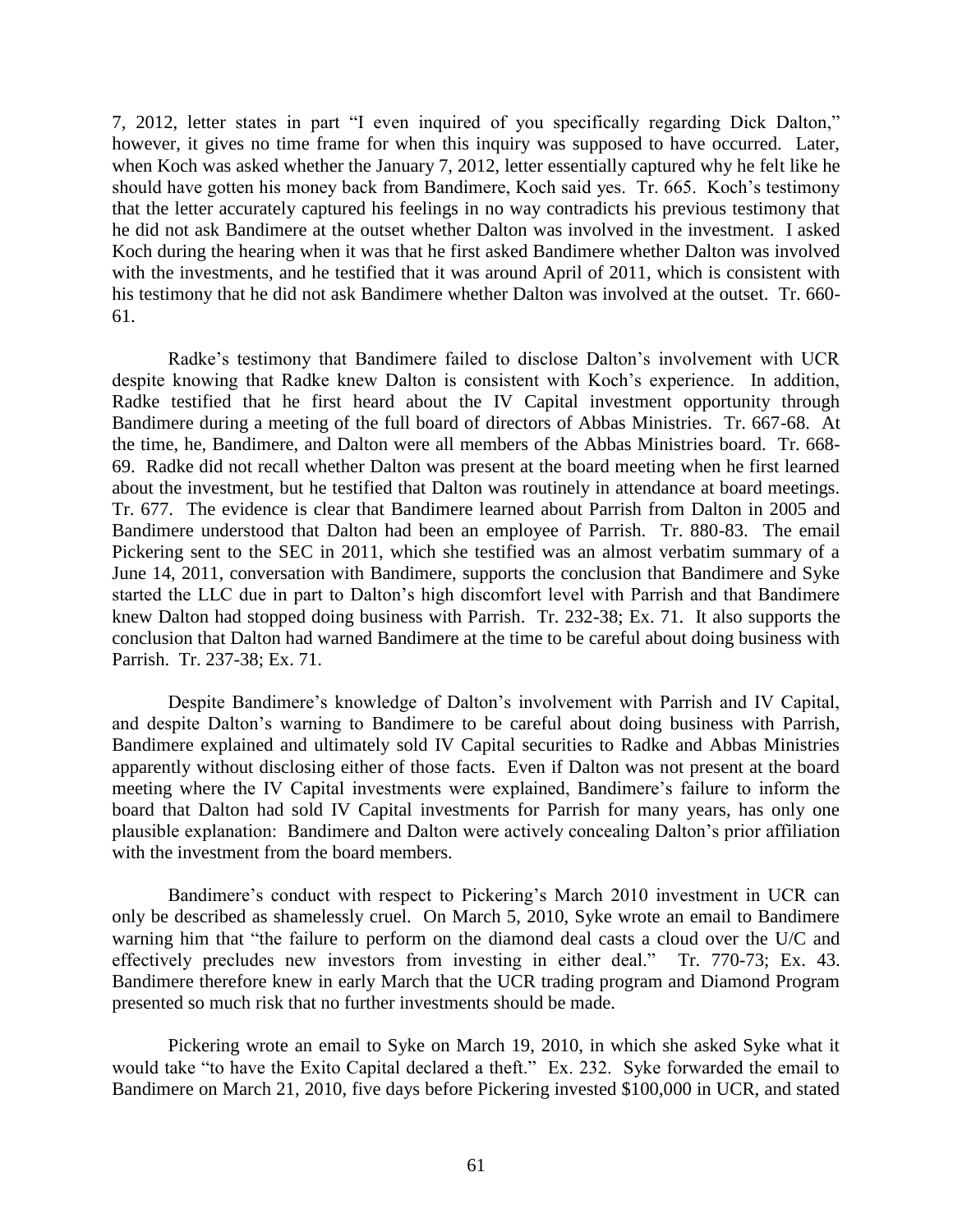7, 2012, letter states in part "I even inquired of you specifically regarding Dick Dalton," however, it gives no time frame for when this inquiry was supposed to have occurred. Later, when Koch was asked whether the January 7, 2012, letter essentially captured why he felt like he should have gotten his money back from Bandimere, Koch said yes. Tr. 665. Koch's testimony that the letter accurately captured his feelings in no way contradicts his previous testimony that he did not ask Bandimere at the outset whether Dalton was involved in the investment. I asked Koch during the hearing when it was that he first asked Bandimere whether Dalton was involved with the investments, and he testified that it was around April of 2011, which is consistent with his testimony that he did not ask Bandimere whether Dalton was involved at the outset. Tr. 660-61.

Radke's testimony that Bandimere failed to disclose Dalton's involvement with UCR despite knowing that Radke knew Dalton is consistent with Koch's experience. In addition, Radke testified that he first heard about the IV Capital investment opportunity through Bandimere during a meeting of the full board of directors of Abbas Ministries. Tr. 667-68. At the time, he, Bandimere, and Dalton were all members of the Abbas Ministries board. Tr. 668-69. Radke did not recall whether Dalton was present at the board meeting when he first learned about the investment, but he testified that Dalton was routinely in attendance at board meetings. Tr. 677. The evidence is clear that Bandimere learned about Parrish from Dalton in 2005 and Bandimere understood that Dalton had been an employee of Parrish. Tr. 880-83. The email Pickering sent to the SEC in 2011, which she testified was an almost verbatim summary of a June 14, 2011, conversation with Bandimere, supports the conclusion that Bandimere and Syke started the LLC due in part to Dalton's high discomfort level with Parrish and that Bandimere knew Dalton had stopped doing business with Parrish. Tr. 232-38; Ex. 71. It also supports the conclusion that Dalton had warned Bandimere at the time to be careful about doing business with Parrish. Tr. 237-38; Ex. 71.

Despite Bandimere's knowledge of Dalton's involvement with Parrish and IV Capital, and despite Dalton's warning to Bandimere to be careful about doing business with Parrish, Bandimere explained and ultimately sold IV Capital securities to Radke and Abbas Ministries apparently without disclosing either of those facts. Even if Dalton was not present at the board meeting where the IV Capital investments were explained, Bandimere's failure to inform the board that Dalton had sold IV Capital investments for Parrish for many years, has only one plausible explanation: Bandimere and Dalton were actively concealing Dalton's prior affiliation with the investment from the board members.

Bandimere's conduct with respect to Pickering's March 2010 investment in UCR can only be described as shamelessly cruel. On March 5, 2010, Syke wrote an email to Bandimere warning him that "the failure to perform on the diamond deal casts a cloud over the U/C and effectively precludes new investors from investing in either deal." Tr. 770-73; Ex. 43. Bandimere therefore knew in early March that the UCR trading program and Diamond Program presented so much risk that no further investments should be made.

Pickering wrote an email to Syke on March 19, 2010, in which she asked Syke what it would take "to have the Exito Capital declared a theft." Ex. 232. Syke forwarded the email to Bandimere on March 21, 2010, five days before Pickering invested $100,000 in UCR, and stated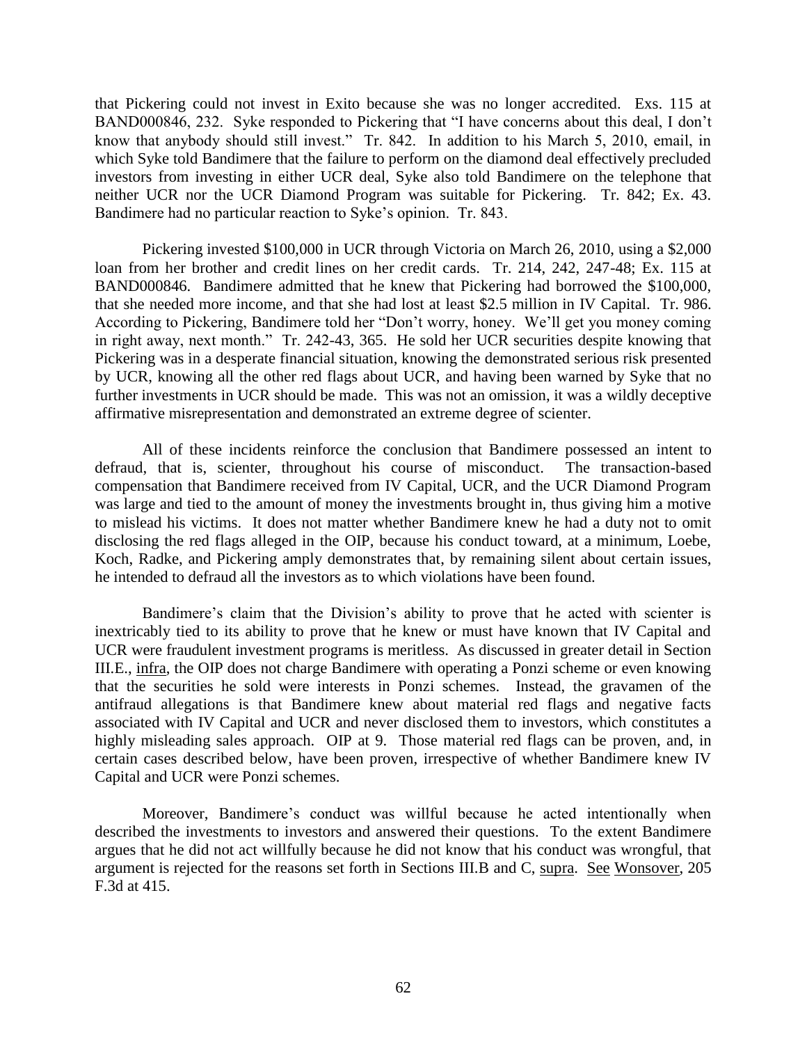that Pickering could not invest in Exito because she was no longer accredited. Exs. 115 at BAND000846, 232. Syke responded to Pickering that "I have concerns about this deal, I don't know that anybody should still invest." Tr. 842. In addition to his March 5, 2010, email, in which Syke told Bandimere that the failure to perform on the diamond deal effectively precluded investors from investing in either UCR deal, Syke also told Bandimere on the telephone that neither UCR nor the UCR Diamond Program was suitable for Pickering. Tr. 842; Ex. 43. Bandimere had no particular reaction to Syke's opinion. Tr. 843.

Pickering invested \$100,000 in UCR through Victoria on March 26, 2010, using a \$2,000 loan from her brother and credit lines on her credit cards. Tr. 214, 242, 247-48; Ex. 115 at BAND000846. Bandimere admitted that he knew that Pickering had borrowed the \$100,000, that she needed more income, and that she had lost at least \$2.5 million in IV Capital. Tr. 986. According to Pickering, Bandimere told her "Don't worry, honey. We'll get you money coming in right away, next month." Tr. 242-43, 365. He sold her UCR securities despite knowing that Pickering was in a desperate financial situation, knowing the demonstrated serious risk presented by UCR, knowing all the other red flags about UCR, and having been warned by Syke that no further investments in UCR should be made. This was not an omission, it was a wildly deceptive affirmative misrepresentation and demonstrated an extreme degree of scienter.

All of these incidents reinforce the conclusion that Bandimere possessed an intent to defraud, that is, scienter, throughout his course of misconduct. The transaction-based compensation that Bandimere received from IV Capital, UCR, and the UCR Diamond Program was large and tied to the amount of money the investments brought in, thus giving him a motive to mislead his victims. It does not matter whether Bandimere knew he had a duty not to omit disclosing the red flags alleged in the OIP, because his conduct toward, at a minimum, Loebe, Koch, Radke, and Pickering amply demonstrates that, by remaining silent about certain issues, he intended to defraud all the investors as to which violations have been found.

Bandimere's claim that the Division's ability to prove that he acted with scienter is inextricably tied to its ability to prove that he knew or must have known that IV Capital and UCR were fraudulent investment programs is meritless. As discussed in greater detail in Section III.E., infra, the OIP does not charge Bandimere with operating a Ponzi scheme or even knowing that the securities he sold were interests in Ponzi schemes. Instead, the gravamen of the antifraud allegations is that Bandimere knew about material red flags and negative facts associated with IV Capital and UCR and never disclosed them to investors, which constitutes a highly misleading sales approach. OIP at 9. Those material red flags can be proven, and, in certain cases described below, have been proven, irrespective of whether Bandimere knew IV Capital and UCR were Ponzi schemes.

Moreover, Bandimere's conduct was willful because he acted intentionally when described the investments to investors and answered their questions. To the extent Bandimere argues that he did not act willfully because he did not know that his conduct was wrongful, that argument is rejected for the reasons set forth in Sections III.B and C, supra. See Wonsover, 205 F.3d at 415.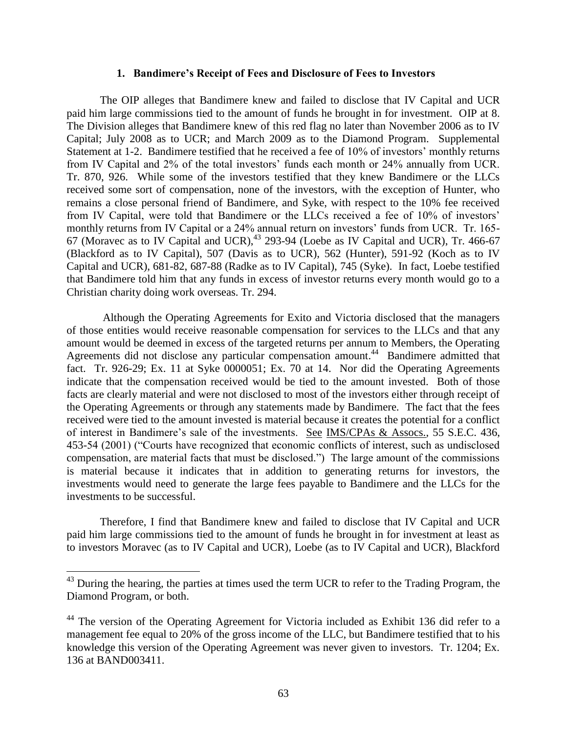### 1. Bandimere's Receipt of Fees and Disclosure of Fees to Investors

The OIP alleges that Bandimere knew and failed to disclose that IV Capital and UCR paid him large commissions tied to the amount of funds he brought in for investment. OIP at 8. The Division alleges that Bandimere knew of this red flag no later than November 2006 as to IV Capital; July 2008 as to UCR; and March 2009 as to the Diamond Program. Supplemental Statement at 1-2. Bandimere testified that he received a fee of 10% of investors' monthly returns from IV Capital and 2% of the total investors' funds each month or 24% annually from UCR. Tr. 870, 926. While some of the investors testified that they knew Bandimere or the LLCs received some sort of compensation, none of the investors, with the exception of Hunter, who remains a close personal friend of Bandimere, and Syke, with respect to the 10% fee received from IV Capital, were told that Bandimere or the LLCs received a fee of 10% of investors' monthly returns from IV Capital or a 24% annual return on investors' funds from UCR. Tr. 165-67 (Moravec as to IV Capital and UCR),[43] 293-94 (Loebe as IV Capital and UCR), Tr. 466-67 (Blackford as to IV Capital), 507 (Davis as to UCR), 562 (Hunter), 591-92 (Koch as to IV Capital and UCR), 681-82, 687-88 (Radke as to IV Capital), 745 (Syke). In fact, Loebe testified that Bandimere told him that any funds in excess of investor returns every month would go to a Christian charity doing work overseas. Tr. 294.

Although the Operating Agreements for Exito and Victoria disclosed that the managers of those entities would receive reasonable compensation for services to the LLCs and that any amount would be deemed in excess of the targeted returns per annum to Members, the Operating Agreements did not disclose any particular compensation amount.[44] Bandimere admitted that fact. Tr. 926-29; Ex. 11 at Syke 0000051; Ex. 70 at 14. Nor did the Operating Agreements indicate that the compensation received would be tied to the amount invested. Both of those facts are clearly material and were not disclosed to most of the investors either through receipt of the Operating Agreements or through any statements made by Bandimere. The fact that the fees received were tied to the amount invested is material because it creates the potential for a conflict of interest in Bandimere's sale of the investments. See IMS/CPAs & Assocs., 55 S.E.C. 436, 453-54 (2001) ("Courts have recognized that economic conflicts of interest, such as undisclosed compensation, are material facts that must be disclosed.") The large amount of the commissions is material because it indicates that in addition to generating returns for investors, the investments would need to generate the large fees payable to Bandimere and the LLCs for the investments to be successful.

Therefore, I find that Bandimere knew and failed to disclose that IV Capital and UCR paid him large commissions tied to the amount of funds he brought in for investment at least as to investors Moravec (as to IV Capital and UCR), Loebe (as to IV Capital and UCR), Blackford

---

[43] During the hearing, the parties at times used the term UCR to refer to the Trading Program, the Diamond Program, or both.

[44] The version of the Operating Agreement for Victoria included as Exhibit 136 did refer to a management fee equal to 20% of the gross income of the LLC, but Bandimere testified that to his knowledge this version of the Operating Agreement was never given to investors. Tr. 1204; Ex. 136 at BAND003411.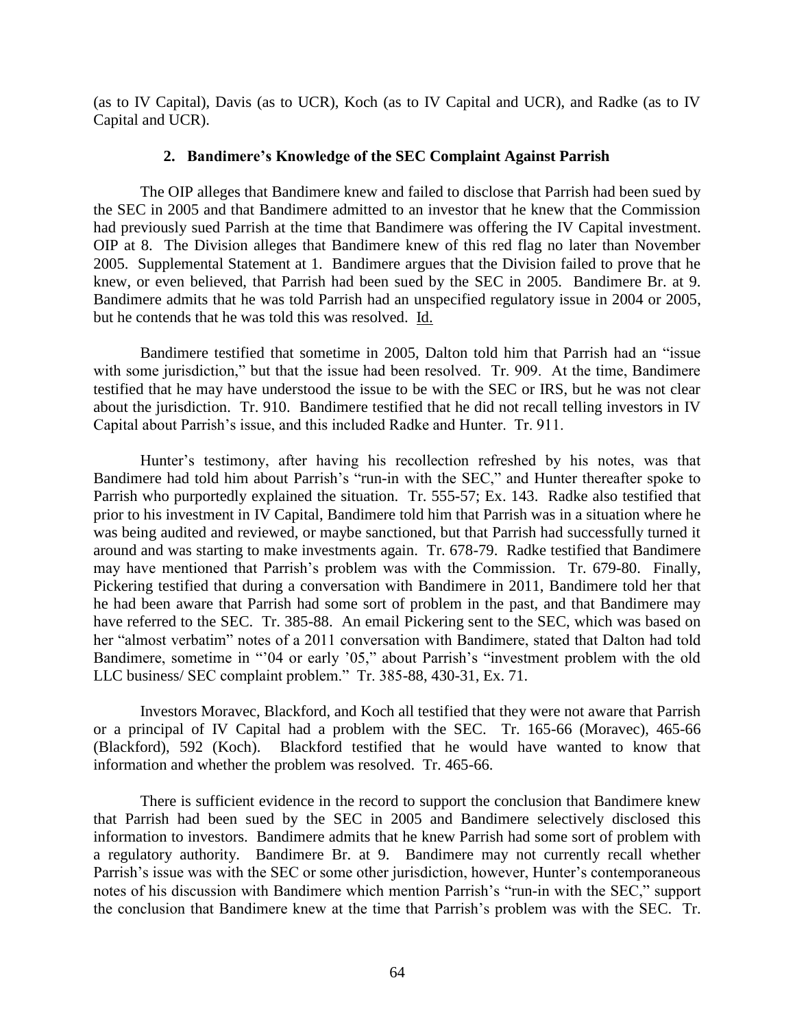(as to IV Capital), Davis (as to UCR), Koch (as to IV Capital and UCR), and Radke (as to IV Capital and UCR).

### 2. Bandimere's Knowledge of the SEC Complaint Against Parrish

The OIP alleges that Bandimere knew and failed to disclose that Parrish had been sued by the SEC in 2005 and that Bandimere admitted to an investor that he knew that the Commission had previously sued Parrish at the time that Bandimere was offering the IV Capital investment. OIP at 8. The Division alleges that Bandimere knew of this red flag no later than November 2005. Supplemental Statement at 1. Bandimere argues that the Division failed to prove that he knew, or even believed, that Parrish had been sued by the SEC in 2005. Bandimere Br. at 9. Bandimere admits that he was told Parrish had an unspecified regulatory issue in 2004 or 2005, but he contends that he was told this was resolved. Id.

Bandimere testified that sometime in 2005, Dalton told him that Parrish had an "issue with some jurisdiction," but that the issue had been resolved. Tr. 909. At the time, Bandimere testified that he may have understood the issue to be with the SEC or IRS, but he was not clear about the jurisdiction. Tr. 910. Bandimere testified that he did not recall telling investors in IV Capital about Parrish's issue, and this included Radke and Hunter. Tr. 911.

Hunter's testimony, after having his recollection refreshed by his notes, was that Bandimere had told him about Parrish's "run-in with the SEC," and Hunter thereafter spoke to Parrish who purportedly explained the situation. Tr. 555-57; Ex. 143. Radke also testified that prior to his investment in IV Capital, Bandimere told him that Parrish was in a situation where he was being audited and reviewed, or maybe sanctioned, but that Parrish had successfully turned it around and was starting to make investments again. Tr. 678-79. Radke testified that Bandimere may have mentioned that Parrish's problem was with the Commission. Tr. 679-80. Finally, Pickering testified that during a conversation with Bandimere in 2011, Bandimere told her that he had been aware that Parrish had some sort of problem in the past, and that Bandimere may have referred to the SEC. Tr. 385-88. An email Pickering sent to the SEC, which was based on her "almost verbatim" notes of a 2011 conversation with Bandimere, stated that Dalton had told Bandimere, sometime in "'04 or early '05," about Parrish's "investment problem with the old LLC business/ SEC complaint problem." Tr. 385-88, 430-31, Ex. 71.

Investors Moravec, Blackford, and Koch all testified that they were not aware that Parrish or a principal of IV Capital had a problem with the SEC. Tr. 165-66 (Moravec), 465-66 (Blackford), 592 (Koch). Blackford testified that he would have wanted to know that information and whether the problem was resolved. Tr. 465-66.

There is sufficient evidence in the record to support the conclusion that Bandimere knew that Parrish had been sued by the SEC in 2005 and Bandimere selectively disclosed this information to investors. Bandimere admits that he knew Parrish had some sort of problem with a regulatory authority. Bandimere Br. at 9. Bandimere may not currently recall whether Parrish's issue was with the SEC or some other jurisdiction, however, Hunter's contemporaneous notes of his discussion with Bandimere which mention Parrish's "run-in with the SEC," support the conclusion that Bandimere knew at the time that Parrish's problem was with the SEC. Tr.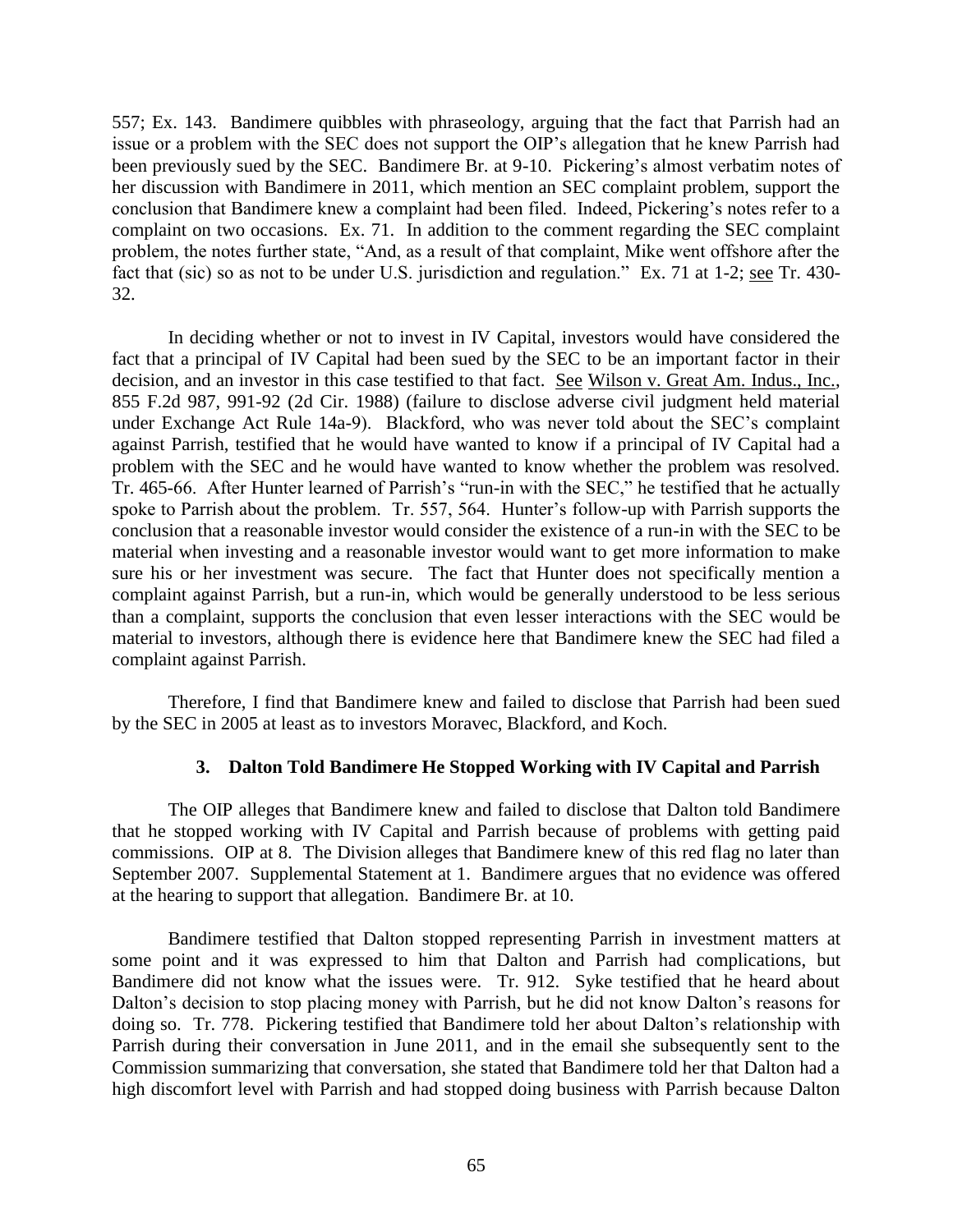557; Ex. 143. Bandimere quibbles with phraseology, arguing that the fact that Parrish had an issue or a problem with the SEC does not support the OIP's allegation that he knew Parrish had been previously sued by the SEC. Bandimere Br. at 9-10. Pickering's almost verbatim notes of her discussion with Bandimere in 2011, which mention an SEC complaint problem, support the conclusion that Bandimere knew a complaint had been filed. Indeed, Pickering's notes refer to a complaint on two occasions. Ex. 71. In addition to the comment regarding the SEC complaint problem, the notes further state, "And, as a result of that complaint, Mike went offshore after the fact that (sic) so as not to be under U.S. jurisdiction and regulation." Ex. 71 at 1-2; see Tr. 430-32.

In deciding whether or not to invest in IV Capital, investors would have considered the fact that a principal of IV Capital had been sued by the SEC to be an important factor in their decision, and an investor in this case testified to that fact. See Wilson v. Great Am. Indus., Inc., 855 F.2d 987, 991-92 (2d Cir. 1988) (failure to disclose adverse civil judgment held material under Exchange Act Rule 14a-9). Blackford, who was never told about the SEC's complaint against Parrish, testified that he would have wanted to know if a principal of IV Capital had a problem with the SEC and he would have wanted to know whether the problem was resolved. Tr. 465-66. After Hunter learned of Parrish's "run-in with the SEC," he testified that he actually spoke to Parrish about the problem. Tr. 557, 564. Hunter's follow-up with Parrish supports the conclusion that a reasonable investor would consider the existence of a run-in with the SEC to be material when investing and a reasonable investor would want to get more information to make sure his or her investment was secure. The fact that Hunter does not specifically mention a complaint against Parrish, but a run-in, which would be generally understood to be less serious than a complaint, supports the conclusion that even lesser interactions with the SEC would be material to investors, although there is evidence here that Bandimere knew the SEC had filed a complaint against Parrish.

Therefore, I find that Bandimere knew and failed to disclose that Parrish had been sued by the SEC in 2005 at least as to investors Moravec, Blackford, and Koch.

### 3. Dalton Told Bandimere He Stopped Working with IV Capital and Parrish

The OIP alleges that Bandimere knew and failed to disclose that Dalton told Bandimere that he stopped working with IV Capital and Parrish because of problems with getting paid commissions. OIP at 8. The Division alleges that Bandimere knew of this red flag no later than September 2007. Supplemental Statement at 1. Bandimere argues that no evidence was offered at the hearing to support that allegation. Bandimere Br. at 10.

Bandimere testified that Dalton stopped representing Parrish in investment matters at some point and it was expressed to him that Dalton and Parrish had complications, but Bandimere did not know what the issues were. Tr. 912. Syke testified that he heard about Dalton's decision to stop placing money with Parrish, but he did not know Dalton's reasons for doing so. Tr. 778. Pickering testified that Bandimere told her about Dalton's relationship with Parrish during their conversation in June 2011, and in the email she subsequently sent to the Commission summarizing that conversation, she stated that Bandimere told her that Dalton had a high discomfort level with Parrish and had stopped doing business with Parrish because Dalton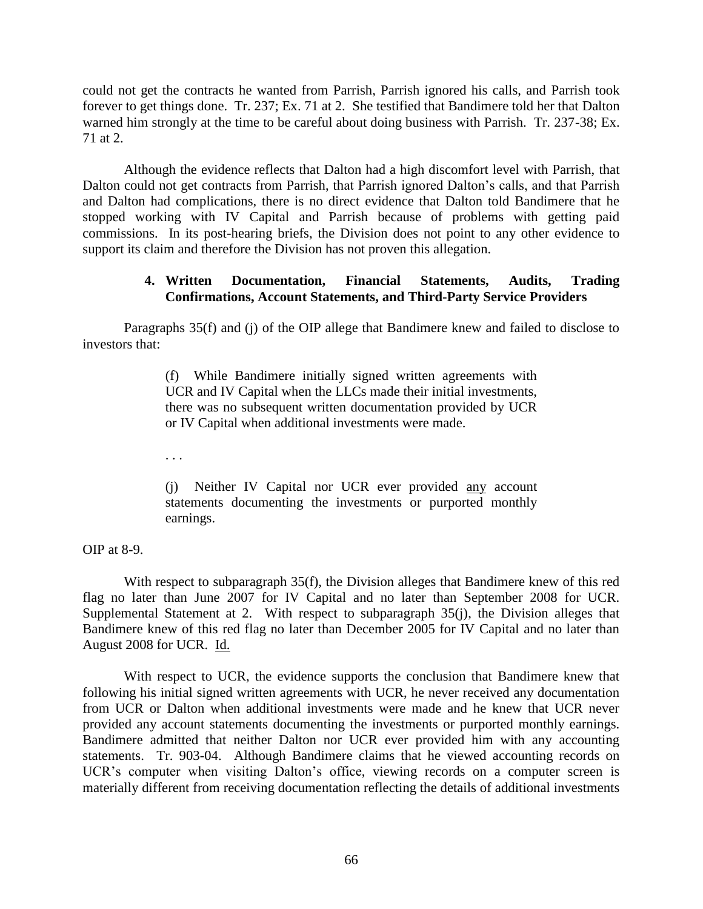could not get the contracts he wanted from Parrish, Parrish ignored his calls, and Parrish took forever to get things done. Tr. 237; Ex. 71 at 2. She testified that Bandimere told her that Dalton warned him strongly at the time to be careful about doing business with Parrish. Tr. 237-38; Ex. 71 at 2.

Although the evidence reflects that Dalton had a high discomfort level with Parrish, that Dalton could not get contracts from Parrish, that Parrish ignored Dalton's calls, and that Parrish and Dalton had complications, there is no direct evidence that Dalton told Bandimere that he stopped working with IV Capital and Parrish because of problems with getting paid commissions. In its post-hearing briefs, the Division does not point to any other evidence to support its claim and therefore the Division has not proven this allegation.

#### 4. Written Documentation, Financial Statements, Audits, Trading Confirmations, Account Statements, and Third-Party Service Providers

Paragraphs 35(f) and (j) of the OIP allege that Bandimere knew and failed to disclose to investors that:

> (f) While Bandimere initially signed written agreements with UCR and IV Capital when the LLCs made their initial investments, there was no subsequent written documentation provided by UCR or IV Capital when additional investments were made.
>
> . . .
>
> (j) Neither IV Capital nor UCR ever provided <u>any</u> account statements documenting the investments or purported monthly earnings.

OIP at 8-9.

With respect to subparagraph 35(f), the Division alleges that Bandimere knew of this red flag no later than June 2007 for IV Capital and no later than September 2008 for UCR. Supplemental Statement at 2. With respect to subparagraph 35(j), the Division alleges that Bandimere knew of this red flag no later than December 2005 for IV Capital and no later than August 2008 for UCR. <u>Id.</u>

With respect to UCR, the evidence supports the conclusion that Bandimere knew that following his initial signed written agreements with UCR, he never received any documentation from UCR or Dalton when additional investments were made and he knew that UCR never provided any account statements documenting the investments or purported monthly earnings. Bandimere admitted that neither Dalton nor UCR ever provided him with any accounting statements. Tr. 903-04. Although Bandimere claims that he viewed accounting records on UCR's computer when visiting Dalton's office, viewing records on a computer screen is materially different from receiving documentation reflecting the details of additional investments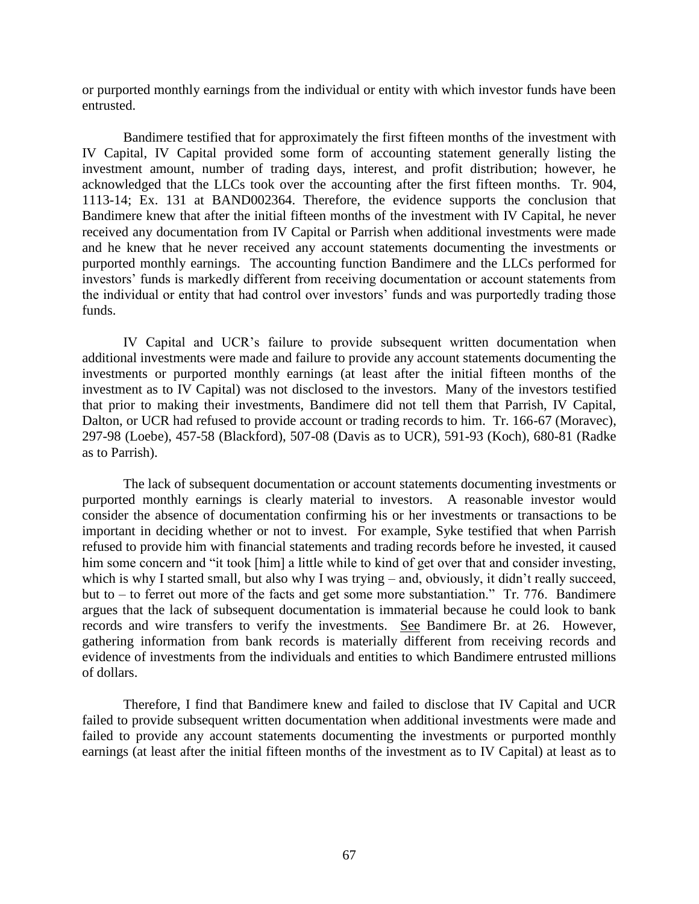or purported monthly earnings from the individual or entity with which investor funds have been entrusted.

Bandimere testified that for approximately the first fifteen months of the investment with IV Capital, IV Capital provided some form of accounting statement generally listing the investment amount, number of trading days, interest, and profit distribution; however, he acknowledged that the LLCs took over the accounting after the first fifteen months. Tr. 904, 1113-14; Ex. 131 at BAND002364. Therefore, the evidence supports the conclusion that Bandimere knew that after the initial fifteen months of the investment with IV Capital, he never received any documentation from IV Capital or Parrish when additional investments were made and he knew that he never received any account statements documenting the investments or purported monthly earnings. The accounting function Bandimere and the LLCs performed for investors' funds is markedly different from receiving documentation or account statements from the individual or entity that had control over investors' funds and was purportedly trading those funds.

IV Capital and UCR's failure to provide subsequent written documentation when additional investments were made and failure to provide any account statements documenting the investments or purported monthly earnings (at least after the initial fifteen months of the investment as to IV Capital) was not disclosed to the investors. Many of the investors testified that prior to making their investments, Bandimere did not tell them that Parrish, IV Capital, Dalton, or UCR had refused to provide account or trading records to him. Tr. 166-67 (Moravec), 297-98 (Loebe), 457-58 (Blackford), 507-08 (Davis as to UCR), 591-93 (Koch), 680-81 (Radke as to Parrish).

The lack of subsequent documentation or account statements documenting investments or purported monthly earnings is clearly material to investors. A reasonable investor would consider the absence of documentation confirming his or her investments or transactions to be important in deciding whether or not to invest. For example, Syke testified that when Parrish refused to provide him with financial statements and trading records before he invested, it caused him some concern and "it took [him] a little while to kind of get over that and consider investing, which is why I started small, but also why I was trying – and, obviously, it didn't really succeed, but to – to ferret out more of the facts and get some more substantiation." Tr. 776. Bandimere argues that the lack of subsequent documentation is immaterial because he could look to bank records and wire transfers to verify the investments. See Bandimere Br. at 26. However, gathering information from bank records is materially different from receiving records and evidence of investments from the individuals and entities to which Bandimere entrusted millions of dollars.

Therefore, I find that Bandimere knew and failed to disclose that IV Capital and UCR failed to provide subsequent written documentation when additional investments were made and failed to provide any account statements documenting the investments or purported monthly earnings (at least after the initial fifteen months of the investment as to IV Capital) at least as to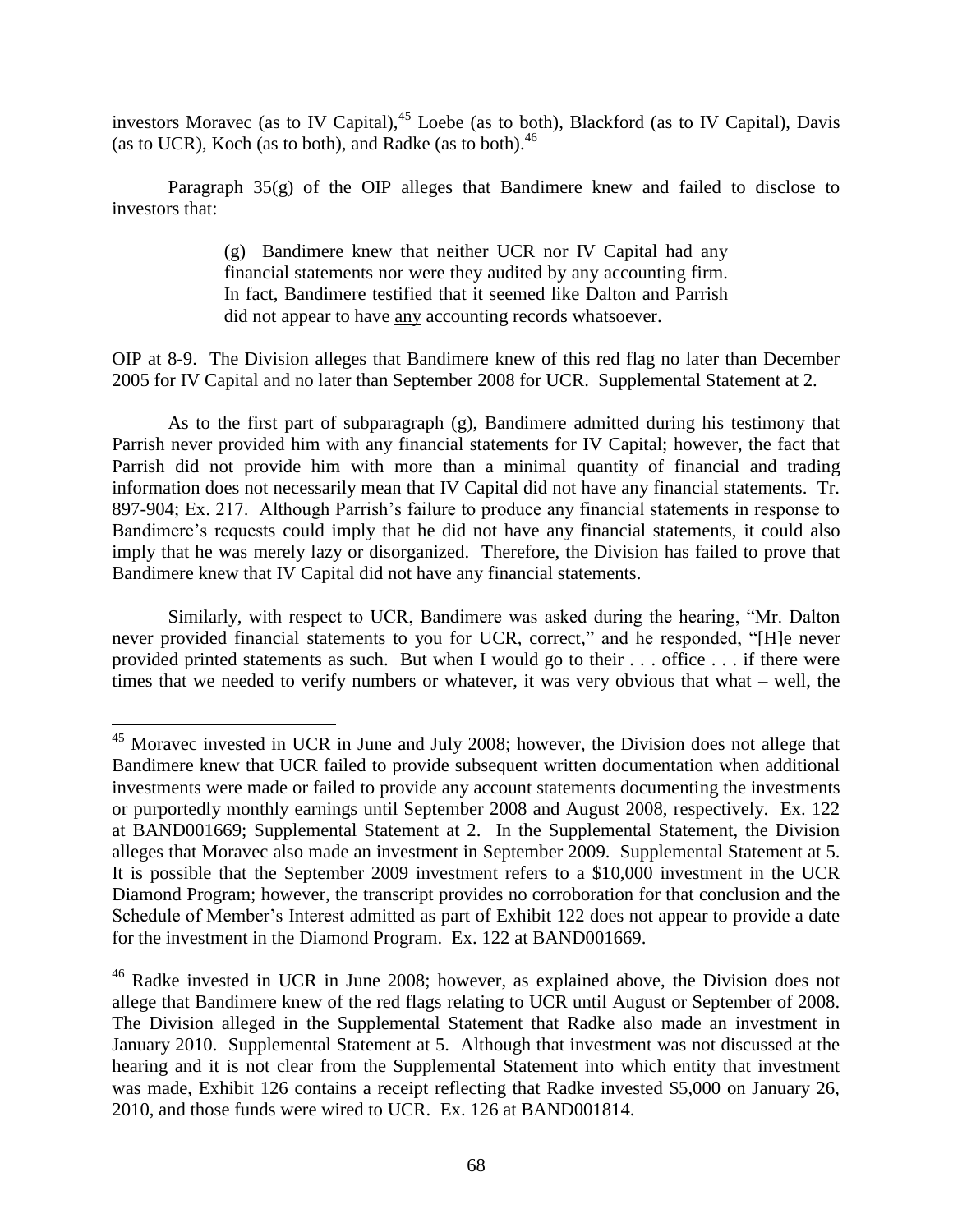investors Moravec (as to IV Capital),[45] Loebe (as to both), Blackford (as to IV Capital), Davis (as to UCR), Koch (as to both), and Radke (as to both).[46]

Paragraph 35(g) of the OIP alleges that Bandimere knew and failed to disclose to investors that:

> (g) Bandimere knew that neither UCR nor IV Capital had any financial statements nor were they audited by any accounting firm. In fact, Bandimere testified that it seemed like Dalton and Parrish did not appear to have <u>any</u> accounting records whatsoever.

OIP at 8-9. The Division alleges that Bandimere knew of this red flag no later than December 2005 for IV Capital and no later than September 2008 for UCR. Supplemental Statement at 2.

As to the first part of subparagraph (g), Bandimere admitted during his testimony that Parrish never provided him with any financial statements for IV Capital; however, the fact that Parrish did not provide him with more than a minimal quantity of financial and trading information does not necessarily mean that IV Capital did not have any financial statements. Tr. 897-904; Ex. 217. Although Parrish's failure to produce any financial statements in response to Bandimere's requests could imply that he did not have any financial statements, it could also imply that he was merely lazy or disorganized. Therefore, the Division has failed to prove that Bandimere knew that IV Capital did not have any financial statements.

Similarly, with respect to UCR, Bandimere was asked during the hearing, "Mr. Dalton never provided financial statements to you for UCR, correct," and he responded, "[H]e never provided printed statements as such. But when I would go to their . . . office . . . if there were times that we needed to verify numbers or whatever, it was very obvious that what – well, the

---

[45] Moravec invested in UCR in June and July 2008; however, the Division does not allege that Bandimere knew that UCR failed to provide subsequent written documentation when additional investments were made or failed to provide any account statements documenting the investments or purportedly monthly earnings until September 2008 and August 2008, respectively. Ex. 122 at BAND001669; Supplemental Statement at 2. In the Supplemental Statement, the Division alleges that Moravec also made an investment in September 2009. Supplemental Statement at 5. It is possible that the September 2009 investment refers to a $10,000 investment in the UCR Diamond Program; however, the transcript provides no corroboration for that conclusion and the Schedule of Member's Interest admitted as part of Exhibit 122 does not appear to provide a date for the investment in the Diamond Program. Ex. 122 at BAND001669.

[46] Radke invested in UCR in June 2008; however, as explained above, the Division does not allege that Bandimere knew of the red flags relating to UCR until August or September of 2008. The Division alleged in the Supplemental Statement that Radke also made an investment in January 2010. Supplemental Statement at 5. Although that investment was not discussed at the hearing and it is not clear from the Supplemental Statement into which entity that investment was made, Exhibit 126 contains a receipt reflecting that Radke invested $5,000 on January 26, 2010, and those funds were wired to UCR. Ex. 126 at BAND001814.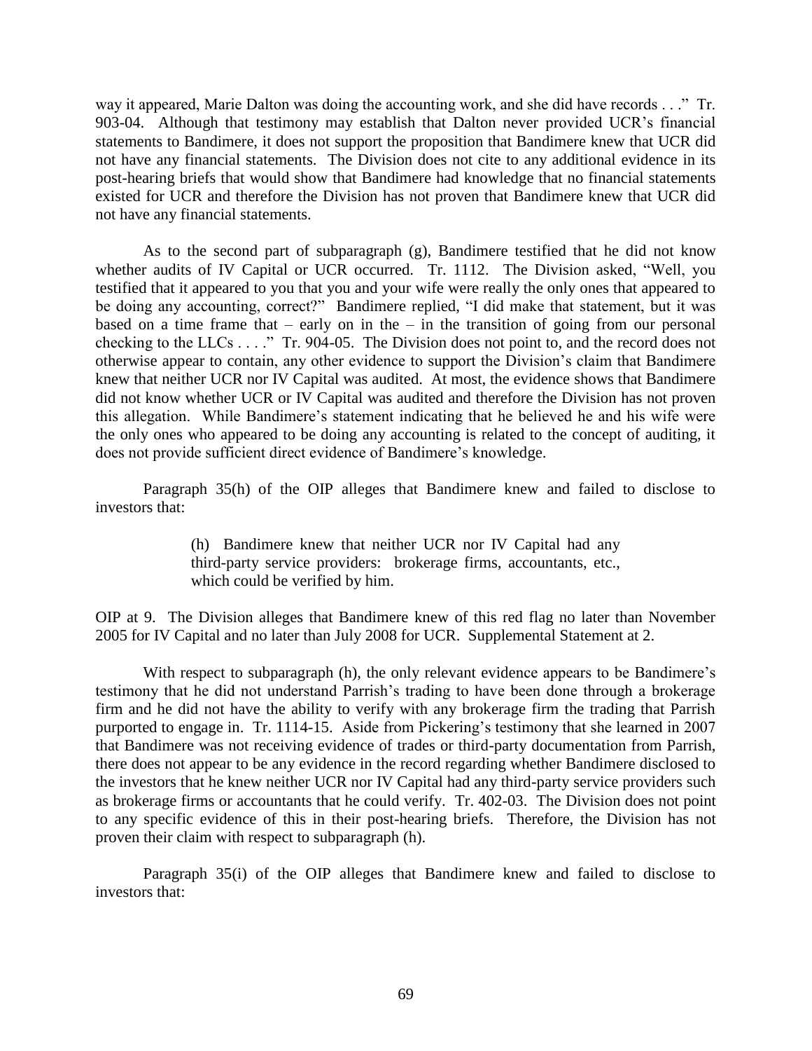way it appeared, Marie Dalton was doing the accounting work, and she did have records . . ." Tr. 903-04. Although that testimony may establish that Dalton never provided UCR's financial statements to Bandimere, it does not support the proposition that Bandimere knew that UCR did not have any financial statements. The Division does not cite to any additional evidence in its post-hearing briefs that would show that Bandimere had knowledge that no financial statements existed for UCR and therefore the Division has not proven that Bandimere knew that UCR did not have any financial statements.

As to the second part of subparagraph (g), Bandimere testified that he did not know whether audits of IV Capital or UCR occurred. Tr. 1112. The Division asked, "Well, you testified that it appeared to you that you and your wife were really the only ones that appeared to be doing any accounting, correct?" Bandimere replied, "I did make that statement, but it was based on a time frame that – early on in the – in the transition of going from our personal checking to the LLCs . . . ." Tr. 904-05. The Division does not point to, and the record does not otherwise appear to contain, any other evidence to support the Division's claim that Bandimere knew that neither UCR nor IV Capital was audited. At most, the evidence shows that Bandimere did not know whether UCR or IV Capital was audited and therefore the Division has not proven this allegation. While Bandimere's statement indicating that he believed he and his wife were the only ones who appeared to be doing any accounting is related to the concept of auditing, it does not provide sufficient direct evidence of Bandimere's knowledge.

Paragraph 35(h) of the OIP alleges that Bandimere knew and failed to disclose to investors that:

> (h) Bandimere knew that neither UCR nor IV Capital had any third-party service providers: brokerage firms, accountants, etc., which could be verified by him.

OIP at 9. The Division alleges that Bandimere knew of this red flag no later than November 2005 for IV Capital and no later than July 2008 for UCR. Supplemental Statement at 2.

With respect to subparagraph (h), the only relevant evidence appears to be Bandimere's testimony that he did not understand Parrish's trading to have been done through a brokerage firm and he did not have the ability to verify with any brokerage firm the trading that Parrish purported to engage in. Tr. 1114-15. Aside from Pickering's testimony that she learned in 2007 that Bandimere was not receiving evidence of trades or third-party documentation from Parrish, there does not appear to be any evidence in the record regarding whether Bandimere disclosed to the investors that he knew neither UCR nor IV Capital had any third-party service providers such as brokerage firms or accountants that he could verify. Tr. 402-03. The Division does not point to any specific evidence of this in their post-hearing briefs. Therefore, the Division has not proven their claim with respect to subparagraph (h).

Paragraph 35(i) of the OIP alleges that Bandimere knew and failed to disclose to investors that: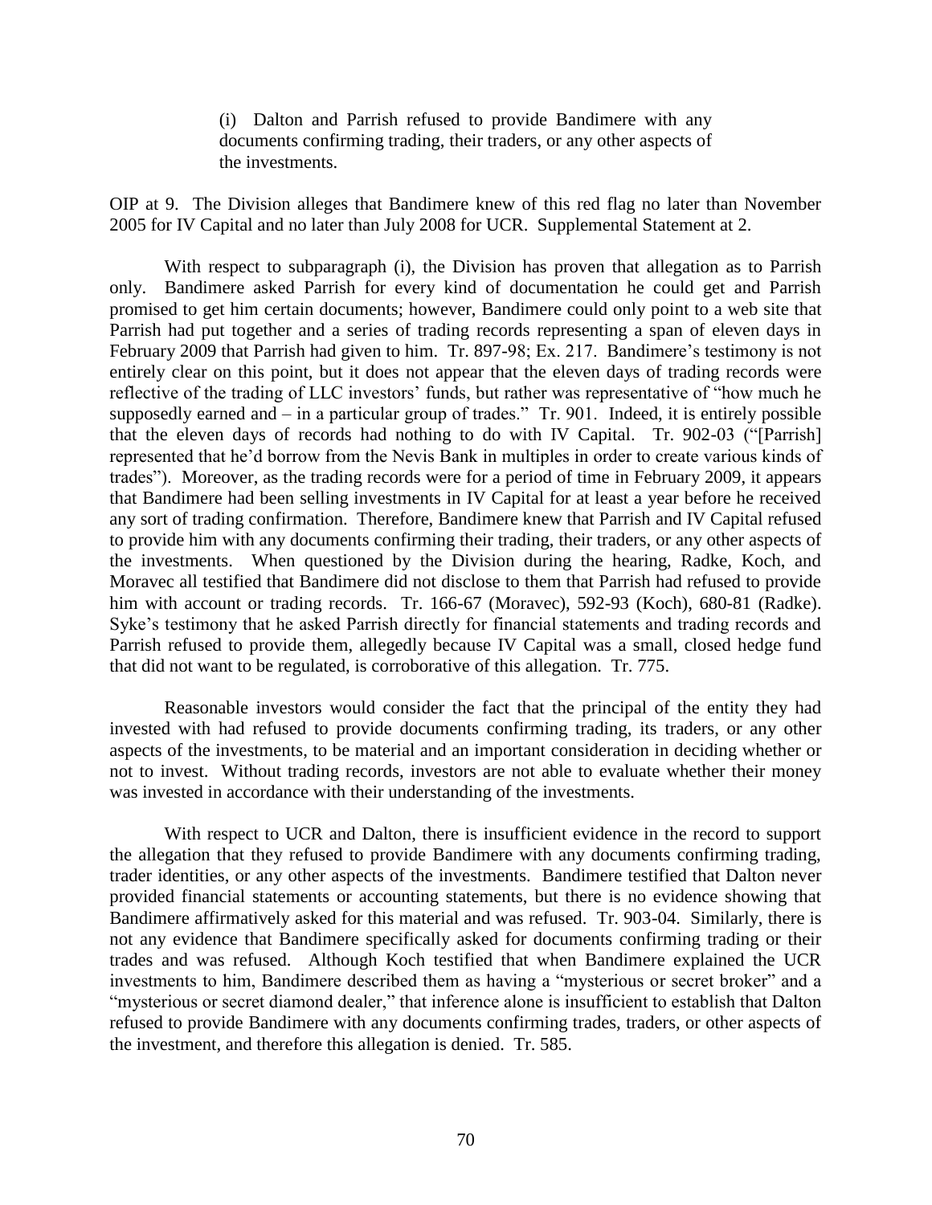> (i) Dalton and Parrish refused to provide Bandimere with any documents confirming trading, their traders, or any other aspects of the investments.

OIP at 9. The Division alleges that Bandimere knew of this red flag no later than November 2005 for IV Capital and no later than July 2008 for UCR. Supplemental Statement at 2.

With respect to subparagraph (i), the Division has proven that allegation as to Parrish only. Bandimere asked Parrish for every kind of documentation he could get and Parrish promised to get him certain documents; however, Bandimere could only point to a web site that Parrish had put together and a series of trading records representing a span of eleven days in February 2009 that Parrish had given to him. Tr. 897-98; Ex. 217. Bandimere's testimony is not entirely clear on this point, but it does not appear that the eleven days of trading records were reflective of the trading of LLC investors' funds, but rather was representative of "how much he supposedly earned and – in a particular group of trades." Tr. 901. Indeed, it is entirely possible that the eleven days of records had nothing to do with IV Capital. Tr. 902-03 ("[Parrish] represented that he'd borrow from the Nevis Bank in multiples in order to create various kinds of trades"). Moreover, as the trading records were for a period of time in February 2009, it appears that Bandimere had been selling investments in IV Capital for at least a year before he received any sort of trading confirmation. Therefore, Bandimere knew that Parrish and IV Capital refused to provide him with any documents confirming their trading, their traders, or any other aspects of the investments. When questioned by the Division during the hearing, Radke, Koch, and Moravec all testified that Bandimere did not disclose to them that Parrish had refused to provide him with account or trading records. Tr. 166-67 (Moravec), 592-93 (Koch), 680-81 (Radke). Syke's testimony that he asked Parrish directly for financial statements and trading records and Parrish refused to provide them, allegedly because IV Capital was a small, closed hedge fund that did not want to be regulated, is corroborative of this allegation. Tr. 775.

Reasonable investors would consider the fact that the principal of the entity they had invested with had refused to provide documents confirming trading, its traders, or any other aspects of the investments, to be material and an important consideration in deciding whether or not to invest. Without trading records, investors are not able to evaluate whether their money was invested in accordance with their understanding of the investments.

With respect to UCR and Dalton, there is insufficient evidence in the record to support the allegation that they refused to provide Bandimere with any documents confirming trading, trader identities, or any other aspects of the investments. Bandimere testified that Dalton never provided financial statements or accounting statements, but there is no evidence showing that Bandimere affirmatively asked for this material and was refused. Tr. 903-04. Similarly, there is not any evidence that Bandimere specifically asked for documents confirming trading or their trades and was refused. Although Koch testified that when Bandimere explained the UCR investments to him, Bandimere described them as having a "mysterious or secret broker" and a "mysterious or secret diamond dealer," that inference alone is insufficient to establish that Dalton refused to provide Bandimere with any documents confirming trades, traders, or other aspects of the investment, and therefore this allegation is denied. Tr. 585.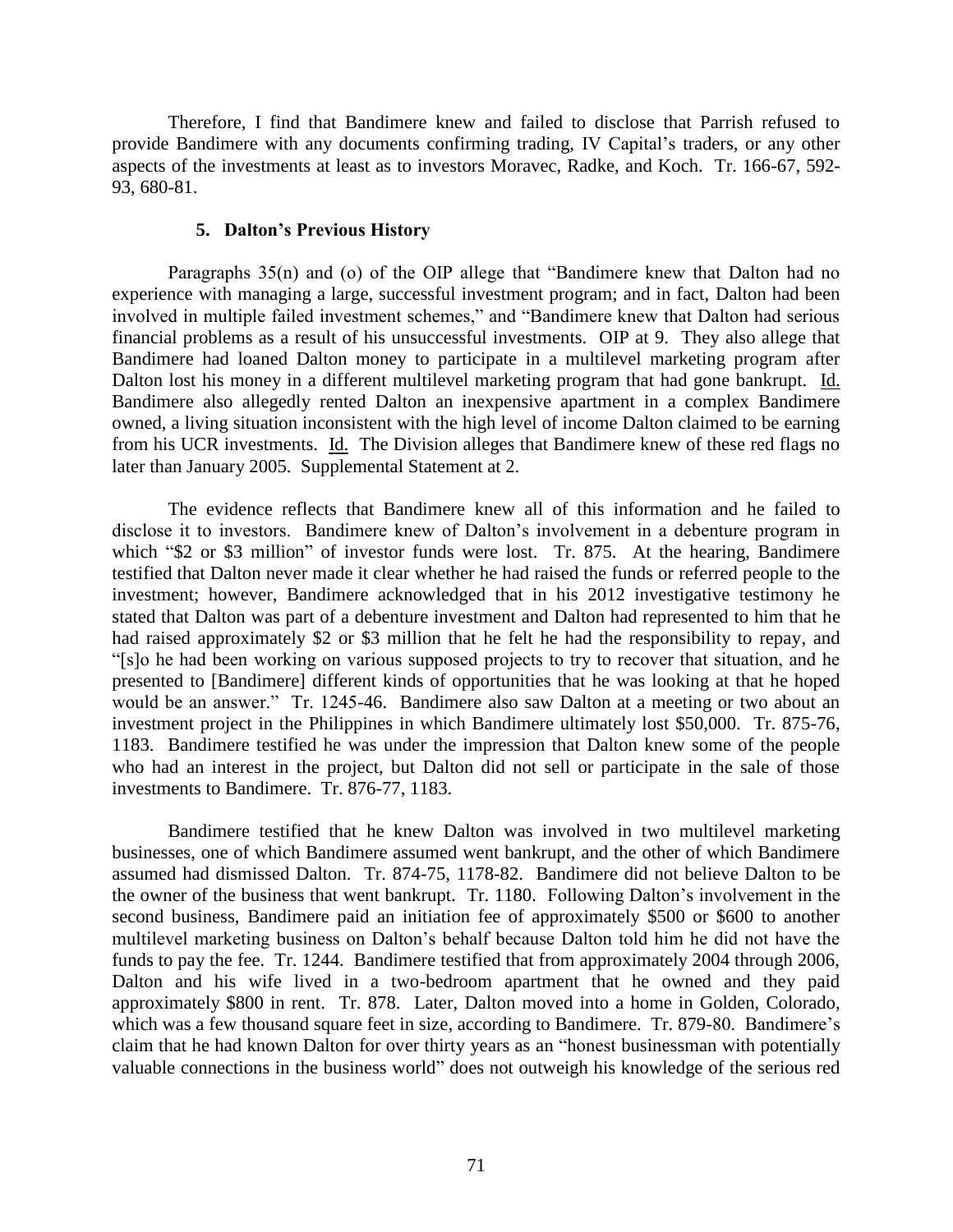Therefore, I find that Bandimere knew and failed to disclose that Parrish refused to provide Bandimere with any documents confirming trading, IV Capital's traders, or any other aspects of the investments at least as to investors Moravec, Radke, and Koch. Tr. 166-67, 592-93, 680-81.

#### 5. Dalton's Previous History

Paragraphs 35(n) and (o) of the OIP allege that "Bandimere knew that Dalton had no experience with managing a large, successful investment program; and in fact, Dalton had been involved in multiple failed investment schemes," and "Bandimere knew that Dalton had serious financial problems as a result of his unsuccessful investments. OIP at 9. They also allege that Bandimere had loaned Dalton money to participate in a multilevel marketing program after Dalton lost his money in a different multilevel marketing program that had gone bankrupt. Id. Bandimere also allegedly rented Dalton an inexpensive apartment in a complex Bandimere owned, a living situation inconsistent with the high level of income Dalton claimed to be earning from his UCR investments. Id. The Division alleges that Bandimere knew of these red flags no later than January 2005. Supplemental Statement at 2.

The evidence reflects that Bandimere knew all of this information and he failed to disclose it to investors. Bandimere knew of Dalton's involvement in a debenture program in which "$2 or $3 million" of investor funds were lost. Tr. 875. At the hearing, Bandimere testified that Dalton never made it clear whether he had raised the funds or referred people to the investment; however, Bandimere acknowledged that in his 2012 investigative testimony he stated that Dalton was part of a debenture investment and Dalton had represented to him that he had raised approximately $2 or $3 million that he felt he had the responsibility to repay, and "[s]o he had been working on various supposed projects to try to recover that situation, and he presented to [Bandimere] different kinds of opportunities that he was looking at that he hoped would be an answer." Tr. 1245-46. Bandimere also saw Dalton at a meeting or two about an investment project in the Philippines in which Bandimere ultimately lost $50,000. Tr. 875-76, 1183. Bandimere testified he was under the impression that Dalton knew some of the people who had an interest in the project, but Dalton did not sell or participate in the sale of those investments to Bandimere. Tr. 876-77, 1183.

Bandimere testified that he knew Dalton was involved in two multilevel marketing businesses, one of which Bandimere assumed went bankrupt, and the other of which Bandimere assumed had dismissed Dalton. Tr. 874-75, 1178-82. Bandimere did not believe Dalton to be the owner of the business that went bankrupt. Tr. 1180. Following Dalton's involvement in the second business, Bandimere paid an initiation fee of approximately $500 or $600 to another multilevel marketing business on Dalton's behalf because Dalton told him he did not have the funds to pay the fee. Tr. 1244. Bandimere testified that from approximately 2004 through 2006, Dalton and his wife lived in a two-bedroom apartment that he owned and they paid approximately $800 in rent. Tr. 878. Later, Dalton moved into a home in Golden, Colorado, which was a few thousand square feet in size, according to Bandimere. Tr. 879-80. Bandimere's claim that he had known Dalton for over thirty years as an "honest businessman with potentially valuable connections in the business world" does not outweigh his knowledge of the serious red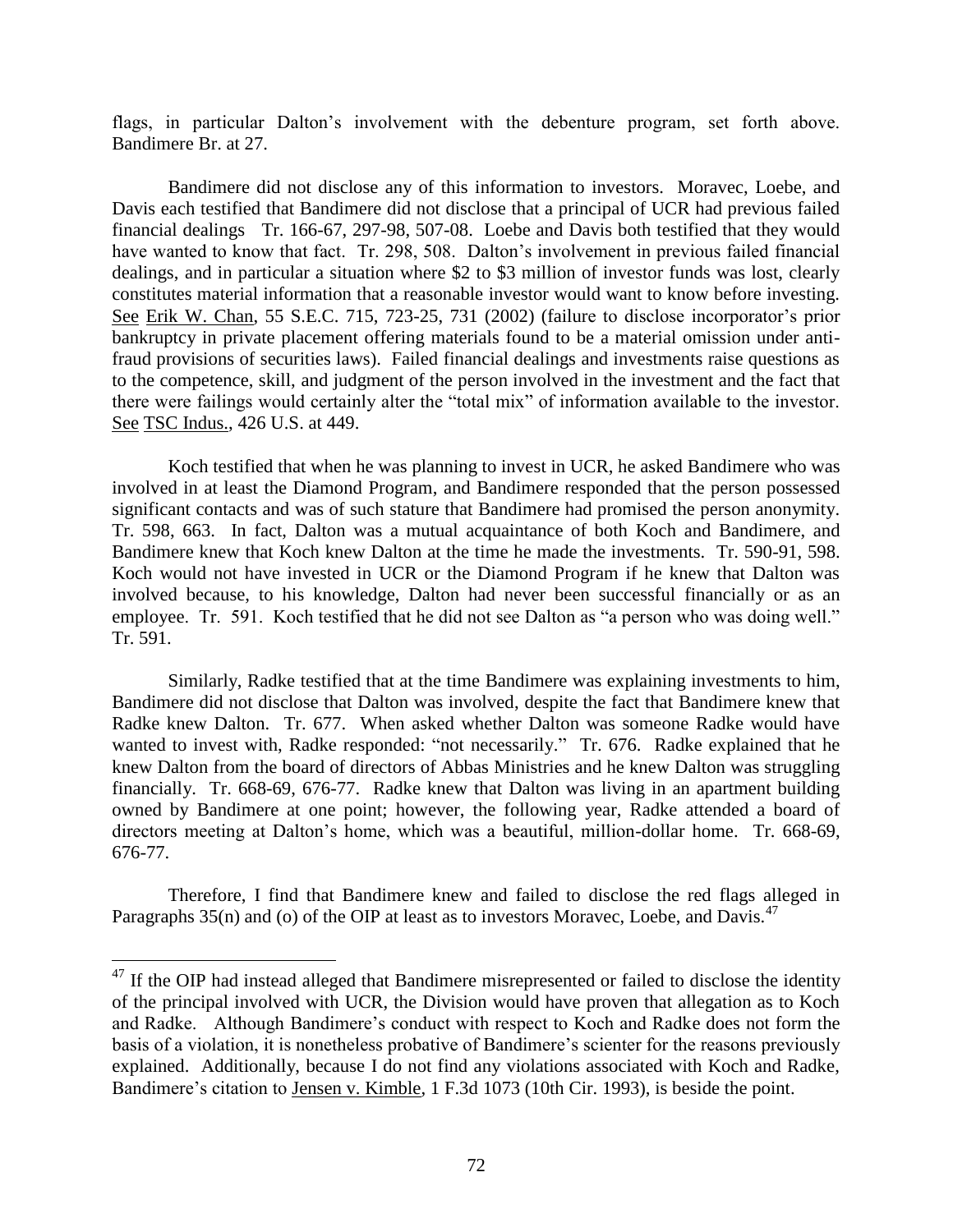flags, in particular Dalton's involvement with the debenture program, set forth above. Bandimere Br. at 27.

Bandimere did not disclose any of this information to investors. Moravec, Loebe, and Davis each testified that Bandimere did not disclose that a principal of UCR had previous failed financial dealings Tr. 166-67, 297-98, 507-08. Loebe and Davis both testified that they would have wanted to know that fact. Tr. 298, 508. Dalton's involvement in previous failed financial dealings, and in particular a situation where $2 to $3 million of investor funds was lost, clearly constitutes material information that a reasonable investor would want to know before investing. See Erik W. Chan, 55 S.E.C. 715, 723-25, 731 (2002) (failure to disclose incorporator's prior bankruptcy in private placement offering materials found to be a material omission under anti-fraud provisions of securities laws). Failed financial dealings and investments raise questions as to the competence, skill, and judgment of the person involved in the investment and the fact that there were failings would certainly alter the "total mix" of information available to the investor. See TSC Indus., 426 U.S. at 449.

Koch testified that when he was planning to invest in UCR, he asked Bandimere who was involved in at least the Diamond Program, and Bandimere responded that the person possessed significant contacts and was of such stature that Bandimere had promised the person anonymity. Tr. 598, 663. In fact, Dalton was a mutual acquaintance of both Koch and Bandimere, and Bandimere knew that Koch knew Dalton at the time he made the investments. Tr. 590-91, 598. Koch would not have invested in UCR or the Diamond Program if he knew that Dalton was involved because, to his knowledge, Dalton had never been successful financially or as an employee. Tr. 591. Koch testified that he did not see Dalton as "a person who was doing well." Tr. 591.

Similarly, Radke testified that at the time Bandimere was explaining investments to him, Bandimere did not disclose that Dalton was involved, despite the fact that Bandimere knew that Radke knew Dalton. Tr. 677. When asked whether Dalton was someone Radke would have wanted to invest with, Radke responded: "not necessarily." Tr. 676. Radke explained that he knew Dalton from the board of directors of Abbas Ministries and he knew Dalton was struggling financially. Tr. 668-69, 676-77. Radke knew that Dalton was living in an apartment building owned by Bandimere at one point; however, the following year, Radke attended a board of directors meeting at Dalton's home, which was a beautiful, million-dollar home. Tr. 668-69, 676-77.

Therefore, I find that Bandimere knew and failed to disclose the red flags alleged in Paragraphs 35(n) and (o) of the OIP at least as to investors Moravec, Loebe, and Davis.[47]

[47] If the OIP had instead alleged that Bandimere misrepresented or failed to disclose the identity of the principal involved with UCR, the Division would have proven that allegation as to Koch and Radke. Although Bandimere's conduct with respect to Koch and Radke does not form the basis of a violation, it is nonetheless probative of Bandimere's scienter for the reasons previously explained. Additionally, because I do not find any violations associated with Koch and Radke, Bandimere's citation to Jensen v. Kimble, 1 F.3d 1073 (10th Cir. 1993), is beside the point.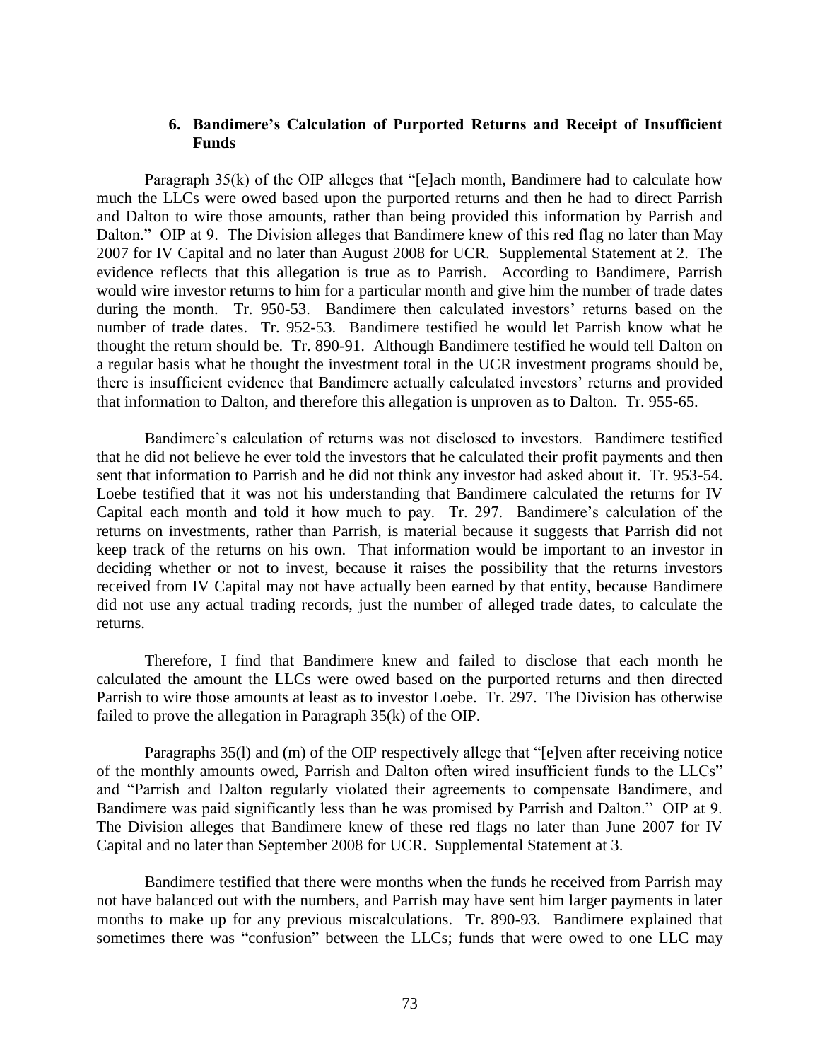### 6. Bandimere's Calculation of Purported Returns and Receipt of Insufficient Funds

Paragraph 35(k) of the OIP alleges that "[e]ach month, Bandimere had to calculate how much the LLCs were owed based upon the purported returns and then he had to direct Parrish and Dalton to wire those amounts, rather than being provided this information by Parrish and Dalton." OIP at 9. The Division alleges that Bandimere knew of this red flag no later than May 2007 for IV Capital and no later than August 2008 for UCR. Supplemental Statement at 2. The evidence reflects that this allegation is true as to Parrish. According to Bandimere, Parrish would wire investor returns to him for a particular month and give him the number of trade dates during the month. Tr. 950-53. Bandimere then calculated investors' returns based on the number of trade dates. Tr. 952-53. Bandimere testified he would let Parrish know what he thought the return should be. Tr. 890-91. Although Bandimere testified he would tell Dalton on a regular basis what he thought the investment total in the UCR investment programs should be, there is insufficient evidence that Bandimere actually calculated investors' returns and provided that information to Dalton, and therefore this allegation is unproven as to Dalton. Tr. 955-65.

Bandimere's calculation of returns was not disclosed to investors. Bandimere testified that he did not believe he ever told the investors that he calculated their profit payments and then sent that information to Parrish and he did not think any investor had asked about it. Tr. 953-54. Loebe testified that it was not his understanding that Bandimere calculated the returns for IV Capital each month and told it how much to pay. Tr. 297. Bandimere's calculation of the returns on investments, rather than Parrish, is material because it suggests that Parrish did not keep track of the returns on his own. That information would be important to an investor in deciding whether or not to invest, because it raises the possibility that the returns investors received from IV Capital may not have actually been earned by that entity, because Bandimere did not use any actual trading records, just the number of alleged trade dates, to calculate the returns.

Therefore, I find that Bandimere knew and failed to disclose that each month he calculated the amount the LLCs were owed based on the purported returns and then directed Parrish to wire those amounts at least as to investor Loebe. Tr. 297. The Division has otherwise failed to prove the allegation in Paragraph 35(k) of the OIP.

Paragraphs 35(l) and (m) of the OIP respectively allege that "[e]ven after receiving notice of the monthly amounts owed, Parrish and Dalton often wired insufficient funds to the LLCs" and "Parrish and Dalton regularly violated their agreements to compensate Bandimere, and Bandimere was paid significantly less than he was promised by Parrish and Dalton." OIP at 9. The Division alleges that Bandimere knew of these red flags no later than June 2007 for IV Capital and no later than September 2008 for UCR. Supplemental Statement at 3.

Bandimere testified that there were months when the funds he received from Parrish may not have balanced out with the numbers, and Parrish may have sent him larger payments in later months to make up for any previous miscalculations. Tr. 890-93. Bandimere explained that sometimes there was "confusion" between the LLCs; funds that were owed to one LLC may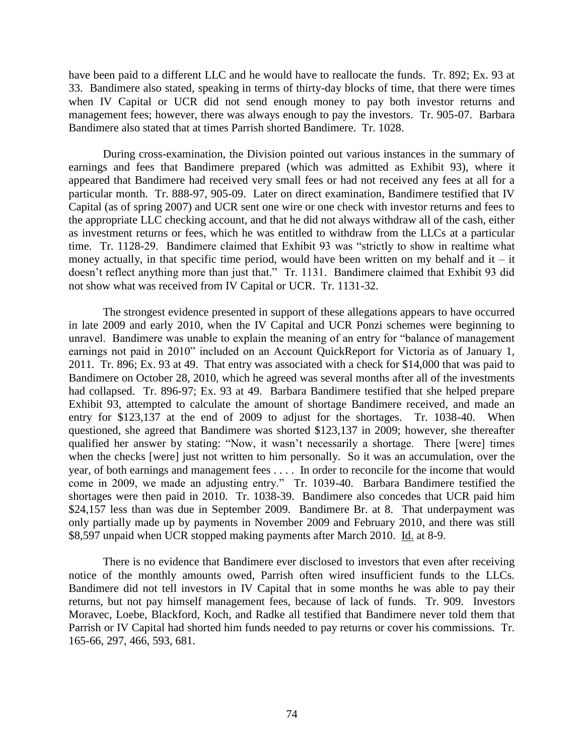have been paid to a different LLC and he would have to reallocate the funds. Tr. 892; Ex. 93 at 33. Bandimere also stated, speaking in terms of thirty-day blocks of time, that there were times when IV Capital or UCR did not send enough money to pay both investor returns and management fees; however, there was always enough to pay the investors. Tr. 905-07. Barbara Bandimere also stated that at times Parrish shorted Bandimere. Tr. 1028.

During cross-examination, the Division pointed out various instances in the summary of earnings and fees that Bandimere prepared (which was admitted as Exhibit 93), where it appeared that Bandimere had received very small fees or had not received any fees at all for a particular month. Tr. 888-97, 905-09. Later on direct examination, Bandimere testified that IV Capital (as of spring 2007) and UCR sent one wire or one check with investor returns and fees to the appropriate LLC checking account, and that he did not always withdraw all of the cash, either as investment returns or fees, which he was entitled to withdraw from the LLCs at a particular time. Tr. 1128-29. Bandimere claimed that Exhibit 93 was "strictly to show in realtime what money actually, in that specific time period, would have been written on my behalf and it – it doesn't reflect anything more than just that." Tr. 1131. Bandimere claimed that Exhibit 93 did not show what was received from IV Capital or UCR. Tr. 1131-32.

The strongest evidence presented in support of these allegations appears to have occurred in late 2009 and early 2010, when the IV Capital and UCR Ponzi schemes were beginning to unravel. Bandimere was unable to explain the meaning of an entry for "balance of management earnings not paid in 2010" included on an Account QuickReport for Victoria as of January 1, 2011. Tr. 896; Ex. 93 at 49. That entry was associated with a check for $14,000 that was paid to Bandimere on October 28, 2010, which he agreed was several months after all of the investments had collapsed. Tr. 896-97; Ex. 93 at 49. Barbara Bandimere testified that she helped prepare Exhibit 93, attempted to calculate the amount of shortage Bandimere received, and made an entry for $123,137 at the end of 2009 to adjust for the shortages. Tr. 1038-40. When questioned, she agreed that Bandimere was shorted $123,137 in 2009; however, she thereafter qualified her answer by stating: "Now, it wasn't necessarily a shortage. There [were] times when the checks [were] just not written to him personally. So it was an accumulation, over the year, of both earnings and management fees . . . . In order to reconcile for the income that would come in 2009, we made an adjusting entry." Tr. 1039-40. Barbara Bandimere testified the shortages were then paid in 2010. Tr. 1038-39. Bandimere also concedes that UCR paid him $24,157 less than was due in September 2009. Bandimere Br. at 8. That underpayment was only partially made up by payments in November 2009 and February 2010, and there was still $8,597 unpaid when UCR stopped making payments after March 2010. Id. at 8-9.

There is no evidence that Bandimere ever disclosed to investors that even after receiving notice of the monthly amounts owed, Parrish often wired insufficient funds to the LLCs. Bandimere did not tell investors in IV Capital that in some months he was able to pay their returns, but not pay himself management fees, because of lack of funds. Tr. 909. Investors Moravec, Loebe, Blackford, Koch, and Radke all testified that Bandimere never told them that Parrish or IV Capital had shorted him funds needed to pay returns or cover his commissions. Tr. 165-66, 297, 466, 593, 681.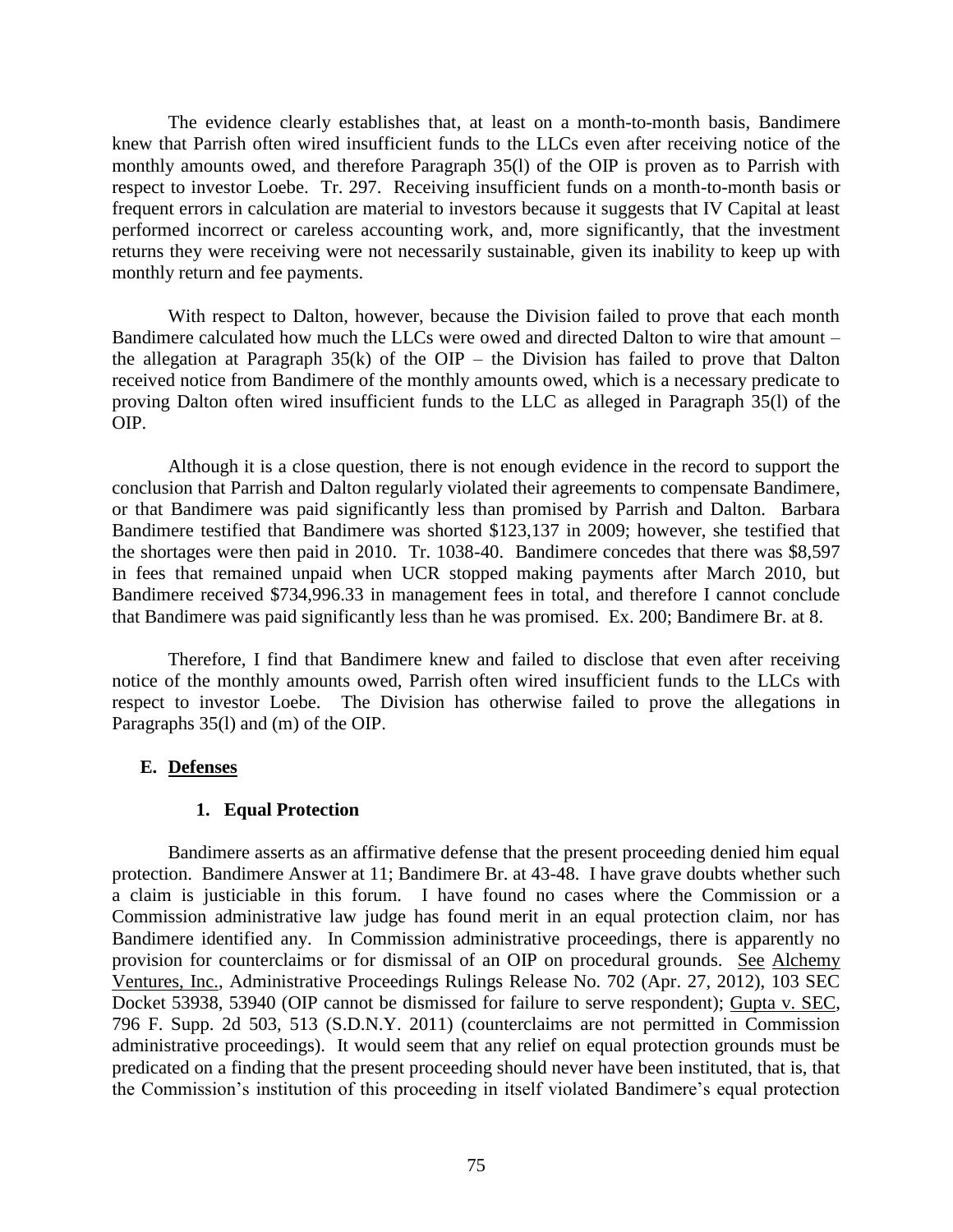The evidence clearly establishes that, at least on a month-to-month basis, Bandimere knew that Parrish often wired insufficient funds to the LLCs even after receiving notice of the monthly amounts owed, and therefore Paragraph 35(l) of the OIP is proven as to Parrish with respect to investor Loebe. Tr. 297. Receiving insufficient funds on a month-to-month basis or frequent errors in calculation are material to investors because it suggests that IV Capital at least performed incorrect or careless accounting work, and, more significantly, that the investment returns they were receiving were not necessarily sustainable, given its inability to keep up with monthly return and fee payments.

With respect to Dalton, however, because the Division failed to prove that each month Bandimere calculated how much the LLCs were owed and directed Dalton to wire that amount – the allegation at Paragraph 35(k) of the OIP – the Division has failed to prove that Dalton received notice from Bandimere of the monthly amounts owed, which is a necessary predicate to proving Dalton often wired insufficient funds to the LLC as alleged in Paragraph 35(l) of the OIP.

Although it is a close question, there is not enough evidence in the record to support the conclusion that Parrish and Dalton regularly violated their agreements to compensate Bandimere, or that Bandimere was paid significantly less than promised by Parrish and Dalton. Barbara Bandimere testified that Bandimere was shorted $123,137 in 2009; however, she testified that the shortages were then paid in 2010. Tr. 1038-40. Bandimere concedes that there was $8,597 in fees that remained unpaid when UCR stopped making payments after March 2010, but Bandimere received $734,996.33 in management fees in total, and therefore I cannot conclude that Bandimere was paid significantly less than he was promised. Ex. 200; Bandimere Br. at 8.

Therefore, I find that Bandimere knew and failed to disclose that even after receiving notice of the monthly amounts owed, Parrish often wired insufficient funds to the LLCs with respect to investor Loebe. The Division has otherwise failed to prove the allegations in Paragraphs 35(l) and (m) of the OIP.

## E. Defenses

### 1. Equal Protection

Bandimere asserts as an affirmative defense that the present proceeding denied him equal protection. Bandimere Answer at 11; Bandimere Br. at 43-48. I have grave doubts whether such a claim is justiciable in this forum. I have found no cases where the Commission or a Commission administrative law judge has found merit in an equal protection claim, nor has Bandimere identified any. In Commission administrative proceedings, there is apparently no provision for counterclaims or for dismissal of an OIP on procedural grounds. See Alchemy Ventures, Inc., Administrative Proceedings Rulings Release No. 702 (Apr. 27, 2012), 103 SEC Docket 53938, 53940 (OIP cannot be dismissed for failure to serve respondent); Gupta v. SEC, 796 F. Supp. 2d 503, 513 (S.D.N.Y. 2011) (counterclaims are not permitted in Commission administrative proceedings). It would seem that any relief on equal protection grounds must be predicated on a finding that the present proceeding should never have been instituted, that is, that the Commission's institution of this proceeding in itself violated Bandimere's equal protection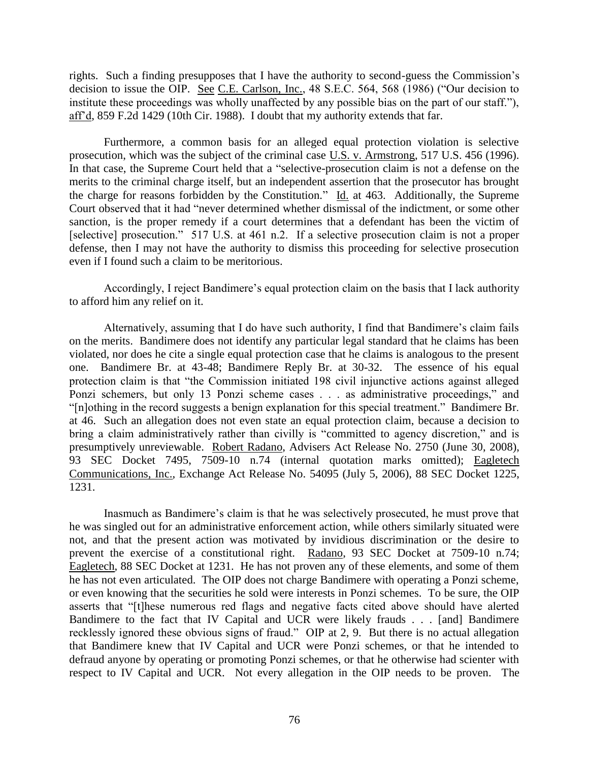rights. Such a finding presupposes that I have the authority to second-guess the Commission's decision to issue the OIP. See C.E. Carlson, Inc., 48 S.E.C. 564, 568 (1986) ("Our decision to institute these proceedings was wholly unaffected by any possible bias on the part of our staff."), aff'd, 859 F.2d 1429 (10th Cir. 1988). I doubt that my authority extends that far.

Furthermore, a common basis for an alleged equal protection violation is selective prosecution, which was the subject of the criminal case U.S. v. Armstrong, 517 U.S. 456 (1996). In that case, the Supreme Court held that a "selective-prosecution claim is not a defense on the merits to the criminal charge itself, but an independent assertion that the prosecutor has brought the charge for reasons forbidden by the Constitution." Id. at 463. Additionally, the Supreme Court observed that it had "never determined whether dismissal of the indictment, or some other sanction, is the proper remedy if a court determines that a defendant has been the victim of [selective] prosecution." 517 U.S. at 461 n.2. If a selective prosecution claim is not a proper defense, then I may not have the authority to dismiss this proceeding for selective prosecution even if I found such a claim to be meritorious.

Accordingly, I reject Bandimere's equal protection claim on the basis that I lack authority to afford him any relief on it.

Alternatively, assuming that I do have such authority, I find that Bandimere's claim fails on the merits. Bandimere does not identify any particular legal standard that he claims has been violated, nor does he cite a single equal protection case that he claims is analogous to the present one. Bandimere Br. at 43-48; Bandimere Reply Br. at 30-32. The essence of his equal protection claim is that "the Commission initiated 198 civil injunctive actions against alleged Ponzi schemers, but only 13 Ponzi scheme cases . . . as administrative proceedings," and "[n]othing in the record suggests a benign explanation for this special treatment." Bandimere Br. at 46. Such an allegation does not even state an equal protection claim, because a decision to bring a claim administratively rather than civilly is "committed to agency discretion," and is presumptively unreviewable. Robert Radano, Advisers Act Release No. 2750 (June 30, 2008), 93 SEC Docket 7495, 7509-10 n.74 (internal quotation marks omitted); Eagletech Communications, Inc., Exchange Act Release No. 54095 (July 5, 2006), 88 SEC Docket 1225, 1231.

Inasmuch as Bandimere's claim is that he was selectively prosecuted, he must prove that he was singled out for an administrative enforcement action, while others similarly situated were not, and that the present action was motivated by invidious discrimination or the desire to prevent the exercise of a constitutional right. Radano, 93 SEC Docket at 7509-10 n.74; Eagletech, 88 SEC Docket at 1231. He has not proven any of these elements, and some of them he has not even articulated. The OIP does not charge Bandimere with operating a Ponzi scheme, or even knowing that the securities he sold were interests in Ponzi schemes. To be sure, the OIP asserts that "[t]hese numerous red flags and negative facts cited above should have alerted Bandimere to the fact that IV Capital and UCR were likely frauds . . . [and] Bandimere recklessly ignored these obvious signs of fraud." OIP at 2, 9. But there is no actual allegation that Bandimere knew that IV Capital and UCR were Ponzi schemes, or that he intended to defraud anyone by operating or promoting Ponzi schemes, or that he otherwise had scienter with respect to IV Capital and UCR. Not every allegation in the OIP needs to be proven. The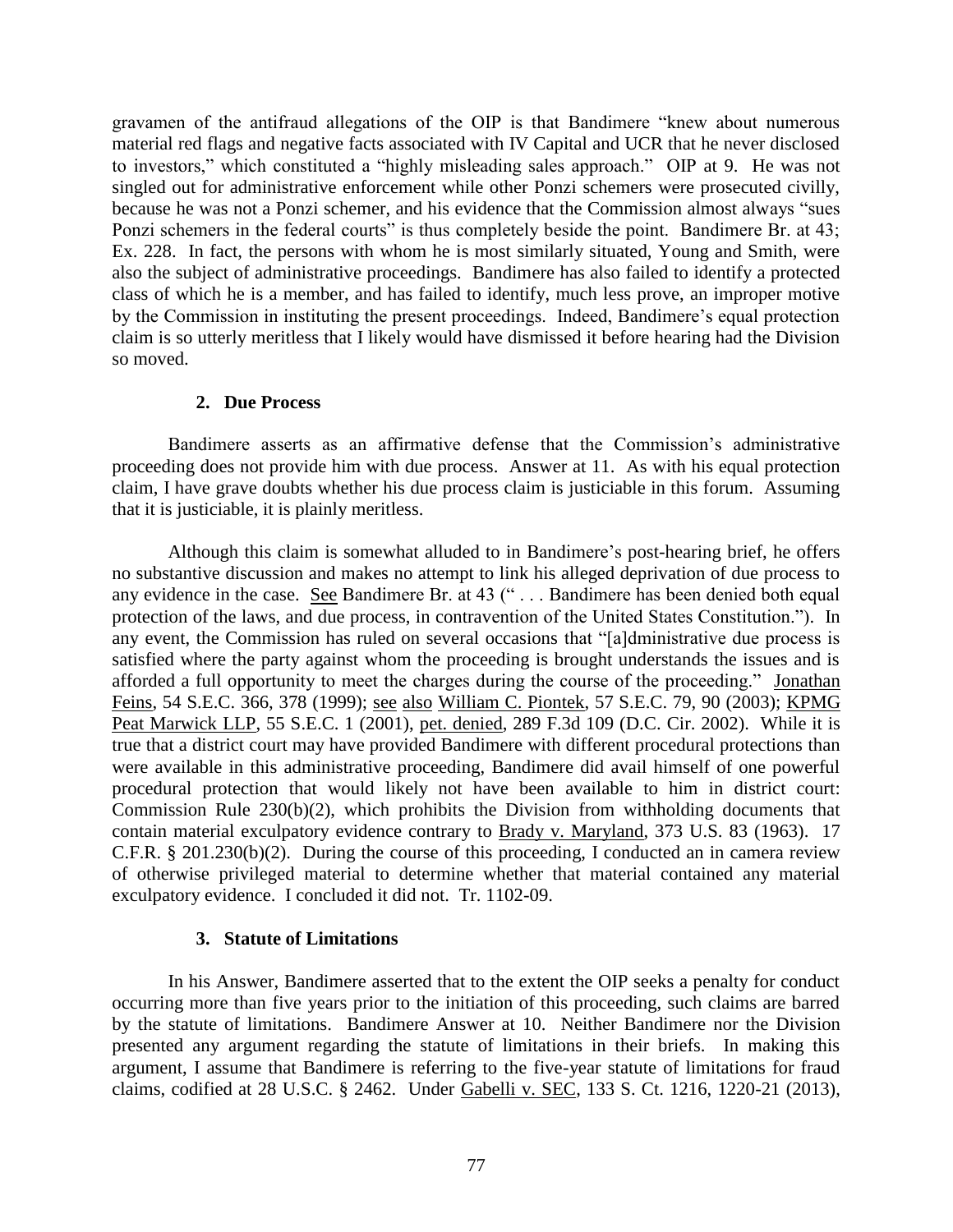gravamen of the antifraud allegations of the OIP is that Bandimere "knew about numerous material red flags and negative facts associated with IV Capital and UCR that he never disclosed to investors," which constituted a "highly misleading sales approach." OIP at 9. He was not singled out for administrative enforcement while other Ponzi schemers were prosecuted civilly, because he was not a Ponzi schemer, and his evidence that the Commission almost always "sues Ponzi schemers in the federal courts" is thus completely beside the point. Bandimere Br. at 43; Ex. 228. In fact, the persons with whom he is most similarly situated, Young and Smith, were also the subject of administrative proceedings. Bandimere has also failed to identify a protected class of which he is a member, and has failed to identify, much less prove, an improper motive by the Commission in instituting the present proceedings. Indeed, Bandimere's equal protection claim is so utterly meritless that I likely would have dismissed it before hearing had the Division so moved.

### 2. Due Process

Bandimere asserts as an affirmative defense that the Commission's administrative proceeding does not provide him with due process. Answer at 11. As with his equal protection claim, I have grave doubts whether his due process claim is justiciable in this forum. Assuming that it is justiciable, it is plainly meritless.

Although this claim is somewhat alluded to in Bandimere's post-hearing brief, he offers no substantive discussion and makes no attempt to link his alleged deprivation of due process to any evidence in the case. See Bandimere Br. at 43 (" . . . Bandimere has been denied both equal protection of the laws, and due process, in contravention of the United States Constitution."). In any event, the Commission has ruled on several occasions that "[a]dministrative due process is satisfied where the party against whom the proceeding is brought understands the issues and is afforded a full opportunity to meet the charges during the course of the proceeding." Jonathan Feins, 54 S.E.C. 366, 378 (1999); see also William C. Piontek, 57 S.E.C. 79, 90 (2003); KPMG Peat Marwick LLP, 55 S.E.C. 1 (2001), pet. denied, 289 F.3d 109 (D.C. Cir. 2002). While it is true that a district court may have provided Bandimere with different procedural protections than were available in this administrative proceeding, Bandimere did avail himself of one powerful procedural protection that would likely not have been available to him in district court: Commission Rule 230(b)(2), which prohibits the Division from withholding documents that contain material exculpatory evidence contrary to Brady v. Maryland, 373 U.S. 83 (1963). 17 C.F.R. § 201.230(b)(2). During the course of this proceeding, I conducted an in camera review of otherwise privileged material to determine whether that material contained any material exculpatory evidence. I concluded it did not. Tr. 1102-09.

### 3. Statute of Limitations

In his Answer, Bandimere asserted that to the extent the OIP seeks a penalty for conduct occurring more than five years prior to the initiation of this proceeding, such claims are barred by the statute of limitations. Bandimere Answer at 10. Neither Bandimere nor the Division presented any argument regarding the statute of limitations in their briefs. In making this argument, I assume that Bandimere is referring to the five-year statute of limitations for fraud claims, codified at 28 U.S.C. § 2462. Under Gabelli v. SEC, 133 S. Ct. 1216, 1220-21 (2013),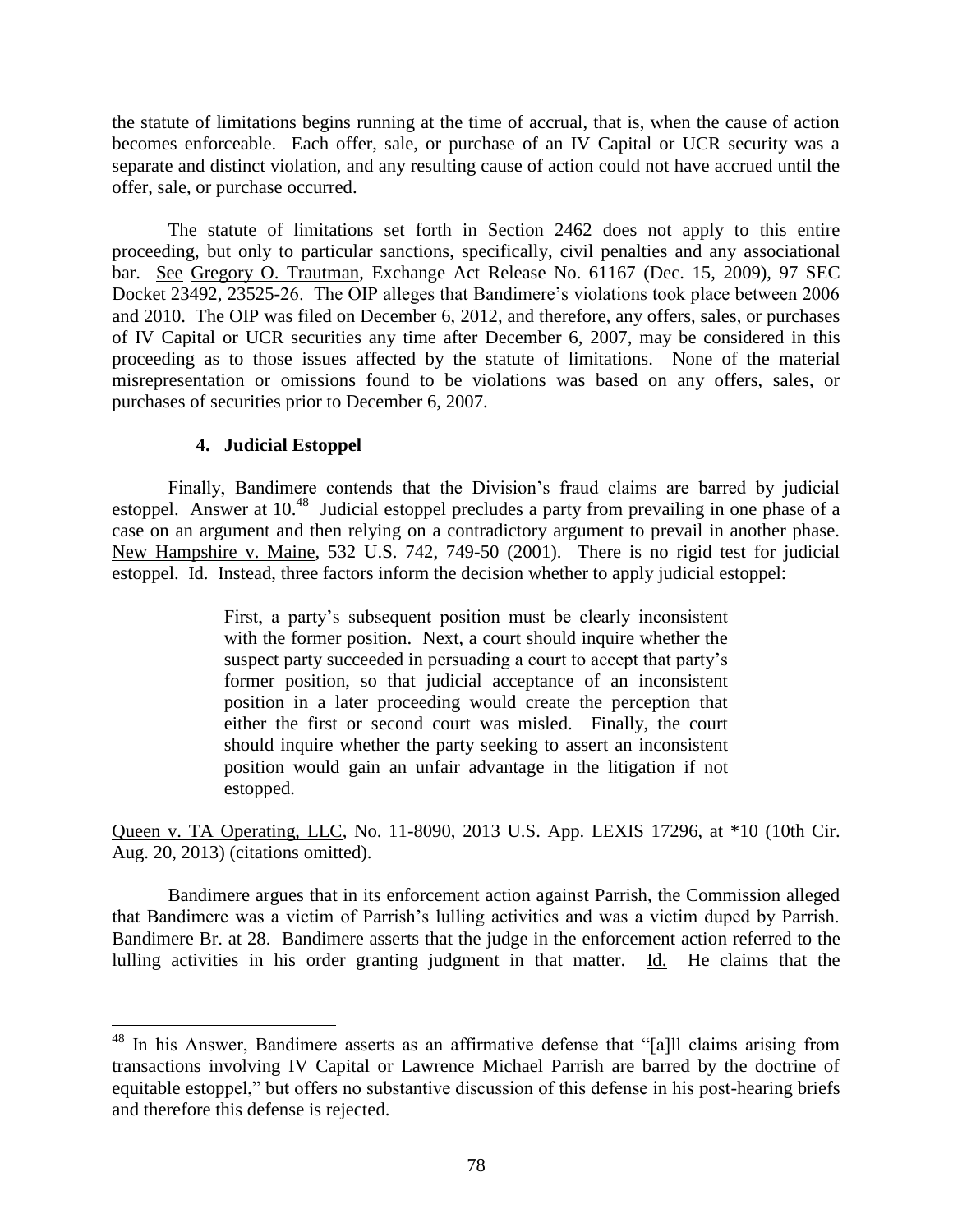the statute of limitations begins running at the time of accrual, that is, when the cause of action becomes enforceable. Each offer, sale, or purchase of an IV Capital or UCR security was a separate and distinct violation, and any resulting cause of action could not have accrued until the offer, sale, or purchase occurred.

The statute of limitations set forth in Section 2462 does not apply to this entire proceeding, but only to particular sanctions, specifically, civil penalties and any associational bar. See Gregory O. Trautman, Exchange Act Release No. 61167 (Dec. 15, 2009), 97 SEC Docket 23492, 23525-26. The OIP alleges that Bandimere's violations took place between 2006 and 2010. The OIP was filed on December 6, 2012, and therefore, any offers, sales, or purchases of IV Capital or UCR securities any time after December 6, 2007, may be considered in this proceeding as to those issues affected by the statute of limitations. None of the material misrepresentation or omissions found to be violations was based on any offers, sales, or purchases of securities prior to December 6, 2007.

#### 4. Judicial Estoppel

Finally, Bandimere contends that the Division's fraud claims are barred by judicial estoppel. Answer at 10.[48] Judicial estoppel precludes a party from prevailing in one phase of a case on an argument and then relying on a contradictory argument to prevail in another phase. New Hampshire v. Maine, 532 U.S. 742, 749-50 (2001). There is no rigid test for judicial estoppel. Id. Instead, three factors inform the decision whether to apply judicial estoppel:

> First, a party's subsequent position must be clearly inconsistent with the former position. Next, a court should inquire whether the suspect party succeeded in persuading a court to accept that party's former position, so that judicial acceptance of an inconsistent position in a later proceeding would create the perception that either the first or second court was misled. Finally, the court should inquire whether the party seeking to assert an inconsistent position would gain an unfair advantage in the litigation if not estopped.

Queen v. TA Operating, LLC, No. 11-8090, 2013 U.S. App. LEXIS 17296, at *10 (10th Cir. Aug. 20, 2013) (citations omitted).

Bandimere argues that in its enforcement action against Parrish, the Commission alleged that Bandimere was a victim of Parrish's lulling activities and was a victim duped by Parrish. Bandimere Br. at 28. Bandimere asserts that the judge in the enforcement action referred to the lulling activities in his order granting judgment in that matter. Id. He claims that the

---

[48] In his Answer, Bandimere asserts as an affirmative defense that "[a]ll claims arising from transactions involving IV Capital or Lawrence Michael Parrish are barred by the doctrine of equitable estoppel," but offers no substantive discussion of this defense in his post-hearing briefs and therefore this defense is rejected.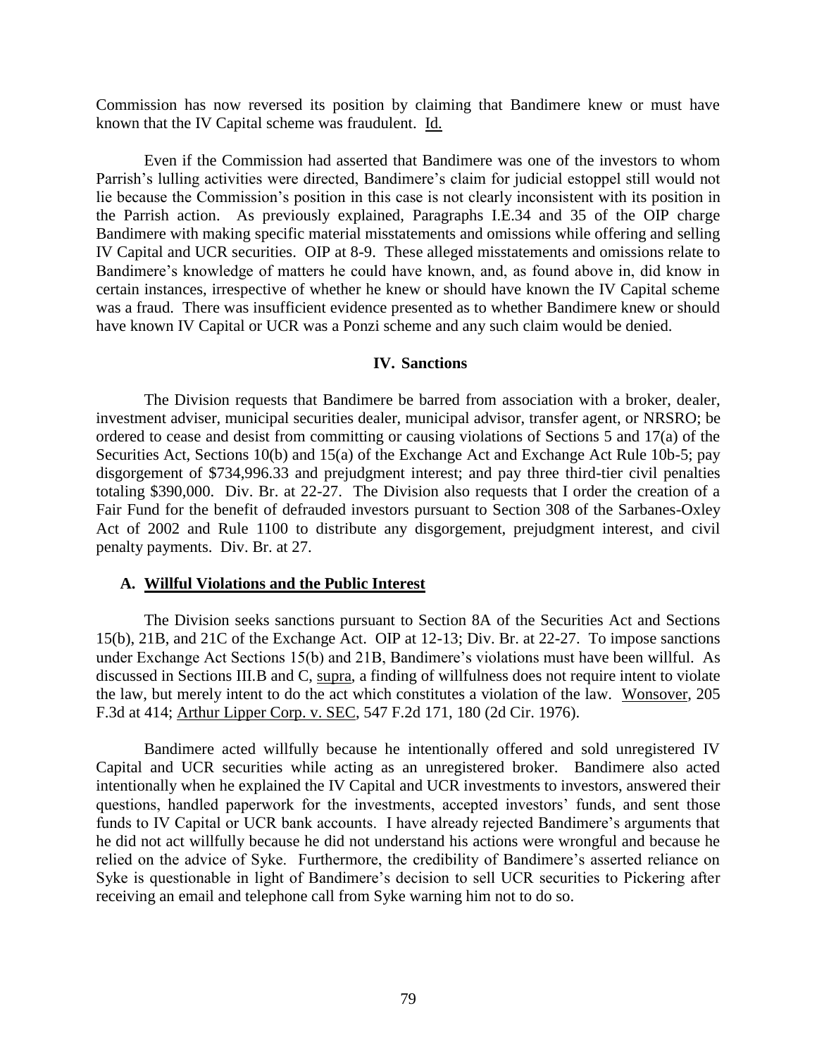Commission has now reversed its position by claiming that Bandimere knew or must have known that the IV Capital scheme was fraudulent. Id.

Even if the Commission had asserted that Bandimere was one of the investors to whom Parrish's lulling activities were directed, Bandimere's claim for judicial estoppel still would not lie because the Commission's position in this case is not clearly inconsistent with its position in the Parrish action. As previously explained, Paragraphs I.E.34 and 35 of the OIP charge Bandimere with making specific material misstatements and omissions while offering and selling IV Capital and UCR securities. OIP at 8-9. These alleged misstatements and omissions relate to Bandimere's knowledge of matters he could have known, and, as found above in, did know in certain instances, irrespective of whether he knew or should have known the IV Capital scheme was a fraud. There was insufficient evidence presented as to whether Bandimere knew or should have known IV Capital or UCR was a Ponzi scheme and any such claim would be denied.

## IV. Sanctions

The Division requests that Bandimere be barred from association with a broker, dealer, investment adviser, municipal securities dealer, municipal advisor, transfer agent, or NRSRO; be ordered to cease and desist from committing or causing violations of Sections 5 and 17(a) of the Securities Act, Sections 10(b) and 15(a) of the Exchange Act and Exchange Act Rule 10b-5; pay disgorgement of $734,996.33 and prejudgment interest; and pay three third-tier civil penalties totaling $390,000. Div. Br. at 22-27. The Division also requests that I order the creation of a Fair Fund for the benefit of defrauded investors pursuant to Section 308 of the Sarbanes-Oxley Act of 2002 and Rule 1100 to distribute any disgorgement, prejudgment interest, and civil penalty payments. Div. Br. at 27.

### A. Willful Violations and the Public Interest

The Division seeks sanctions pursuant to Section 8A of the Securities Act and Sections 15(b), 21B, and 21C of the Exchange Act. OIP at 12-13; Div. Br. at 22-27. To impose sanctions under Exchange Act Sections 15(b) and 21B, Bandimere's violations must have been willful. As discussed in Sections III.B and C, supra, a finding of willfulness does not require intent to violate the law, but merely intent to do the act which constitutes a violation of the law. Wonsover, 205 F.3d at 414; Arthur Lipper Corp. v. SEC, 547 F.2d 171, 180 (2d Cir. 1976).

Bandimere acted willfully because he intentionally offered and sold unregistered IV Capital and UCR securities while acting as an unregistered broker. Bandimere also acted intentionally when he explained the IV Capital and UCR investments to investors, answered their questions, handled paperwork for the investments, accepted investors' funds, and sent those funds to IV Capital or UCR bank accounts. I have already rejected Bandimere's arguments that he did not act willfully because he did not understand his actions were wrongful and because he relied on the advice of Syke. Furthermore, the credibility of Bandimere's asserted reliance on Syke is questionable in light of Bandimere's decision to sell UCR securities to Pickering after receiving an email and telephone call from Syke warning him not to do so.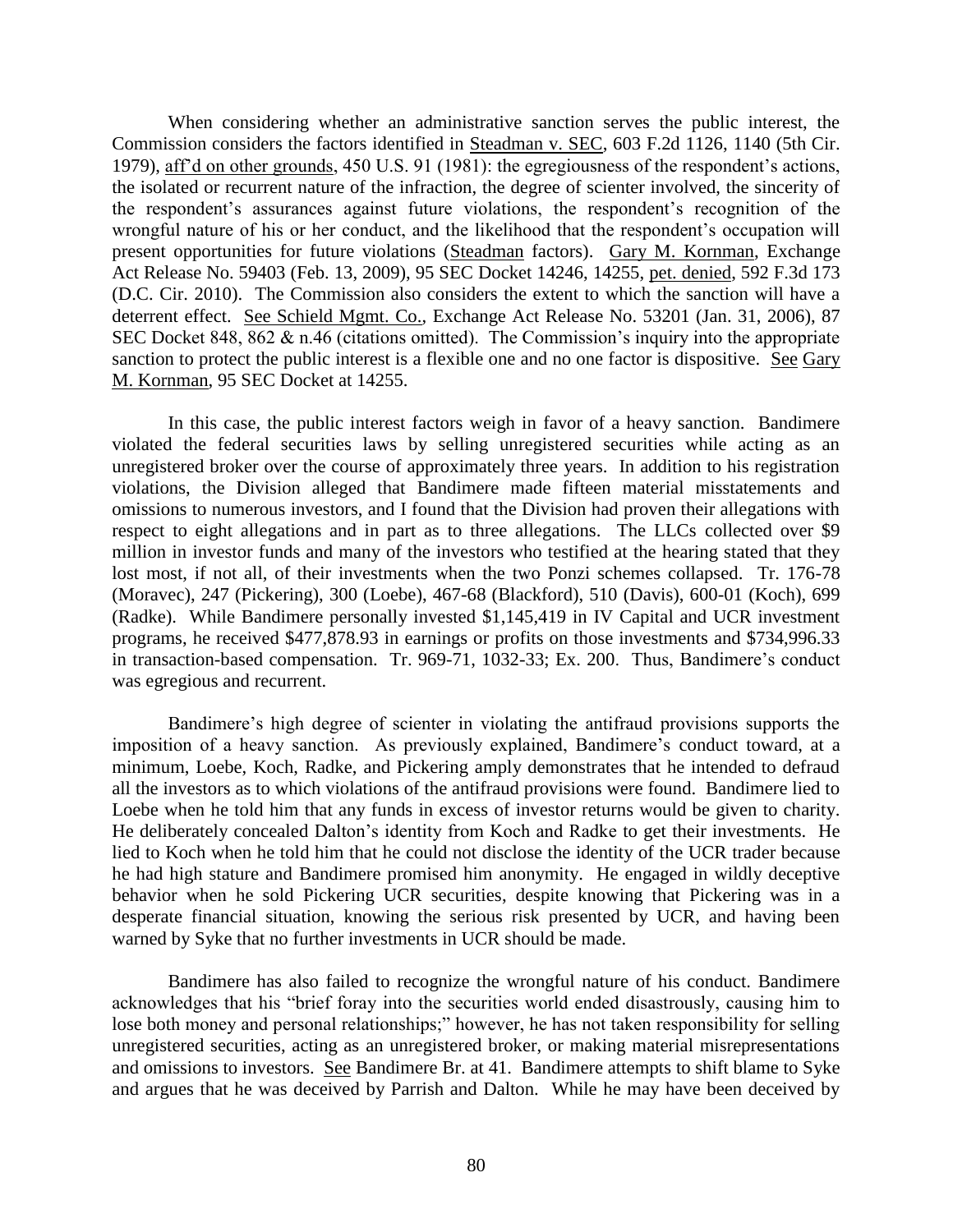When considering whether an administrative sanction serves the public interest, the Commission considers the factors identified in Steadman v. SEC, 603 F.2d 1126, 1140 (5th Cir. 1979), aff'd on other grounds, 450 U.S. 91 (1981): the egregiousness of the respondent's actions, the isolated or recurrent nature of the infraction, the degree of scienter involved, the sincerity of the respondent's assurances against future violations, the respondent's recognition of the wrongful nature of his or her conduct, and the likelihood that the respondent's occupation will present opportunities for future violations (Steadman factors). Gary M. Kornman, Exchange Act Release No. 59403 (Feb. 13, 2009), 95 SEC Docket 14246, 14255, pet. denied, 592 F.3d 173 (D.C. Cir. 2010). The Commission also considers the extent to which the sanction will have a deterrent effect. See Schield Mgmt. Co., Exchange Act Release No. 53201 (Jan. 31, 2006), 87 SEC Docket 848, 862 & n.46 (citations omitted). The Commission's inquiry into the appropriate sanction to protect the public interest is a flexible one and no one factor is dispositive. See Gary M. Kornman, 95 SEC Docket at 14255.

In this case, the public interest factors weigh in favor of a heavy sanction. Bandimere violated the federal securities laws by selling unregistered securities while acting as an unregistered broker over the course of approximately three years. In addition to his registration violations, the Division alleged that Bandimere made fifteen material misstatements and omissions to numerous investors, and I found that the Division had proven their allegations with respect to eight allegations and in part as to three allegations. The LLCs collected over $9 million in investor funds and many of the investors who testified at the hearing stated that they lost most, if not all, of their investments when the two Ponzi schemes collapsed. Tr. 176-78 (Moravec), 247 (Pickering), 300 (Loebe), 467-68 (Blackford), 510 (Davis), 600-01 (Koch), 699 (Radke). While Bandimere personally invested $1,145,419 in IV Capital and UCR investment programs, he received $477,878.93 in earnings or profits on those investments and $734,996.33 in transaction-based compensation. Tr. 969-71, 1032-33; Ex. 200. Thus, Bandimere's conduct was egregious and recurrent.

Bandimere's high degree of scienter in violating the antifraud provisions supports the imposition of a heavy sanction. As previously explained, Bandimere's conduct toward, at a minimum, Loebe, Koch, Radke, and Pickering amply demonstrates that he intended to defraud all the investors as to which violations of the antifraud provisions were found. Bandimere lied to Loebe when he told him that any funds in excess of investor returns would be given to charity. He deliberately concealed Dalton's identity from Koch and Radke to get their investments. He lied to Koch when he told him that he could not disclose the identity of the UCR trader because he had high stature and Bandimere promised him anonymity. He engaged in wildly deceptive behavior when he sold Pickering UCR securities, despite knowing that Pickering was in a desperate financial situation, knowing the serious risk presented by UCR, and having been warned by Syke that no further investments in UCR should be made.

Bandimere has also failed to recognize the wrongful nature of his conduct. Bandimere acknowledges that his "brief foray into the securities world ended disastrously, causing him to lose both money and personal relationships;" however, he has not taken responsibility for selling unregistered securities, acting as an unregistered broker, or making material misrepresentations and omissions to investors. See Bandimere Br. at 41. Bandimere attempts to shift blame to Syke and argues that he was deceived by Parrish and Dalton. While he may have been deceived by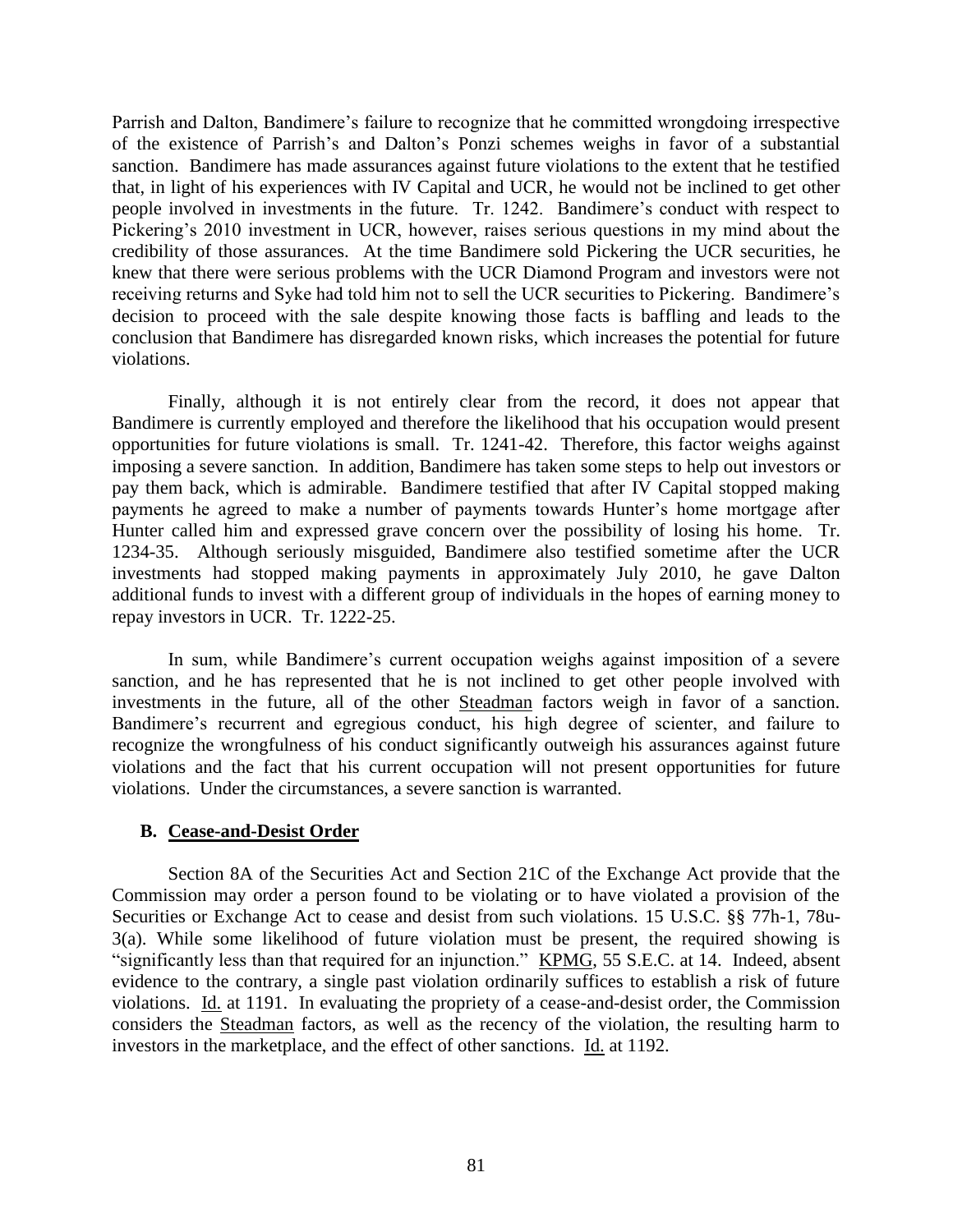Parrish and Dalton, Bandimere's failure to recognize that he committed wrongdoing irrespective of the existence of Parrish's and Dalton's Ponzi schemes weighs in favor of a substantial sanction. Bandimere has made assurances against future violations to the extent that he testified that, in light of his experiences with IV Capital and UCR, he would not be inclined to get other people involved in investments in the future. Tr. 1242. Bandimere's conduct with respect to Pickering's 2010 investment in UCR, however, raises serious questions in my mind about the credibility of those assurances. At the time Bandimere sold Pickering the UCR securities, he knew that there were serious problems with the UCR Diamond Program and investors were not receiving returns and Syke had told him not to sell the UCR securities to Pickering. Bandimere's decision to proceed with the sale despite knowing those facts is baffling and leads to the conclusion that Bandimere has disregarded known risks, which increases the potential for future violations.

Finally, although it is not entirely clear from the record, it does not appear that Bandimere is currently employed and therefore the likelihood that his occupation would present opportunities for future violations is small. Tr. 1241-42. Therefore, this factor weighs against imposing a severe sanction. In addition, Bandimere has taken some steps to help out investors or pay them back, which is admirable. Bandimere testified that after IV Capital stopped making payments he agreed to make a number of payments towards Hunter's home mortgage after Hunter called him and expressed grave concern over the possibility of losing his home. Tr. 1234-35. Although seriously misguided, Bandimere also testified sometime after the UCR investments had stopped making payments in approximately July 2010, he gave Dalton additional funds to invest with a different group of individuals in the hopes of earning money to repay investors in UCR. Tr. 1222-25.

In sum, while Bandimere's current occupation weighs against imposition of a severe sanction, and he has represented that he is not inclined to get other people involved with investments in the future, all of the other Steadman factors weigh in favor of a sanction. Bandimere's recurrent and egregious conduct, his high degree of scienter, and failure to recognize the wrongfulness of his conduct significantly outweigh his assurances against future violations and the fact that his current occupation will not present opportunities for future violations. Under the circumstances, a severe sanction is warranted.

### B. Cease-and-Desist Order

Section 8A of the Securities Act and Section 21C of the Exchange Act provide that the Commission may order a person found to be violating or to have violated a provision of the Securities or Exchange Act to cease and desist from such violations. 15 U.S.C. §§ 77h-1, 78u-3(a). While some likelihood of future violation must be present, the required showing is "significantly less than that required for an injunction." KPMG, 55 S.E.C. at 14. Indeed, absent evidence to the contrary, a single past violation ordinarily suffices to establish a risk of future violations. Id. at 1191. In evaluating the propriety of a cease-and-desist order, the Commission considers the Steadman factors, as well as the recency of the violation, the resulting harm to investors in the marketplace, and the effect of other sanctions. Id. at 1192.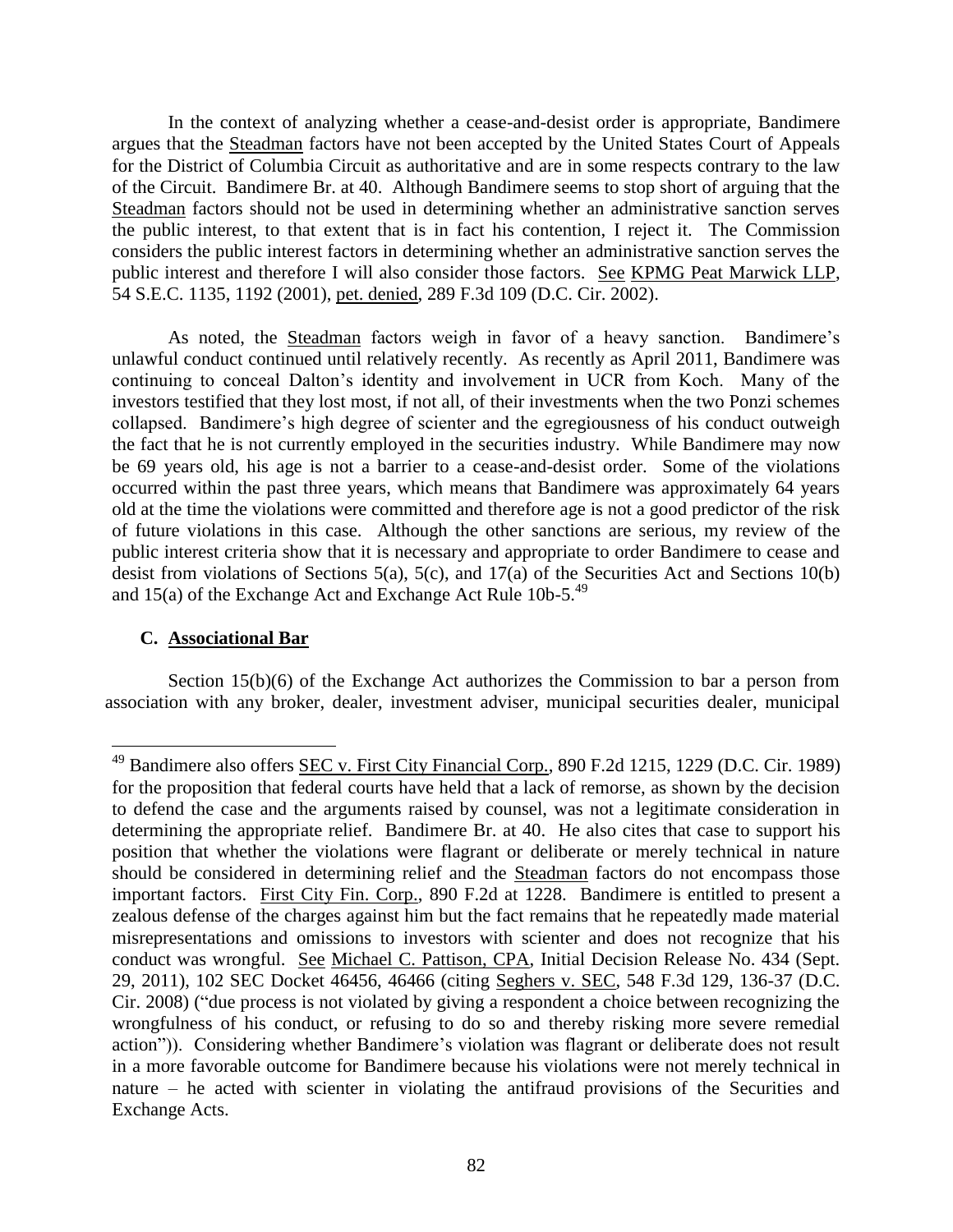In the context of analyzing whether a cease-and-desist order is appropriate, Bandimere argues that the Steadman factors have not been accepted by the United States Court of Appeals for the District of Columbia Circuit as authoritative and are in some respects contrary to the law of the Circuit. Bandimere Br. at 40. Although Bandimere seems to stop short of arguing that the Steadman factors should not be used in determining whether an administrative sanction serves the public interest, to that extent that is in fact his contention, I reject it. The Commission considers the public interest factors in determining whether an administrative sanction serves the public interest and therefore I will also consider those factors. See KPMG Peat Marwick LLP, 54 S.E.C. 1135, 1192 (2001), pet. denied, 289 F.3d 109 (D.C. Cir. 2002).

As noted, the Steadman factors weigh in favor of a heavy sanction. Bandimere's unlawful conduct continued until relatively recently. As recently as April 2011, Bandimere was continuing to conceal Dalton's identity and involvement in UCR from Koch. Many of the investors testified that they lost most, if not all, of their investments when the two Ponzi schemes collapsed. Bandimere's high degree of scienter and the egregiousness of his conduct outweigh the fact that he is not currently employed in the securities industry. While Bandimere may now be 69 years old, his age is not a barrier to a cease-and-desist order. Some of the violations occurred within the past three years, which means that Bandimere was approximately 64 years old at the time the violations were committed and therefore age is not a good predictor of the risk of future violations in this case. Although the other sanctions are serious, my review of the public interest criteria show that it is necessary and appropriate to order Bandimere to cease and desist from violations of Sections 5(a), 5(c), and 17(a) of the Securities Act and Sections 10(b) and 15(a) of the Exchange Act and Exchange Act Rule 10b-5.[49]

### C. Associational Bar

Section 15(b)(6) of the Exchange Act authorizes the Commission to bar a person from association with any broker, dealer, investment adviser, municipal securities dealer, municipal

---

[49] Bandimere also offers SEC v. First City Financial Corp., 890 F.2d 1215, 1229 (D.C. Cir. 1989) for the proposition that federal courts have held that a lack of remorse, as shown by the decision to defend the case and the arguments raised by counsel, was not a legitimate consideration in determining the appropriate relief. Bandimere Br. at 40. He also cites that case to support his position that whether the violations were flagrant or deliberate or merely technical in nature should be considered in determining relief and the Steadman factors do not encompass those important factors. First City Fin. Corp., 890 F.2d at 1228. Bandimere is entitled to present a zealous defense of the charges against him but the fact remains that he repeatedly made material misrepresentations and omissions to investors with scienter and does not recognize that his conduct was wrongful. See Michael C. Pattison, CPA, Initial Decision Release No. 434 (Sept. 29, 2011), 102 SEC Docket 46456, 46466 (citing Seghers v. SEC, 548 F.3d 129, 136-37 (D.C. Cir. 2008) ("due process is not violated by giving a respondent a choice between recognizing the wrongfulness of his conduct, or refusing to do so and thereby risking more severe remedial action")). Considering whether Bandimere's violation was flagrant or deliberate does not result in a more favorable outcome for Bandimere because his violations were not merely technical in nature – he acted with scienter in violating the antifraud provisions of the Securities and Exchange Acts.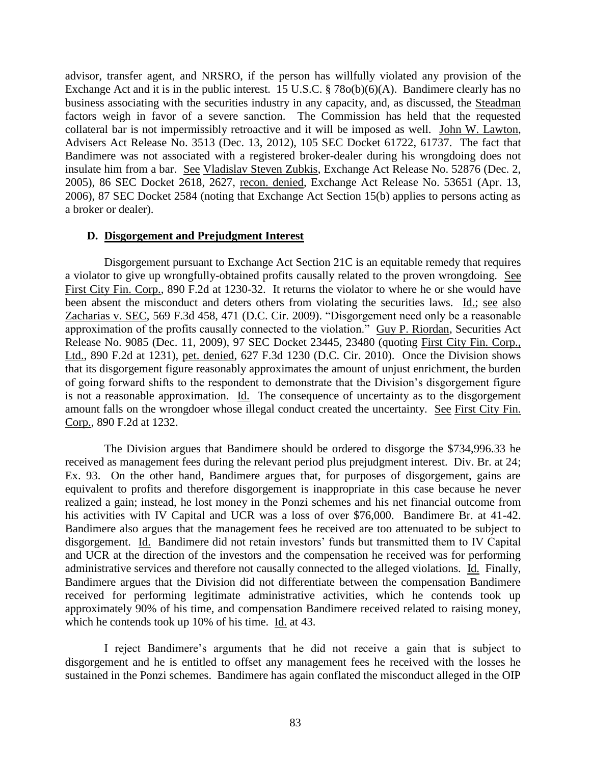advisor, transfer agent, and NRSRO, if the person has willfully violated any provision of the Exchange Act and it is in the public interest. 15 U.S.C. § 78o(b)(6)(A). Bandimere clearly has no business associating with the securities industry in any capacity, and, as discussed, the Steadman factors weigh in favor of a severe sanction. The Commission has held that the requested collateral bar is not impermissibly retroactive and it will be imposed as well. John W. Lawton, Advisers Act Release No. 3513 (Dec. 13, 2012), 105 SEC Docket 61722, 61737. The fact that Bandimere was not associated with a registered broker-dealer during his wrongdoing does not insulate him from a bar. See Vladislav Steven Zubkis, Exchange Act Release No. 52876 (Dec. 2, 2005), 86 SEC Docket 2618, 2627, recon. denied, Exchange Act Release No. 53651 (Apr. 13, 2006), 87 SEC Docket 2584 (noting that Exchange Act Section 15(b) applies to persons acting as a broker or dealer).

### D. Disgorgement and Prejudgment Interest

Disgorgement pursuant to Exchange Act Section 21C is an equitable remedy that requires a violator to give up wrongfully-obtained profits causally related to the proven wrongdoing. See First City Fin. Corp., 890 F.2d at 1230-32. It returns the violator to where he or she would have been absent the misconduct and deters others from violating the securities laws. Id.; see also Zacharias v. SEC, 569 F.3d 458, 471 (D.C. Cir. 2009). "Disgorgement need only be a reasonable approximation of the profits causally connected to the violation." Guy P. Riordan, Securities Act Release No. 9085 (Dec. 11, 2009), 97 SEC Docket 23445, 23480 (quoting First City Fin. Corp., Ltd., 890 F.2d at 1231), pet. denied, 627 F.3d 1230 (D.C. Cir. 2010). Once the Division shows that its disgorgement figure reasonably approximates the amount of unjust enrichment, the burden of going forward shifts to the respondent to demonstrate that the Division's disgorgement figure is not a reasonable approximation. Id. The consequence of uncertainty as to the disgorgement amount falls on the wrongdoer whose illegal conduct created the uncertainty. See First City Fin. Corp., 890 F.2d at 1232.

The Division argues that Bandimere should be ordered to disgorge the $734,996.33 he received as management fees during the relevant period plus prejudgment interest. Div. Br. at 24; Ex. 93. On the other hand, Bandimere argues that, for purposes of disgorgement, gains are equivalent to profits and therefore disgorgement is inappropriate in this case because he never realized a gain; instead, he lost money in the Ponzi schemes and his net financial outcome from his activities with IV Capital and UCR was a loss of over $76,000. Bandimere Br. at 41-42. Bandimere also argues that the management fees he received are too attenuated to be subject to disgorgement. Id. Bandimere did not retain investors' funds but transmitted them to IV Capital and UCR at the direction of the investors and the compensation he received was for performing administrative services and therefore not causally connected to the alleged violations. Id. Finally, Bandimere argues that the Division did not differentiate between the compensation Bandimere received for performing legitimate administrative activities, which he contends took up approximately 90% of his time, and compensation Bandimere received related to raising money, which he contends took up 10% of his time. Id. at 43.

I reject Bandimere's arguments that he did not receive a gain that is subject to disgorgement and he is entitled to offset any management fees he received with the losses he sustained in the Ponzi schemes. Bandimere has again conflated the misconduct alleged in the OIP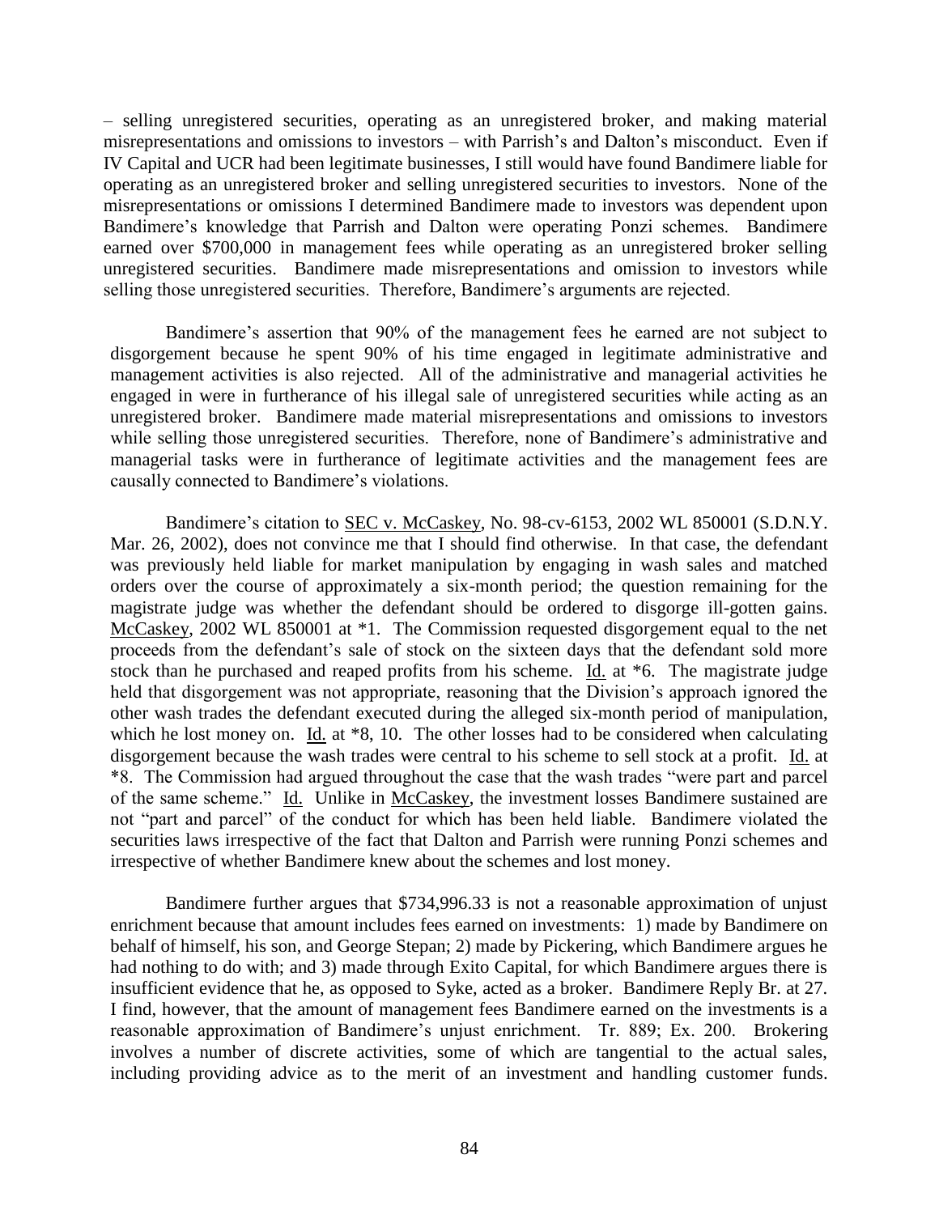– selling unregistered securities, operating as an unregistered broker, and making material misrepresentations and omissions to investors – with Parrish's and Dalton's misconduct. Even if IV Capital and UCR had been legitimate businesses, I still would have found Bandimere liable for operating as an unregistered broker and selling unregistered securities to investors. None of the misrepresentations or omissions I determined Bandimere made to investors was dependent upon Bandimere's knowledge that Parrish and Dalton were operating Ponzi schemes. Bandimere earned over $700,000 in management fees while operating as an unregistered broker selling unregistered securities. Bandimere made misrepresentations and omission to investors while selling those unregistered securities. Therefore, Bandimere's arguments are rejected.

Bandimere's assertion that 90% of the management fees he earned are not subject to disgorgement because he spent 90% of his time engaged in legitimate administrative and management activities is also rejected. All of the administrative and managerial activities he engaged in were in furtherance of his illegal sale of unregistered securities while acting as an unregistered broker. Bandimere made material misrepresentations and omissions to investors while selling those unregistered securities. Therefore, none of Bandimere's administrative and managerial tasks were in furtherance of legitimate activities and the management fees are causally connected to Bandimere's violations.

Bandimere's citation to SEC v. McCaskey, No. 98-cv-6153, 2002 WL 850001 (S.D.N.Y. Mar. 26, 2002), does not convince me that I should find otherwise. In that case, the defendant was previously held liable for market manipulation by engaging in wash sales and matched orders over the course of approximately a six-month period; the question remaining for the magistrate judge was whether the defendant should be ordered to disgorge ill-gotten gains. McCaskey, 2002 WL 850001 at *1. The Commission requested disgorgement equal to the net proceeds from the defendant's sale of stock on the sixteen days that the defendant sold more stock than he purchased and reaped profits from his scheme. Id. at *6. The magistrate judge held that disgorgement was not appropriate, reasoning that the Division's approach ignored the other wash trades the defendant executed during the alleged six-month period of manipulation, which he lost money on. Id. at *8, 10. The other losses had to be considered when calculating disgorgement because the wash trades were central to his scheme to sell stock at a profit. Id. at *8. The Commission had argued throughout the case that the wash trades "were part and parcel of the same scheme." Id. Unlike in McCaskey, the investment losses Bandimere sustained are not "part and parcel" of the conduct for which has been held liable. Bandimere violated the securities laws irrespective of the fact that Dalton and Parrish were running Ponzi schemes and irrespective of whether Bandimere knew about the schemes and lost money.

Bandimere further argues that $734,996.33 is not a reasonable approximation of unjust enrichment because that amount includes fees earned on investments: 1) made by Bandimere on behalf of himself, his son, and George Stepan; 2) made by Pickering, which Bandimere argues he had nothing to do with; and 3) made through Exito Capital, for which Bandimere argues there is insufficient evidence that he, as opposed to Syke, acted as a broker. Bandimere Reply Br. at 27. I find, however, that the amount of management fees Bandimere earned on the investments is a reasonable approximation of Bandimere's unjust enrichment. Tr. 889; Ex. 200. Brokering involves a number of discrete activities, some of which are tangential to the actual sales, including providing advice as to the merit of an investment and handling customer funds.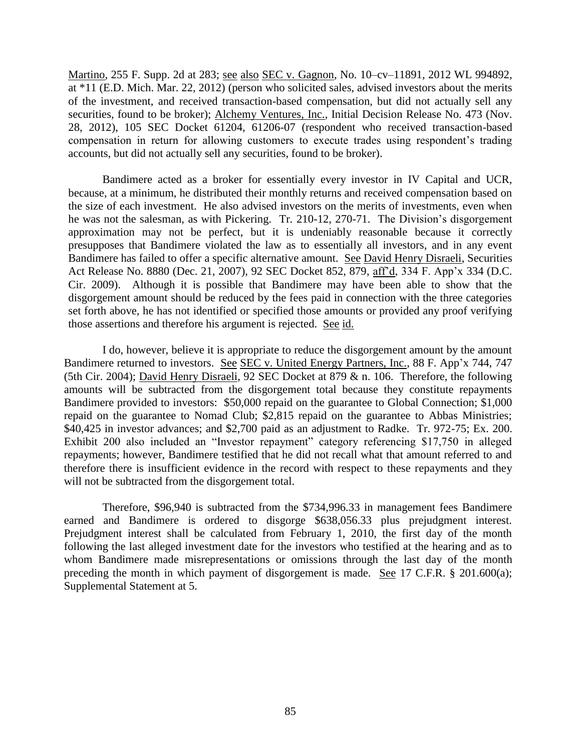Martino, 255 F. Supp. 2d at 283; see also SEC v. Gagnon, No. 10–cv–11891, 2012 WL 994892, at *11 (E.D. Mich. Mar. 22, 2012) (person who solicited sales, advised investors about the merits of the investment, and received transaction-based compensation, but did not actually sell any securities, found to be broker); Alchemy Ventures, Inc., Initial Decision Release No. 473 (Nov. 28, 2012), 105 SEC Docket 61204, 61206-07 (respondent who received transaction-based compensation in return for allowing customers to execute trades using respondent's trading accounts, but did not actually sell any securities, found to be broker).

Bandimere acted as a broker for essentially every investor in IV Capital and UCR, because, at a minimum, he distributed their monthly returns and received compensation based on the size of each investment. He also advised investors on the merits of investments, even when he was not the salesman, as with Pickering. Tr. 210-12, 270-71. The Division's disgorgement approximation may not be perfect, but it is undeniably reasonable because it correctly presupposes that Bandimere violated the law as to essentially all investors, and in any event Bandimere has failed to offer a specific alternative amount. See David Henry Disraeli, Securities Act Release No. 8880 (Dec. 21, 2007), 92 SEC Docket 852, 879, aff'd, 334 F. App'x 334 (D.C. Cir. 2009). Although it is possible that Bandimere may have been able to show that the disgorgement amount should be reduced by the fees paid in connection with the three categories set forth above, he has not identified or specified those amounts or provided any proof verifying those assertions and therefore his argument is rejected. See id.

I do, however, believe it is appropriate to reduce the disgorgement amount by the amount Bandimere returned to investors. See SEC v. United Energy Partners, Inc., 88 F. App'x 744, 747 (5th Cir. 2004); David Henry Disraeli, 92 SEC Docket at 879 & n. 106. Therefore, the following amounts will be subtracted from the disgorgement total because they constitute repayments Bandimere provided to investors: $50,000 repaid on the guarantee to Global Connection; $1,000 repaid on the guarantee to Nomad Club; $2,815 repaid on the guarantee to Abbas Ministries; $40,425 in investor advances; and $2,700 paid as an adjustment to Radke. Tr. 972-75; Ex. 200. Exhibit 200 also included an "Investor repayment" category referencing $17,750 in alleged repayments; however, Bandimere testified that he did not recall what that amount referred to and therefore there is insufficient evidence in the record with respect to these repayments and they will not be subtracted from the disgorgement total.

Therefore, $96,940 is subtracted from the $734,996.33 in management fees Bandimere earned and Bandimere is ordered to disgorge $638,056.33 plus prejudgment interest. Prejudgment interest shall be calculated from February 1, 2010, the first day of the month following the last alleged investment date for the investors who testified at the hearing and as to whom Bandimere made misrepresentations or omissions through the last day of the month preceding the month in which payment of disgorgement is made. See 17 C.F.R. § 201.600(a); Supplemental Statement at 5.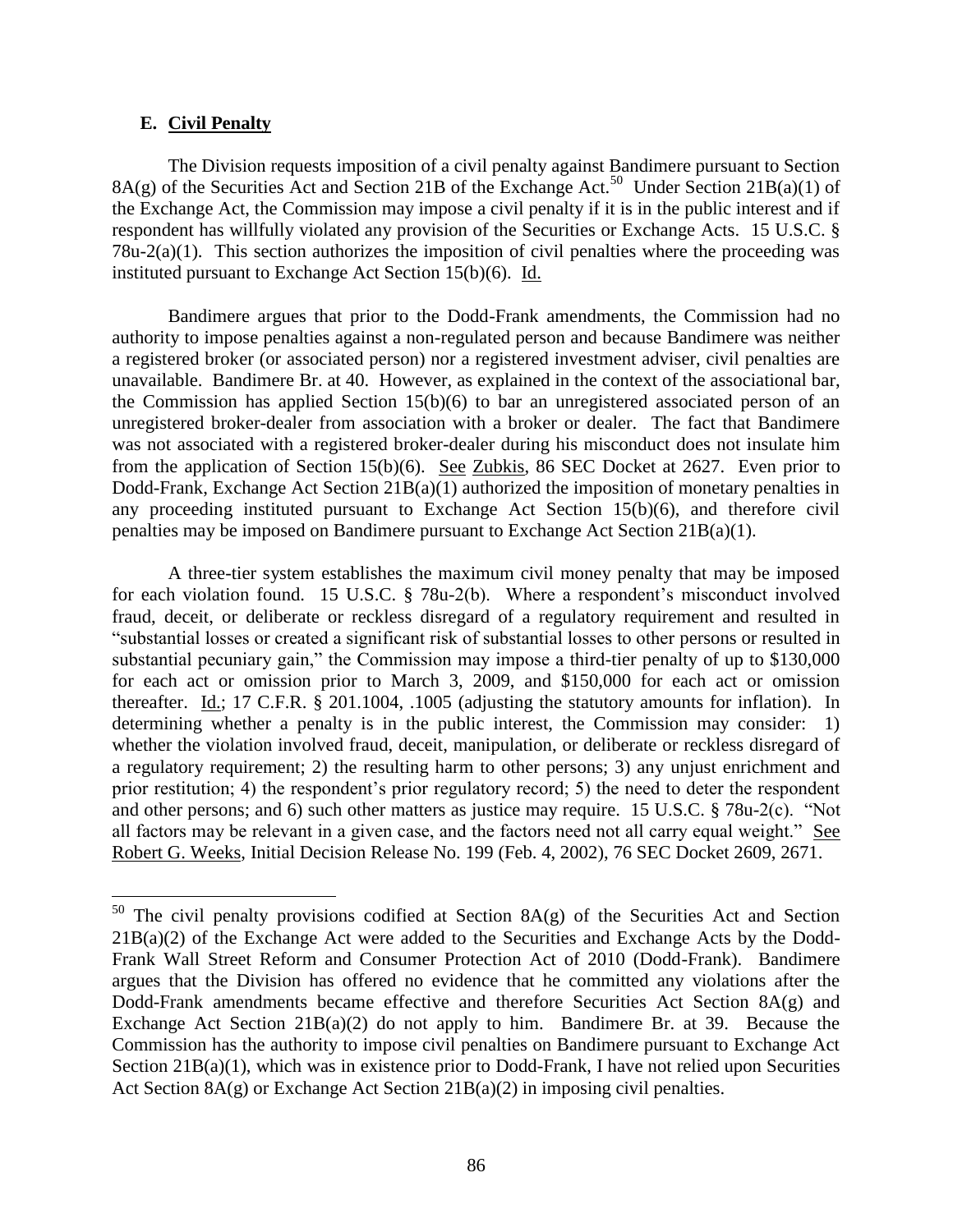### E. Civil Penalty

The Division requests imposition of a civil penalty against Bandimere pursuant to Section 8A(g) of the Securities Act and Section 21B of the Exchange Act.[50] Under Section 21B(a)(1) of the Exchange Act, the Commission may impose a civil penalty if it is in the public interest and if respondent has willfully violated any provision of the Securities or Exchange Acts. 15 U.S.C. § 78u-2(a)(1). This section authorizes the imposition of civil penalties where the proceeding was instituted pursuant to Exchange Act Section 15(b)(6). Id.

Bandimere argues that prior to the Dodd-Frank amendments, the Commission had no authority to impose penalties against a non-regulated person and because Bandimere was neither a registered broker (or associated person) nor a registered investment adviser, civil penalties are unavailable. Bandimere Br. at 40. However, as explained in the context of the associational bar, the Commission has applied Section 15(b)(6) to bar an unregistered associated person of an unregistered broker-dealer from association with a broker or dealer. The fact that Bandimere was not associated with a registered broker-dealer during his misconduct does not insulate him from the application of Section 15(b)(6). See Zubkis, 86 SEC Docket at 2627. Even prior to Dodd-Frank, Exchange Act Section 21B(a)(1) authorized the imposition of monetary penalties in any proceeding instituted pursuant to Exchange Act Section 15(b)(6), and therefore civil penalties may be imposed on Bandimere pursuant to Exchange Act Section 21B(a)(1).

A three-tier system establishes the maximum civil money penalty that may be imposed for each violation found. 15 U.S.C. § 78u-2(b). Where a respondent's misconduct involved fraud, deceit, or deliberate or reckless disregard of a regulatory requirement and resulted in "substantial losses or created a significant risk of substantial losses to other persons or resulted in substantial pecuniary gain," the Commission may impose a third-tier penalty of up to $130,000 for each act or omission prior to March 3, 2009, and $150,000 for each act or omission thereafter. Id.; 17 C.F.R. § 201.1004, .1005 (adjusting the statutory amounts for inflation). In determining whether a penalty is in the public interest, the Commission may consider: 1) whether the violation involved fraud, deceit, manipulation, or deliberate or reckless disregard of a regulatory requirement; 2) the resulting harm to other persons; 3) any unjust enrichment and prior restitution; 4) the respondent's prior regulatory record; 5) the need to deter the respondent and other persons; and 6) such other matters as justice may require. 15 U.S.C. § 78u-2(c). "Not all factors may be relevant in a given case, and the factors need not all carry equal weight." See Robert G. Weeks, Initial Decision Release No. 199 (Feb. 4, 2002), 76 SEC Docket 2609, 2671.

---

[50] The civil penalty provisions codified at Section 8A(g) of the Securities Act and Section 21B(a)(2) of the Exchange Act were added to the Securities and Exchange Acts by the Dodd-Frank Wall Street Reform and Consumer Protection Act of 2010 (Dodd-Frank). Bandimere argues that the Division has offered no evidence that he committed any violations after the Dodd-Frank amendments became effective and therefore Securities Act Section 8A(g) and Exchange Act Section 21B(a)(2) do not apply to him. Bandimere Br. at 39. Because the Commission has the authority to impose civil penalties on Bandimere pursuant to Exchange Act Section 21B(a)(1), which was in existence prior to Dodd-Frank, I have not relied upon Securities Act Section 8A(g) or Exchange Act Section 21B(a)(2) in imposing civil penalties.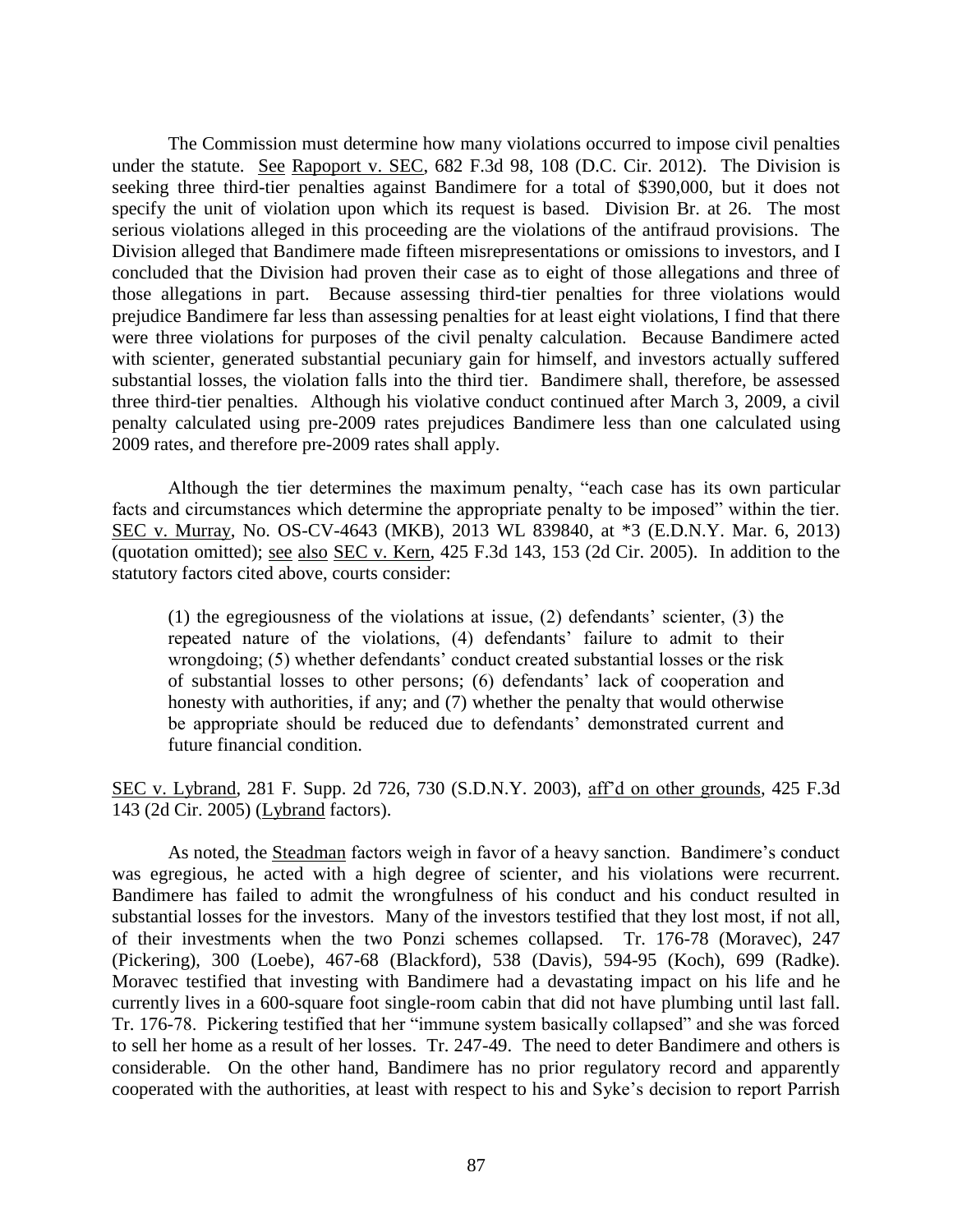The Commission must determine how many violations occurred to impose civil penalties under the statute. See Rapoport v. SEC, 682 F.3d 98, 108 (D.C. Cir. 2012). The Division is seeking three third-tier penalties against Bandimere for a total of $390,000, but it does not specify the unit of violation upon which its request is based. Division Br. at 26. The most serious violations alleged in this proceeding are the violations of the antifraud provisions. The Division alleged that Bandimere made fifteen misrepresentations or omissions to investors, and I concluded that the Division had proven their case as to eight of those allegations and three of those allegations in part. Because assessing third-tier penalties for three violations would prejudice Bandimere far less than assessing penalties for at least eight violations, I find that there were three violations for purposes of the civil penalty calculation. Because Bandimere acted with scienter, generated substantial pecuniary gain for himself, and investors actually suffered substantial losses, the violation falls into the third tier. Bandimere shall, therefore, be assessed three third-tier penalties. Although his violative conduct continued after March 3, 2009, a civil penalty calculated using pre-2009 rates prejudices Bandimere less than one calculated using 2009 rates, and therefore pre-2009 rates shall apply.

Although the tier determines the maximum penalty, "each case has its own particular facts and circumstances which determine the appropriate penalty to be imposed" within the tier. SEC v. Murray, No. OS-CV-4643 (MKB), 2013 WL 839840, at *3 (E.D.N.Y. Mar. 6, 2013) (quotation omitted); see also SEC v. Kern, 425 F.3d 143, 153 (2d Cir. 2005). In addition to the statutory factors cited above, courts consider:

> (1) the egregiousness of the violations at issue, (2) defendants' scienter, (3) the repeated nature of the violations, (4) defendants' failure to admit to their wrongdoing; (5) whether defendants' conduct created substantial losses or the risk of substantial losses to other persons; (6) defendants' lack of cooperation and honesty with authorities, if any; and (7) whether the penalty that would otherwise be appropriate should be reduced due to defendants' demonstrated current and future financial condition.

SEC v. Lybrand, 281 F. Supp. 2d 726, 730 (S.D.N.Y. 2003), aff'd on other grounds, 425 F.3d 143 (2d Cir. 2005) (Lybrand factors).

As noted, the Steadman factors weigh in favor of a heavy sanction. Bandimere's conduct was egregious, he acted with a high degree of scienter, and his violations were recurrent. Bandimere has failed to admit the wrongfulness of his conduct and his conduct resulted in substantial losses for the investors. Many of the investors testified that they lost most, if not all, of their investments when the two Ponzi schemes collapsed. Tr. 176-78 (Moravec), 247 (Pickering), 300 (Loebe), 467-68 (Blackford), 538 (Davis), 594-95 (Koch), 699 (Radke). Moravec testified that investing with Bandimere had a devastating impact on his life and he currently lives in a 600-square foot single-room cabin that did not have plumbing until last fall. Tr. 176-78. Pickering testified that her "immune system basically collapsed" and she was forced to sell her home as a result of her losses. Tr. 247-49. The need to deter Bandimere and others is considerable. On the other hand, Bandimere has no prior regulatory record and apparently cooperated with the authorities, at least with respect to his and Syke's decision to report Parrish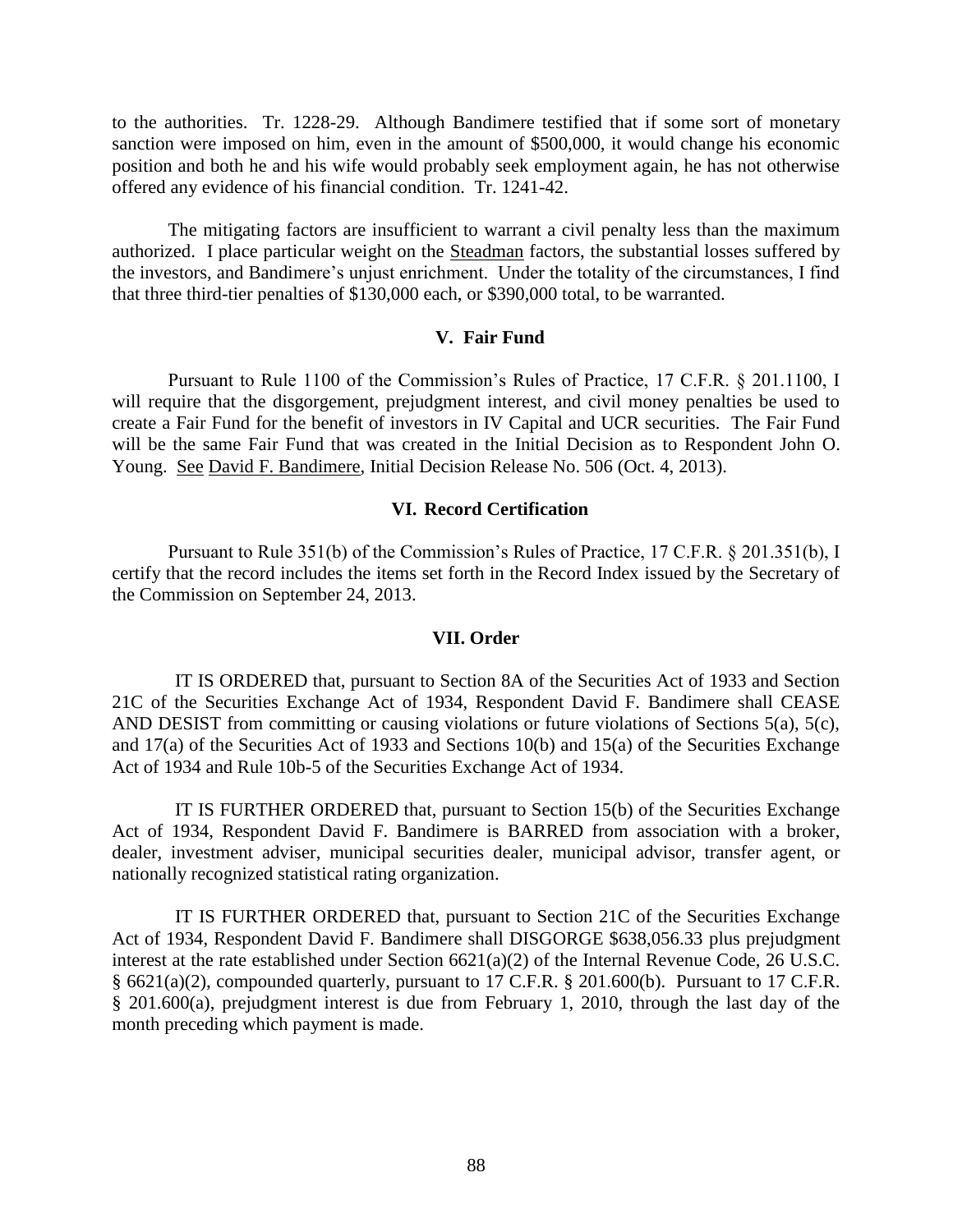to the authorities. Tr. 1228-29. Although Bandimere testified that if some sort of monetary sanction were imposed on him, even in the amount of $500,000, it would change his economic position and both he and his wife would probably seek employment again, he has not otherwise offered any evidence of his financial condition. Tr. 1241-42.

The mitigating factors are insufficient to warrant a civil penalty less than the maximum authorized. I place particular weight on the Steadman factors, the substantial losses suffered by the investors, and Bandimere's unjust enrichment. Under the totality of the circumstances, I find that three third-tier penalties of $130,000 each, or $390,000 total, to be warranted.

## V. Fair Fund

Pursuant to Rule 1100 of the Commission's Rules of Practice, 17 C.F.R. § 201.1100, I will require that the disgorgement, prejudgment interest, and civil money penalties be used to create a Fair Fund for the benefit of investors in IV Capital and UCR securities. The Fair Fund will be the same Fair Fund that was created in the Initial Decision as to Respondent John O. Young. See David F. Bandimere, Initial Decision Release No. 506 (Oct. 4, 2013).

## VI. Record Certification

Pursuant to Rule 351(b) of the Commission's Rules of Practice, 17 C.F.R. § 201.351(b), I certify that the record includes the items set forth in the Record Index issued by the Secretary of the Commission on September 24, 2013.

## VII. Order

IT IS ORDERED that, pursuant to Section 8A of the Securities Act of 1933 and Section 21C of the Securities Exchange Act of 1934, Respondent David F. Bandimere shall CEASE AND DESIST from committing or causing violations or future violations of Sections 5(a), 5(c), and 17(a) of the Securities Act of 1933 and Sections 10(b) and 15(a) of the Securities Exchange Act of 1934 and Rule 10b-5 of the Securities Exchange Act of 1934.

IT IS FURTHER ORDERED that, pursuant to Section 15(b) of the Securities Exchange Act of 1934, Respondent David F. Bandimere is BARRED from association with a broker, dealer, investment adviser, municipal securities dealer, municipal advisor, transfer agent, or nationally recognized statistical rating organization.

IT IS FURTHER ORDERED that, pursuant to Section 21C of the Securities Exchange Act of 1934, Respondent David F. Bandimere shall DISGORGE $638,056.33 plus prejudgment interest at the rate established under Section 6621(a)(2) of the Internal Revenue Code, 26 U.S.C. § 6621(a)(2), compounded quarterly, pursuant to 17 C.F.R. § 201.600(b). Pursuant to 17 C.F.R. § 201.600(a), prejudgment interest is due from February 1, 2010, through the last day of the month preceding which payment is made.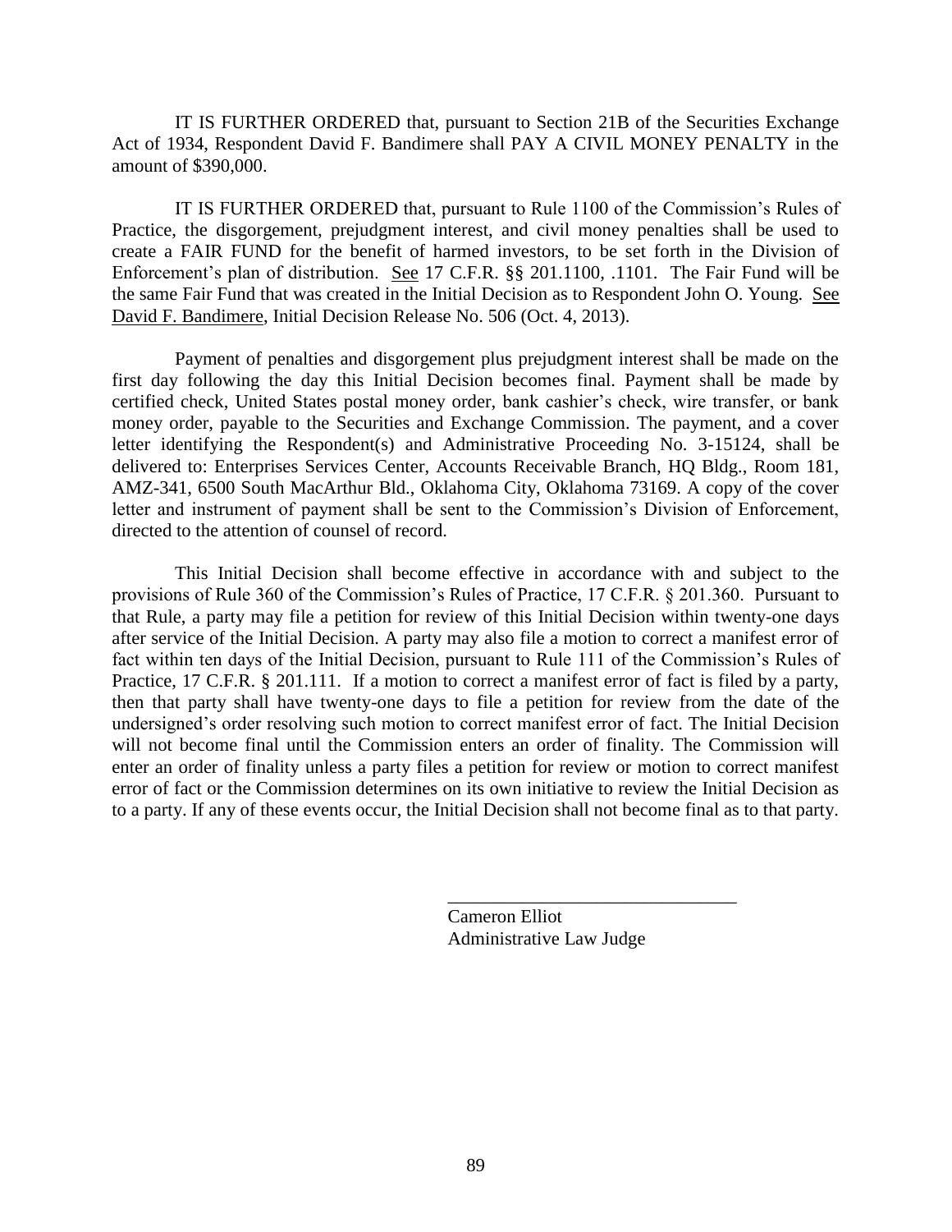IT IS FURTHER ORDERED that, pursuant to Section 21B of the Securities Exchange Act of 1934, Respondent David F. Bandimere shall PAY A CIVIL MONEY PENALTY in the amount of $390,000.

IT IS FURTHER ORDERED that, pursuant to Rule 1100 of the Commission's Rules of Practice, the disgorgement, prejudgment interest, and civil money penalties shall be used to create a FAIR FUND for the benefit of harmed investors, to be set forth in the Division of Enforcement's plan of distribution. See 17 C.F.R. §§ 201.1100, .1101. The Fair Fund will be the same Fair Fund that was created in the Initial Decision as to Respondent John O. Young. See David F. Bandimere, Initial Decision Release No. 506 (Oct. 4, 2013).

Payment of penalties and disgorgement plus prejudgment interest shall be made on the first day following the day this Initial Decision becomes final. Payment shall be made by certified check, United States postal money order, bank cashier's check, wire transfer, or bank money order, payable to the Securities and Exchange Commission. The payment, and a cover letter identifying the Respondent(s) and Administrative Proceeding No. 3-15124, shall be delivered to: Enterprises Services Center, Accounts Receivable Branch, HQ Bldg., Room 181, AMZ-341, 6500 South MacArthur Bld., Oklahoma City, Oklahoma 73169. A copy of the cover letter and instrument of payment shall be sent to the Commission's Division of Enforcement, directed to the attention of counsel of record.

This Initial Decision shall become effective in accordance with and subject to the provisions of Rule 360 of the Commission's Rules of Practice, 17 C.F.R. § 201.360. Pursuant to that Rule, a party may file a petition for review of this Initial Decision within twenty-one days after service of the Initial Decision. A party may also file a motion to correct a manifest error of fact within ten days of the Initial Decision, pursuant to Rule 111 of the Commission's Rules of Practice, 17 C.F.R. § 201.111. If a motion to correct a manifest error of fact is filed by a party, then that party shall have twenty-one days to file a petition for review from the date of the undersigned's order resolving such motion to correct manifest error of fact. The Initial Decision will not become final until the Commission enters an order of finality. The Commission will enter an order of finality unless a party files a petition for review or motion to correct manifest error of fact or the Commission determines on its own initiative to review the Initial Decision as to a party. If any of these events occur, the Initial Decision shall not become final as to that party.

\_\_\_\_\_\_\_\_\_\_\_\_\_\_\_\_\_\_\_\_\_\_\_\_\_\_\_\_\_\_\_\_

Cameron Elliot
Administrative Law Judge